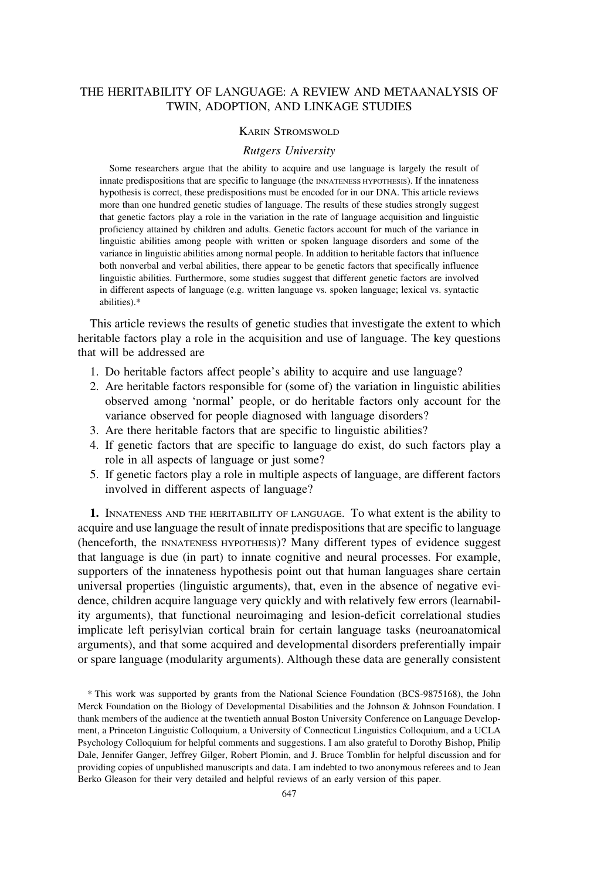# THE HERITABILITY OF LANGUAGE: A REVIEW AND METAANALYSIS OF TWIN, ADOPTION, AND LINKAGE STUDIES

KARIN STROMSWOLD

*Rutgers University*

Some researchers argue that the ability to acquire and use language is largely the result of innate predispositions that are specific to language (the INNATENESS HYPOTHESIS). If the innateness hypothesis is correct, these predispositions must be encoded for in our DNA. This article reviews more than one hundred genetic studies of language. The results of these studies strongly suggest that genetic factors play a role in the variation in the rate of language acquisition and linguistic proficiency attained by children and adults. Genetic factors account for much of the variance in linguistic abilities among people with written or spoken language disorders and some of the variance in linguistic abilities among normal people. In addition to heritable factors that influence both nonverbal and verbal abilities, there appear to be genetic factors that specifically influence linguistic abilities. Furthermore, some studies suggest that different genetic factors are involved in different aspects of language (e.g. written language vs. spoken language; lexical vs. syntactic abilities).*

This article reviews the results of genetic studies that investigate the extent to which heritable factors play a role in the acquisition and use of language. The key questions that will be addressed are

1. Do heritable factors affect people's ability to acquire and use language?
2. Are heritable factors responsible for (some of) the variation in linguistic abilities observed among 'normal' people, or do heritable factors only account for the variance observed for people diagnosed with language disorders?
3. Are there heritable factors that are specific to linguistic abilities?
4. If genetic factors that are specific to language do exist, do such factors play a role in all aspects of language or just some?
5. If genetic factors play a role in multiple aspects of language, are different factors involved in different aspects of language?

**1.** INNATENESS AND THE HERITABILITY OF LANGUAGE. To what extent is the ability to acquire and use language the result of innate predispositions that are specific to language (henceforth, the INNATENESS HYPOTHESIS)? Many different types of evidence suggest that language is due (in part) to innate cognitive and neural processes. For example, supporters of the innateness hypothesis point out that human languages share certain universal properties (linguistic arguments), that, even in the absence of negative evidence, children acquire language very quickly and with relatively few errors (learnability arguments), that functional neuroimaging and lesion-deficit correlational studies implicate left perisylvian cortical brain for certain language tasks (neuroanatomical arguments), and that some acquired and developmental disorders preferentially impair or spare language (modularity arguments). Although these data are generally consistent

\* This work was supported by grants from the National Science Foundation (BCS-9875168), the John Merck Foundation on the Biology of Developmental Disabilities and the Johnson & Johnson Foundation. I thank members of the audience at the twentieth annual Boston University Conference on Language Development, a Princeton Linguistic Colloquium, a University of Connecticut Linguistics Colloquium, and a UCLA Psychology Colloquium for helpful comments and suggestions. I am also grateful to Dorothy Bishop, Philip Dale, Jennifer Ganger, Jeffrey Gilger, Robert Plomin, and J. Bruce Tomblin for helpful discussion and for providing copies of unpublished manuscripts and data. I am indebted to two anonymous referees and to Jean Berko Gleason for their very detailed and helpful reviews of an early version of this paper.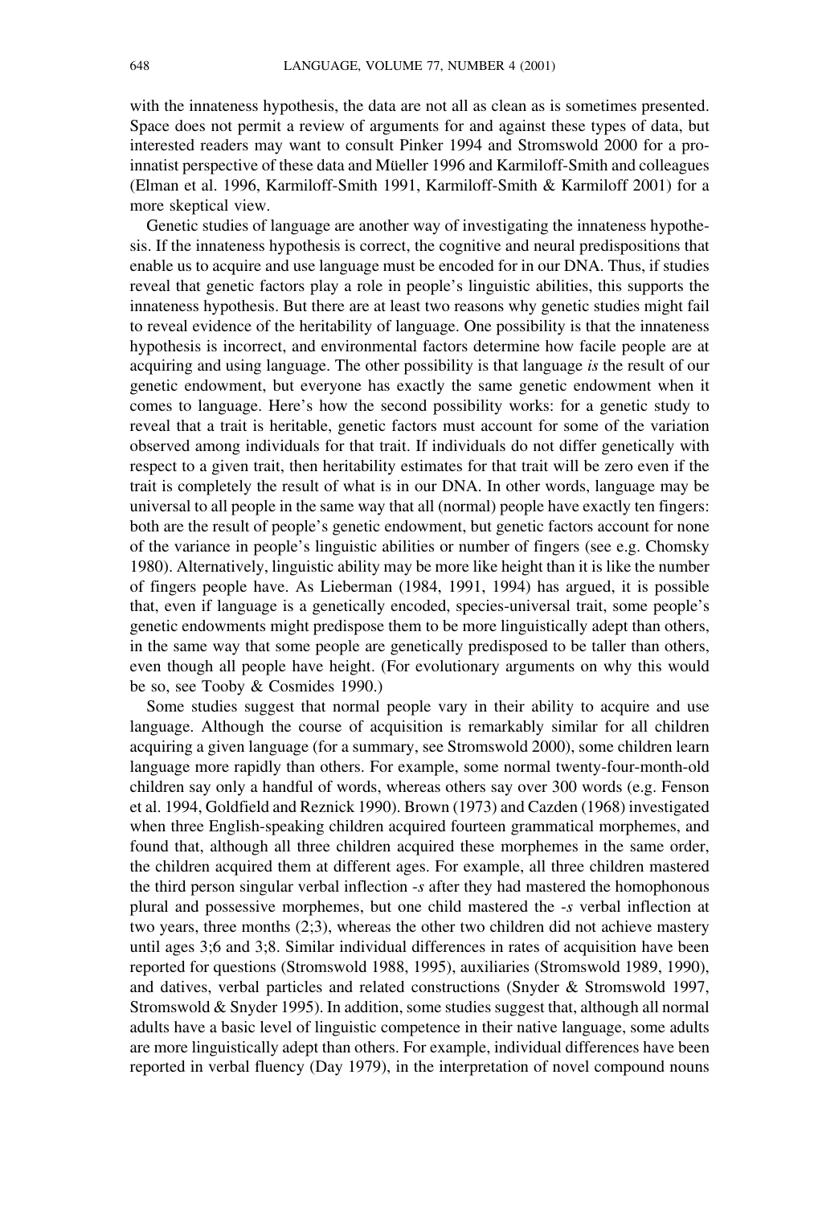with the innateness hypothesis, the data are not all as clean as is sometimes presented. Space does not permit a review of arguments for and against these types of data, but interested readers may want to consult Pinker 1994 and Stromswold 2000 for a pro-innatist perspective of these data and Müeller 1996 and Karmiloff-Smith and colleagues (Elman et al. 1996, Karmiloff-Smith 1991, Karmiloff-Smith & Karmiloff 2001) for a more skeptical view.

Genetic studies of language are another way of investigating the innateness hypothesis. If the innateness hypothesis is correct, the cognitive and neural predispositions that enable us to acquire and use language must be encoded for in our DNA. Thus, if studies reveal that genetic factors play a role in people's linguistic abilities, this supports the innateness hypothesis. But there are at least two reasons why genetic studies might fail to reveal evidence of the heritability of language. One possibility is that the innateness hypothesis is incorrect, and environmental factors determine how facile people are at acquiring and using language. The other possibility is that language *is* the result of our genetic endowment, but everyone has exactly the same genetic endowment when it comes to language. Here's how the second possibility works: for a genetic study to reveal that a trait is heritable, genetic factors must account for some of the variation observed among individuals for that trait. If individuals do not differ genetically with respect to a given trait, then heritability estimates for that trait will be zero even if the trait is completely the result of what is in our DNA. In other words, language may be universal to all people in the same way that all (normal) people have exactly ten fingers: both are the result of people's genetic endowment, but genetic factors account for none of the variance in people's linguistic abilities or number of fingers (see e.g. Chomsky 1980). Alternatively, linguistic ability may be more like height than it is like the number of fingers people have. As Lieberman (1984, 1991, 1994) has argued, it is possible that, even if language is a genetically encoded, species-universal trait, some people's genetic endowments might predispose them to be more linguistically adept than others, in the same way that some people are genetically predisposed to be taller than others, even though all people have height. (For evolutionary arguments on why this would be so, see Tooby & Cosmides 1990.)

Some studies suggest that normal people vary in their ability to acquire and use language. Although the course of acquisition is remarkably similar for all children acquiring a given language (for a summary, see Stromswold 2000), some children learn language more rapidly than others. For example, some normal twenty-four-month-old children say only a handful of words, whereas others say over 300 words (e.g. Fenson et al. 1994, Goldfield and Reznick 1990). Brown (1973) and Cazden (1968) investigated when three English-speaking children acquired fourteen grammatical morphemes, and found that, although all three children acquired these morphemes in the same order, the children acquired them at different ages. For example, all three children mastered the third person singular verbal inflection *-s* after they had mastered the homophonous plural and possessive morphemes, but one child mastered the *-s* verbal inflection at two years, three months (2;3), whereas the other two children did not achieve mastery until ages 3;6 and 3;8. Similar individual differences in rates of acquisition have been reported for questions (Stromswold 1988, 1995), auxiliaries (Stromswold 1989, 1990), and datives, verbal particles and related constructions (Snyder & Stromswold 1997, Stromswold & Snyder 1995). In addition, some studies suggest that, although all normal adults have a basic level of linguistic competence in their native language, some adults are more linguistically adept than others. For example, individual differences have been reported in verbal fluency (Day 1979), in the interpretation of novel compound nouns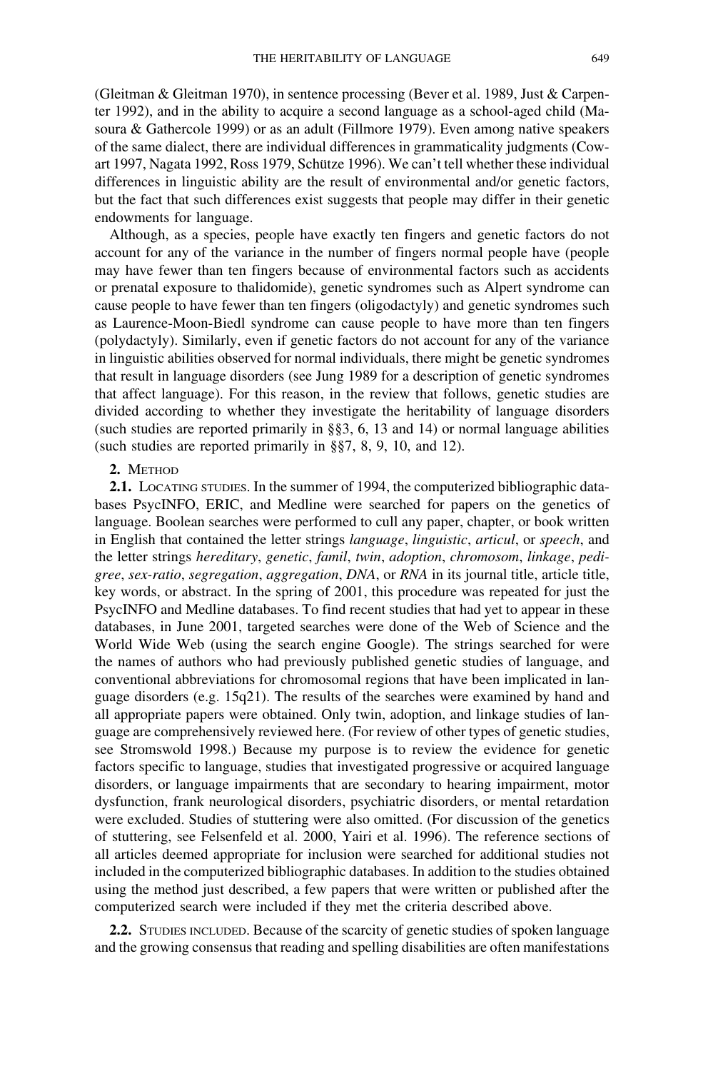(Gleitman & Gleitman 1970), in sentence processing (Bever et al. 1989, Just & Carpenter 1992), and in the ability to acquire a second language as a school-aged child (Masoura & Gathercole 1999) or as an adult (Fillmore 1979). Even among native speakers of the same dialect, there are individual differences in grammaticality judgments (Cowart 1997, Nagata 1992, Ross 1979, Schütze 1996). We can't tell whether these individual differences in linguistic ability are the result of environmental and/or genetic factors, but the fact that such differences exist suggests that people may differ in their genetic endowments for language.

Although, as a species, people have exactly ten fingers and genetic factors do not account for any of the variance in the number of fingers normal people have (people may have fewer than ten fingers because of environmental factors such as accidents or prenatal exposure to thalidomide), genetic syndromes such as Alpert syndrome can cause people to have fewer than ten fingers (oligodactyly) and genetic syndromes such as Laurence-Moon-Biedl syndrome can cause people to have more than ten fingers (polydactyly). Similarly, even if genetic factors do not account for any of the variance in linguistic abilities observed for normal individuals, there might be genetic syndromes that result in language disorders (see Jung 1989 for a description of genetic syndromes that affect language). For this reason, in the review that follows, genetic studies are divided according to whether they investigate the heritability of language disorders (such studies are reported primarily in §§3, 6, 13 and 14) or normal language abilities (such studies are reported primarily in §§7, 8, 9, 10, and 12).

## 2. Method

**2.1.** Locating studies. In the summer of 1994, the computerized bibliographic databases PsycINFO, ERIC, and Medline were searched for papers on the genetics of language. Boolean searches were performed to cull any paper, chapter, or book written in English that contained the letter strings *language*, *linguistic*, *articul*, or *speech*, and the letter strings *hereditary*, *genetic*, *famil*, *twin*, *adoption*, *chromosom*, *linkage*, *pedigree*, *sex-ratio*, *segregation*, *aggregation*, *DNA*, or *RNA* in its journal title, article title, key words, or abstract. In the spring of 2001, this procedure was repeated for just the PsycINFO and Medline databases. To find recent studies that had yet to appear in these databases, in June 2001, targeted searches were done of the Web of Science and the World Wide Web (using the search engine Google). The strings searched for were the names of authors who had previously published genetic studies of language, and conventional abbreviations for chromosomal regions that have been implicated in language disorders (e.g. 15q21). The results of the searches were examined by hand and all appropriate papers were obtained. Only twin, adoption, and linkage studies of language are comprehensively reviewed here. (For review of other types of genetic studies, see Stromswold 1998.) Because my purpose is to review the evidence for genetic factors specific to language, studies that investigated progressive or acquired language disorders, or language impairments that are secondary to hearing impairment, motor dysfunction, frank neurological disorders, psychiatric disorders, or mental retardation were excluded. Studies of stuttering were also omitted. (For discussion of the genetics of stuttering, see Felsenfeld et al. 2000, Yairi et al. 1996). The reference sections of all articles deemed appropriate for inclusion were searched for additional studies not included in the computerized bibliographic databases. In addition to the studies obtained using the method just described, a few papers that were written or published after the computerized search were included if they met the criteria described above.

**2.2.** Studies included. Because of the scarcity of genetic studies of spoken language and the growing consensus that reading and spelling disabilities are often manifestations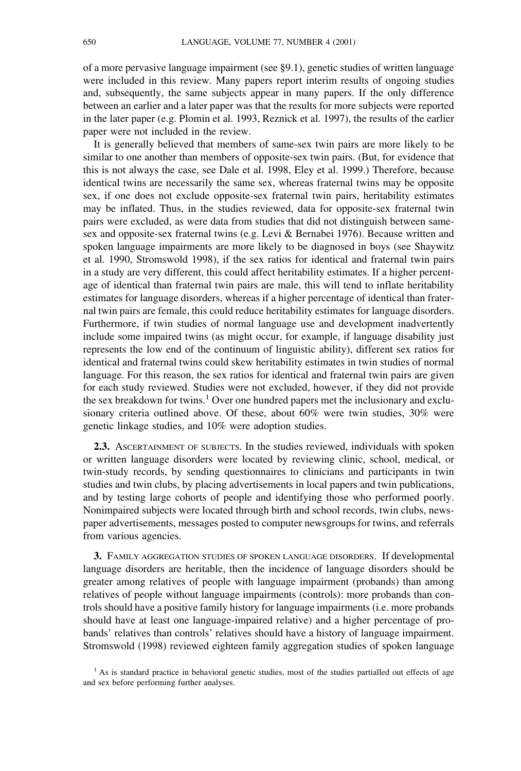of a more pervasive language impairment (see §9.1), genetic studies of written language were included in this review. Many papers report interim results of ongoing studies and, subsequently, the same subjects appear in many papers. If the only difference between an earlier and a later paper was that the results for more subjects were reported in the later paper (e.g. Plomin et al. 1993, Reznick et al. 1997), the results of the earlier paper were not included in the review.

It is generally believed that members of same-sex twin pairs are more likely to be similar to one another than members of opposite-sex twin pairs. (But, for evidence that this is not always the case, see Dale et al. 1998, Eley et al. 1999.) Therefore, because identical twins are necessarily the same sex, whereas fraternal twins may be opposite sex, if one does not exclude opposite-sex fraternal twin pairs, heritability estimates may be inflated. Thus, in the studies reviewed, data for opposite-sex fraternal twin pairs were excluded, as were data from studies that did not distinguish between same-sex and opposite-sex fraternal twins (e.g. Levi & Bernabei 1976). Because written and spoken language impairments are more likely to be diagnosed in boys (see Shaywitz et al. 1990, Stromswold 1998), if the sex ratios for identical and fraternal twin pairs in a study are very different, this could affect heritability estimates. If a higher percentage of identical than fraternal twin pairs are male, this will tend to inflate heritability estimates for language disorders, whereas if a higher percentage of identical than fraternal twin pairs are female, this could reduce heritability estimates for language disorders. Furthermore, if twin studies of normal language use and development inadvertently include some impaired twins (as might occur, for example, if language disability just represents the low end of the continuum of linguistic ability), different sex ratios for identical and fraternal twins could skew heritability estimates in twin studies of normal language. For this reason, the sex ratios for identical and fraternal twin pairs are given for each study reviewed. Studies were not excluded, however, if they did not provide the sex breakdown for twins.[1] Over one hundred papers met the inclusionary and exclusionary criteria outlined above. Of these, about 60% were twin studies, 30% were genetic linkage studies, and 10% were adoption studies.

**2.3.** Ascertainment of subjects. In the studies reviewed, individuals with spoken or written language disorders were located by reviewing clinic, school, medical, or twin-study records, by sending questionnaires to clinicians and participants in twin studies and twin clubs, by placing advertisements in local papers and twin publications, and by testing large cohorts of people and identifying those who performed poorly. Nonimpaired subjects were located through birth and school records, twin clubs, newspaper advertisements, messages posted to computer newsgroups for twins, and referrals from various agencies.

**3.** Family aggregation studies of spoken language disorders. If developmental language disorders are heritable, then the incidence of language disorders should be greater among relatives of people with language impairment (probands) than among relatives of people without language impairments (controls): more probands than controls should have a positive family history for language impairments (i.e. more probands should have at least one language-impaired relative) and a higher percentage of probands' relatives than controls' relatives should have a history of language impairment. Stromswold (1998) reviewed eighteen family aggregation studies of spoken language

[1] As is standard practice in behavioral genetic studies, most of the studies partialled out effects of age and sex before performing further analyses.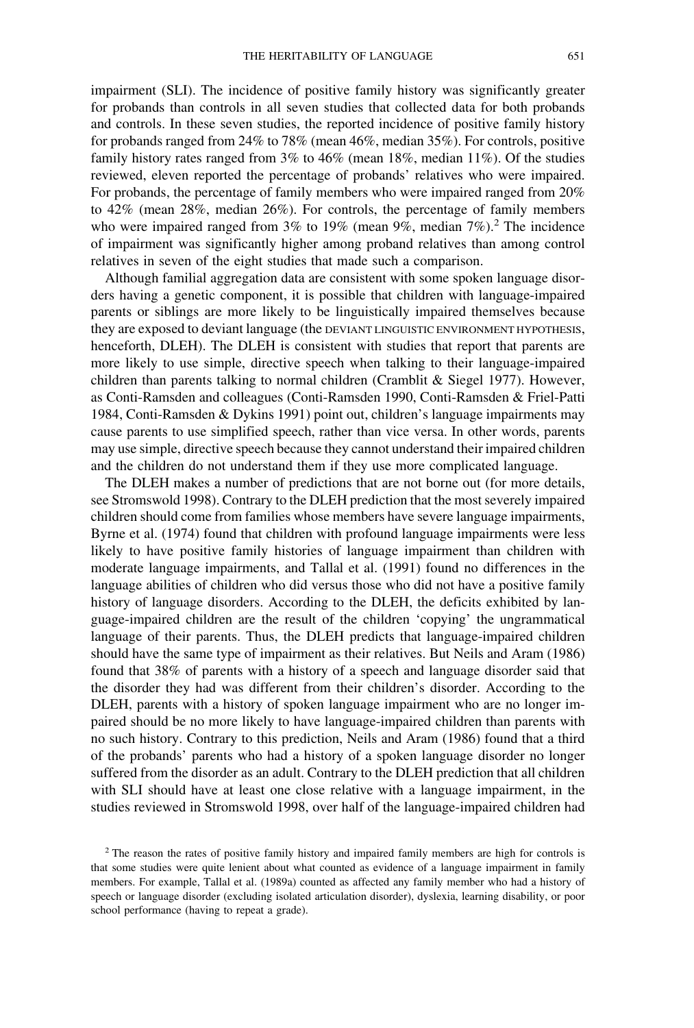impairment (SLI). The incidence of positive family history was significantly greater for probands than controls in all seven studies that collected data for both probands and controls. In these seven studies, the reported incidence of positive family history for probands ranged from 24% to 78% (mean 46%, median 35%). For controls, positive family history rates ranged from 3% to 46% (mean 18%, median 11%). Of the studies reviewed, eleven reported the percentage of probands' relatives who were impaired. For probands, the percentage of family members who were impaired ranged from 20% to 42% (mean 28%, median 26%). For controls, the percentage of family members who were impaired ranged from 3% to 19% (mean 9%, median 7%).[2] The incidence of impairment was significantly higher among proband relatives than among control relatives in seven of the eight studies that made such a comparison.

Although familial aggregation data are consistent with some spoken language disorders having a genetic component, it is possible that children with language-impaired parents or siblings are more likely to be linguistically impaired themselves because they are exposed to deviant language (the DEVIANT LINGUISTIC ENVIRONMENT HYPOTHESIS, henceforth, DLEH). The DLEH is consistent with studies that report that parents are more likely to use simple, directive speech when talking to their language-impaired children than parents talking to normal children (Cramblit & Siegel 1977). However, as Conti-Ramsden and colleagues (Conti-Ramsden 1990, Conti-Ramsden & Friel-Patti 1984, Conti-Ramsden & Dykins 1991) point out, children's language impairments may cause parents to use simplified speech, rather than vice versa. In other words, parents may use simple, directive speech because they cannot understand their impaired children and the children do not understand them if they use more complicated language.

The DLEH makes a number of predictions that are not borne out (for more details, see Stromswold 1998). Contrary to the DLEH prediction that the most severely impaired children should come from families whose members have severe language impairments, Byrne et al. (1974) found that children with profound language impairments were less likely to have positive family histories of language impairment than children with moderate language impairments, and Tallal et al. (1991) found no differences in the language abilities of children who did versus those who did not have a positive family history of language disorders. According to the DLEH, the deficits exhibited by language-impaired children are the result of the children 'copying' the ungrammatical language of their parents. Thus, the DLEH predicts that language-impaired children should have the same type of impairment as their relatives. But Neils and Aram (1986) found that 38% of parents with a history of a speech and language disorder said that the disorder they had was different from their children's disorder. According to the DLEH, parents with a history of spoken language impairment who are no longer impaired should be no more likely to have language-impaired children than parents with no such history. Contrary to this prediction, Neils and Aram (1986) found that a third of the probands' parents who had a history of a spoken language disorder no longer suffered from the disorder as an adult. Contrary to the DLEH prediction that all children with SLI should have at least one close relative with a language impairment, in the studies reviewed in Stromswold 1998, over half of the language-impaired children had

[2] The reason the rates of positive family history and impaired family members are high for controls is that some studies were quite lenient about what counted as evidence of a language impairment in family members. For example, Tallal et al. (1989a) counted as affected any family member who had a history of speech or language disorder (excluding isolated articulation disorder), dyslexia, learning disability, or poor school performance (having to repeat a grade).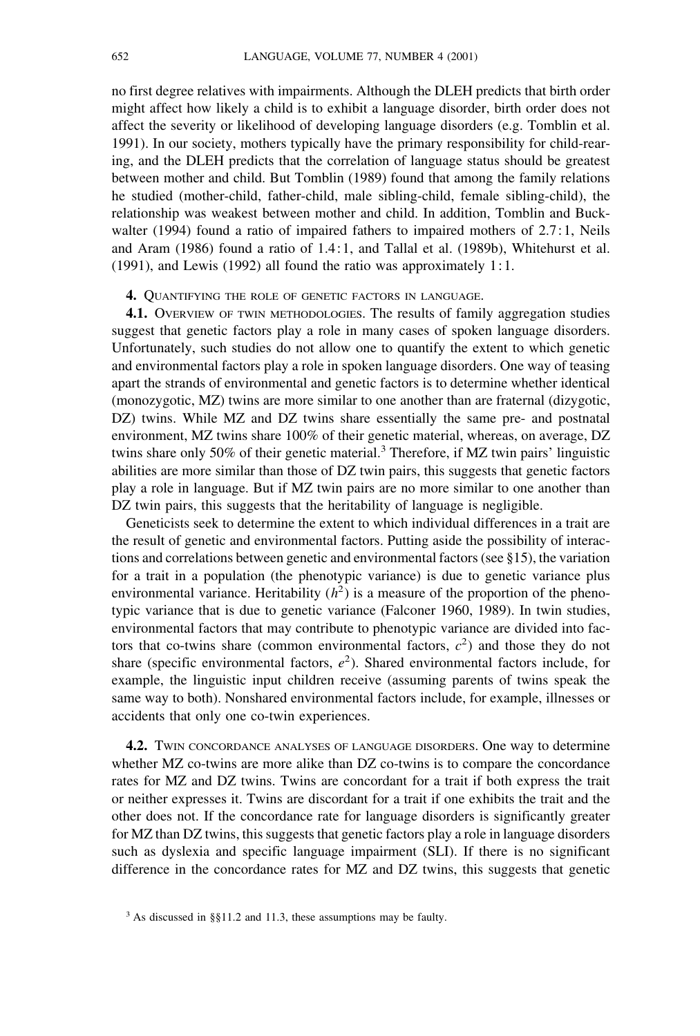no first degree relatives with impairments. Although the DLEH predicts that birth order might affect how likely a child is to exhibit a language disorder, birth order does not affect the severity or likelihood of developing language disorders (e.g. Tomblin et al. 1991). In our society, mothers typically have the primary responsibility for child-rearing, and the DLEH predicts that the correlation of language status should be greatest between mother and child. But Tomblin (1989) found that among the family relations he studied (mother-child, father-child, male sibling-child, female sibling-child), the relationship was weakest between mother and child. In addition, Tomblin and Buckwalter (1994) found a ratio of impaired fathers to impaired mothers of 2.7:1, Neils and Aram (1986) found a ratio of 1.4:1, and Tallal et al. (1989b), Whitehurst et al. (1991), and Lewis (1992) all found the ratio was approximately 1:1.

## 4. Quantifying the role of genetic factors in language.

**4.1.** Overview of twin methodologies. The results of family aggregation studies suggest that genetic factors play a role in many cases of spoken language disorders. Unfortunately, such studies do not allow one to quantify the extent to which genetic and environmental factors play a role in spoken language disorders. One way of teasing apart the strands of environmental and genetic factors is to determine whether identical (monozygotic, MZ) twins are more similar to one another than are fraternal (dizygotic, DZ) twins. While MZ and DZ twins share essentially the same pre- and postnatal environment, MZ twins share 100% of their genetic material, whereas, on average, DZ twins share only 50% of their genetic material.[3] Therefore, if MZ twin pairs' linguistic abilities are more similar than those of DZ twin pairs, this suggests that genetic factors play a role in language. But if MZ twin pairs are no more similar to one another than DZ twin pairs, this suggests that the heritability of language is negligible.

Geneticists seek to determine the extent to which individual differences in a trait are the result of genetic and environmental factors. Putting aside the possibility of interactions and correlations between genetic and environmental factors (see §15), the variation for a trait in a population (the phenotypic variance) is due to genetic variance plus environmental variance. Heritability ($h^2$) is a measure of the proportion of the phenotypic variance that is due to genetic variance (Falconer 1960, 1989). In twin studies, environmental factors that may contribute to phenotypic variance are divided into factors that co-twins share (common environmental factors, $c^2$) and those they do not share (specific environmental factors, $e^2$). Shared environmental factors include, for example, the linguistic input children receive (assuming parents of twins speak the same way to both). Nonshared environmental factors include, for example, illnesses or accidents that only one co-twin experiences.

**4.2.** Twin concordance analyses of language disorders. One way to determine whether MZ co-twins are more alike than DZ co-twins is to compare the concordance rates for MZ and DZ twins. Twins are concordant for a trait if both express the trait or neither expresses it. Twins are discordant for a trait if one exhibits the trait and the other does not. If the concordance rate for language disorders is significantly greater for MZ than DZ twins, this suggests that genetic factors play a role in language disorders such as dyslexia and specific language impairment (SLI). If there is no significant difference in the concordance rates for MZ and DZ twins, this suggests that genetic

[3] As discussed in §§11.2 and 11.3, these assumptions may be faulty.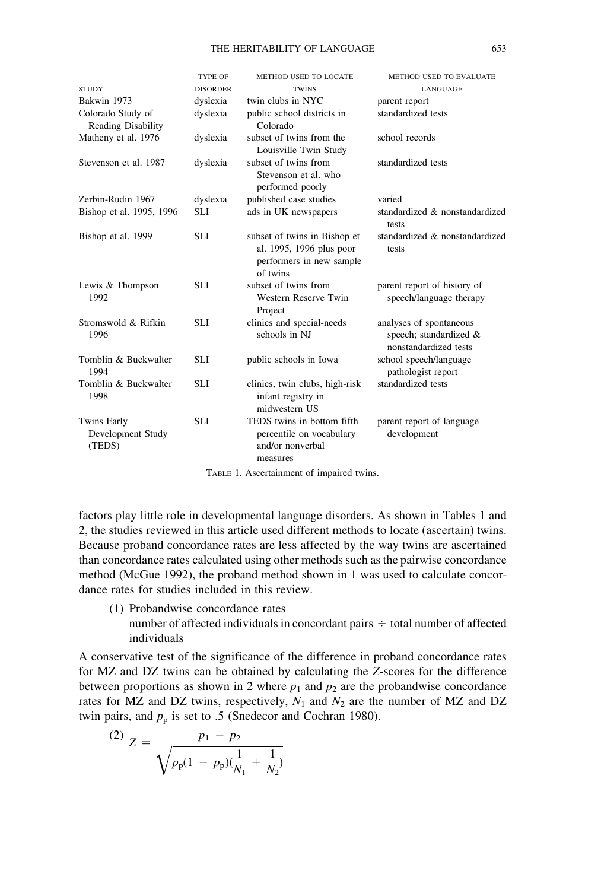| STUDY | TYPE OF DISORDER | METHOD USED TO LOCATE TWINS | METHOD USED TO EVALUATE LANGUAGE |
|---|---|---|---|
| Bakwin 1973 | dyslexia | twin clubs in NYC | parent report |
| Colorado Study of Reading Disability | dyslexia | public school districts in Colorado | standardized tests |
| Matheny et al. 1976 | dyslexia | subset of twins from the Louisville Twin Study | school records |
| Stevenson et al. 1987 | dyslexia | subset of twins from Stevenson et al. who performed poorly | standardized tests |
| Zerbin-Rudin 1967 | dyslexia | published case studies | varied |
| Bishop et al. 1995, 1996 | SLI | ads in UK newspapers | standardized & nonstandardized tests |
| Bishop et al. 1999 | SLI | subset of twins in Bishop et al. 1995, 1996 plus poor performers in new sample of twins | standardized & nonstandardized tests |
| Lewis & Thompson 1992 | SLI | subset of twins from Western Reserve Twin Project | parent report of history of speech/language therapy |
| Stromswold & Rifkin 1996 | SLI | clinics and special-needs schools in NJ | analyses of spontaneous speech; standardized & nonstandardized tests |
| Tomblin & Buckwalter 1994 | SLI | public schools in Iowa | school speech/language pathologist report |
| Tomblin & Buckwalter 1998 | SLI | clinics, twin clubs, high-risk infant registry in midwestern US | standardized tests |
| Twins Early Development Study (TEDS) | SLI | TEDS twins in bottom fifth percentile on vocabulary and/or nonverbal measures | parent report of language development |

TABLE 1. Ascertainment of impaired twins.

factors play little role in developmental language disorders. As shown in Tables 1 and 2, the studies reviewed in this article used different methods to locate (ascertain) twins. Because proband concordance rates are less affected by the way twins are ascertained than concordance rates calculated using other methods such as the pairwise concordance method (McGue 1992), the proband method shown in 1 was used to calculate concordance rates for studies included in this review.

(1) Probandwise concordance rates
number of affected individuals in concordant pairs ÷ total number of affected individuals

A conservative test of the significance of the difference in proband concordance rates for MZ and DZ twins can be obtained by calculating the $Z$-scores for the difference between proportions as shown in 2 where $p_1$ and $p_2$ are the probandwise concordance rates for MZ and DZ twins, respectively, $N_1$ and $N_2$ are the number of MZ and DZ twin pairs, and $p_p$ is set to .5 (Snedecor and Cochran 1980).

(2) $$Z = \frac{p_1 - p_2}{\sqrt{p_p(1 - p_p)(\frac{1}{N_1} + \frac{1}{N_2})}}$$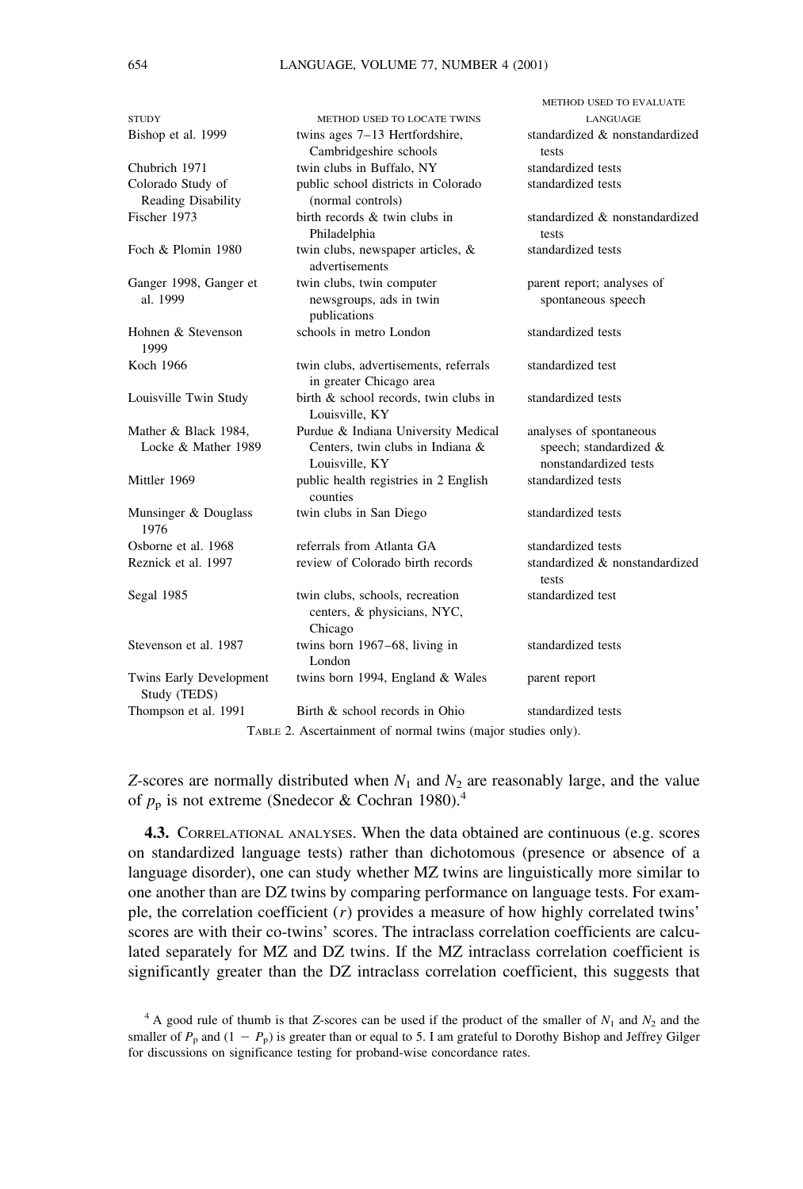| STUDY | METHOD USED TO LOCATE TWINS | METHOD USED TO EVALUATE LANGUAGE |
|---|---|---|
| Bishop et al. 1999 | twins ages 7–13 Hertfordshire, Cambridgeshire schools | standardized & nonstandardized tests |
| Chubrich 1971 | twin clubs in Buffalo, NY | standardized tests |
| Colorado Study of Reading Disability | public school districts in Colorado (normal controls) | standardized tests |
| Fischer 1973 | birth records & twin clubs in Philadelphia | standardized & nonstandardized tests |
| Foch & Plomin 1980 | twin clubs, newspaper articles, & advertisements | standardized tests |
| Ganger 1998, Ganger et al. 1999 | twin clubs, twin computer newsgroups, ads in twin publications | parent report; analyses of spontaneous speech |
| Hohnen & Stevenson 1999 | schools in metro London | standardized tests |
| Koch 1966 | twin clubs, advertisements, referrals in greater Chicago area | standardized test |
| Louisville Twin Study | birth & school records, twin clubs in Louisville, KY | standardized tests |
| Mather & Black 1984, Locke & Mather 1989 | Purdue & Indiana University Medical Centers, twin clubs in Indiana & Louisville, KY | analyses of spontaneous speech; standardized & nonstandardized tests |
| Mittler 1969 | public health registries in 2 English counties | standardized tests |
| Munsinger & Douglass 1976 | twin clubs in San Diego | standardized tests |
| Osborne et al. 1968 | referrals from Atlanta GA | standardized tests |
| Reznick et al. 1997 | review of Colorado birth records | standardized & nonstandardized tests |
| Segal 1985 | twin clubs, schools, recreation centers, & physicians, NYC, Chicago | standardized test |
| Stevenson et al. 1987 | twins born 1967–68, living in London | standardized tests |
| Twins Early Development Study (TEDS) | twins born 1994, England & Wales | parent report |
| Thompson et al. 1991 | Birth & school records in Ohio | standardized tests |

TABLE 2. Ascertainment of normal twins (major studies only).

*Z*-scores are normally distributed when $N_1$ and $N_2$ are reasonably large, and the value of $p_p$ is not extreme (Snedecor & Cochran 1980).[4]

**4.3.** CORRELATIONAL ANALYSES. When the data obtained are continuous (e.g. scores on standardized language tests) rather than dichotomous (presence or absence of a language disorder), one can study whether MZ twins are linguistically more similar to one another than are DZ twins by comparing performance on language tests. For example, the correlation coefficient ($r$) provides a measure of how highly correlated twins' scores are with their co-twins' scores. The intraclass correlation coefficients are calculated separately for MZ and DZ twins. If the MZ intraclass correlation coefficient is significantly greater than the DZ intraclass correlation coefficient, this suggests that

[4] A good rule of thumb is that *Z*-scores can be used if the product of the smaller of $N_1$ and $N_2$ and the smaller of $P_p$ and $(1 - P_p)$ is greater than or equal to 5. I am grateful to Dorothy Bishop and Jeffrey Gilger for discussions on significance testing for proband-wise concordance rates.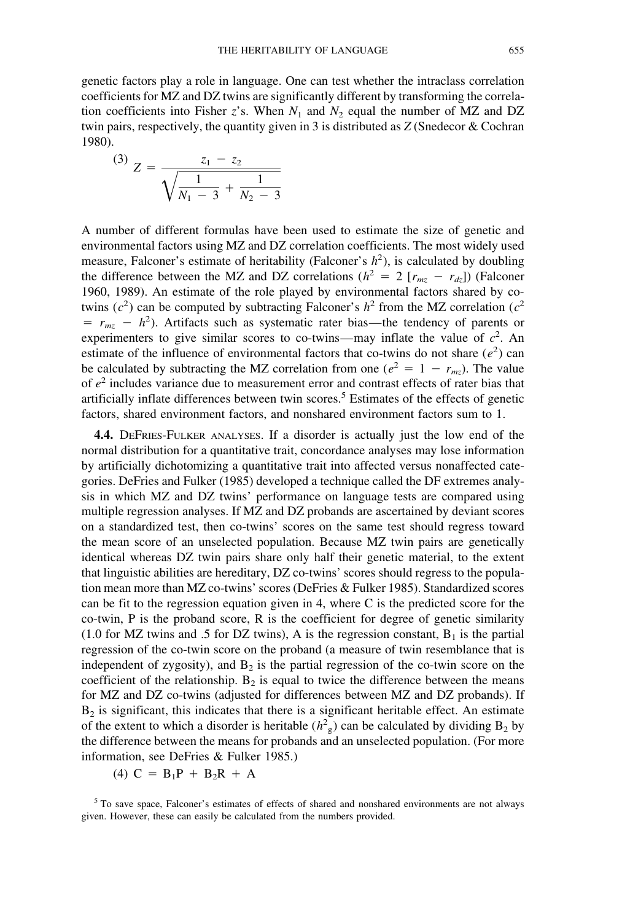genetic factors play a role in language. One can test whether the intraclass correlation coefficients for MZ and DZ twins are significantly different by transforming the correlation coefficients into Fisher $z$'s. When $N_1$ and $N_2$ equal the number of MZ and DZ twin pairs, respectively, the quantity given in 3 is distributed as $Z$ (Snedecor & Cochran 1980).

$$(3)\quad Z = \frac{z_1 - z_2}{\sqrt{\dfrac{1}{N_1 - 3} + \dfrac{1}{N_2 - 3}}}$$

A number of different formulas have been used to estimate the size of genetic and environmental factors using MZ and DZ correlation coefficients. The most widely used measure, Falconer's estimate of heritability (Falconer's $h^2$), is calculated by doubling the difference between the MZ and DZ correlations ($h^2 = 2\,[r_{mz} - r_{dz}]$) (Falconer 1960, 1989). An estimate of the role played by environmental factors shared by co-twins ($c^2$) can be computed by subtracting Falconer's $h^2$ from the MZ correlation ($c^2 = r_{mz} - h^2$). Artifacts such as systematic rater bias—the tendency of parents or experimenters to give similar scores to co-twins—may inflate the value of $c^2$. An estimate of the influence of environmental factors that co-twins do not share ($e^2$) can be calculated by subtracting the MZ correlation from one ($e^2 = 1 - r_{mz}$). The value of $e^2$ includes variance due to measurement error and contrast effects of rater bias that artificially inflate differences between twin scores.[5] Estimates of the effects of genetic factors, shared environment factors, and nonshared environment factors sum to 1.

**4.4.** DeFries-Fulker analyses. If a disorder is actually just the low end of the normal distribution for a quantitative trait, concordance analyses may lose information by artificially dichotomizing a quantitative trait into affected versus nonaffected categories. DeFries and Fulker (1985) developed a technique called the DF extremes analysis in which MZ and DZ twins' performance on language tests are compared using multiple regression analyses. If MZ and DZ probands are ascertained by deviant scores on a standardized test, then co-twins' scores on the same test should regress toward the mean score of an unselected population. Because MZ twin pairs are genetically identical whereas DZ twin pairs share only half their genetic material, to the extent that linguistic abilities are hereditary, DZ co-twins' scores should regress to the population mean more than MZ co-twins' scores (DeFries & Fulker 1985). Standardized scores can be fit to the regression equation given in 4, where C is the predicted score for the co-twin, P is the proband score, R is the coefficient for degree of genetic similarity (1.0 for MZ twins and .5 for DZ twins), A is the regression constant, $B_1$ is the partial regression of the co-twin score on the proband (a measure of twin resemblance that is independent of zygosity), and $B_2$ is the partial regression of the co-twin score on the coefficient of the relationship. $B_2$ is equal to twice the difference between the means for MZ and DZ co-twins (adjusted for differences between MZ and DZ probands). If $B_2$ is significant, this indicates that there is a significant heritable effect. An estimate of the extent to which a disorder is heritable ($h^2_g$) can be calculated by dividing $B_2$ by the difference between the means for probands and an unselected population. (For more information, see DeFries & Fulker 1985.)

$$(4)\quad C = B_1P + B_2R + A$$

[5] To save space, Falconer's estimates of effects of shared and nonshared environments are not always given. However, these can easily be calculated from the numbers provided.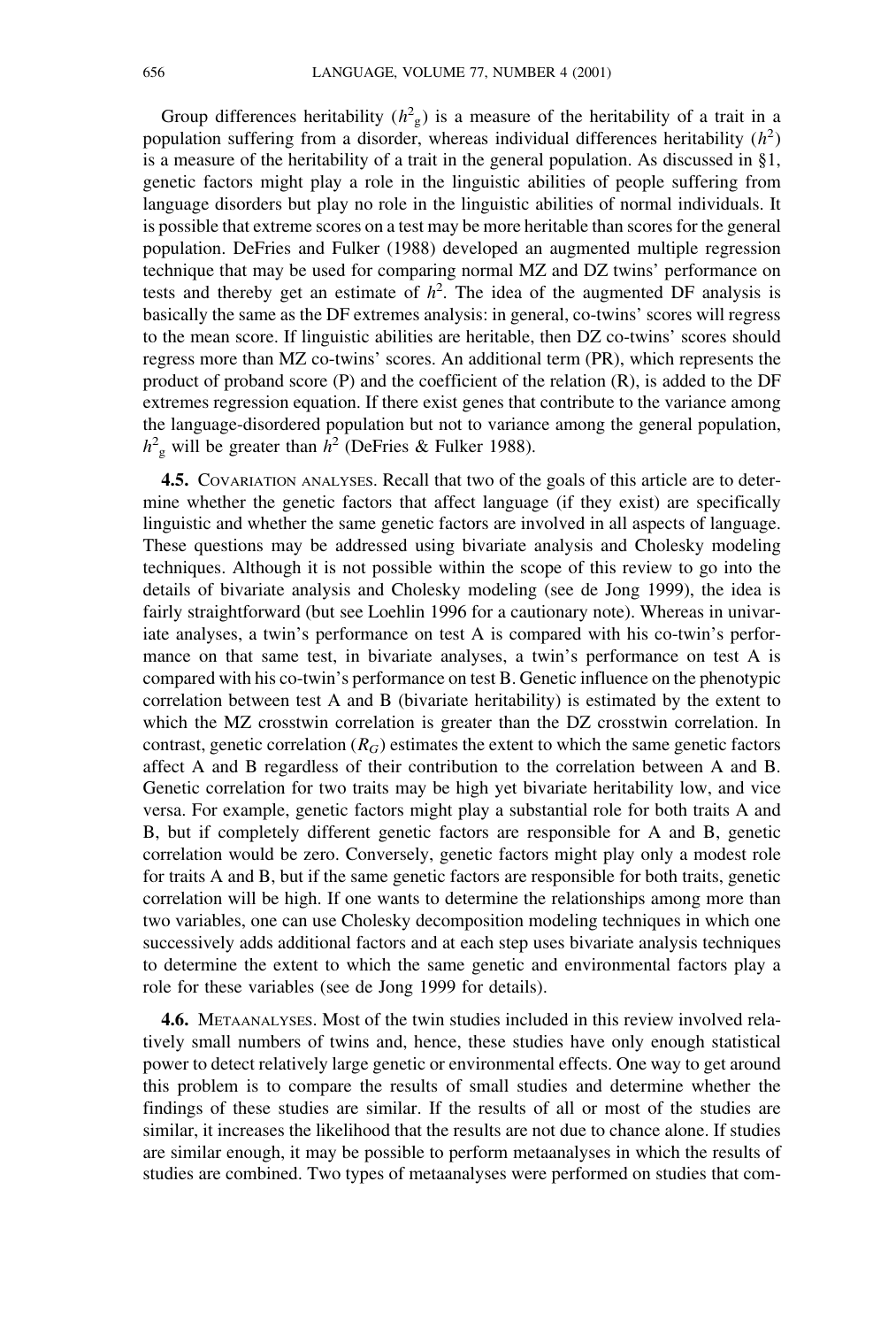Group differences heritability ($h^2_g$) is a measure of the heritability of a trait in a population suffering from a disorder, whereas individual differences heritability ($h^2$) is a measure of the heritability of a trait in the general population. As discussed in §1, genetic factors might play a role in the linguistic abilities of people suffering from language disorders but play no role in the linguistic abilities of normal individuals. It is possible that extreme scores on a test may be more heritable than scores for the general population. DeFries and Fulker (1988) developed an augmented multiple regression technique that may be used for comparing normal MZ and DZ twins' performance on tests and thereby get an estimate of $h^2$. The idea of the augmented DF analysis is basically the same as the DF extremes analysis: in general, co-twins' scores will regress to the mean score. If linguistic abilities are heritable, then DZ co-twins' scores should regress more than MZ co-twins' scores. An additional term (PR), which represents the product of proband score (P) and the coefficient of the relation (R), is added to the DF extremes regression equation. If there exist genes that contribute to the variance among the language-disordered population but not to variance among the general population, $h^2_g$ will be greater than $h^2$ (DeFries & Fulker 1988).

**4.5.** Covariation analyses. Recall that two of the goals of this article are to determine whether the genetic factors that affect language (if they exist) are specifically linguistic and whether the same genetic factors are involved in all aspects of language. These questions may be addressed using bivariate analysis and Cholesky modeling techniques. Although it is not possible within the scope of this review to go into the details of bivariate analysis and Cholesky modeling (see de Jong 1999), the idea is fairly straightforward (but see Loehlin 1996 for a cautionary note). Whereas in univariate analyses, a twin's performance on test A is compared with his co-twin's performance on that same test, in bivariate analyses, a twin's performance on test A is compared with his co-twin's performance on test B. Genetic influence on the phenotypic correlation between test A and B (bivariate heritability) is estimated by the extent to which the MZ crosstwin correlation is greater than the DZ crosstwin correlation. In contrast, genetic correlation ($R_G$) estimates the extent to which the same genetic factors affect A and B regardless of their contribution to the correlation between A and B. Genetic correlation for two traits may be high yet bivariate heritability low, and vice versa. For example, genetic factors might play a substantial role for both traits A and B, but if completely different genetic factors are responsible for A and B, genetic correlation would be zero. Conversely, genetic factors might play only a modest role for traits A and B, but if the same genetic factors are responsible for both traits, genetic correlation will be high. If one wants to determine the relationships among more than two variables, one can use Cholesky decomposition modeling techniques in which one successively adds additional factors and at each step uses bivariate analysis techniques to determine the extent to which the same genetic and environmental factors play a role for these variables (see de Jong 1999 for details).

**4.6.** Metaanalyses. Most of the twin studies included in this review involved relatively small numbers of twins and, hence, these studies have only enough statistical power to detect relatively large genetic or environmental effects. One way to get around this problem is to compare the results of small studies and determine whether the findings of these studies are similar. If the results of all or most of the studies are similar, it increases the likelihood that the results are not due to chance alone. If studies are similar enough, it may be possible to perform metaanalyses in which the results of studies are combined. Two types of metaanalyses were performed on studies that com-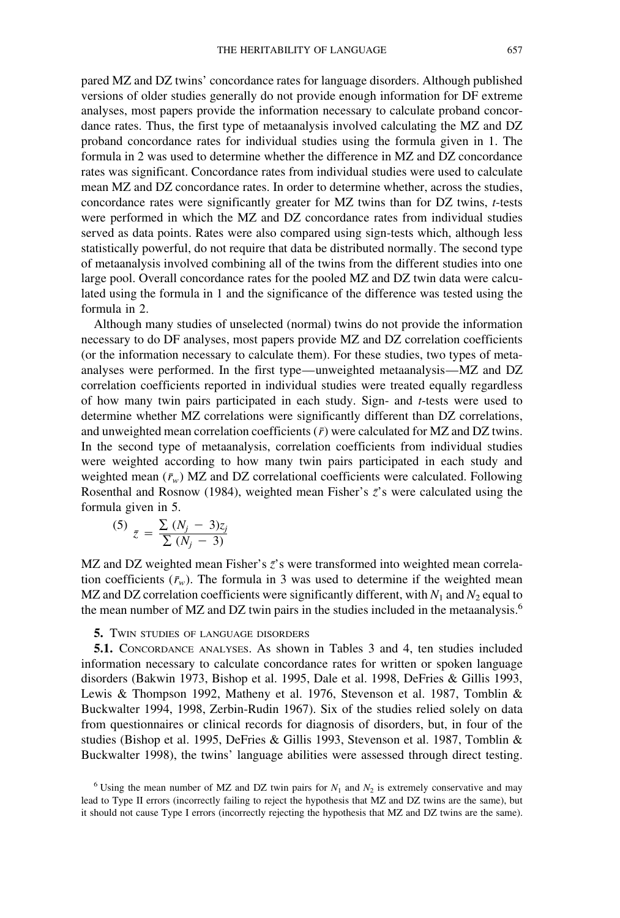pared MZ and DZ twins' concordance rates for language disorders. Although published versions of older studies generally do not provide enough information for DF extreme analyses, most papers provide the information necessary to calculate proband concordance rates. Thus, the first type of metaanalysis involved calculating the MZ and DZ proband concordance rates for individual studies using the formula given in 1. The formula in 2 was used to determine whether the difference in MZ and DZ concordance rates was significant. Concordance rates from individual studies were used to calculate mean MZ and DZ concordance rates. In order to determine whether, across the studies, concordance rates were significantly greater for MZ twins than for DZ twins, *t*-tests were performed in which the MZ and DZ concordance rates from individual studies served as data points. Rates were also compared using sign-tests which, although less statistically powerful, do not require that data be distributed normally. The second type of metaanalysis involved combining all of the twins from the different studies into one large pool. Overall concordance rates for the pooled MZ and DZ twin data were calculated using the formula in 1 and the significance of the difference was tested using the formula in 2.

Although many studies of unselected (normal) twins do not provide the information necessary to do DF analyses, most papers provide MZ and DZ correlation coefficients (or the information necessary to calculate them). For these studies, two types of metaanalyses were performed. In the first type—unweighted metaanalysis—MZ and DZ correlation coefficients reported in individual studies were treated equally regardless of how many twin pairs participated in each study. Sign- and *t*-tests were used to determine whether MZ correlations were significantly different than DZ correlations, and unweighted mean correlation coefficients ($\bar{r}$) were calculated for MZ and DZ twins. In the second type of metaanalysis, correlation coefficients from individual studies were weighted according to how many twin pairs participated in each study and weighted mean ($\bar{r}_w$) MZ and DZ correlational coefficients were calculated. Following Rosenthal and Rosnow (1984), weighted mean Fisher's $\bar{z}$'s were calculated using the formula given in 5.

(5) $$\bar{z} = \frac{\sum (N_j - 3)z_j}{\sum (N_j - 3)}$$

MZ and DZ weighted mean Fisher's $\bar{z}$'s were transformed into weighted mean correlation coefficients ($\bar{r}_w$). The formula in 3 was used to determine if the weighted mean MZ and DZ correlation coefficients were significantly different, with $N_1$ and $N_2$ equal to the mean number of MZ and DZ twin pairs in the studies included in the metaanalysis.[6]

## 5. Twin studies of language disorders

### 5.1. Concordance analyses.

As shown in Tables 3 and 4, ten studies included information necessary to calculate concordance rates for written or spoken language disorders (Bakwin 1973, Bishop et al. 1995, Dale et al. 1998, DeFries & Gillis 1993, Lewis & Thompson 1992, Matheny et al. 1976, Stevenson et al. 1987, Tomblin & Buckwalter 1994, 1998, Zerbin-Rudin 1967). Six of the studies relied solely on data from questionnaires or clinical records for diagnosis of disorders, but, in four of the studies (Bishop et al. 1995, DeFries & Gillis 1993, Stevenson et al. 1987, Tomblin & Buckwalter 1998), the twins' language abilities were assessed through direct testing.

[6] Using the mean number of MZ and DZ twin pairs for $N_1$ and $N_2$ is extremely conservative and may lead to Type II errors (incorrectly failing to reject the hypothesis that MZ and DZ twins are the same), but it should not cause Type I errors (incorrectly rejecting the hypothesis that MZ and DZ twins are the same).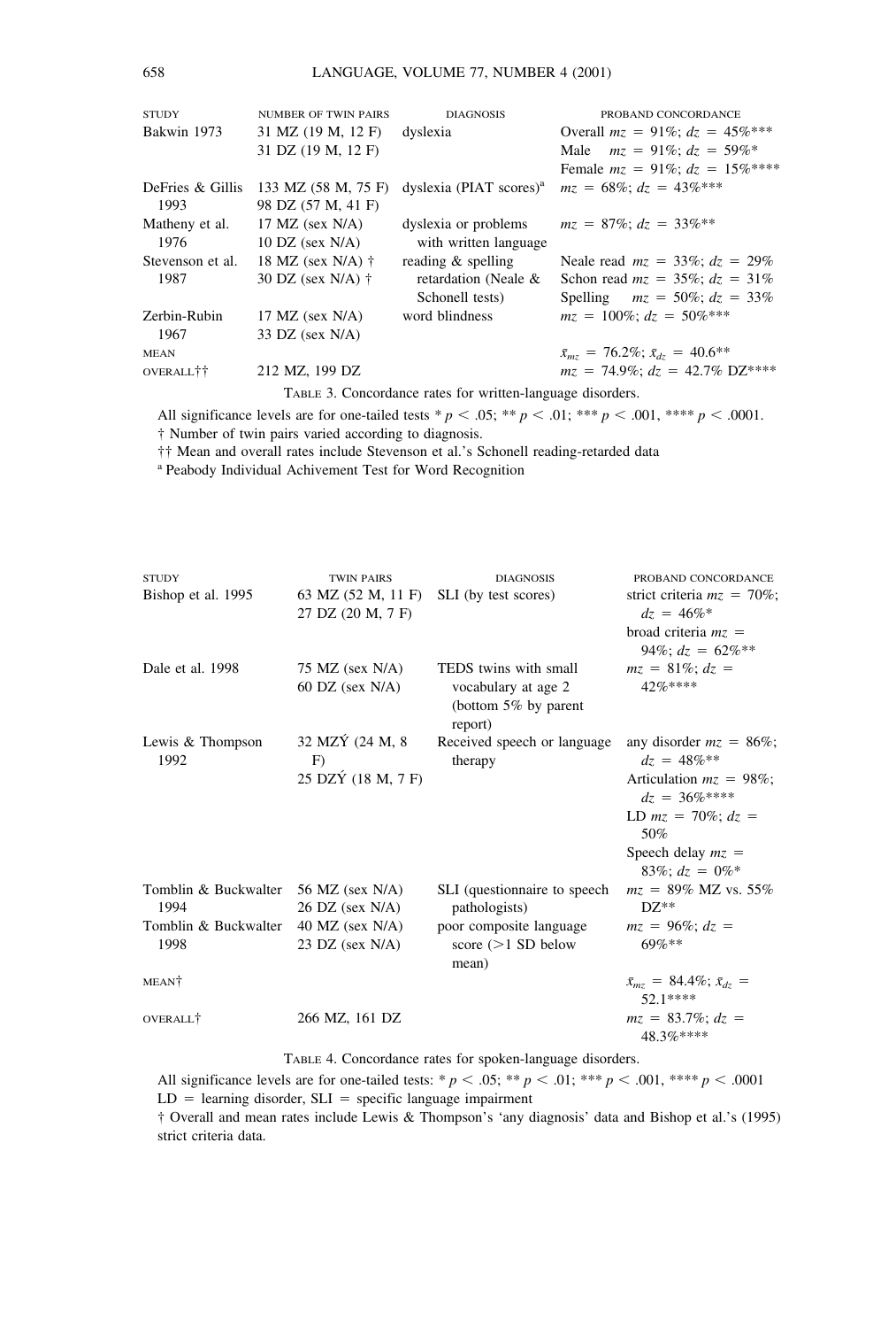| STUDY | NUMBER OF TWIN PAIRS | DIAGNOSIS | PROBAND CONCORDANCE |
|---|---|---|---|
| Bakwin 1973 | 31 MZ (19 M, 12 F)<br>31 DZ (19 M, 12 F) | dyslexia | Overall $mz = 91\%$; $dz = 45\%$***<br>Male $mz = 91\%$; $dz = 59\%$*<br>Female $mz = 91\%$; $dz = 15\%$**** |
| DeFries & Gillis 1993 | 133 MZ (58 M, 75 F)<br>98 DZ (57 M, 41 F) | dyslexia (PIAT scores)[a] | $mz = 68\%$; $dz = 43\%$*** |
| Matheny et al. 1976 | 17 MZ (sex N/A)<br>10 DZ (sex N/A) | dyslexia or problems with written language | $mz = 87\%$; $dz = 33\%$** |
| Stevenson et al. 1987 | 18 MZ (sex N/A) †<br>30 DZ (sex N/A) † | reading & spelling retardation (Neale & Schonell tests) | Neale read $mz = 33\%$; $dz = 29\%$<br>Schon read $mz = 35\%$; $dz = 31\%$<br>Spelling $mz = 50\%$; $dz = 33\%$ |
| Zerbin-Rubin 1967 | 17 MZ (sex N/A)<br>33 DZ (sex N/A) | word blindness | $mz = 100\%$; $dz = 50\%$*** |
| MEAN | | | $\bar{x}_{mz} = 76.2\%$; $\bar{x}_{dz} = 40.6$** |
| OVERALL†† | 212 MZ, 199 DZ | | $mz = 74.9\%$; $dz = 42.7\%$ DZ**** |

TABLE 3. Concordance rates for written-language disorders.

All significance levels are for one-tailed tests * $p < .05$; ** $p < .01$; *** $p < .001$, **** $p < .0001$.
† Number of twin pairs varied according to diagnosis.
†† Mean and overall rates include Stevenson et al.'s Schonell reading-retarded data
[a] Peabody Individual Achivement Test for Word Recognition

| STUDY | TWIN PAIRS | DIAGNOSIS | PROBAND CONCORDANCE |
|---|---|---|---|
| Bishop et al. 1995 | 63 MZ (52 M, 11 F)<br>27 DZ (20 M, 7 F) | SLI (by test scores) | strict criteria $mz = 70\%$; $dz = 46\%$*<br>broad criteria $mz = 94\%$; $dz = 62\%$** |
| Dale et al. 1998 | 75 MZ (sex N/A)<br>60 DZ (sex N/A) | TEDS twins with small vocabulary at age 2 (bottom 5% by parent report) | $mz = 81\%$; $dz = 42\%$**** |
| Lewis & Thompson 1992 | 32 MZÝ (24 M, 8 F)<br>25 DZÝ (18 M, 7 F) | Received speech or language therapy | any disorder $mz = 86\%$; $dz = 48\%$**<br>Articulation $mz = 98\%$; $dz = 36\%$****<br>LD $mz = 70\%$; $dz = 50\%$<br>Speech delay $mz = 83\%$; $dz = 0\%$* |
| Tomblin & Buckwalter 1994 | 56 MZ (sex N/A)<br>26 DZ (sex N/A) | SLI (questionnaire to speech pathologists) | $mz = 89\%$ MZ vs. 55% DZ** |
| Tomblin & Buckwalter 1998 | 40 MZ (sex N/A)<br>23 DZ (sex N/A) | poor composite language score (>1 SD below mean) | $mz = 96\%$; $dz = 69\%$** |
| MEAN† | | | $\bar{x}_{mz} = 84.4\%$; $\bar{x}_{dz} = 52.1$**** |
| OVERALL† | 266 MZ, 161 DZ | | $mz = 83.7\%$; $dz = 48.3\%$**** |

TABLE 4. Concordance rates for spoken-language disorders.

All significance levels are for one-tailed tests: * $p < .05$; ** $p < .01$; *** $p < .001$, **** $p < .0001$
LD = learning disorder, SLI = specific language impairment
† Overall and mean rates include Lewis & Thompson's 'any diagnosis' data and Bishop et al.'s (1995) strict criteria data.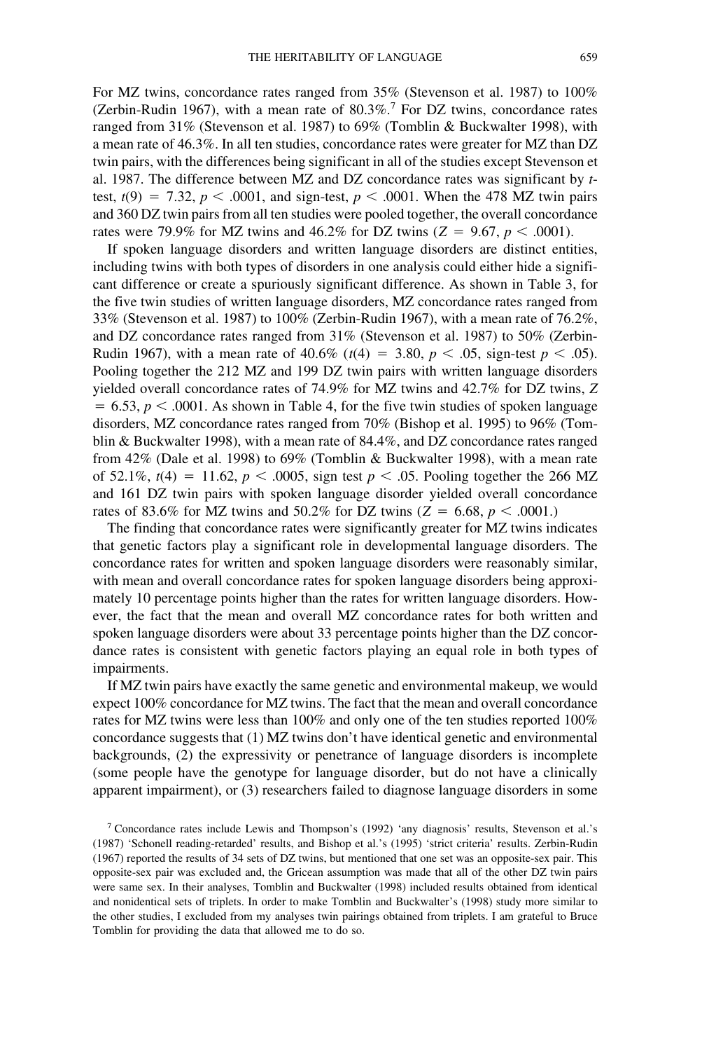For MZ twins, concordance rates ranged from 35% (Stevenson et al. 1987) to 100% (Zerbin-Rudin 1967), with a mean rate of 80.3%.[7] For DZ twins, concordance rates ranged from 31% (Stevenson et al. 1987) to 69% (Tomblin & Buckwalter 1998), with a mean rate of 46.3%. In all ten studies, concordance rates were greater for MZ than DZ twin pairs, with the differences being significant in all of the studies except Stevenson et al. 1987. The difference between MZ and DZ concordance rates was significant by *t*-test, $t(9) = 7.32$, $p < .0001$, and sign-test, $p < .0001$. When the 478 MZ twin pairs and 360 DZ twin pairs from all ten studies were pooled together, the overall concordance rates were 79.9% for MZ twins and 46.2% for DZ twins ($Z = 9.67$, $p < .0001$).

If spoken language disorders and written language disorders are distinct entities, including twins with both types of disorders in one analysis could either hide a significant difference or create a spuriously significant difference. As shown in Table 3, for the five twin studies of written language disorders, MZ concordance rates ranged from 33% (Stevenson et al. 1987) to 100% (Zerbin-Rudin 1967), with a mean rate of 76.2%, and DZ concordance rates ranged from 31% (Stevenson et al. 1987) to 50% (Zerbin-Rudin 1967), with a mean rate of 40.6% ($t(4) = 3.80$, $p < .05$, sign-test $p < .05$). Pooling together the 212 MZ and 199 DZ twin pairs with written language disorders yielded overall concordance rates of 74.9% for MZ twins and 42.7% for DZ twins, $Z = 6.53$, $p < .0001$. As shown in Table 4, for the five twin studies of spoken language disorders, MZ concordance rates ranged from 70% (Bishop et al. 1995) to 96% (Tomblin & Buckwalter 1998), with a mean rate of 84.4%, and DZ concordance rates ranged from 42% (Dale et al. 1998) to 69% (Tomblin & Buckwalter 1998), with a mean rate of 52.1%, $t(4) = 11.62$, $p < .0005$, sign test $p < .05$. Pooling together the 266 MZ and 161 DZ twin pairs with spoken language disorder yielded overall concordance rates of 83.6% for MZ twins and 50.2% for DZ twins ($Z = 6.68$, $p < .0001$.)

The finding that concordance rates were significantly greater for MZ twins indicates that genetic factors play a significant role in developmental language disorders. The concordance rates for written and spoken language disorders were reasonably similar, with mean and overall concordance rates for spoken language disorders being approximately 10 percentage points higher than the rates for written language disorders. However, the fact that the mean and overall MZ concordance rates for both written and spoken language disorders were about 33 percentage points higher than the DZ concordance rates is consistent with genetic factors playing an equal role in both types of impairments.

If MZ twin pairs have exactly the same genetic and environmental makeup, we would expect 100% concordance for MZ twins. The fact that the mean and overall concordance rates for MZ twins were less than 100% and only one of the ten studies reported 100% concordance suggests that (1) MZ twins don't have identical genetic and environmental backgrounds, (2) the expressivity or penetrance of language disorders is incomplete (some people have the genotype for language disorder, but do not have a clinically apparent impairment), or (3) researchers failed to diagnose language disorders in some

[7] Concordance rates include Lewis and Thompson's (1992) 'any diagnosis' results, Stevenson et al.'s (1987) 'Schonell reading-retarded' results, and Bishop et al.'s (1995) 'strict criteria' results. Zerbin-Rudin (1967) reported the results of 34 sets of DZ twins, but mentioned that one set was an opposite-sex pair. This opposite-sex pair was excluded and, the Gricean assumption was made that all of the other DZ twin pairs were same sex. In their analyses, Tomblin and Buckwalter (1998) included results obtained from identical and nonidentical sets of triplets. In order to make Tomblin and Buckwalter's (1998) study more similar to the other studies, I excluded from my analyses twin pairings obtained from triplets. I am grateful to Bruce Tomblin for providing the data that allowed me to do so.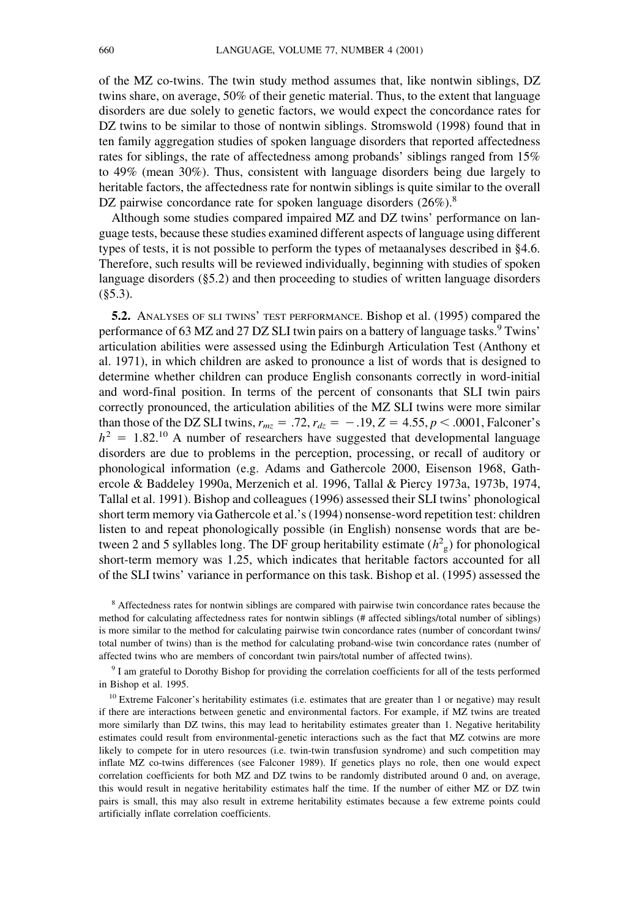of the MZ co-twins. The twin study method assumes that, like nontwin siblings, DZ twins share, on average, 50% of their genetic material. Thus, to the extent that language disorders are due solely to genetic factors, we would expect the concordance rates for DZ twins to be similar to those of nontwin siblings. Stromswold (1998) found that in ten family aggregation studies of spoken language disorders that reported affectedness rates for siblings, the rate of affectedness among probands' siblings ranged from 15% to 49% (mean 30%). Thus, consistent with language disorders being due largely to heritable factors, the affectedness rate for nontwin siblings is quite similar to the overall DZ pairwise concordance rate for spoken language disorders (26%).[8]

Although some studies compared impaired MZ and DZ twins' performance on language tests, because these studies examined different aspects of language using different types of tests, it is not possible to perform the types of metaanalyses described in §4.6. Therefore, such results will be reviewed individually, beginning with studies of spoken language disorders (§5.2) and then proceeding to studies of written language disorders (§5.3).

**5.2.** Analyses of SLI twins' test performance. Bishop et al. (1995) compared the performance of 63 MZ and 27 DZ SLI twin pairs on a battery of language tasks.[9] Twins' articulation abilities were assessed using the Edinburgh Articulation Test (Anthony et al. 1971), in which children are asked to pronounce a list of words that is designed to determine whether children can produce English consonants correctly in word-initial and word-final position. In terms of the percent of consonants that SLI twin pairs correctly pronounced, the articulation abilities of the MZ SLI twins were more similar than those of the DZ SLI twins, $r_{mz} = .72$, $r_{dz} = -.19$, $Z = 4.55$, $p < .0001$, Falconer's $h^2 = 1.82$.[10] A number of researchers have suggested that developmental language disorders are due to problems in the perception, processing, or recall of auditory or phonological information (e.g. Adams and Gathercole 2000, Eisenson 1968, Gathercole & Baddeley 1990a, Merzenich et al. 1996, Tallal & Piercy 1973a, 1973b, 1974, Tallal et al. 1991). Bishop and colleagues (1996) assessed their SLI twins' phonological short term memory via Gathercole et al.'s (1994) nonsense-word repetition test: children listen to and repeat phonologically possible (in English) nonsense words that are between 2 and 5 syllables long. The DF group heritability estimate ($h^2_g$) for phonological short-term memory was 1.25, which indicates that heritable factors accounted for all of the SLI twins' variance in performance on this task. Bishop et al. (1995) assessed the

[8] Affectedness rates for nontwin siblings are compared with pairwise twin concordance rates because the method for calculating affectedness rates for nontwin siblings (# affected siblings/total number of siblings) is more similar to the method for calculating pairwise twin concordance rates (number of concordant twins/total number of twins) than is the method for calculating proband-wise twin concordance rates (number of affected twins who are members of concordant twin pairs/total number of affected twins).

[9] I am grateful to Dorothy Bishop for providing the correlation coefficients for all of the tests performed in Bishop et al. 1995.

[10] Extreme Falconer's heritability estimates (i.e. estimates that are greater than 1 or negative) may result if there are interactions between genetic and environmental factors. For example, if MZ twins are treated more similarly than DZ twins, this may lead to heritability estimates greater than 1. Negative heritability estimates could result from environmental-genetic interactions such as the fact that MZ cotwins are more likely to compete for in utero resources (i.e. twin-twin transfusion syndrome) and such competition may inflate MZ co-twins differences (see Falconer 1989). If genetics plays no role, then one would expect correlation coefficients for both MZ and DZ twins to be randomly distributed around 0 and, on average, this would result in negative heritability estimates half the time. If the number of either MZ or DZ twin pairs is small, this may also result in extreme heritability estimates because a few extreme points could artificially inflate correlation coefficients.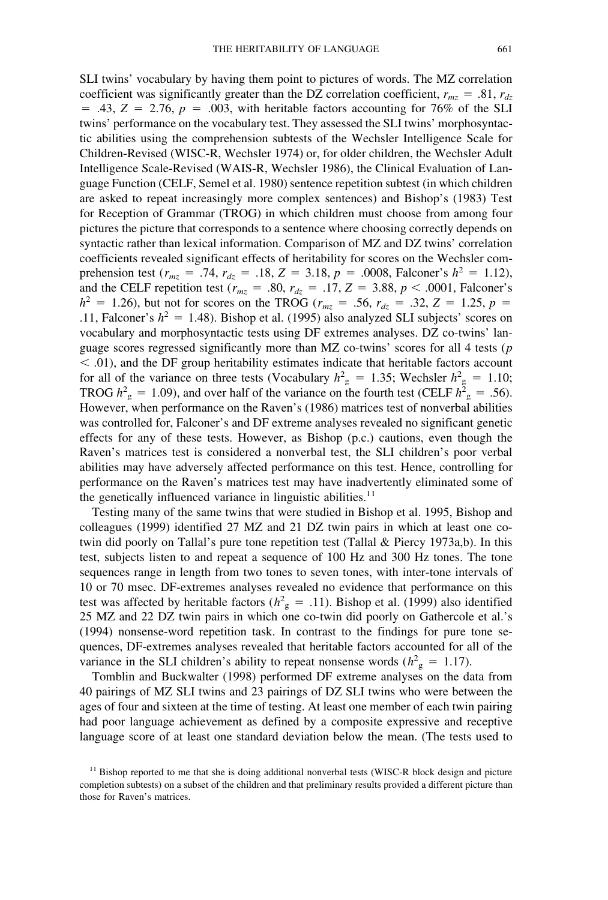SLI twins' vocabulary by having them point to pictures of words. The MZ correlation coefficient was significantly greater than the DZ correlation coefficient, $r_{mz} = .81$, $r_{dz} = .43$, $Z = 2.76$, $p = .003$, with heritable factors accounting for 76% of the SLI twins' performance on the vocabulary test. They assessed the SLI twins' morphosyntactic abilities using the comprehension subtests of the Wechsler Intelligence Scale for Children-Revised (WISC-R, Wechsler 1974) or, for older children, the Wechsler Adult Intelligence Scale-Revised (WAIS-R, Wechsler 1986), the Clinical Evaluation of Language Function (CELF, Semel et al. 1980) sentence repetition subtest (in which children are asked to repeat increasingly more complex sentences) and Bishop's (1983) Test for Reception of Grammar (TROG) in which children must choose from among four pictures the picture that corresponds to a sentence where choosing correctly depends on syntactic rather than lexical information. Comparison of MZ and DZ twins' correlation coefficients revealed significant effects of heritability for scores on the Wechsler comprehension test ($r_{mz} = .74$, $r_{dz} = .18$, $Z = 3.18$, $p = .0008$, Falconer's $h^2 = 1.12$), and the CELF repetition test ($r_{mz} = .80$, $r_{dz} = .17$, $Z = 3.88$, $p < .0001$, Falconer's $h^2 = 1.26$), but not for scores on the TROG ($r_{mz} = .56$, $r_{dz} = .32$, $Z = 1.25$, $p = .11$, Falconer's $h^2 = 1.48$). Bishop et al. (1995) also analyzed SLI subjects' scores on vocabulary and morphosyntactic tests using DF extremes analyses. DZ co-twins' language scores regressed significantly more than MZ co-twins' scores for all 4 tests ($p < .01$), and the DF group heritability estimates indicate that heritable factors account for all of the variance on three tests (Vocabulary $h^2_g = 1.35$; Wechsler $h^2_g = 1.10$; TROG $h^2_g = 1.09$), and over half of the variance on the fourth test (CELF $h^2_g = .56$). However, when performance on the Raven's (1986) matrices test of nonverbal abilities was controlled for, Falconer's and DF extreme analyses revealed no significant genetic effects for any of these tests. However, as Bishop (p.c.) cautions, even though the Raven's matrices test is considered a nonverbal test, the SLI children's poor verbal abilities may have adversely affected performance on this test. Hence, controlling for performance on the Raven's matrices test may have inadvertently eliminated some of the genetically influenced variance in linguistic abilities.[11]

Testing many of the same twins that were studied in Bishop et al. 1995, Bishop and colleagues (1999) identified 27 MZ and 21 DZ twin pairs in which at least one co-twin did poorly on Tallal's pure tone repetition test (Tallal & Piercy 1973a,b). In this test, subjects listen to and repeat a sequence of 100 Hz and 300 Hz tones. The tone sequences range in length from two tones to seven tones, with inter-tone intervals of 10 or 70 msec. DF-extremes analyses revealed no evidence that performance on this test was affected by heritable factors ($h^2_g = .11$). Bishop et al. (1999) also identified 25 MZ and 22 DZ twin pairs in which one co-twin did poorly on Gathercole et al.'s (1994) nonsense-word repetition task. In contrast to the findings for pure tone sequences, DF-extremes analyses revealed that heritable factors accounted for all of the variance in the SLI children's ability to repeat nonsense words ($h^2_g = 1.17$).

Tomblin and Buckwalter (1998) performed DF extreme analyses on the data from 40 pairings of MZ SLI twins and 23 pairings of DZ SLI twins who were between the ages of four and sixteen at the time of testing. At least one member of each twin pairing had poor language achievement as defined by a composite expressive and receptive language score of at least one standard deviation below the mean. (The tests used to

[11] Bishop reported to me that she is doing additional nonverbal tests (WISC-R block design and picture completion subtests) on a subset of the children and that preliminary results provided a different picture than those for Raven's matrices.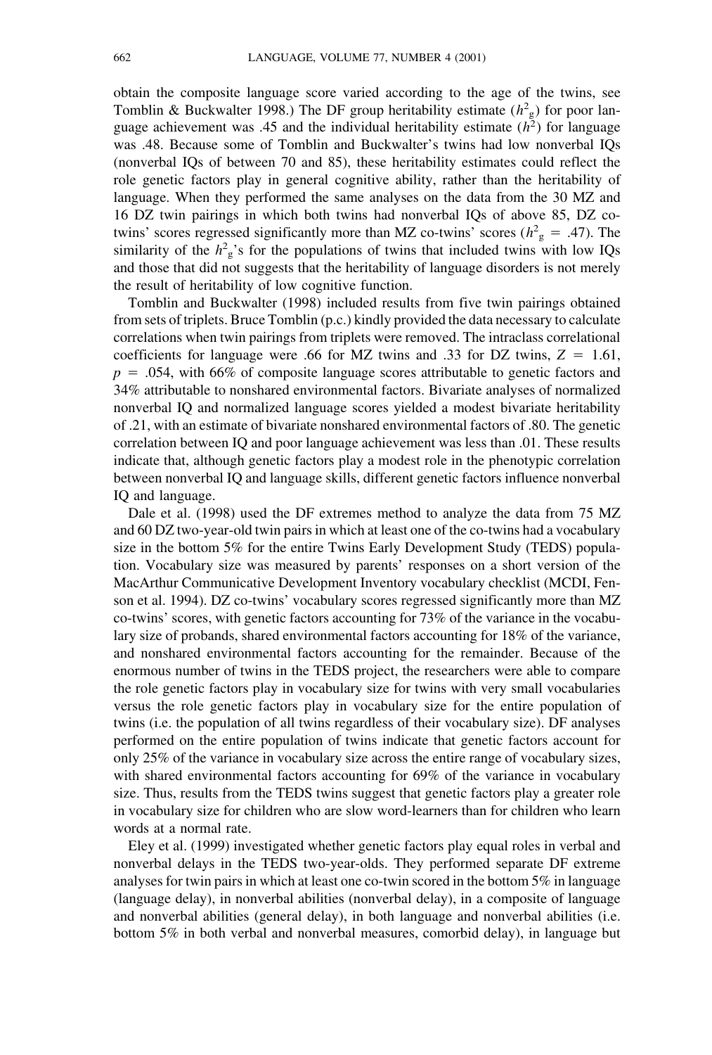obtain the composite language score varied according to the age of the twins, see Tomblin & Buckwalter 1998.) The DF group heritability estimate ($h^2_g$) for poor language achievement was .45 and the individual heritability estimate ($h^2$) for language was .48. Because some of Tomblin and Buckwalter's twins had low nonverbal IQs (nonverbal IQs of between 70 and 85), these heritability estimates could reflect the role genetic factors play in general cognitive ability, rather than the heritability of language. When they performed the same analyses on the data from the 30 MZ and 16 DZ twin pairings in which both twins had nonverbal IQs of above 85, DZ co-twins' scores regressed significantly more than MZ co-twins' scores ($h^2_g = .47$). The similarity of the $h^2_g$'s for the populations of twins that included twins with low IQs and those that did not suggests that the heritability of language disorders is not merely the result of heritability of low cognitive function.

Tomblin and Buckwalter (1998) included results from five twin pairings obtained from sets of triplets. Bruce Tomblin (p.c.) kindly provided the data necessary to calculate correlations when twin pairings from triplets were removed. The intraclass correlational coefficients for language were .66 for MZ twins and .33 for DZ twins, $Z = 1.61$, $p = .054$, with 66% of composite language scores attributable to genetic factors and 34% attributable to nonshared environmental factors. Bivariate analyses of normalized nonverbal IQ and normalized language scores yielded a modest bivariate heritability of .21, with an estimate of bivariate nonshared environmental factors of .80. The genetic correlation between IQ and poor language achievement was less than .01. These results indicate that, although genetic factors play a modest role in the phenotypic correlation between nonverbal IQ and language skills, different genetic factors influence nonverbal IQ and language.

Dale et al. (1998) used the DF extremes method to analyze the data from 75 MZ and 60 DZ two-year-old twin pairs in which at least one of the co-twins had a vocabulary size in the bottom 5% for the entire Twins Early Development Study (TEDS) population. Vocabulary size was measured by parents' responses on a short version of the MacArthur Communicative Development Inventory vocabulary checklist (MCDI, Fenson et al. 1994). DZ co-twins' vocabulary scores regressed significantly more than MZ co-twins' scores, with genetic factors accounting for 73% of the variance in the vocabulary size of probands, shared environmental factors accounting for 18% of the variance, and nonshared environmental factors accounting for the remainder. Because of the enormous number of twins in the TEDS project, the researchers were able to compare the role genetic factors play in vocabulary size for twins with very small vocabularies versus the role genetic factors play in vocabulary size for the entire population of twins (i.e. the population of all twins regardless of their vocabulary size). DF analyses performed on the entire population of twins indicate that genetic factors account for only 25% of the variance in vocabulary size across the entire range of vocabulary sizes, with shared environmental factors accounting for 69% of the variance in vocabulary size. Thus, results from the TEDS twins suggest that genetic factors play a greater role in vocabulary size for children who are slow word-learners than for children who learn words at a normal rate.

Eley et al. (1999) investigated whether genetic factors play equal roles in verbal and nonverbal delays in the TEDS two-year-olds. They performed separate DF extreme analyses for twin pairs in which at least one co-twin scored in the bottom 5% in language (language delay), in nonverbal abilities (nonverbal delay), in a composite of language and nonverbal abilities (general delay), in both language and nonverbal abilities (i.e. bottom 5% in both verbal and nonverbal measures, comorbid delay), in language but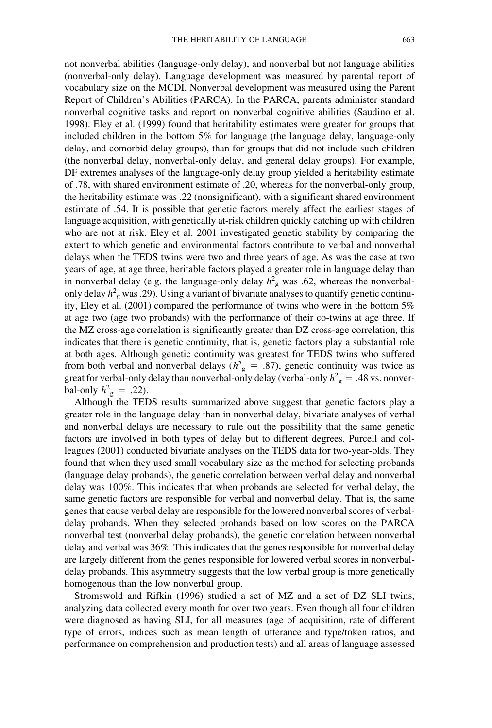not nonverbal abilities (language-only delay), and nonverbal but not language abilities (nonverbal-only delay). Language development was measured by parental report of vocabulary size on the MCDI. Nonverbal development was measured using the Parent Report of Children's Abilities (PARCA). In the PARCA, parents administer standard nonverbal cognitive tasks and report on nonverbal cognitive abilities (Saudino et al. 1998). Eley et al. (1999) found that heritability estimates were greater for groups that included children in the bottom 5% for language (the language delay, language-only delay, and comorbid delay groups), than for groups that did not include such children (the nonverbal delay, nonverbal-only delay, and general delay groups). For example, DF extremes analyses of the language-only delay group yielded a heritability estimate of .78, with shared environment estimate of .20, whereas for the nonverbal-only group, the heritability estimate was .22 (nonsignificant), with a significant shared environment estimate of .54. It is possible that genetic factors merely affect the earliest stages of language acquisition, with genetically at-risk children quickly catching up with children who are not at risk. Eley et al. 2001 investigated genetic stability by comparing the extent to which genetic and environmental factors contribute to verbal and nonverbal delays when the TEDS twins were two and three years of age. As was the case at two years of age, at age three, heritable factors played a greater role in language delay than in nonverbal delay (e.g. the language-only delay $h^2_g$ was .62, whereas the nonverbal-only delay $h^2_g$ was .29). Using a variant of bivariate analyses to quantify genetic continuity, Eley et al. (2001) compared the performance of twins who were in the bottom 5% at age two (age two probands) with the performance of their co-twins at age three. If the MZ cross-age correlation is significantly greater than DZ cross-age correlation, this indicates that there is genetic continuity, that is, genetic factors play a substantial role at both ages. Although genetic continuity was greatest for TEDS twins who suffered from both verbal and nonverbal delays ($h^2_g = .87$), genetic continuity was twice as great for verbal-only delay than nonverbal-only delay (verbal-only $h^2_g = .48$ vs. nonverbal-only $h^2_g = .22$).

Although the TEDS results summarized above suggest that genetic factors play a greater role in the language delay than in nonverbal delay, bivariate analyses of verbal and nonverbal delays are necessary to rule out the possibility that the same genetic factors are involved in both types of delay but to different degrees. Purcell and colleagues (2001) conducted bivariate analyses on the TEDS data for two-year-olds. They found that when they used small vocabulary size as the method for selecting probands (language delay probands), the genetic correlation between verbal delay and nonverbal delay was 100%. This indicates that when probands are selected for verbal delay, the same genetic factors are responsible for verbal and nonverbal delay. That is, the same genes that cause verbal delay are responsible for the lowered nonverbal scores of verbal-delay probands. When they selected probands based on low scores on the PARCA nonverbal test (nonverbal delay probands), the genetic correlation between nonverbal delay and verbal was 36%. This indicates that the genes responsible for nonverbal delay are largely different from the genes responsible for lowered verbal scores in nonverbal-delay probands. This asymmetry suggests that the low verbal group is more genetically homogenous than the low nonverbal group.

Stromswold and Rifkin (1996) studied a set of MZ and a set of DZ SLI twins, analyzing data collected every month for over two years. Even though all four children were diagnosed as having SLI, for all measures (age of acquisition, rate of different type of errors, indices such as mean length of utterance and type/token ratios, and performance on comprehension and production tests) and all areas of language assessed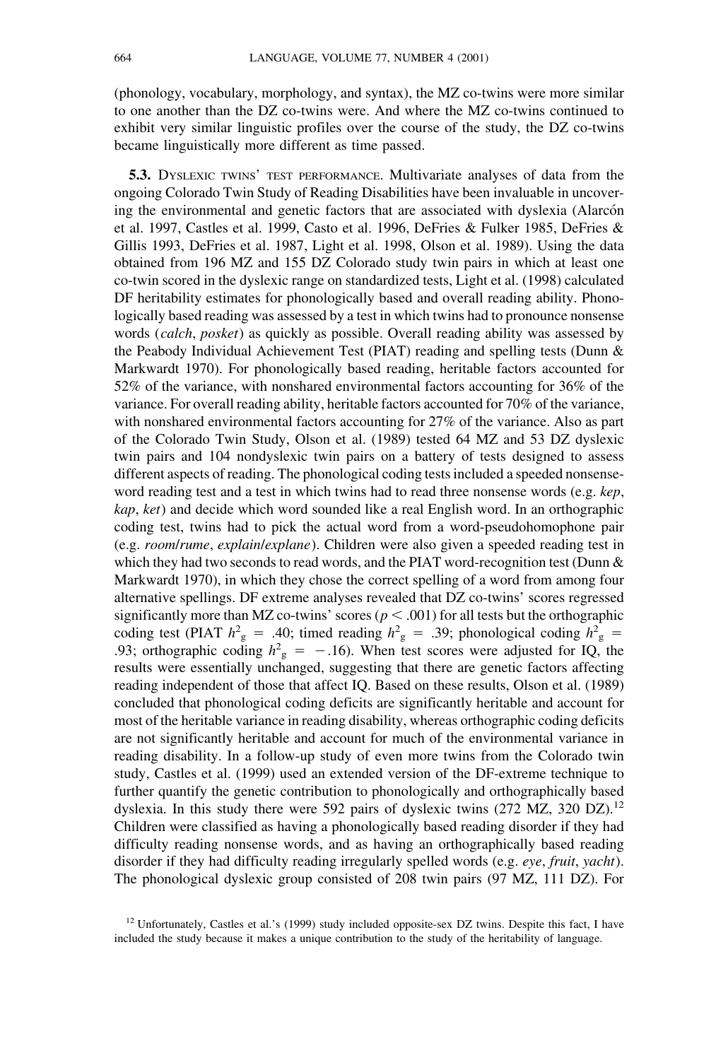(phonology, vocabulary, morphology, and syntax), the MZ co-twins were more similar to one another than the DZ co-twins were. And where the MZ co-twins continued to exhibit very similar linguistic profiles over the course of the study, the DZ co-twins became linguistically more different as time passed.

**5.3.** Dyslexic twins' test performance. Multivariate analyses of data from the ongoing Colorado Twin Study of Reading Disabilities have been invaluable in uncovering the environmental and genetic factors that are associated with dyslexia (Alarcón et al. 1997, Castles et al. 1999, Casto et al. 1996, DeFries & Fulker 1985, DeFries & Gillis 1993, DeFries et al. 1987, Light et al. 1998, Olson et al. 1989). Using the data obtained from 196 MZ and 155 DZ Colorado study twin pairs in which at least one co-twin scored in the dyslexic range on standardized tests, Light et al. (1998) calculated DF heritability estimates for phonologically based and overall reading ability. Phonologically based reading was assessed by a test in which twins had to pronounce nonsense words (*calch*, *posket*) as quickly as possible. Overall reading ability was assessed by the Peabody Individual Achievement Test (PIAT) reading and spelling tests (Dunn & Markwardt 1970). For phonologically based reading, heritable factors accounted for 52% of the variance, with nonshared environmental factors accounting for 36% of the variance. For overall reading ability, heritable factors accounted for 70% of the variance, with nonshared environmental factors accounting for 27% of the variance. Also as part of the Colorado Twin Study, Olson et al. (1989) tested 64 MZ and 53 DZ dyslexic twin pairs and 104 nondyslexic twin pairs on a battery of tests designed to assess different aspects of reading. The phonological coding tests included a speeded nonsense-word reading test and a test in which twins had to read three nonsense words (e.g. *kep*, *kap*, *ket*) and decide which word sounded like a real English word. In an orthographic coding test, twins had to pick the actual word from a word-pseudohomophone pair (e.g. *room*/*rume*, *explain*/*explane*). Children were also given a speeded reading test in which they had two seconds to read words, and the PIAT word-recognition test (Dunn & Markwardt 1970), in which they chose the correct spelling of a word from among four alternative spellings. DF extreme analyses revealed that DZ co-twins' scores regressed significantly more than MZ co-twins' scores ($p < .001$) for all tests but the orthographic coding test (PIAT $h^2_g = .40$; timed reading $h^2_g = .39$; phonological coding $h^2_g = .93$; orthographic coding $h^2_g = -.16$). When test scores were adjusted for IQ, the results were essentially unchanged, suggesting that there are genetic factors affecting reading independent of those that affect IQ. Based on these results, Olson et al. (1989) concluded that phonological coding deficits are significantly heritable and account for most of the heritable variance in reading disability, whereas orthographic coding deficits are not significantly heritable and account for much of the environmental variance in reading disability. In a follow-up study of even more twins from the Colorado twin study, Castles et al. (1999) used an extended version of the DF-extreme technique to further quantify the genetic contribution to phonologically and orthographically based dyslexia. In this study there were 592 pairs of dyslexic twins (272 MZ, 320 DZ).[12] Children were classified as having a phonologically based reading disorder if they had difficulty reading nonsense words, and as having an orthographically based reading disorder if they had difficulty reading irregularly spelled words (e.g. *eye*, *fruit*, *yacht*). The phonological dyslexic group consisted of 208 twin pairs (97 MZ, 111 DZ). For

[12] Unfortunately, Castles et al.'s (1999) study included opposite-sex DZ twins. Despite this fact, I have included the study because it makes a unique contribution to the study of the heritability of language.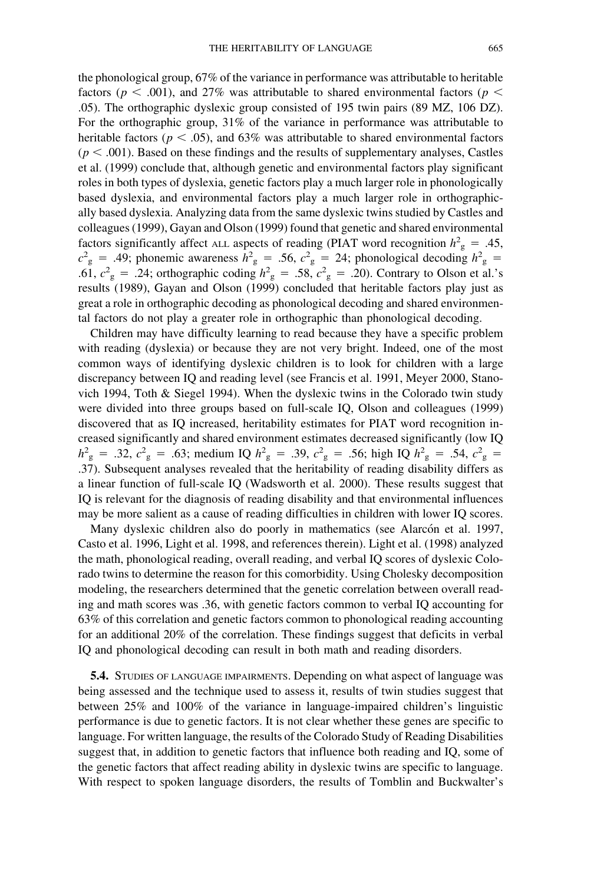the phonological group, 67% of the variance in performance was attributable to heritable factors ($p < .001$), and 27% was attributable to shared environmental factors ($p < .05$). The orthographic dyslexic group consisted of 195 twin pairs (89 MZ, 106 DZ). For the orthographic group, 31% of the variance in performance was attributable to heritable factors ($p < .05$), and 63% was attributable to shared environmental factors ($p < .001$). Based on these findings and the results of supplementary analyses, Castles et al. (1999) conclude that, although genetic and environmental factors play significant roles in both types of dyslexia, genetic factors play a much larger role in phonologically based dyslexia, and environmental factors play a much larger role in orthographically based dyslexia. Analyzing data from the same dyslexic twins studied by Castles and colleagues (1999), Gayan and Olson (1999) found that genetic and shared environmental factors significantly affect ALL aspects of reading (PIAT word recognition $h^2_g = .45$, $c^2_g = .49$; phonemic awareness $h^2_g = .56$, $c^2_g = 24$; phonological decoding $h^2_g = .61$, $c^2_g = .24$; orthographic coding $h^2_g = .58$, $c^2_g = .20$). Contrary to Olson et al.'s results (1989), Gayan and Olson (1999) concluded that heritable factors play just as great a role in orthographic decoding as phonological decoding and shared environmental factors do not play a greater role in orthographic than phonological decoding.

Children may have difficulty learning to read because they have a specific problem with reading (dyslexia) or because they are not very bright. Indeed, one of the most common ways of identifying dyslexic children is to look for children with a large discrepancy between IQ and reading level (see Francis et al. 1991, Meyer 2000, Stanovich 1994, Toth & Siegel 1994). When the dyslexic twins in the Colorado twin study were divided into three groups based on full-scale IQ, Olson and colleagues (1999) discovered that as IQ increased, heritability estimates for PIAT word recognition increased significantly and shared environment estimates decreased significantly (low IQ $h^2_g = .32$, $c^2_g = .63$; medium IQ $h^2_g = .39$, $c^2_g = .56$; high IQ $h^2_g = .54$, $c^2_g = .37$). Subsequent analyses revealed that the heritability of reading disability differs as a linear function of full-scale IQ (Wadsworth et al. 2000). These results suggest that IQ is relevant for the diagnosis of reading disability and that environmental influences may be more salient as a cause of reading difficulties in children with lower IQ scores.

Many dyslexic children also do poorly in mathematics (see Alarcón et al. 1997, Casto et al. 1996, Light et al. 1998, and references therein). Light et al. (1998) analyzed the math, phonological reading, overall reading, and verbal IQ scores of dyslexic Colorado twins to determine the reason for this comorbidity. Using Cholesky decomposition modeling, the researchers determined that the genetic correlation between overall reading and math scores was .36, with genetic factors common to verbal IQ accounting for 63% of this correlation and genetic factors common to phonological reading accounting for an additional 20% of the correlation. These findings suggest that deficits in verbal IQ and phonological decoding can result in both math and reading disorders.

**5.4.** STUDIES OF LANGUAGE IMPAIRMENTS. Depending on what aspect of language was being assessed and the technique used to assess it, results of twin studies suggest that between 25% and 100% of the variance in language-impaired children's linguistic performance is due to genetic factors. It is not clear whether these genes are specific to language. For written language, the results of the Colorado Study of Reading Disabilities suggest that, in addition to genetic factors that influence both reading and IQ, some of the genetic factors that affect reading ability in dyslexic twins are specific to language. With respect to spoken language disorders, the results of Tomblin and Buckwalter's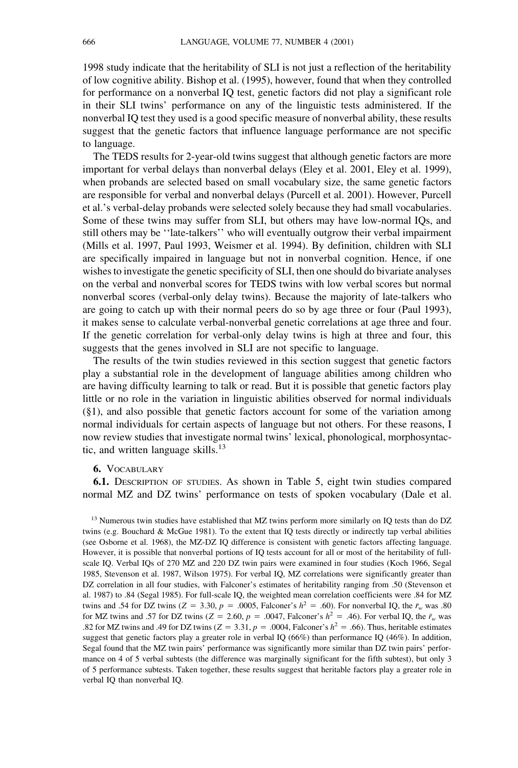1998 study indicate that the heritability of SLI is not just a reflection of the heritability of low cognitive ability. Bishop et al. (1995), however, found that when they controlled for performance on a nonverbal IQ test, genetic factors did not play a significant role in their SLI twins' performance on any of the linguistic tests administered. If the nonverbal IQ test they used is a good specific measure of nonverbal ability, these results suggest that the genetic factors that influence language performance are not specific to language.

The TEDS results for 2-year-old twins suggest that although genetic factors are more important for verbal delays than nonverbal delays (Eley et al. 2001, Eley et al. 1999), when probands are selected based on small vocabulary size, the same genetic factors are responsible for verbal and nonverbal delays (Purcell et al. 2001). However, Purcell et al.'s verbal-delay probands were selected solely because they had small vocabularies. Some of these twins may suffer from SLI, but others may have low-normal IQs, and still others may be ''late-talkers'' who will eventually outgrow their verbal impairment (Mills et al. 1997, Paul 1993, Weismer et al. 1994). By definition, children with SLI are specifically impaired in language but not in nonverbal cognition. Hence, if one wishes to investigate the genetic specificity of SLI, then one should do bivariate analyses on the verbal and nonverbal scores for TEDS twins with low verbal scores but normal nonverbal scores (verbal-only delay twins). Because the majority of late-talkers who are going to catch up with their normal peers do so by age three or four (Paul 1993), it makes sense to calculate verbal-nonverbal genetic correlations at age three and four. If the genetic correlation for verbal-only delay twins is high at three and four, this suggests that the genes involved in SLI are not specific to language.

The results of the twin studies reviewed in this section suggest that genetic factors play a substantial role in the development of language abilities among children who are having difficulty learning to talk or read. But it is possible that genetic factors play little or no role in the variation in linguistic abilities observed for normal individuals (§1), and also possible that genetic factors account for some of the variation among normal individuals for certain aspects of language but not others. For these reasons, I now review studies that investigate normal twins' lexical, phonological, morphosyntactic, and written language skills.[13]

## 6. Vocabulary

**6.1.** Description of studies. As shown in Table 5, eight twin studies compared normal MZ and DZ twins' performance on tests of spoken vocabulary (Dale et al.

[13] Numerous twin studies have established that MZ twins perform more similarly on IQ tests than do DZ twins (e.g. Bouchard & McGue 1981). To the extent that IQ tests directly or indirectly tap verbal abilities (see Osborne et al. 1968), the MZ-DZ IQ difference is consistent with genetic factors affecting language. However, it is possible that nonverbal portions of IQ tests account for all or most of the heritability of full-scale IQ. Verbal IQs of 270 MZ and 220 DZ twin pairs were examined in four studies (Koch 1966, Segal 1985, Stevenson et al. 1987, Wilson 1975). For verbal IQ, MZ correlations were significantly greater than DZ correlation in all four studies, with Falconer's estimates of heritability ranging from .50 (Stevenson et al. 1987) to .84 (Segal 1985). For full-scale IQ, the weighted mean correlation coefficients were .84 for MZ twins and .54 for DZ twins ($Z = 3.30$, $p = .0005$, Falconer's $h^2 = .60$). For nonverbal IQ, the $\bar{r}_w$ was .80 for MZ twins and .57 for DZ twins ($Z = 2.60$, $p = .0047$, Falconer's $h^2 = .46$). For verbal IQ, the $\bar{r}_w$ was .82 for MZ twins and .49 for DZ twins ($Z = 3.31$, $p = .0004$, Falconer's $h^2 = .66$). Thus, heritable estimates suggest that genetic factors play a greater role in verbal IQ (66%) than performance IQ (46%). In addition, Segal found that the MZ twin pairs' performance was significantly more similar than DZ twin pairs' performance on 4 of 5 verbal subtests (the difference was marginally significant for the fifth subtest), but only 3 of 5 performance subtests. Taken together, these results suggest that heritable factors play a greater role in verbal IQ than nonverbal IQ.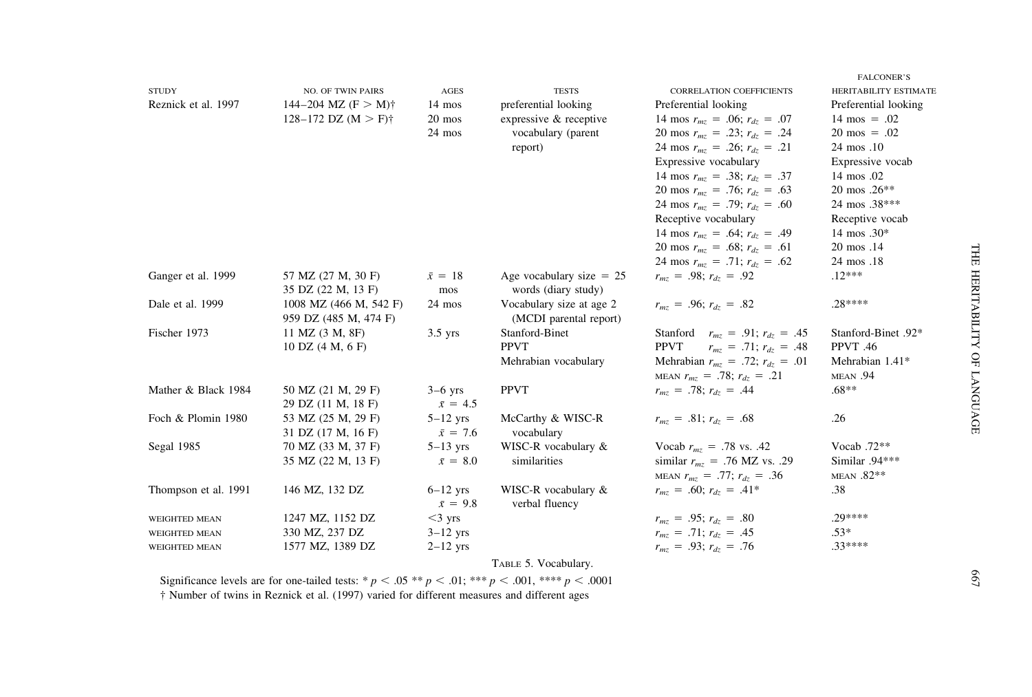| STUDY | NO. OF TWIN PAIRS | AGES | TESTS | CORRELATION COEFFICIENTS | FALCONER'S HERITABILITY ESTIMATE |
|---|---|---|---|---|---|
| Reznick et al. 1997 | 144–204 MZ (F > M)† <br> 128–172 DZ (M > F)† | 14 mos <br> 20 mos <br> 24 mos | preferential looking <br> expressive & receptive vocabulary (parent report) | Preferential looking <br> 14 mos $r_{mz}$ = .06; $r_{dz}$ = .07 <br> 20 mos $r_{mz}$ = .23; $r_{dz}$ = .24 <br> 24 mos $r_{mz}$ = .26; $r_{dz}$ = .21 <br> Expressive vocabulary <br> 14 mos $r_{mz}$ = .38; $r_{dz}$ = .37 <br> 20 mos $r_{mz}$ = .76; $r_{dz}$ = .63 <br> 24 mos $r_{mz}$ = .79; $r_{dz}$ = .60 <br> Receptive vocabulary <br> 14 mos $r_{mz}$ = .64; $r_{dz}$ = .49 <br> 20 mos $r_{mz}$ = .68; $r_{dz}$ = .61 <br> 24 mos $r_{mz}$ = .71; $r_{dz}$ = .62 | Preferential looking <br> 14 mos = .02 <br> 20 mos = .02 <br> 24 mos .10 <br> Expressive vocab <br> 14 mos .02 <br> 20 mos .26** <br> 24 mos .38*** <br> Receptive vocab <br> 14 mos .30* <br> 20 mos .14 <br> 24 mos .18 |
| Ganger et al. 1999 | 57 MZ (27 M, 30 F) <br> 35 DZ (22 M, 13 F) | $\bar{x}$ = 18 mos | Age vocabulary size = 25 words (diary study) | $r_{mz}$ = .98; $r_{dz}$ = .92 | .12*** |
| Dale et al. 1999 | 1008 MZ (466 M, 542 F) <br> 959 DZ (485 M, 474 F) | 24 mos | Vocabulary size at age 2 (MCDI parental report) | $r_{mz}$ = .96; $r_{dz}$ = .82 | .28**** |
| Fischer 1973 | 11 MZ (3 M, 8F) <br> 10 DZ (4 M, 6 F) | 3.5 yrs | Stanford-Binet <br> PPVT <br> Mehrabian vocabulary | Stanford $r_{mz}$ = .91; $r_{dz}$ = .45 <br> PPVT $r_{mz}$ = .71; $r_{dz}$ = .48 <br> Mehrabian $r_{mz}$ = .72; $r_{dz}$ = .01 <br> MEAN $r_{mz}$ = .78; $r_{dz}$ = .21 | Stanford-Binet .92* <br> PPVT .46 <br> Mehrabian 1.41* <br> MEAN .94 |
| Mather & Black 1984 | 50 MZ (21 M, 29 F) <br> 29 DZ (11 M, 18 F) | 3–6 yrs <br> $\bar{x}$ = 4.5 | PPVT | $r_{mz}$ = .78; $r_{dz}$ = .44 | .68** |
| Foch & Plomin 1980 | 53 MZ (25 M, 29 F) <br> 31 DZ (17 M, 16 F) | 5–12 yrs <br> $\bar{x}$ = 7.6 | McCarthy & WISC-R vocabulary | $r_{mz}$ = .81; $r_{dz}$ = .68 | .26 |
| Segal 1985 | 70 MZ (33 M, 37 F) <br> 35 MZ (22 M, 13 F) | 5–13 yrs <br> $\bar{x}$ = 8.0 | WISC-R vocabulary & similarities | Vocab $r_{mz}$ = .78 vs. .42 <br> similar $r_{mz}$ = .76 MZ vs. .29 <br> MEAN $r_{mz}$ = .77; $r_{dz}$ = .36 | Vocab .72** <br> Similar .94*** <br> MEAN .82** |
| Thompson et al. 1991 | 146 MZ, 132 DZ | 6–12 yrs <br> $\bar{x}$ = 9.8 | WISC-R vocabulary & verbal fluency | $r_{mz}$ = .60; $r_{dz}$ = .41* | .38 |
| WEIGHTED MEAN | 1247 MZ, 1152 DZ | <3 yrs | | $r_{mz}$ = .95; $r_{dz}$ = .80 | .29**** |
| WEIGHTED MEAN | 330 MZ, 237 DZ | 3–12 yrs | | $r_{mz}$ = .71; $r_{dz}$ = .45 | .53* |
| WEIGHTED MEAN | 1577 MZ, 1389 DZ | 2–12 yrs | | $r_{mz}$ = .93; $r_{dz}$ = .76 | .33**** |

TABLE 5. Vocabulary.

Significance levels are for one-tailed tests: * $p < .05$ ** $p < .01$; *** $p < .001$, **** $p < .0001$

† Number of twins in Reznick et al. (1997) varied for different measures and different ages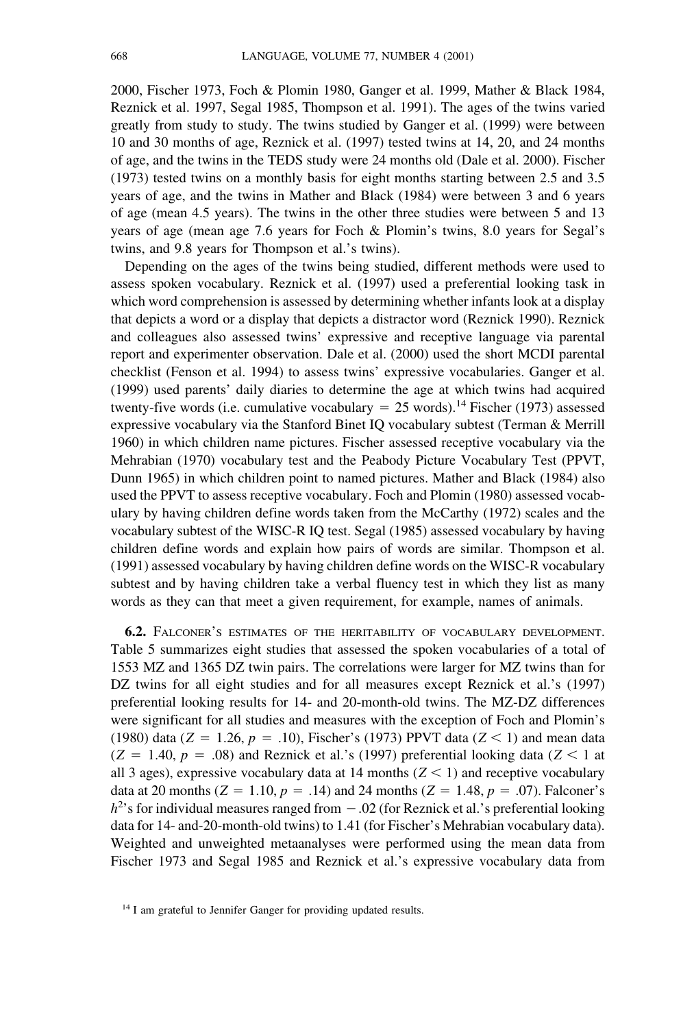2000, Fischer 1973, Foch & Plomin 1980, Ganger et al. 1999, Mather & Black 1984, Reznick et al. 1997, Segal 1985, Thompson et al. 1991). The ages of the twins varied greatly from study to study. The twins studied by Ganger et al. (1999) were between 10 and 30 months of age, Reznick et al. (1997) tested twins at 14, 20, and 24 months of age, and the twins in the TEDS study were 24 months old (Dale et al. 2000). Fischer (1973) tested twins on a monthly basis for eight months starting between 2.5 and 3.5 years of age, and the twins in Mather and Black (1984) were between 3 and 6 years of age (mean 4.5 years). The twins in the other three studies were between 5 and 13 years of age (mean age 7.6 years for Foch & Plomin's twins, 8.0 years for Segal's twins, and 9.8 years for Thompson et al.'s twins).

Depending on the ages of the twins being studied, different methods were used to assess spoken vocabulary. Reznick et al. (1997) used a preferential looking task in which word comprehension is assessed by determining whether infants look at a display that depicts a word or a display that depicts a distractor word (Reznick 1990). Reznick and colleagues also assessed twins' expressive and receptive language via parental report and experimenter observation. Dale et al. (2000) used the short MCDI parental checklist (Fenson et al. 1994) to assess twins' expressive vocabularies. Ganger et al. (1999) used parents' daily diaries to determine the age at which twins had acquired twenty-five words (i.e. cumulative vocabulary = 25 words).[14] Fischer (1973) assessed expressive vocabulary via the Stanford Binet IQ vocabulary subtest (Terman & Merrill 1960) in which children name pictures. Fischer assessed receptive vocabulary via the Mehrabian (1970) vocabulary test and the Peabody Picture Vocabulary Test (PPVT, Dunn 1965) in which children point to named pictures. Mather and Black (1984) also used the PPVT to assess receptive vocabulary. Foch and Plomin (1980) assessed vocabulary by having children define words taken from the McCarthy (1972) scales and the vocabulary subtest of the WISC-R IQ test. Segal (1985) assessed vocabulary by having children define words and explain how pairs of words are similar. Thompson et al. (1991) assessed vocabulary by having children define words on the WISC-R vocabulary subtest and by having children take a verbal fluency test in which they list as many words as they can that meet a given requirement, for example, names of animals.

**6.2.** Falconer's estimates of the heritability of vocabulary development. Table 5 summarizes eight studies that assessed the spoken vocabularies of a total of 1553 MZ and 1365 DZ twin pairs. The correlations were larger for MZ twins than for DZ twins for all eight studies and for all measures except Reznick et al.'s (1997) preferential looking results for 14- and 20-month-old twins. The MZ-DZ differences were significant for all studies and measures with the exception of Foch and Plomin's (1980) data ($Z = 1.26$, $p = .10$), Fischer's (1973) PPVT data ($Z < 1$) and mean data ($Z = 1.40$, $p = .08$) and Reznick et al.'s (1997) preferential looking data ($Z < 1$ at all 3 ages), expressive vocabulary data at 14 months ($Z < 1$) and receptive vocabulary data at 20 months ($Z = 1.10$, $p = .14$) and 24 months ($Z = 1.48$, $p = .07$). Falconer's $h^2$'s for individual measures ranged from $-.02$ (for Reznick et al.'s preferential looking data for 14- and-20-month-old twins) to 1.41 (for Fischer's Mehrabian vocabulary data). Weighted and unweighted metaanalyses were performed using the mean data from Fischer 1973 and Segal 1985 and Reznick et al.'s expressive vocabulary data from

[14] I am grateful to Jennifer Ganger for providing updated results.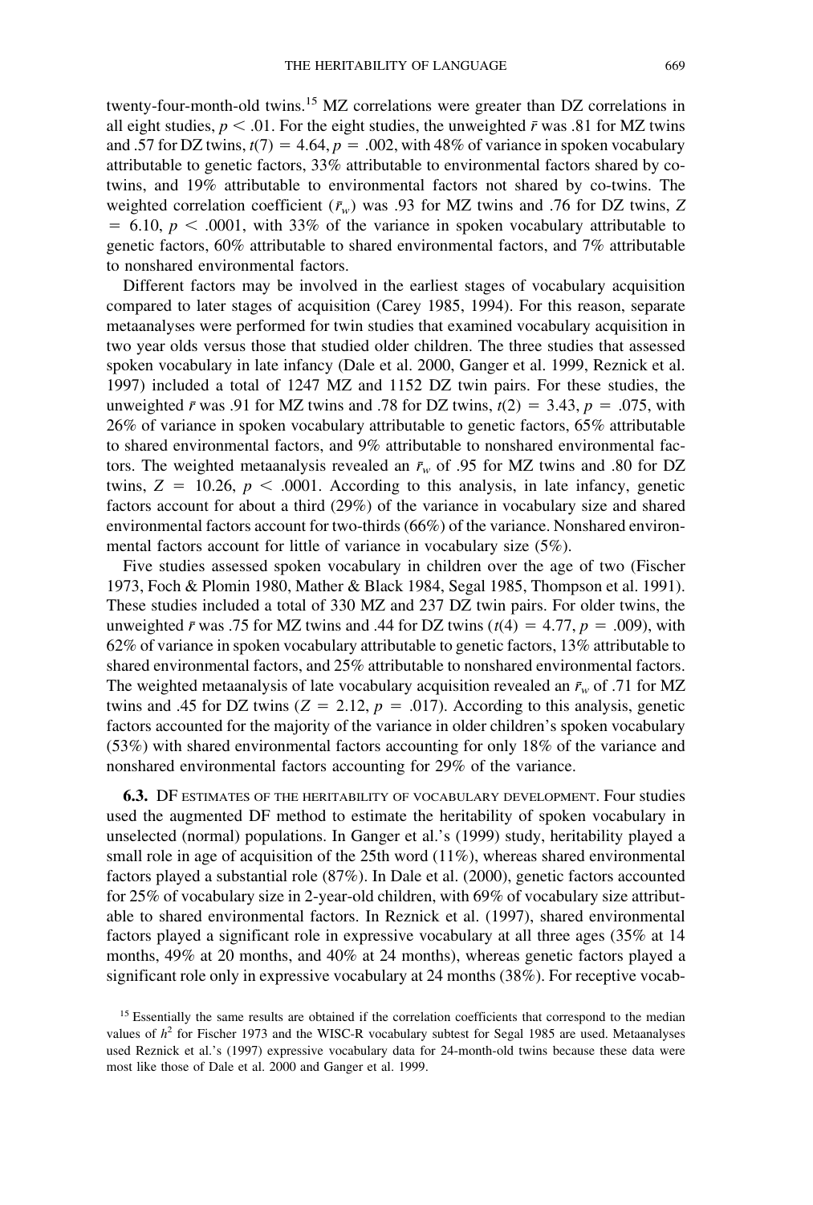twenty-four-month-old twins.[15] MZ correlations were greater than DZ correlations in all eight studies, $p < .01$. For the eight studies, the unweighted $\bar{r}$ was .81 for MZ twins and .57 for DZ twins, $t(7) = 4.64$, $p = .002$, with 48% of variance in spoken vocabulary attributable to genetic factors, 33% attributable to environmental factors shared by co-twins, and 19% attributable to environmental factors not shared by co-twins. The weighted correlation coefficient ($\bar{r}_w$) was .93 for MZ twins and .76 for DZ twins, $Z = 6.10$, $p < .0001$, with 33% of the variance in spoken vocabulary attributable to genetic factors, 60% attributable to shared environmental factors, and 7% attributable to nonshared environmental factors.

Different factors may be involved in the earliest stages of vocabulary acquisition compared to later stages of acquisition (Carey 1985, 1994). For this reason, separate metaanalyses were performed for twin studies that examined vocabulary acquisition in two year olds versus those that studied older children. The three studies that assessed spoken vocabulary in late infancy (Dale et al. 2000, Ganger et al. 1999, Reznick et al. 1997) included a total of 1247 MZ and 1152 DZ twin pairs. For these studies, the unweighted $\bar{r}$ was .91 for MZ twins and .78 for DZ twins, $t(2) = 3.43$, $p = .075$, with 26% of variance in spoken vocabulary attributable to genetic factors, 65% attributable to shared environmental factors, and 9% attributable to nonshared environmental factors. The weighted metaanalysis revealed an $\bar{r}_w$ of .95 for MZ twins and .80 for DZ twins, $Z = 10.26$, $p < .0001$. According to this analysis, in late infancy, genetic factors account for about a third (29%) of the variance in vocabulary size and shared environmental factors account for two-thirds (66%) of the variance. Nonshared environmental factors account for little of variance in vocabulary size (5%).

Five studies assessed spoken vocabulary in children over the age of two (Fischer 1973, Foch & Plomin 1980, Mather & Black 1984, Segal 1985, Thompson et al. 1991). These studies included a total of 330 MZ and 237 DZ twin pairs. For older twins, the unweighted $\bar{r}$ was .75 for MZ twins and .44 for DZ twins ($t(4) = 4.77$, $p = .009$), with 62% of variance in spoken vocabulary attributable to genetic factors, 13% attributable to shared environmental factors, and 25% attributable to nonshared environmental factors. The weighted metaanalysis of late vocabulary acquisition revealed an $\bar{r}_w$ of .71 for MZ twins and .45 for DZ twins ($Z = 2.12$, $p = .017$). According to this analysis, genetic factors accounted for the majority of the variance in older children's spoken vocabulary (53%) with shared environmental factors accounting for only 18% of the variance and nonshared environmental factors accounting for 29% of the variance.

**6.3.** DF ESTIMATES OF THE HERITABILITY OF VOCABULARY DEVELOPMENT. Four studies used the augmented DF method to estimate the heritability of spoken vocabulary in unselected (normal) populations. In Ganger et al.'s (1999) study, heritability played a small role in age of acquisition of the 25th word (11%), whereas shared environmental factors played a substantial role (87%). In Dale et al. (2000), genetic factors accounted for 25% of vocabulary size in 2-year-old children, with 69% of vocabulary size attributable to shared environmental factors. In Reznick et al. (1997), shared environmental factors played a significant role in expressive vocabulary at all three ages (35% at 14 months, 49% at 20 months, and 40% at 24 months), whereas genetic factors played a significant role only in expressive vocabulary at 24 months (38%). For receptive vocab-

[15] Essentially the same results are obtained if the correlation coefficients that correspond to the median values of $h^2$ for Fischer 1973 and the WISC-R vocabulary subtest for Segal 1985 are used. Metaanalyses used Reznick et al.'s (1997) expressive vocabulary data for 24-month-old twins because these data were most like those of Dale et al. 2000 and Ganger et al. 1999.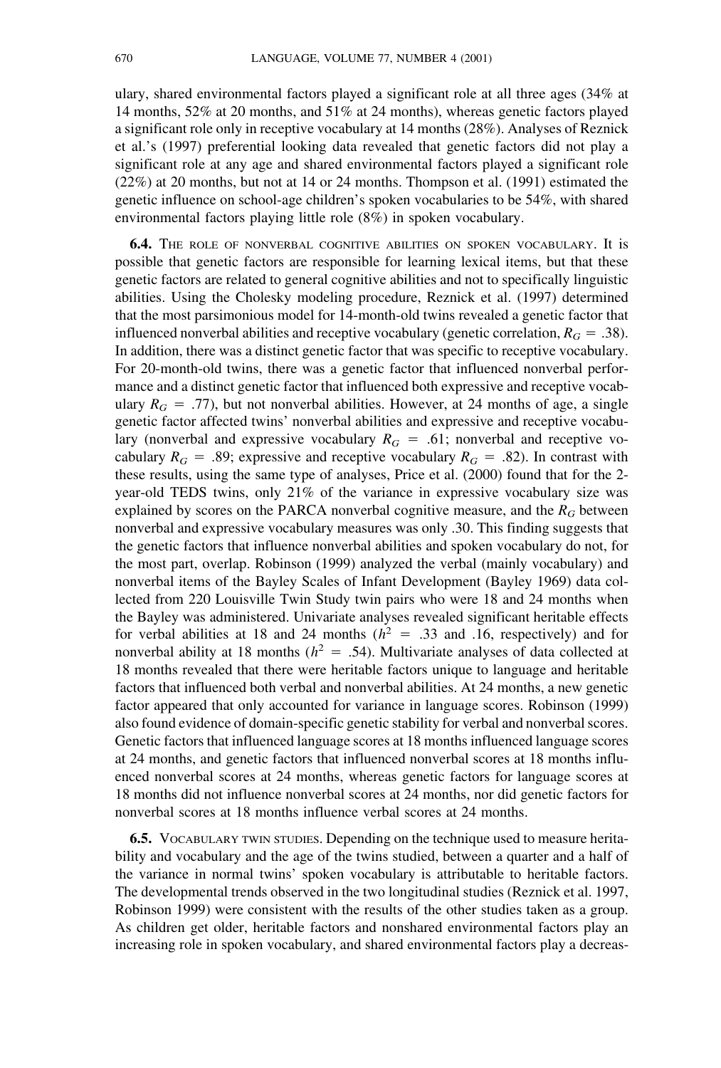ulary, shared environmental factors played a significant role at all three ages (34% at 14 months, 52% at 20 months, and 51% at 24 months), whereas genetic factors played a significant role only in receptive vocabulary at 14 months (28%). Analyses of Reznick et al.'s (1997) preferential looking data revealed that genetic factors did not play a significant role at any age and shared environmental factors played a significant role (22%) at 20 months, but not at 14 or 24 months. Thompson et al. (1991) estimated the genetic influence on school-age children's spoken vocabularies to be 54%, with shared environmental factors playing little role (8%) in spoken vocabulary.

**6.4.** The role of nonverbal cognitive abilities on spoken vocabulary. It is possible that genetic factors are responsible for learning lexical items, but that these genetic factors are related to general cognitive abilities and not to specifically linguistic abilities. Using the Cholesky modeling procedure, Reznick et al. (1997) determined that the most parsimonious model for 14-month-old twins revealed a genetic factor that influenced nonverbal abilities and receptive vocabulary (genetic correlation, $R_G = .38$). In addition, there was a distinct genetic factor that was specific to receptive vocabulary. For 20-month-old twins, there was a genetic factor that influenced nonverbal performance and a distinct genetic factor that influenced both expressive and receptive vocabulary $R_G = .77$), but not nonverbal abilities. However, at 24 months of age, a single genetic factor affected twins' nonverbal abilities and expressive and receptive vocabulary (nonverbal and expressive vocabulary $R_G = .61$; nonverbal and receptive vocabulary $R_G = .89$; expressive and receptive vocabulary $R_G = .82$). In contrast with these results, using the same type of analyses, Price et al. (2000) found that for the 2-year-old TEDS twins, only 21% of the variance in expressive vocabulary size was explained by scores on the PARCA nonverbal cognitive measure, and the $R_G$ between nonverbal and expressive vocabulary measures was only .30. This finding suggests that the genetic factors that influence nonverbal abilities and spoken vocabulary do not, for the most part, overlap. Robinson (1999) analyzed the verbal (mainly vocabulary) and nonverbal items of the Bayley Scales of Infant Development (Bayley 1969) data collected from 220 Louisville Twin Study twin pairs who were 18 and 24 months when the Bayley was administered. Univariate analyses revealed significant heritable effects for verbal abilities at 18 and 24 months ($h^2 = .33$ and .16, respectively) and for nonverbal ability at 18 months ($h^2 = .54$). Multivariate analyses of data collected at 18 months revealed that there were heritable factors unique to language and heritable factors that influenced both verbal and nonverbal abilities. At 24 months, a new genetic factor appeared that only accounted for variance in language scores. Robinson (1999) also found evidence of domain-specific genetic stability for verbal and nonverbal scores. Genetic factors that influenced language scores at 18 months influenced language scores at 24 months, and genetic factors that influenced nonverbal scores at 18 months influenced nonverbal scores at 24 months, whereas genetic factors for language scores at 18 months did not influence nonverbal scores at 24 months, nor did genetic factors for nonverbal scores at 18 months influence verbal scores at 24 months.

**6.5.** Vocabulary twin studies. Depending on the technique used to measure heritability and vocabulary and the age of the twins studied, between a quarter and a half of the variance in normal twins' spoken vocabulary is attributable to heritable factors. The developmental trends observed in the two longitudinal studies (Reznick et al. 1997, Robinson 1999) were consistent with the results of the other studies taken as a group. As children get older, heritable factors and nonshared environmental factors play an increasing role in spoken vocabulary, and shared environmental factors play a decreas-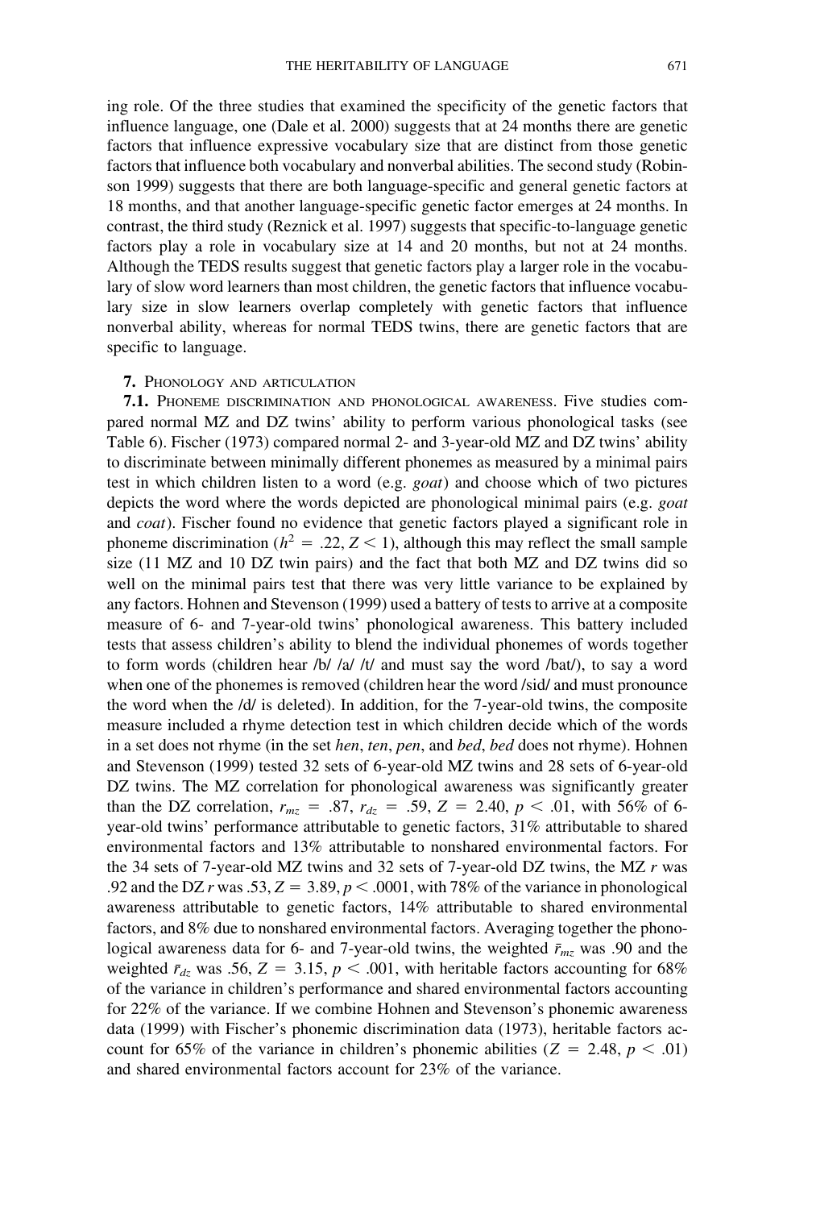ing role. Of the three studies that examined the specificity of the genetic factors that influence language, one (Dale et al. 2000) suggests that at 24 months there are genetic factors that influence expressive vocabulary size that are distinct from those genetic factors that influence both vocabulary and nonverbal abilities. The second study (Robinson 1999) suggests that there are both language-specific and general genetic factors at 18 months, and that another language-specific genetic factor emerges at 24 months. In contrast, the third study (Reznick et al. 1997) suggests that specific-to-language genetic factors play a role in vocabulary size at 14 and 20 months, but not at 24 months. Although the TEDS results suggest that genetic factors play a larger role in the vocabulary of slow word learners than most children, the genetic factors that influence vocabulary size in slow learners overlap completely with genetic factors that influence nonverbal ability, whereas for normal TEDS twins, there are genetic factors that are specific to language.

## 7. Phonology and articulation

**7.1. Phoneme discrimination and phonological awareness.** Five studies compared normal MZ and DZ twins' ability to perform various phonological tasks (see Table 6). Fischer (1973) compared normal 2- and 3-year-old MZ and DZ twins' ability to discriminate between minimally different phonemes as measured by a minimal pairs test in which children listen to a word (e.g. *goat*) and choose which of two pictures depicts the word where the words depicted are phonological minimal pairs (e.g. *goat* and *coat*). Fischer found no evidence that genetic factors played a significant role in phoneme discrimination ($h^2 = .22$, $Z < 1$), although this may reflect the small sample size (11 MZ and 10 DZ twin pairs) and the fact that both MZ and DZ twins did so well on the minimal pairs test that there was very little variance to be explained by any factors. Hohnen and Stevenson (1999) used a battery of tests to arrive at a composite measure of 6- and 7-year-old twins' phonological awareness. This battery included tests that assess children's ability to blend the individual phonemes of words together to form words (children hear /b/ /a/ /t/ and must say the word /bat/), to say a word when one of the phonemes is removed (children hear the word /sid/ and must pronounce the word when the /d/ is deleted). In addition, for the 7-year-old twins, the composite measure included a rhyme detection test in which children decide which of the words in a set does not rhyme (in the set *hen*, *ten*, *pen*, and *bed*, *bed* does not rhyme). Hohnen and Stevenson (1999) tested 32 sets of 6-year-old MZ twins and 28 sets of 6-year-old DZ twins. The MZ correlation for phonological awareness was significantly greater than the DZ correlation, $r_{mz} = .87$, $r_{dz} = .59$, $Z = 2.40$, $p < .01$, with 56% of 6-year-old twins' performance attributable to genetic factors, 31% attributable to shared environmental factors and 13% attributable to nonshared environmental factors. For the 34 sets of 7-year-old MZ twins and 32 sets of 7-year-old DZ twins, the MZ $r$ was .92 and the DZ $r$ was .53, $Z = 3.89$, $p < .0001$, with 78% of the variance in phonological awareness attributable to genetic factors, 14% attributable to shared environmental factors, and 8% due to nonshared environmental factors. Averaging together the phonological awareness data for 6- and 7-year-old twins, the weighted $\bar{r}_{mz}$ was .90 and the weighted $\bar{r}_{dz}$ was .56, $Z = 3.15$, $p < .001$, with heritable factors accounting for 68% of the variance in children's performance and shared environmental factors accounting for 22% of the variance. If we combine Hohnen and Stevenson's phonemic awareness data (1999) with Fischer's phonemic discrimination data (1973), heritable factors account for 65% of the variance in children's phonemic abilities ($Z = 2.48$, $p < .01$) and shared environmental factors account for 23% of the variance.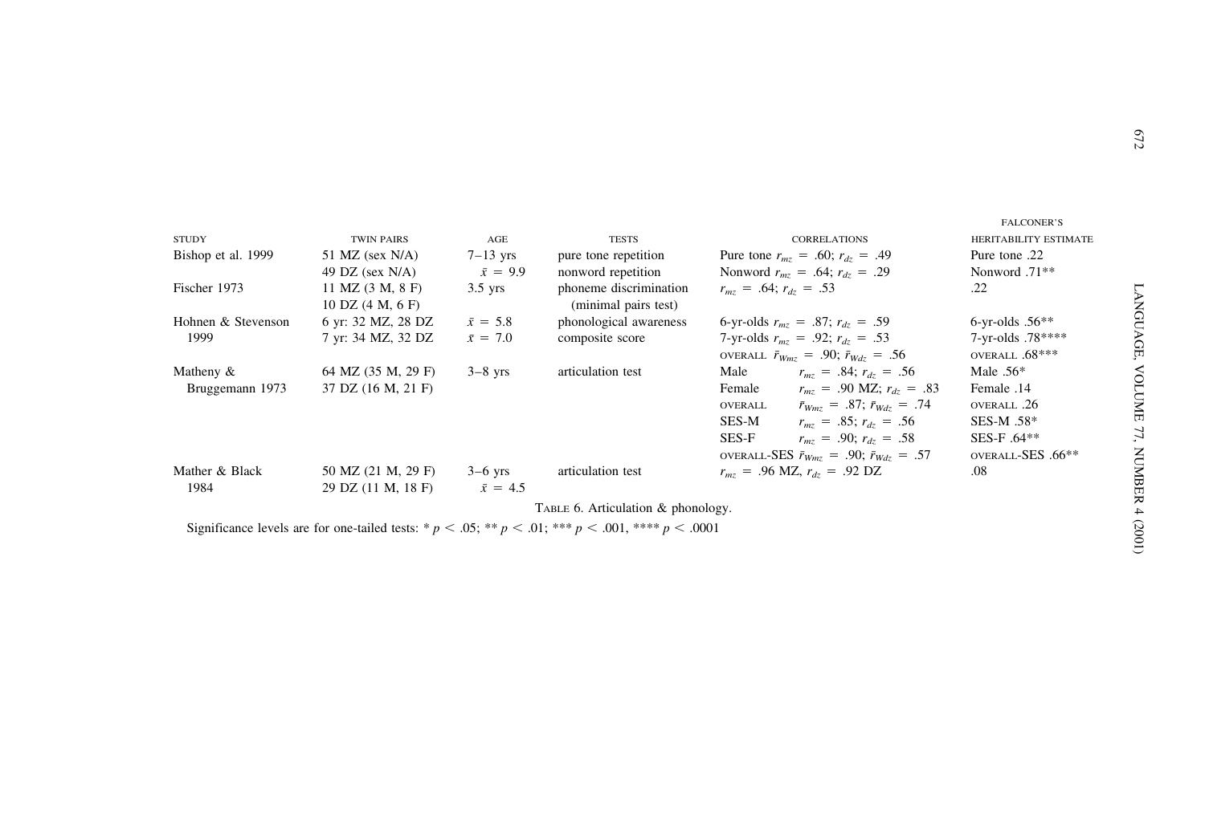| STUDY | TWIN PAIRS | AGE | TESTS | CORRELATIONS | FALCONER'S HERITABILITY ESTIMATE |
|---|---|---|---|---|---|
| Bishop et al. 1999 | 51 MZ (sex N/A) | 7–13 yrs | pure tone repetition | Pure tone $r_{mz}$ = .60; $r_{dz}$ = .49 | Pure tone .22 |
| | 49 DZ (sex N/A) | $\bar{x}$ = 9.9 | nonword repetition | Nonword $r_{mz}$ = .64; $r_{dz}$ = .29 | Nonword .71** |
| Fischer 1973 | 11 MZ (3 M, 8 F) | 3.5 yrs | phoneme discrimination | $r_{mz}$ = .64; $r_{dz}$ = .53 | .22 |
| | 10 DZ (4 M, 6 F) | | (minimal pairs test) | | |
| Hohnen & Stevenson 1999 | 6 yr: 32 MZ, 28 DZ | $\bar{x}$ = 5.8 | phonological awareness | 6-yr-olds $r_{mz}$ = .87; $r_{dz}$ = .59 | 6-yr-olds .56** |
| | 7 yr: 34 MZ, 32 DZ | $\bar{x}$ = 7.0 | composite score | 7-yr-olds $r_{mz}$ = .92; $r_{dz}$ = .53 | 7-yr-olds .78**** |
| | | | | OVERALL $\bar{r}_{Wmz}$ = .90; $\bar{r}_{Wdz}$ = .56 | OVERALL .68*** |
| Matheny & Bruggemann 1973 | 64 MZ (35 M, 29 F) | 3–8 yrs | articulation test | Male $r_{mz}$ = .84; $r_{dz}$ = .56 | Male .56* |
| | 37 DZ (16 M, 21 F) | | | Female $r_{mz}$ = .90 MZ; $r_{dz}$ = .83 | Female .14 |
| | | | | OVERALL $\bar{r}_{Wmz}$ = .87; $\bar{r}_{Wdz}$ = .74 | OVERALL .26 |
| | | | | SES-M $r_{mz}$ = .85; $r_{dz}$ = .56 | SES-M .58* |
| | | | | SES-F $r_{mz}$ = .90; $r_{dz}$ = .58 | SES-F .64** |
| | | | | OVERALL-SES $\bar{r}_{Wmz}$ = .90; $\bar{r}_{Wdz}$ = .57 | OVERALL-SES .66** |
| Mather & Black 1984 | 50 MZ (21 M, 29 F) | 3–6 yrs | articulation test | $r_{mz}$ = .96 MZ, $r_{dz}$ = .92 DZ | .08 |
| | 29 DZ (11 M, 18 F) | $\bar{x}$ = 4.5 | | | |

TABLE 6. Articulation & phonology.

Significance levels are for one-tailed tests: * $p < .05$; ** $p < .01$; *** $p < .001$, **** $p < .0001$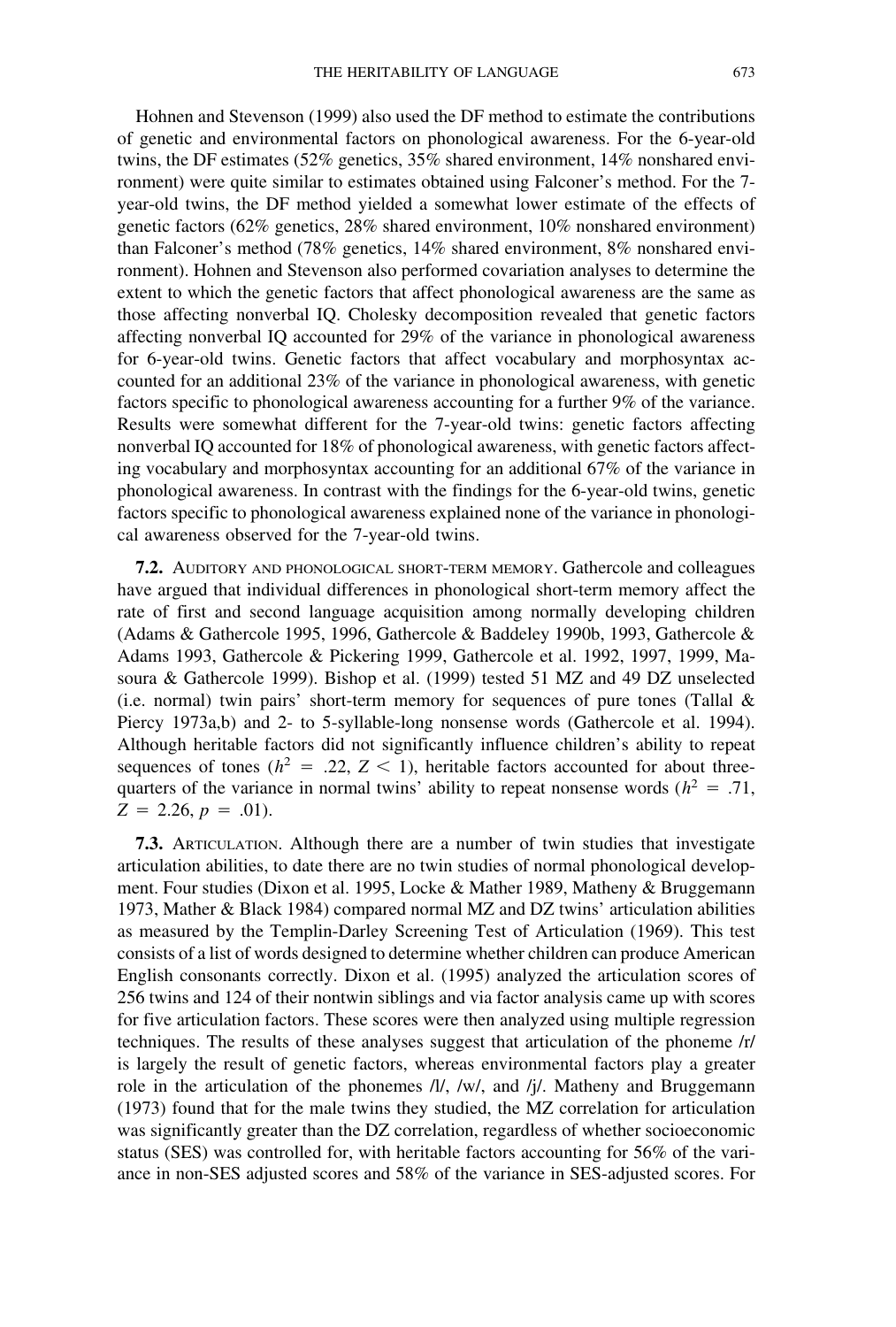Hohnen and Stevenson (1999) also used the DF method to estimate the contributions of genetic and environmental factors on phonological awareness. For the 6-year-old twins, the DF estimates (52% genetics, 35% shared environment, 14% nonshared environment) were quite similar to estimates obtained using Falconer's method. For the 7-year-old twins, the DF method yielded a somewhat lower estimate of the effects of genetic factors (62% genetics, 28% shared environment, 10% nonshared environment) than Falconer's method (78% genetics, 14% shared environment, 8% nonshared environment). Hohnen and Stevenson also performed covariation analyses to determine the extent to which the genetic factors that affect phonological awareness are the same as those affecting nonverbal IQ. Cholesky decomposition revealed that genetic factors affecting nonverbal IQ accounted for 29% of the variance in phonological awareness for 6-year-old twins. Genetic factors that affect vocabulary and morphosyntax accounted for an additional 23% of the variance in phonological awareness, with genetic factors specific to phonological awareness accounting for a further 9% of the variance. Results were somewhat different for the 7-year-old twins: genetic factors affecting nonverbal IQ accounted for 18% of phonological awareness, with genetic factors affecting vocabulary and morphosyntax accounting for an additional 67% of the variance in phonological awareness. In contrast with the findings for the 6-year-old twins, genetic factors specific to phonological awareness explained none of the variance in phonological awareness observed for the 7-year-old twins.

**7.2.** Auditory and phonological short-term memory. Gathercole and colleagues have argued that individual differences in phonological short-term memory affect the rate of first and second language acquisition among normally developing children (Adams & Gathercole 1995, 1996, Gathercole & Baddeley 1990b, 1993, Gathercole & Adams 1993, Gathercole & Pickering 1999, Gathercole et al. 1992, 1997, 1999, Masoura & Gathercole 1999). Bishop et al. (1999) tested 51 MZ and 49 DZ unselected (i.e. normal) twin pairs' short-term memory for sequences of pure tones (Tallal & Piercy 1973a,b) and 2- to 5-syllable-long nonsense words (Gathercole et al. 1994). Although heritable factors did not significantly influence children's ability to repeat sequences of tones ($h^2 = .22$, $Z < 1$), heritable factors accounted for about three-quarters of the variance in normal twins' ability to repeat nonsense words ($h^2 = .71$, $Z = 2.26$, $p = .01$).

**7.3.** Articulation. Although there are a number of twin studies that investigate articulation abilities, to date there are no twin studies of normal phonological development. Four studies (Dixon et al. 1995, Locke & Mather 1989, Matheny & Bruggemann 1973, Mather & Black 1984) compared normal MZ and DZ twins' articulation abilities as measured by the Templin-Darley Screening Test of Articulation (1969). This test consists of a list of words designed to determine whether children can produce American English consonants correctly. Dixon et al. (1995) analyzed the articulation scores of 256 twins and 124 of their nontwin siblings and via factor analysis came up with scores for five articulation factors. These scores were then analyzed using multiple regression techniques. The results of these analyses suggest that articulation of the phoneme /r/ is largely the result of genetic factors, whereas environmental factors play a greater role in the articulation of the phonemes /l/, /w/, and /j/. Matheny and Bruggemann (1973) found that for the male twins they studied, the MZ correlation for articulation was significantly greater than the DZ correlation, regardless of whether socioeconomic status (SES) was controlled for, with heritable factors accounting for 56% of the variance in non-SES adjusted scores and 58% of the variance in SES-adjusted scores. For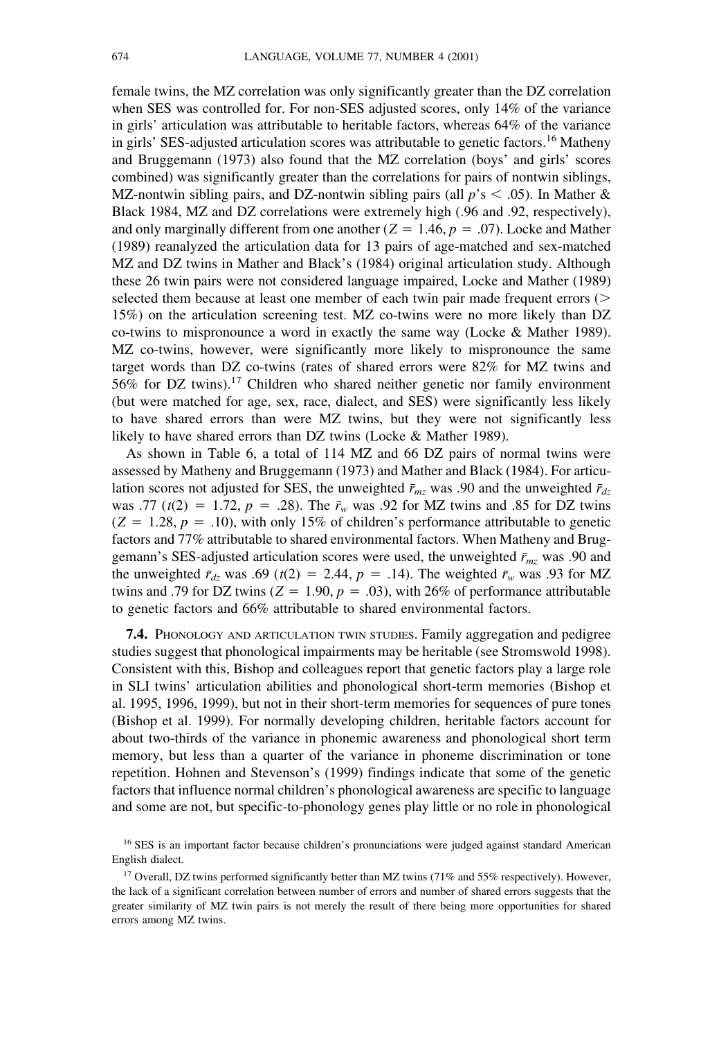female twins, the MZ correlation was only significantly greater than the DZ correlation when SES was controlled for. For non-SES adjusted scores, only 14% of the variance in girls' articulation was attributable to heritable factors, whereas 64% of the variance in girls' SES-adjusted articulation scores was attributable to genetic factors.[16] Matheny and Bruggemann (1973) also found that the MZ correlation (boys' and girls' scores combined) was significantly greater than the correlations for pairs of nontwin siblings, MZ-nontwin sibling pairs, and DZ-nontwin sibling pairs (all $p$'s $< .05$). In Mather & Black 1984, MZ and DZ correlations were extremely high (.96 and .92, respectively), and only marginally different from one another ($Z = 1.46$, $p = .07$). Locke and Mather (1989) reanalyzed the articulation data for 13 pairs of age-matched and sex-matched MZ and DZ twins in Mather and Black's (1984) original articulation study. Although these 26 twin pairs were not considered language impaired, Locke and Mather (1989) selected them because at least one member of each twin pair made frequent errors (> 15%) on the articulation screening test. MZ co-twins were no more likely than DZ co-twins to mispronounce a word in exactly the same way (Locke & Mather 1989). MZ co-twins, however, were significantly more likely to mispronounce the same target words than DZ co-twins (rates of shared errors were 82% for MZ twins and 56% for DZ twins).[17] Children who shared neither genetic nor family environment (but were matched for age, sex, race, dialect, and SES) were significantly less likely to have shared errors than were MZ twins, but they were not significantly less likely to have shared errors than DZ twins (Locke & Mather 1989).

As shown in Table 6, a total of 114 MZ and 66 DZ pairs of normal twins were assessed by Matheny and Bruggemann (1973) and Mather and Black (1984). For articulation scores not adjusted for SES, the unweighted $\bar{r}_{mz}$ was .90 and the unweighted $\bar{r}_{dz}$ was .77 ($t(2) = 1.72$, $p = .28$). The $\bar{r}_{w}$ was .92 for MZ twins and .85 for DZ twins ($Z = 1.28$, $p = .10$), with only 15% of children's performance attributable to genetic factors and 77% attributable to shared environmental factors. When Matheny and Bruggemann's SES-adjusted articulation scores were used, the unweighted $\bar{r}_{mz}$ was .90 and the unweighted $\bar{r}_{dz}$ was .69 ($t(2) = 2.44$, $p = .14$). The weighted $\bar{r}_{w}$ was .93 for MZ twins and .79 for DZ twins ($Z = 1.90$, $p = .03$), with 26% of performance attributable to genetic factors and 66% attributable to shared environmental factors.

**7.4.** Phonology and articulation twin studies. Family aggregation and pedigree studies suggest that phonological impairments may be heritable (see Stromswold 1998). Consistent with this, Bishop and colleagues report that genetic factors play a large role in SLI twins' articulation abilities and phonological short-term memories (Bishop et al. 1995, 1996, 1999), but not in their short-term memories for sequences of pure tones (Bishop et al. 1999). For normally developing children, heritable factors account for about two-thirds of the variance in phonemic awareness and phonological short term memory, but less than a quarter of the variance in phoneme discrimination or tone repetition. Hohnen and Stevenson's (1999) findings indicate that some of the genetic factors that influence normal children's phonological awareness are specific to language and some are not, but specific-to-phonology genes play little or no role in phonological

[16] SES is an important factor because children's pronunciations were judged against standard American English dialect.

[17] Overall, DZ twins performed significantly better than MZ twins (71% and 55% respectively). However, the lack of a significant correlation between number of errors and number of shared errors suggests that the greater similarity of MZ twin pairs is not merely the result of there being more opportunities for shared errors among MZ twins.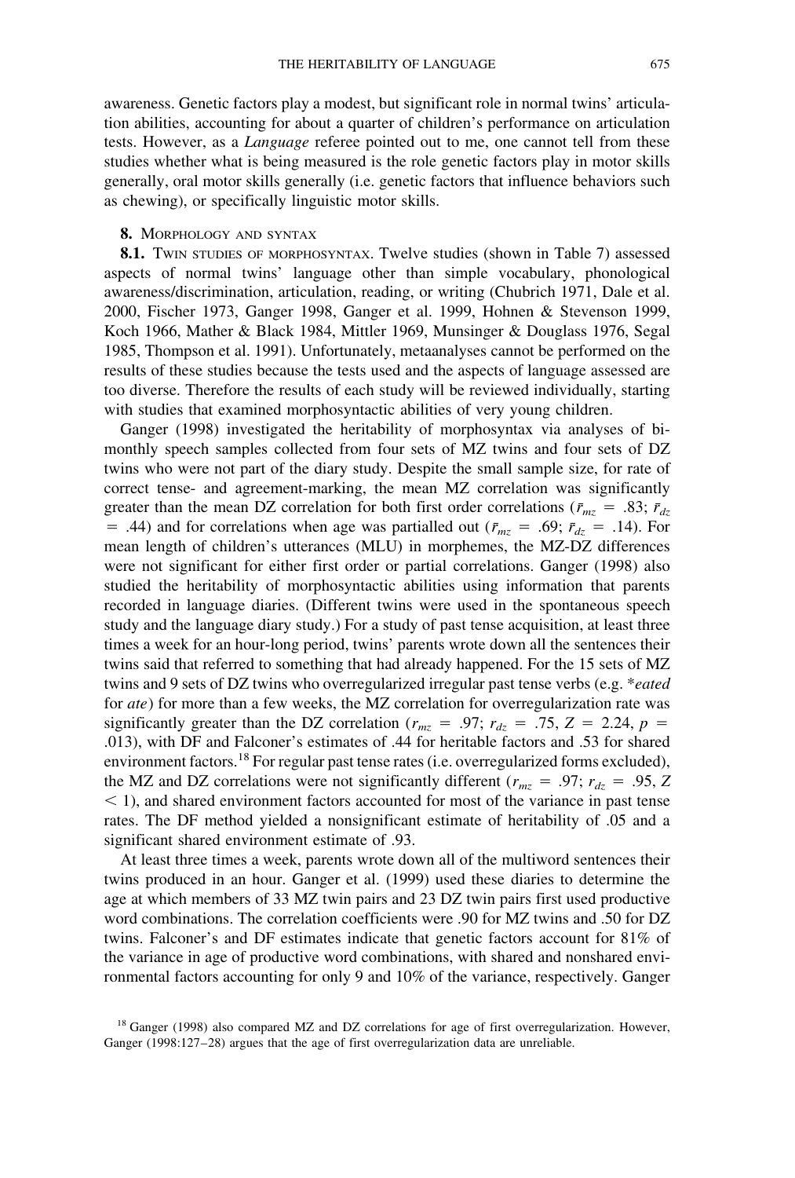awareness. Genetic factors play a modest, but significant role in normal twins' articulation abilities, accounting for about a quarter of children's performance on articulation tests. However, as a *Language* referee pointed out to me, one cannot tell from these studies whether what is being measured is the role genetic factors play in motor skills generally, oral motor skills generally (i.e. genetic factors that influence behaviors such as chewing), or specifically linguistic motor skills.

## 8. Morphology and syntax

**8.1.** Twin studies of morphosyntax. Twelve studies (shown in Table 7) assessed aspects of normal twins' language other than simple vocabulary, phonological awareness/discrimination, articulation, reading, or writing (Chubrich 1971, Dale et al. 2000, Fischer 1973, Ganger 1998, Ganger et al. 1999, Hohnen & Stevenson 1999, Koch 1966, Mather & Black 1984, Mittler 1969, Munsinger & Douglass 1976, Segal 1985, Thompson et al. 1991). Unfortunately, metaanalyses cannot be performed on the results of these studies because the tests used and the aspects of language assessed are too diverse. Therefore the results of each study will be reviewed individually, starting with studies that examined morphosyntactic abilities of very young children.

Ganger (1998) investigated the heritability of morphosyntax via analyses of bimonthly speech samples collected from four sets of MZ twins and four sets of DZ twins who were not part of the diary study. Despite the small sample size, for rate of correct tense- and agreement-marking, the mean MZ correlation was significantly greater than the mean DZ correlation for both first order correlations ($\bar{r}_{mz}$ = .83; $\bar{r}_{dz}$ = .44) and for correlations when age was partialled out ($\bar{r}_{mz}$ = .69; $\bar{r}_{dz}$ = .14). For mean length of children's utterances (MLU) in morphemes, the MZ-DZ differences were not significant for either first order or partial correlations. Ganger (1998) also studied the heritability of morphosyntactic abilities using information that parents recorded in language diaries. (Different twins were used in the spontaneous speech study and the language diary study.) For a study of past tense acquisition, at least three times a week for an hour-long period, twins' parents wrote down all the sentences their twins said that referred to something that had already happened. For the 15 sets of MZ twins and 9 sets of DZ twins who overregularized irregular past tense verbs (e.g. \**eated* for *ate*) for more than a few weeks, the MZ correlation for overregularization rate was significantly greater than the DZ correlation ($r_{mz}$ = .97; $r_{dz}$ = .75, $Z$ = 2.24, $p$ = .013), with DF and Falconer's estimates of .44 for heritable factors and .53 for shared environment factors.[18] For regular past tense rates (i.e. overregularized forms excluded), the MZ and DZ correlations were not significantly different ($r_{mz}$ = .97; $r_{dz}$ = .95, $Z$ < 1), and shared environment factors accounted for most of the variance in past tense rates. The DF method yielded a nonsignificant estimate of heritability of .05 and a significant shared environment estimate of .93.

At least three times a week, parents wrote down all of the multiword sentences their twins produced in an hour. Ganger et al. (1999) used these diaries to determine the age at which members of 33 MZ twin pairs and 23 DZ twin pairs first used productive word combinations. The correlation coefficients were .90 for MZ twins and .50 for DZ twins. Falconer's and DF estimates indicate that genetic factors account for 81% of the variance in age of productive word combinations, with shared and nonshared environmental factors accounting for only 9 and 10% of the variance, respectively. Ganger

[18] Ganger (1998) also compared MZ and DZ correlations for age of first overregularization. However, Ganger (1998:127–28) argues that the age of first overregularization data are unreliable.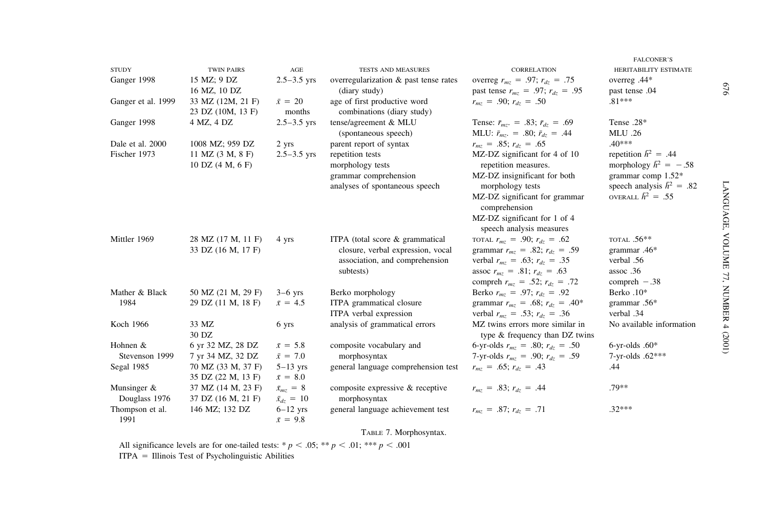| STUDY | TWIN PAIRS | AGE | TESTS AND MEASURES | CORRELATION | FALCONER'S HERITABILITY ESTIMATE |
|---|---|---|---|---|---|
| Ganger 1998 | 15 MZ; 9 DZ<br>16 MZ, 10 DZ | 2.5–3.5 yrs | overregularization & past tense rates (diary study) | overreg $r_{mz}$ = .97; $r_{dz}$ = .75<br>past tense $r_{mz}$ = .97; $r_{dz}$ = .95 | overreg .44*<br>past tense .04 |
| Ganger et al. 1999 | 33 MZ (12M, 21 F)<br>23 DZ (10M, 13 F) | $\bar{x}$ = 20 months | age of first productive word combinations (diary study) | $r_{mz}$ = .90; $r_{dz}$ = .50 | .81*** |
| Ganger 1998 | 4 MZ, 4 DZ | 2.5–3.5 yrs | tense/agreement & MLU (spontaneous speech) | Tense: $\bar{r}_{mz}$. = .83; $\bar{r}_{dz}$ = .69<br>MLU: $\bar{r}_{mz}$. = .80; $\bar{r}_{dz}$ = .44 | Tense .28*<br>MLU .26 |
| Dale et al. 2000 | 1008 MZ; 959 DZ | 2 yrs | parent report of syntax | $r_{mz}$ = .85; $r_{dz}$ = .65 | .40*** |
| Fischer 1973 | 11 MZ (3 M, 8 F)<br>10 DZ (4 M, 6 F) | 2.5–3.5 yrs | repetition tests<br>morphology tests<br>grammar comprehension<br>analyses of spontaneous speech | MZ-DZ significant for 4 of 10 repetition measures.<br>MZ-DZ insignificant for both morphology tests<br>MZ-DZ significant for grammar comprehension<br>MZ-DZ significant for 1 of 4 speech analysis measures | repetition $\bar{h}^2$ = .44<br>morphology $\bar{h}^2$ = −.58<br>grammar comp 1.52*<br>speech analysis $\bar{h}^2$ = .82<br>OVERALL $\bar{h}^2$ = .55 |
| Mittler 1969 | 28 MZ (17 M, 11 F)<br>33 DZ (16 M, 17 F) | 4 yrs | ITPA (total score & grammatical closure, verbal expression, vocal association, and comprehension subtests) | TOTAL $r_{mz}$ = .90; $r_{dz}$ = .62<br>grammar $r_{mz}$ = .82; $r_{dz}$ = .59<br>verbal $r_{mz}$ = .63; $r_{dz}$ = .35<br>assoc $r_{mz}$ = .81; $r_{dz}$ = .63<br>compreh $r_{mz}$ = .52; $r_{dz}$ = .72 | TOTAL .56**<br>grammar .46*<br>verbal .56<br>assoc .36<br>compreh −.38 |
| Mather & Black 1984 | 50 MZ (21 M, 29 F)<br>29 DZ (11 M, 18 F) | 3–6 yrs<br>$\bar{x}$ = 4.5 | Berko morphology<br>ITPA grammatical closure<br>ITPA verbal expression | Berko $r_{mz}$ = .97; $r_{dz}$ = .92<br>grammar $r_{mz}$ = .68; $r_{dz}$ = .40*<br>verbal $r_{mz}$ = .53; $r_{dz}$ = .36 | Berko .10*<br>grammar .56*<br>verbal .34 |
| Koch 1966 | 33 MZ<br>30 DZ | 6 yrs | analysis of grammatical errors | MZ twins errors more similar in type & frequency than DZ twins | No available information |
| Hohnen & Stevenson 1999 | 6 yr 32 MZ, 28 DZ<br>7 yr 34 MZ, 32 DZ | $\bar{x}$ = 5.8<br>$\bar{x}$ = 7.0 | composite vocabulary and morphosyntax | 6-yr-olds $r_{mz}$ = .80; $r_{dz}$ = .50<br>7-yr-olds $r_{mz}$ = .90; $r_{dz}$ = .59 | 6-yr-olds .60*<br>7-yr-olds .62*** |
| Segal 1985 | 70 MZ (33 M, 37 F)<br>35 DZ (22 M, 13 F) | 5–13 yrs<br>$\bar{x}$ = 8.0 | general language comprehension test | $r_{mz}$ = .65; $r_{dz}$ = .43 | .44 |
| Munsinger & Douglass 1976 | 37 MZ (14 M, 23 F)<br>37 DZ (16 M, 21 F) | $\bar{x}_{mz}$ = 8<br>$\bar{x}_{dz}$ = 10 | composite expressive & receptive morphosyntax | $r_{mz}$ = .83; $r_{dz}$ = .44 | .79** |
| Thompson et al. 1991 | 146 MZ; 132 DZ | 6–12 yrs<br>$\bar{x}$ = 9.8 | general language achievement test | $r_{mz}$ = .87; $r_{dz}$ = .71 | .32*** |

TABLE 7. Morphosyntax.

All significance levels are for one-tailed tests: * $p < .05$; ** $p < .01$; *** $p < .001$
ITPA = Illinois Test of Psycholinguistic Abilities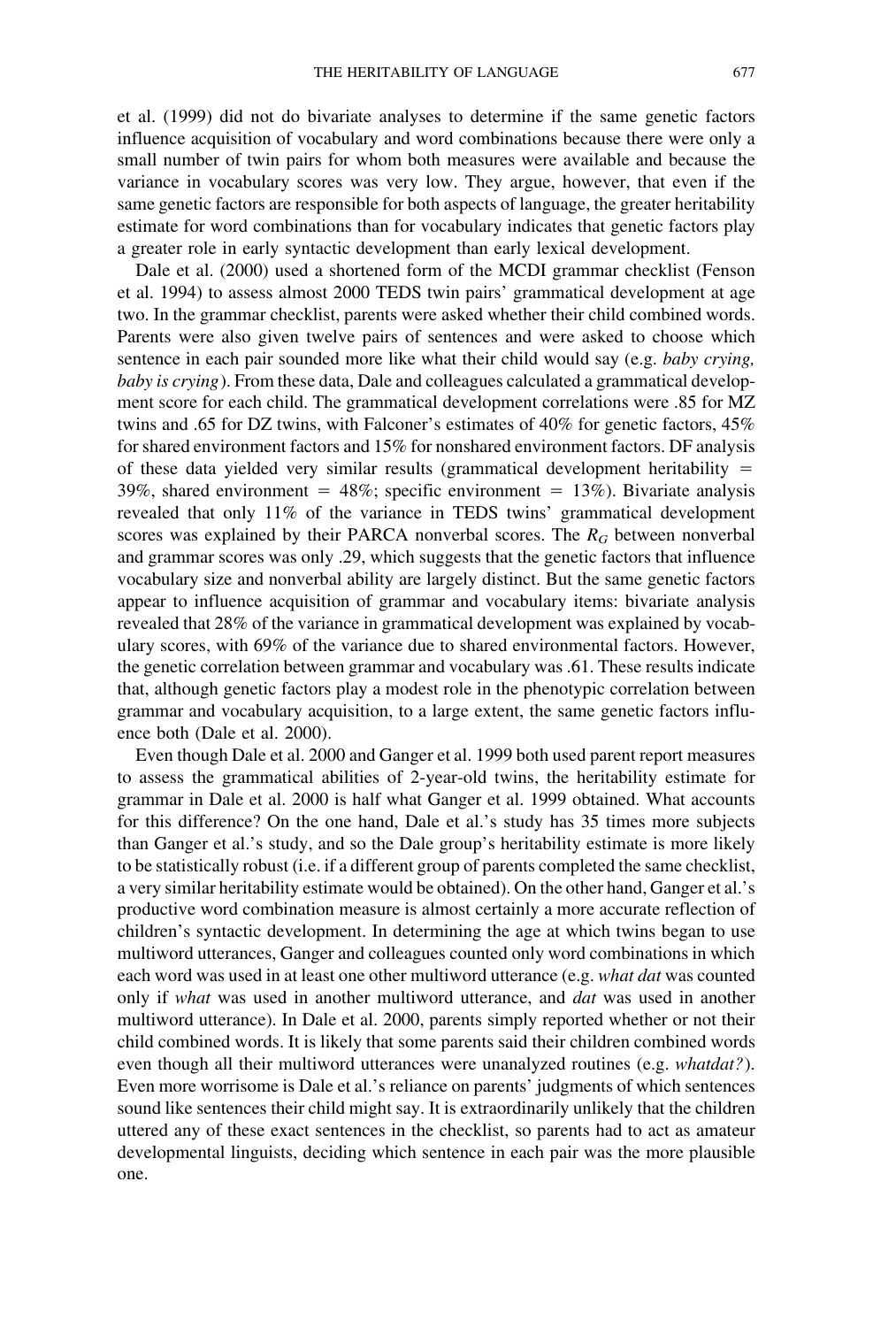et al. (1999) did not do bivariate analyses to determine if the same genetic factors influence acquisition of vocabulary and word combinations because there were only a small number of twin pairs for whom both measures were available and because the variance in vocabulary scores was very low. They argue, however, that even if the same genetic factors are responsible for both aspects of language, the greater heritability estimate for word combinations than for vocabulary indicates that genetic factors play a greater role in early syntactic development than early lexical development.

Dale et al. (2000) used a shortened form of the MCDI grammar checklist (Fenson et al. 1994) to assess almost 2000 TEDS twin pairs' grammatical development at age two. In the grammar checklist, parents were asked whether their child combined words. Parents were also given twelve pairs of sentences and were asked to choose which sentence in each pair sounded more like what their child would say (e.g. *baby crying, baby is crying*). From these data, Dale and colleagues calculated a grammatical development score for each child. The grammatical development correlations were .85 for MZ twins and .65 for DZ twins, with Falconer's estimates of 40% for genetic factors, 45% for shared environment factors and 15% for nonshared environment factors. DF analysis of these data yielded very similar results (grammatical development heritability = 39%, shared environment = 48%; specific environment = 13%). Bivariate analysis revealed that only 11% of the variance in TEDS twins' grammatical development scores was explained by their PARCA nonverbal scores. The $R_G$ between nonverbal and grammar scores was only .29, which suggests that the genetic factors that influence vocabulary size and nonverbal ability are largely distinct. But the same genetic factors appear to influence acquisition of grammar and vocabulary items: bivariate analysis revealed that 28% of the variance in grammatical development was explained by vocabulary scores, with 69% of the variance due to shared environmental factors. However, the genetic correlation between grammar and vocabulary was .61. These results indicate that, although genetic factors play a modest role in the phenotypic correlation between grammar and vocabulary acquisition, to a large extent, the same genetic factors influence both (Dale et al. 2000).

Even though Dale et al. 2000 and Ganger et al. 1999 both used parent report measures to assess the grammatical abilities of 2-year-old twins, the heritability estimate for grammar in Dale et al. 2000 is half what Ganger et al. 1999 obtained. What accounts for this difference? On the one hand, Dale et al.'s study has 35 times more subjects than Ganger et al.'s study, and so the Dale group's heritability estimate is more likely to be statistically robust (i.e. if a different group of parents completed the same checklist, a very similar heritability estimate would be obtained). On the other hand, Ganger et al.'s productive word combination measure is almost certainly a more accurate reflection of children's syntactic development. In determining the age at which twins began to use multiword utterances, Ganger and colleagues counted only word combinations in which each word was used in at least one other multiword utterance (e.g. *what dat* was counted only if *what* was used in another multiword utterance, and *dat* was used in another multiword utterance). In Dale et al. 2000, parents simply reported whether or not their child combined words. It is likely that some parents said their children combined words even though all their multiword utterances were unanalyzed routines (e.g. *whatdat?*). Even more worrisome is Dale et al.'s reliance on parents' judgments of which sentences sound like sentences their child might say. It is extraordinarily unlikely that the children uttered any of these exact sentences in the checklist, so parents had to act as amateur developmental linguists, deciding which sentence in each pair was the more plausible one.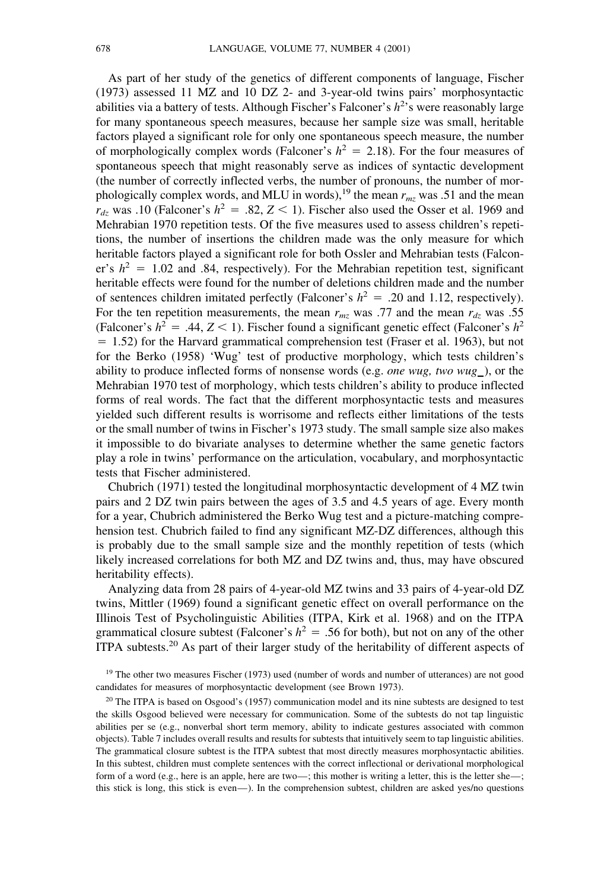As part of her study of the genetics of different components of language, Fischer (1973) assessed 11 MZ and 10 DZ 2- and 3-year-old twins pairs' morphosyntactic abilities via a battery of tests. Although Fischer's Falconer's $h^2$'s were reasonably large for many spontaneous speech measures, because her sample size was small, heritable factors played a significant role for only one spontaneous speech measure, the number of morphologically complex words (Falconer's $h^2 = 2.18$). For the four measures of spontaneous speech that might reasonably serve as indices of syntactic development (the number of correctly inflected verbs, the number of pronouns, the number of morphologically complex words, and MLU in words),[19] the mean $r_{mz}$ was .51 and the mean $r_{dz}$ was .10 (Falconer's $h^2 = .82$, $Z < 1$). Fischer also used the Osser et al. 1969 and Mehrabian 1970 repetition tests. Of the five measures used to assess children's repetitions, the number of insertions the children made was the only measure for which heritable factors played a significant role for both Ossler and Mehrabian tests (Falconer's $h^2 = 1.02$ and .84, respectively). For the Mehrabian repetition test, significant heritable effects were found for the number of deletions children made and the number of sentences children imitated perfectly (Falconer's $h^2 = .20$ and 1.12, respectively). For the ten repetition measurements, the mean $r_{mz}$ was .77 and the mean $r_{dz}$ was .55 (Falconer's $h^2 = .44$, $Z < 1$). Fischer found a significant genetic effect (Falconer's $h^2 = 1.52$) for the Harvard grammatical comprehension test (Fraser et al. 1963), but not for the Berko (1958) 'Wug' test of productive morphology, which tests children's ability to produce inflected forms of nonsense words (e.g. *one wug, two wug_*), or the Mehrabian 1970 test of morphology, which tests children's ability to produce inflected forms of real words. The fact that the different morphosyntactic tests and measures yielded such different results is worrisome and reflects either limitations of the tests or the small number of twins in Fischer's 1973 study. The small sample size also makes it impossible to do bivariate analyses to determine whether the same genetic factors play a role in twins' performance on the articulation, vocabulary, and morphosyntactic tests that Fischer administered.

Chubrich (1971) tested the longitudinal morphosyntactic development of 4 MZ twin pairs and 2 DZ twin pairs between the ages of 3.5 and 4.5 years of age. Every month for a year, Chubrich administered the Berko Wug test and a picture-matching comprehension test. Chubrich failed to find any significant MZ-DZ differences, although this is probably due to the small sample size and the monthly repetition of tests (which likely increased correlations for both MZ and DZ twins and, thus, may have obscured heritability effects).

Analyzing data from 28 pairs of 4-year-old MZ twins and 33 pairs of 4-year-old DZ twins, Mittler (1969) found a significant genetic effect on overall performance on the Illinois Test of Psycholinguistic Abilities (ITPA, Kirk et al. 1968) and on the ITPA grammatical closure subtest (Falconer's $h^2 = .56$ for both), but not on any of the other ITPA subtests.[20] As part of their larger study of the heritability of different aspects of

[19] The other two measures Fischer (1973) used (number of words and number of utterances) are not good candidates for measures of morphosyntactic development (see Brown 1973).

[20] The ITPA is based on Osgood's (1957) communication model and its nine subtests are designed to test the skills Osgood believed were necessary for communication. Some of the subtests do not tap linguistic abilities per se (e.g., nonverbal short term memory, ability to indicate gestures associated with common objects). Table 7 includes overall results and results for subtests that intuitively seem to tap linguistic abilities. The grammatical closure subtest is the ITPA subtest that most directly measures morphosyntactic abilities. In this subtest, children must complete sentences with the correct inflectional or derivational morphological form of a word (e.g., here is an apple, here are two—; this mother is writing a letter, this is the letter she—; this stick is long, this stick is even—). In the comprehension subtest, children are asked yes/no questions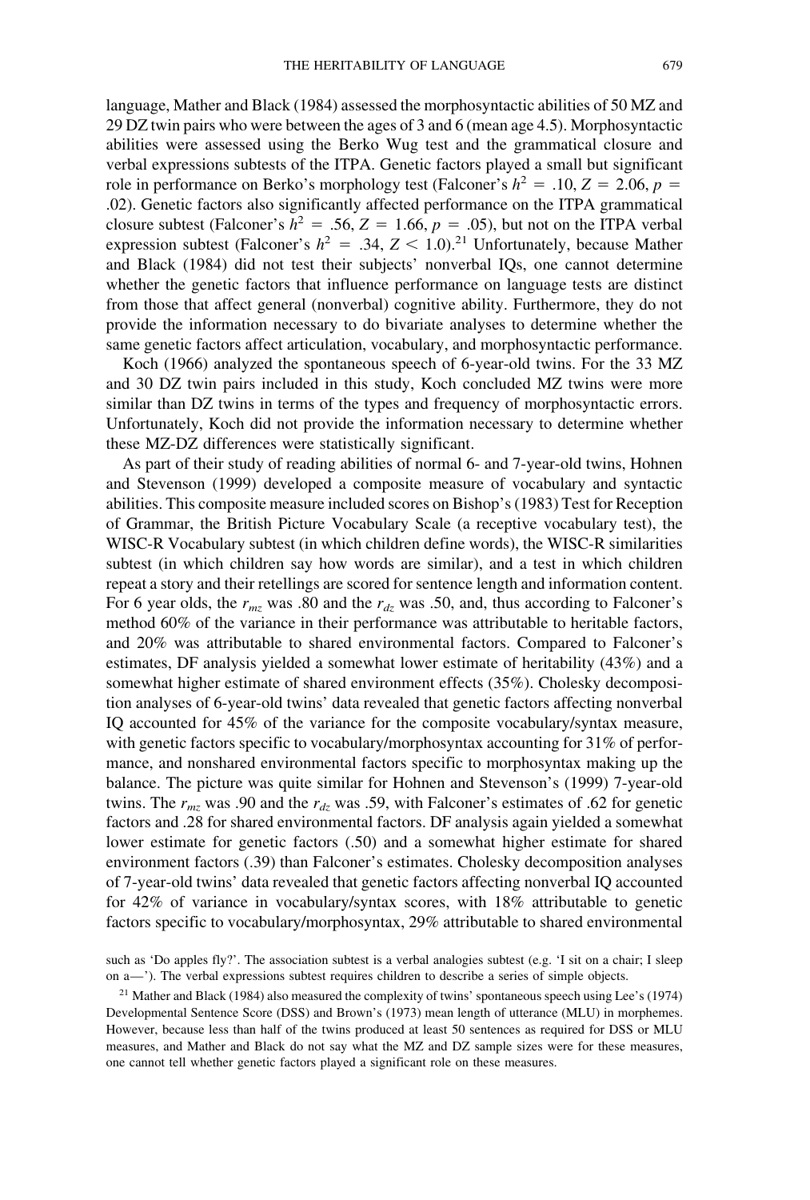language, Mather and Black (1984) assessed the morphosyntactic abilities of 50 MZ and 29 DZ twin pairs who were between the ages of 3 and 6 (mean age 4.5). Morphosyntactic abilities were assessed using the Berko Wug test and the grammatical closure and verbal expressions subtests of the ITPA. Genetic factors played a small but significant role in performance on Berko's morphology test (Falconer's $h^2 = .10$, $Z = 2.06$, $p = .02$). Genetic factors also significantly affected performance on the ITPA grammatical closure subtest (Falconer's $h^2 = .56$, $Z = 1.66$, $p = .05$), but not on the ITPA verbal expression subtest (Falconer's $h^2 = .34$, $Z < 1.0$).[21] Unfortunately, because Mather and Black (1984) did not test their subjects' nonverbal IQs, one cannot determine whether the genetic factors that influence performance on language tests are distinct from those that affect general (nonverbal) cognitive ability. Furthermore, they do not provide the information necessary to do bivariate analyses to determine whether the same genetic factors affect articulation, vocabulary, and morphosyntactic performance.

Koch (1966) analyzed the spontaneous speech of 6-year-old twins. For the 33 MZ and 30 DZ twin pairs included in this study, Koch concluded MZ twins were more similar than DZ twins in terms of the types and frequency of morphosyntactic errors. Unfortunately, Koch did not provide the information necessary to determine whether these MZ-DZ differences were statistically significant.

As part of their study of reading abilities of normal 6- and 7-year-old twins, Hohnen and Stevenson (1999) developed a composite measure of vocabulary and syntactic abilities. This composite measure included scores on Bishop's (1983) Test for Reception of Grammar, the British Picture Vocabulary Scale (a receptive vocabulary test), the WISC-R Vocabulary subtest (in which children define words), the WISC-R similarities subtest (in which children say how words are similar), and a test in which children repeat a story and their retellings are scored for sentence length and information content. For 6 year olds, the $r_{mz}$ was .80 and the $r_{dz}$ was .50, and, thus according to Falconer's method 60% of the variance in their performance was attributable to heritable factors, and 20% was attributable to shared environmental factors. Compared to Falconer's estimates, DF analysis yielded a somewhat lower estimate of heritability (43%) and a somewhat higher estimate of shared environment effects (35%). Cholesky decomposition analyses of 6-year-old twins' data revealed that genetic factors affecting nonverbal IQ accounted for 45% of the variance for the composite vocabulary/syntax measure, with genetic factors specific to vocabulary/morphosyntax accounting for 31% of performance, and nonshared environmental factors specific to morphosyntax making up the balance. The picture was quite similar for Hohnen and Stevenson's (1999) 7-year-old twins. The $r_{mz}$ was .90 and the $r_{dz}$ was .59, with Falconer's estimates of .62 for genetic factors and .28 for shared environmental factors. DF analysis again yielded a somewhat lower estimate for genetic factors (.50) and a somewhat higher estimate for shared environment factors (.39) than Falconer's estimates. Cholesky decomposition analyses of 7-year-old twins' data revealed that genetic factors affecting nonverbal IQ accounted for 42% of variance in vocabulary/syntax scores, with 18% attributable to genetic factors specific to vocabulary/morphosyntax, 29% attributable to shared environmental

such as 'Do apples fly?'. The association subtest is a verbal analogies subtest (e.g. 'I sit on a chair; I sleep on a—'). The verbal expressions subtest requires children to describe a series of simple objects.

[21] Mather and Black (1984) also measured the complexity of twins' spontaneous speech using Lee's (1974) Developmental Sentence Score (DSS) and Brown's (1973) mean length of utterance (MLU) in morphemes. However, because less than half of the twins produced at least 50 sentences as required for DSS or MLU measures, and Mather and Black do not say what the MZ and DZ sample sizes were for these measures, one cannot tell whether genetic factors played a significant role on these measures.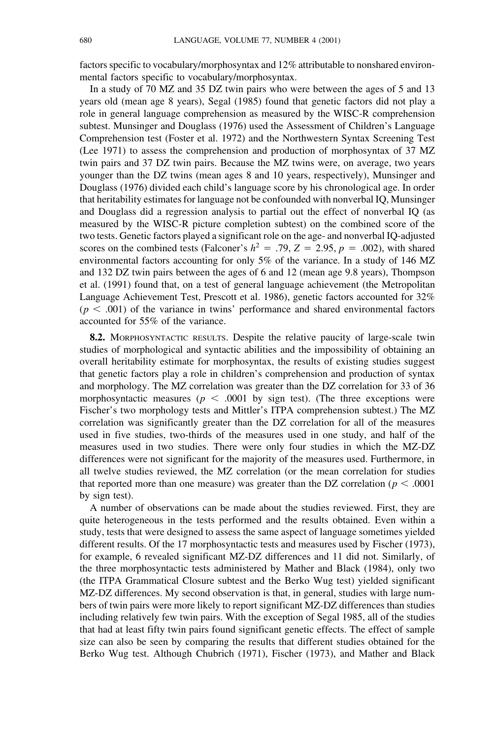factors specific to vocabulary/morphosyntax and 12% attributable to nonshared environmental factors specific to vocabulary/morphosyntax.

In a study of 70 MZ and 35 DZ twin pairs who were between the ages of 5 and 13 years old (mean age 8 years), Segal (1985) found that genetic factors did not play a role in general language comprehension as measured by the WISC-R comprehension subtest. Munsinger and Douglass (1976) used the Assessment of Children's Language Comprehension test (Foster et al. 1972) and the Northwestern Syntax Screening Test (Lee 1971) to assess the comprehension and production of morphosyntax of 37 MZ twin pairs and 37 DZ twin pairs. Because the MZ twins were, on average, two years younger than the DZ twins (mean ages 8 and 10 years, respectively), Munsinger and Douglass (1976) divided each child's language score by his chronological age. In order that heritability estimates for language not be confounded with nonverbal IQ, Munsinger and Douglass did a regression analysis to partial out the effect of nonverbal IQ (as measured by the WISC-R picture completion subtest) on the combined score of the two tests. Genetic factors played a significant role on the age- and nonverbal IQ-adjusted scores on the combined tests (Falconer's $h^2 = .79$, $Z = 2.95$, $p = .002$), with shared environmental factors accounting for only 5% of the variance. In a study of 146 MZ and 132 DZ twin pairs between the ages of 6 and 12 (mean age 9.8 years), Thompson et al. (1991) found that, on a test of general language achievement (the Metropolitan Language Achievement Test, Prescott et al. 1986), genetic factors accounted for 32% ($p < .001$) of the variance in twins' performance and shared environmental factors accounted for 55% of the variance.

**8.2.** Morphosyntactic results. Despite the relative paucity of large-scale twin studies of morphological and syntactic abilities and the impossibility of obtaining an overall heritability estimate for morphosyntax, the results of existing studies suggest that genetic factors play a role in children's comprehension and production of syntax and morphology. The MZ correlation was greater than the DZ correlation for 33 of 36 morphosyntactic measures ($p < .0001$ by sign test). (The three exceptions were Fischer's two morphology tests and Mittler's ITPA comprehension subtest.) The MZ correlation was significantly greater than the DZ correlation for all of the measures used in five studies, two-thirds of the measures used in one study, and half of the measures used in two studies. There were only four studies in which the MZ-DZ differences were not significant for the majority of the measures used. Furthermore, in all twelve studies reviewed, the MZ correlation (or the mean correlation for studies that reported more than one measure) was greater than the DZ correlation ($p < .0001$ by sign test).

A number of observations can be made about the studies reviewed. First, they are quite heterogeneous in the tests performed and the results obtained. Even within a study, tests that were designed to assess the same aspect of language sometimes yielded different results. Of the 17 morphosyntactic tests and measures used by Fischer (1973), for example, 6 revealed significant MZ-DZ differences and 11 did not. Similarly, of the three morphosyntactic tests administered by Mather and Black (1984), only two (the ITPA Grammatical Closure subtest and the Berko Wug test) yielded significant MZ-DZ differences. My second observation is that, in general, studies with large numbers of twin pairs were more likely to report significant MZ-DZ differences than studies including relatively few twin pairs. With the exception of Segal 1985, all of the studies that had at least fifty twin pairs found significant genetic effects. The effect of sample size can also be seen by comparing the results that different studies obtained for the Berko Wug test. Although Chubrich (1971), Fischer (1973), and Mather and Black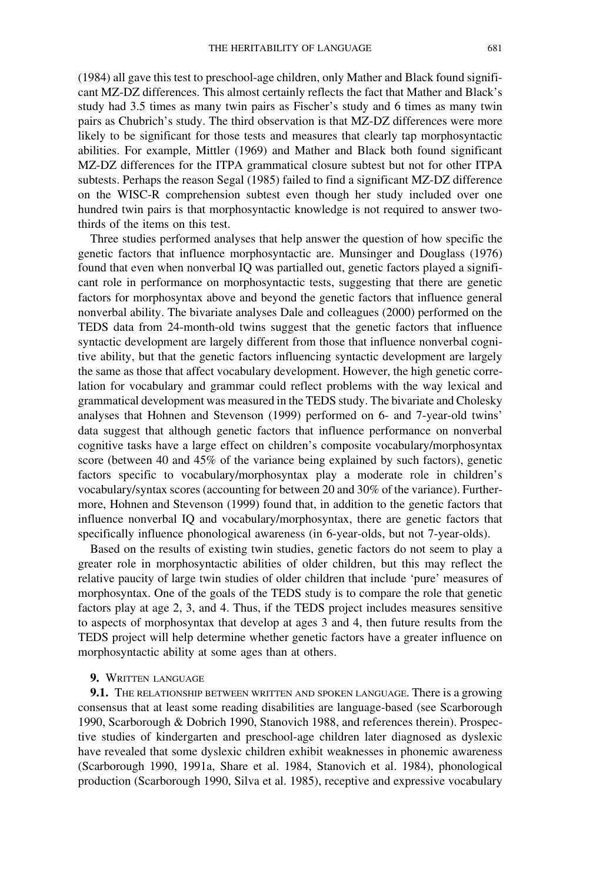(1984) all gave this test to preschool-age children, only Mather and Black found significant MZ-DZ differences. This almost certainly reflects the fact that Mather and Black's study had 3.5 times as many twin pairs as Fischer's study and 6 times as many twin pairs as Chubrich's study. The third observation is that MZ-DZ differences were more likely to be significant for those tests and measures that clearly tap morphosyntactic abilities. For example, Mittler (1969) and Mather and Black both found significant MZ-DZ differences for the ITPA grammatical closure subtest but not for other ITPA subtests. Perhaps the reason Segal (1985) failed to find a significant MZ-DZ difference on the WISC-R comprehension subtest even though her study included over one hundred twin pairs is that morphosyntactic knowledge is not required to answer two-thirds of the items on this test.

Three studies performed analyses that help answer the question of how specific the genetic factors that influence morphosyntactic are. Munsinger and Douglass (1976) found that even when nonverbal IQ was partialled out, genetic factors played a significant role in performance on morphosyntactic tests, suggesting that there are genetic factors for morphosyntax above and beyond the genetic factors that influence general nonverbal ability. The bivariate analyses Dale and colleagues (2000) performed on the TEDS data from 24-month-old twins suggest that the genetic factors that influence syntactic development are largely different from those that influence nonverbal cognitive ability, but that the genetic factors influencing syntactic development are largely the same as those that affect vocabulary development. However, the high genetic correlation for vocabulary and grammar could reflect problems with the way lexical and grammatical development was measured in the TEDS study. The bivariate and Cholesky analyses that Hohnen and Stevenson (1999) performed on 6- and 7-year-old twins' data suggest that although genetic factors that influence performance on nonverbal cognitive tasks have a large effect on children's composite vocabulary/morphosyntax score (between 40 and 45% of the variance being explained by such factors), genetic factors specific to vocabulary/morphosyntax play a moderate role in children's vocabulary/syntax scores (accounting for between 20 and 30% of the variance). Furthermore, Hohnen and Stevenson (1999) found that, in addition to the genetic factors that influence nonverbal IQ and vocabulary/morphosyntax, there are genetic factors that specifically influence phonological awareness (in 6-year-olds, but not 7-year-olds).

Based on the results of existing twin studies, genetic factors do not seem to play a greater role in morphosyntactic abilities of older children, but this may reflect the relative paucity of large twin studies of older children that include 'pure' measures of morphosyntax. One of the goals of the TEDS study is to compare the role that genetic factors play at age 2, 3, and 4. Thus, if the TEDS project includes measures sensitive to aspects of morphosyntax that develop at ages 3 and 4, then future results from the TEDS project will help determine whether genetic factors have a greater influence on morphosyntactic ability at some ages than at others.

## 9. Written language

**9.1.** The relationship between written and spoken language. There is a growing consensus that at least some reading disabilities are language-based (see Scarborough 1990, Scarborough & Dobrich 1990, Stanovich 1988, and references therein). Prospective studies of kindergarten and preschool-age children later diagnosed as dyslexic have revealed that some dyslexic children exhibit weaknesses in phonemic awareness (Scarborough 1990, 1991a, Share et al. 1984, Stanovich et al. 1984), phonological production (Scarborough 1990, Silva et al. 1985), receptive and expressive vocabulary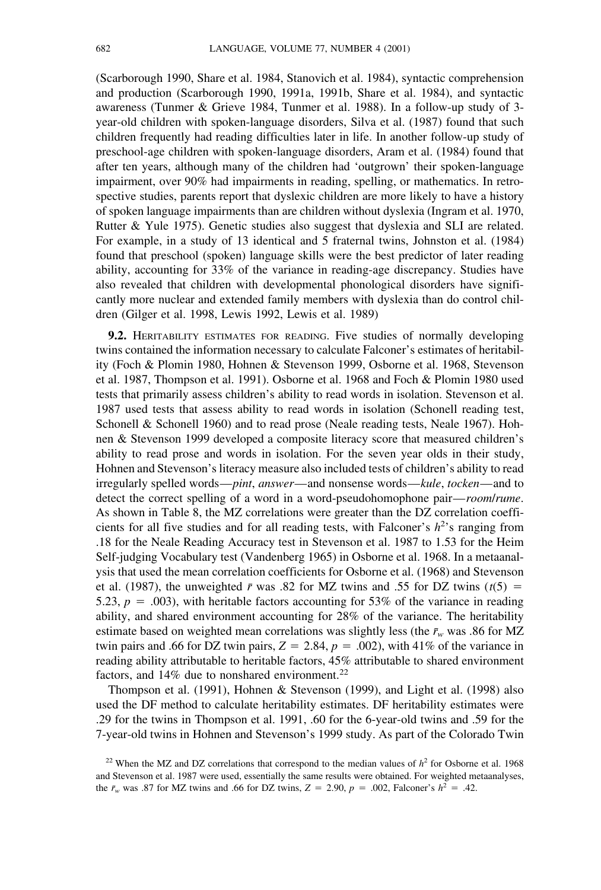(Scarborough 1990, Share et al. 1984, Stanovich et al. 1984), syntactic comprehension and production (Scarborough 1990, 1991a, 1991b, Share et al. 1984), and syntactic awareness (Tunmer & Grieve 1984, Tunmer et al. 1988). In a follow-up study of 3-year-old children with spoken-language disorders, Silva et al. (1987) found that such children frequently had reading difficulties later in life. In another follow-up study of preschool-age children with spoken-language disorders, Aram et al. (1984) found that after ten years, although many of the children had 'outgrown' their spoken-language impairment, over 90% had impairments in reading, spelling, or mathematics. In retrospective studies, parents report that dyslexic children are more likely to have a history of spoken language impairments than are children without dyslexia (Ingram et al. 1970, Rutter & Yule 1975). Genetic studies also suggest that dyslexia and SLI are related. For example, in a study of 13 identical and 5 fraternal twins, Johnston et al. (1984) found that preschool (spoken) language skills were the best predictor of later reading ability, accounting for 33% of the variance in reading-age discrepancy. Studies have also revealed that children with developmental phonological disorders have significantly more nuclear and extended family members with dyslexia than do control children (Gilger et al. 1998, Lewis 1992, Lewis et al. 1989)

**9.2.** Heritability estimates for reading. Five studies of normally developing twins contained the information necessary to calculate Falconer's estimates of heritability (Foch & Plomin 1980, Hohnen & Stevenson 1999, Osborne et al. 1968, Stevenson et al. 1987, Thompson et al. 1991). Osborne et al. 1968 and Foch & Plomin 1980 used tests that primarily assess children's ability to read words in isolation. Stevenson et al. 1987 used tests that assess ability to read words in isolation (Schonell reading test, Schonell & Schonell 1960) and to read prose (Neale reading tests, Neale 1967). Hohnen & Stevenson 1999 developed a composite literacy score that measured children's ability to read prose and words in isolation. For the seven year olds in their study, Hohnen and Stevenson's literacy measure also included tests of children's ability to read irregularly spelled words—*pint*, *answer*—and nonsense words—*kule*, *tocken*—and to detect the correct spelling of a word in a word-pseudohomophone pair—*room*/*rume*. As shown in Table 8, the MZ correlations were greater than the DZ correlation coefficients for all five studies and for all reading tests, with Falconer's $h^2$'s ranging from .18 for the Neale Reading Accuracy test in Stevenson et al. 1987 to 1.53 for the Heim Self-judging Vocabulary test (Vandenberg 1965) in Osborne et al. 1968. In a metaanalysis that used the mean correlation coefficients for Osborne et al. (1968) and Stevenson et al. (1987), the unweighted $\bar{r}$ was .82 for MZ twins and .55 for DZ twins ($t(5) = 5.23$, $p = .003$), with heritable factors accounting for 53% of the variance in reading ability, and shared environment accounting for 28% of the variance. The heritability estimate based on weighted mean correlations was slightly less (the $\bar{r}_w$ was .86 for MZ twin pairs and .66 for DZ twin pairs, $Z = 2.84$, $p = .002$), with 41% of the variance in reading ability attributable to heritable factors, 45% attributable to shared environment factors, and 14% due to nonshared environment.[22]

Thompson et al. (1991), Hohnen & Stevenson (1999), and Light et al. (1998) also used the DF method to calculate heritability estimates. DF heritability estimates were .29 for the twins in Thompson et al. 1991, .60 for the 6-year-old twins and .59 for the 7-year-old twins in Hohnen and Stevenson's 1999 study. As part of the Colorado Twin

[22] When the MZ and DZ correlations that correspond to the median values of $h^2$ for Osborne et al. 1968 and Stevenson et al. 1987 were used, essentially the same results were obtained. For weighted metaanalyses, the $\bar{r}_w$ was .87 for MZ twins and .66 for DZ twins, $Z = 2.90$, $p = .002$, Falconer's $h^2 = .42$.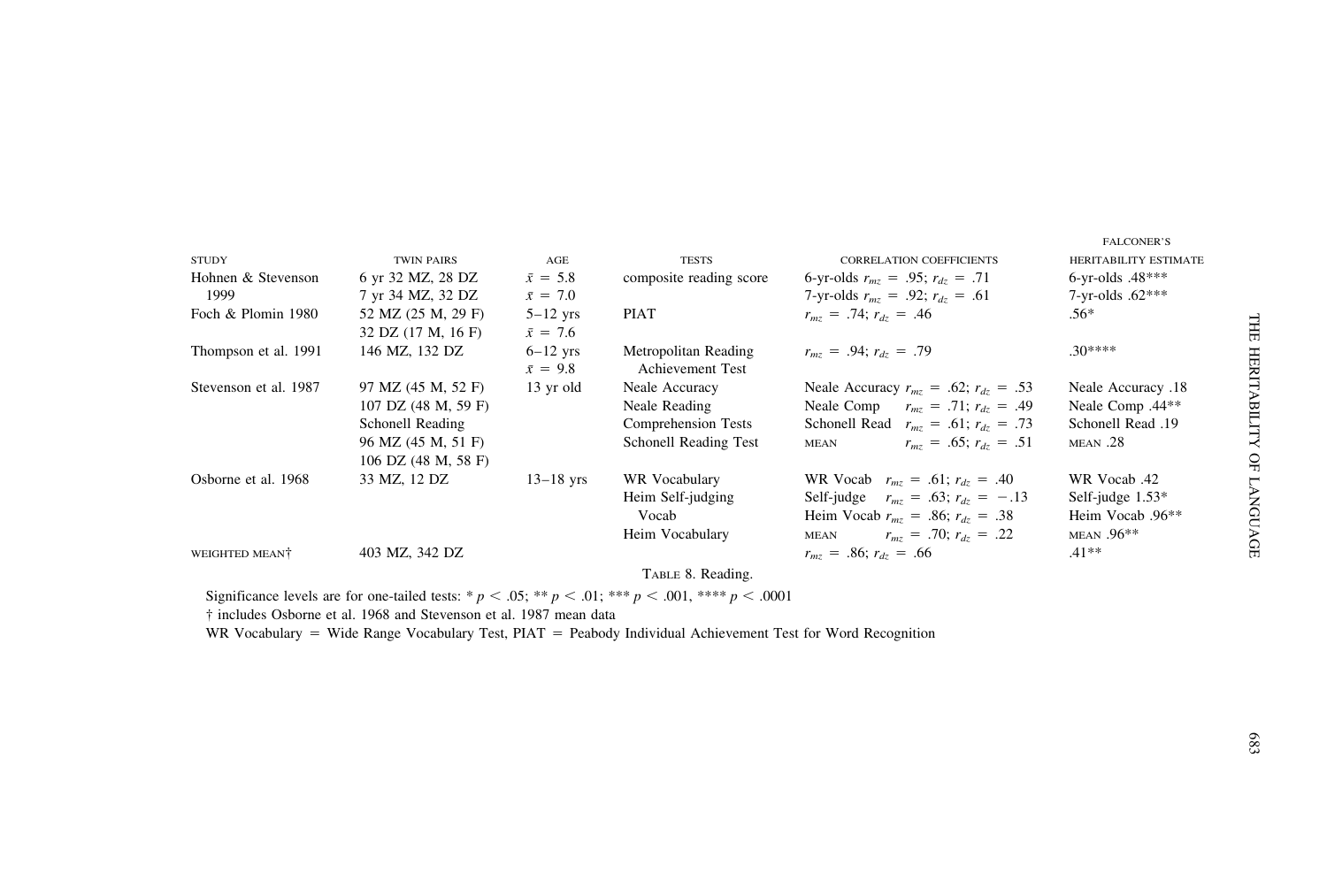| STUDY | TWIN PAIRS | AGE | TESTS | CORRELATION COEFFICIENTS | FALCONER'S HERITABILITY ESTIMATE |
|---|---|---|---|---|---|
| Hohnen & Stevenson 1999 | 6 yr 32 MZ, 28 DZ<br>7 yr 34 MZ, 32 DZ | $\bar{x} = 5.8$<br>$\bar{x} = 7.0$ | composite reading score | 6-yr-olds $r_{mz} = .95$; $r_{dz} = .71$<br>7-yr-olds $r_{mz} = .92$; $r_{dz} = .61$ | 6-yr-olds .48***<br>7-yr-olds .62*** |
| Foch & Plomin 1980 | 52 MZ (25 M, 29 F)<br>32 DZ (17 M, 16 F) | 5–12 yrs<br>$\bar{x} = 7.6$ | PIAT | $r_{mz} = .74$; $r_{dz} = .46$ | .56* |
| Thompson et al. 1991 | 146 MZ, 132 DZ | 6–12 yrs<br>$\bar{x} = 9.8$ | Metropolitan Reading Achievement Test | $r_{mz} = .94$; $r_{dz} = .79$ | .30**** |
| Stevenson et al. 1987 | 97 MZ (45 M, 52 F)<br>107 DZ (48 M, 59 F)<br>Schonell Reading<br>96 MZ (45 M, 51 F)<br>106 DZ (48 M, 58 F) | 13 yr old | Neale Accuracy<br>Neale Reading<br>Comprehension Tests<br>Schonell Reading Test | Neale Accuracy $r_{mz} = .62$; $r_{dz} = .53$<br>Neale Comp $r_{mz} = .71$; $r_{dz} = .49$<br>Schonell Read $r_{mz} = .61$; $r_{dz} = .73$<br>MEAN $r_{mz} = .65$; $r_{dz} = .51$ | Neale Accuracy .18<br>Neale Comp .44**<br>Schonell Read .19<br>MEAN .28 |
| Osborne et al. 1968 | 33 MZ, 12 DZ | 13–18 yrs | WR Vocabulary<br>Heim Self-judging Vocab<br>Heim Vocabulary | WR Vocab $r_{mz} = .61$; $r_{dz} = .40$<br>Self-judge $r_{mz} = .63$; $r_{dz} = -.13$<br>Heim Vocab $r_{mz} = .86$; $r_{dz} = .38$<br>MEAN $r_{mz} = .70$; $r_{dz} = .22$ | WR Vocab .42<br>Self-judge 1.53*<br>Heim Vocab .96**<br>MEAN .96** |
| WEIGHTED MEAN† | 403 MZ, 342 DZ | | | $r_{mz} = .86$; $r_{dz} = .66$ | .41** |

TABLE 8. Reading.

Significance levels are for one-tailed tests: * $p < .05$; ** $p < .01$; *** $p < .001$, **** $p < .0001$

† includes Osborne et al. 1968 and Stevenson et al. 1987 mean data

WR Vocabulary = Wide Range Vocabulary Test, PIAT = Peabody Individual Achievement Test for Word Recognition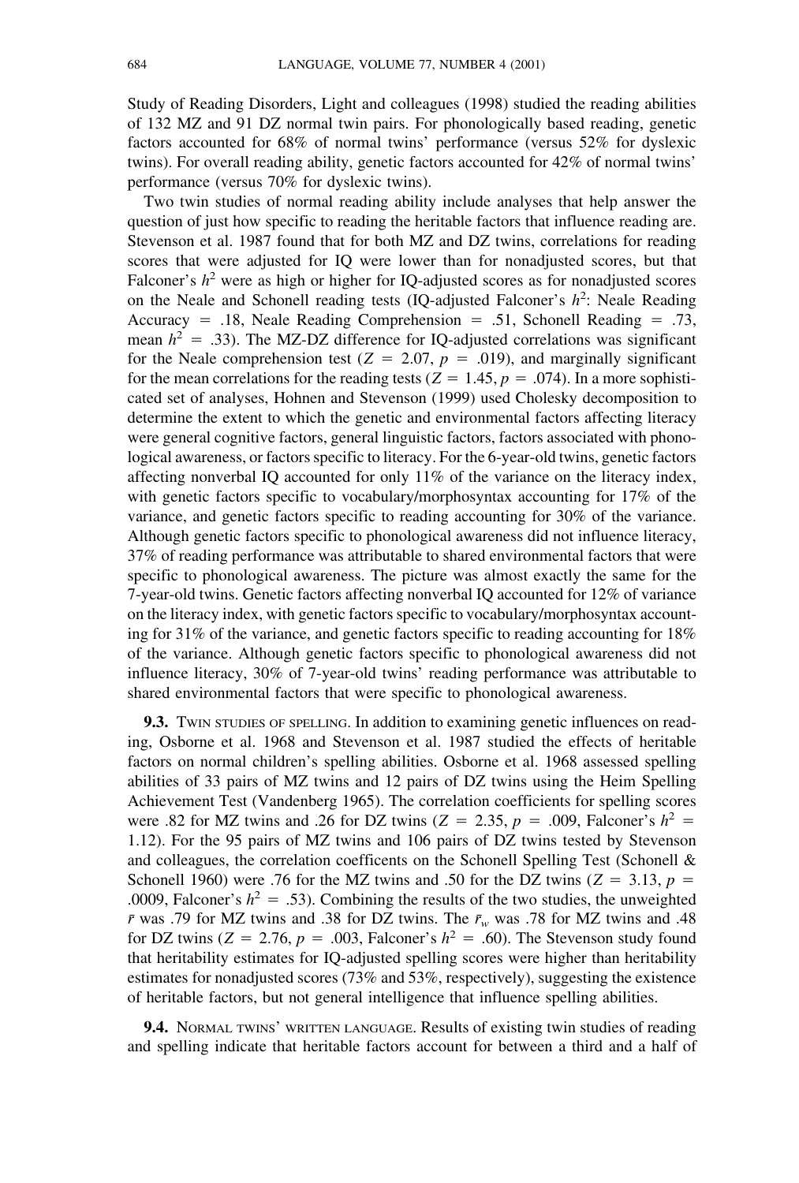Study of Reading Disorders, Light and colleagues (1998) studied the reading abilities of 132 MZ and 91 DZ normal twin pairs. For phonologically based reading, genetic factors accounted for 68% of normal twins' performance (versus 52% for dyslexic twins). For overall reading ability, genetic factors accounted for 42% of normal twins' performance (versus 70% for dyslexic twins).

Two twin studies of normal reading ability include analyses that help answer the question of just how specific to reading the heritable factors that influence reading are. Stevenson et al. 1987 found that for both MZ and DZ twins, correlations for reading scores that were adjusted for IQ were lower than for nonadjusted scores, but that Falconer's $h^2$ were as high or higher for IQ-adjusted scores as for nonadjusted scores on the Neale and Schonell reading tests (IQ-adjusted Falconer's $h^2$: Neale Reading Accuracy = .18, Neale Reading Comprehension = .51, Schonell Reading = .73, mean $h^2$ = .33). The MZ-DZ difference for IQ-adjusted correlations was significant for the Neale comprehension test ($Z = 2.07$, $p = .019$), and marginally significant for the mean correlations for the reading tests ($Z = 1.45$, $p = .074$). In a more sophisticated set of analyses, Hohnen and Stevenson (1999) used Cholesky decomposition to determine the extent to which the genetic and environmental factors affecting literacy were general cognitive factors, general linguistic factors, factors associated with phonological awareness, or factors specific to literacy. For the 6-year-old twins, genetic factors affecting nonverbal IQ accounted for only 11% of the variance on the literacy index, with genetic factors specific to vocabulary/morphosyntax accounting for 17% of the variance, and genetic factors specific to reading accounting for 30% of the variance. Although genetic factors specific to phonological awareness did not influence literacy, 37% of reading performance was attributable to shared environmental factors that were specific to phonological awareness. The picture was almost exactly the same for the 7-year-old twins. Genetic factors affecting nonverbal IQ accounted for 12% of variance on the literacy index, with genetic factors specific to vocabulary/morphosyntax accounting for 31% of the variance, and genetic factors specific to reading accounting for 18% of the variance. Although genetic factors specific to phonological awareness did not influence literacy, 30% of 7-year-old twins' reading performance was attributable to shared environmental factors that were specific to phonological awareness.

**9.3.** Twin studies of spelling. In addition to examining genetic influences on reading, Osborne et al. 1968 and Stevenson et al. 1987 studied the effects of heritable factors on normal children's spelling abilities. Osborne et al. 1968 assessed spelling abilities of 33 pairs of MZ twins and 12 pairs of DZ twins using the Heim Spelling Achievement Test (Vandenberg 1965). The correlation coefficients for spelling scores were .82 for MZ twins and .26 for DZ twins ($Z = 2.35$, $p = .009$, Falconer's $h^2$ = 1.12). For the 95 pairs of MZ twins and 106 pairs of DZ twins tested by Stevenson and colleagues, the correlation coefficents on the Schonell Spelling Test (Schonell & Schonell 1960) were .76 for the MZ twins and .50 for the DZ twins ($Z = 3.13$, $p = .0009$, Falconer's $h^2$ = .53). Combining the results of the two studies, the unweighted $\bar{r}$ was .79 for MZ twins and .38 for DZ twins. The $\bar{r}_w$ was .78 for MZ twins and .48 for DZ twins ($Z = 2.76$, $p = .003$, Falconer's $h^2$ = .60). The Stevenson study found that heritability estimates for IQ-adjusted spelling scores were higher than heritability estimates for nonadjusted scores (73% and 53%, respectively), suggesting the existence of heritable factors, but not general intelligence that influence spelling abilities.

**9.4.** Normal twins' written language. Results of existing twin studies of reading and spelling indicate that heritable factors account for between a third and a half of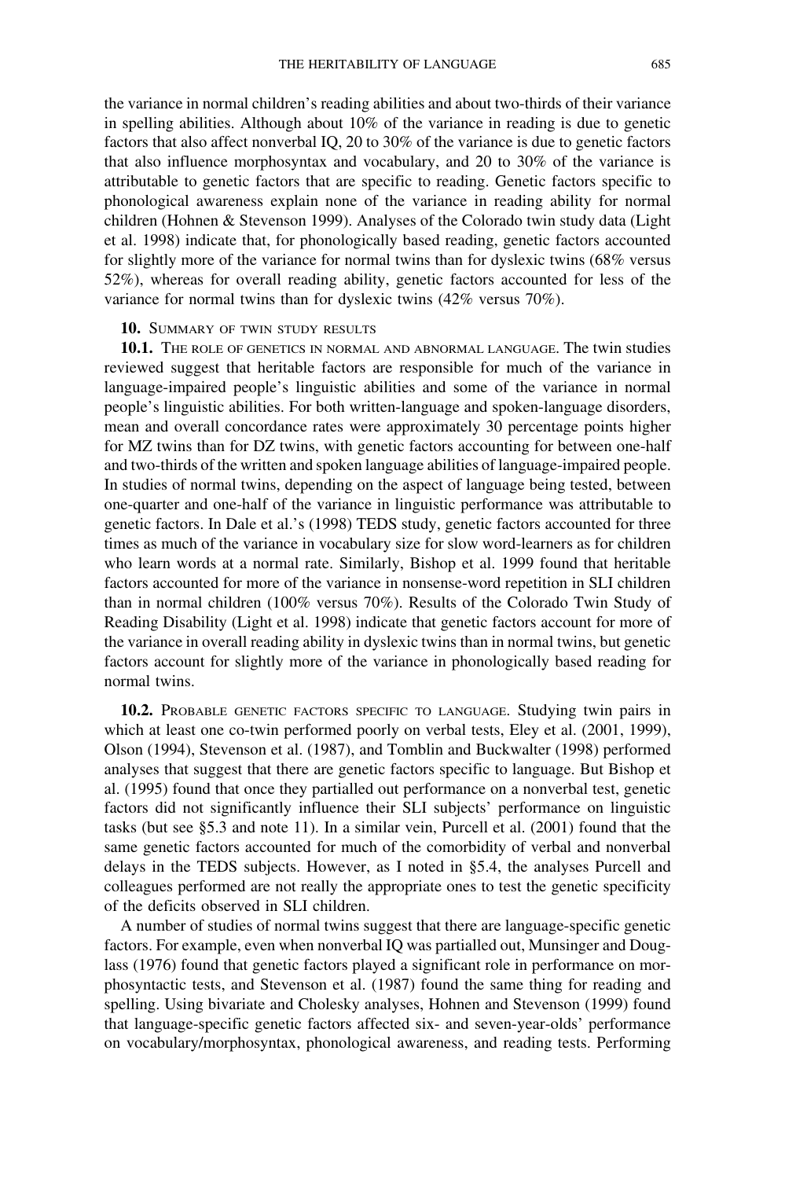the variance in normal children's reading abilities and about two-thirds of their variance in spelling abilities. Although about 10% of the variance in reading is due to genetic factors that also affect nonverbal IQ, 20 to 30% of the variance is due to genetic factors that also influence morphosyntax and vocabulary, and 20 to 30% of the variance is attributable to genetic factors that are specific to reading. Genetic factors specific to phonological awareness explain none of the variance in reading ability for normal children (Hohnen & Stevenson 1999). Analyses of the Colorado twin study data (Light et al. 1998) indicate that, for phonologically based reading, genetic factors accounted for slightly more of the variance for normal twins than for dyslexic twins (68% versus 52%), whereas for overall reading ability, genetic factors accounted for less of the variance for normal twins than for dyslexic twins (42% versus 70%).

## 10. Summary of twin study results

**10.1.** The role of genetics in normal and abnormal language. The twin studies reviewed suggest that heritable factors are responsible for much of the variance in language-impaired people's linguistic abilities and some of the variance in normal people's linguistic abilities. For both written-language and spoken-language disorders, mean and overall concordance rates were approximately 30 percentage points higher for MZ twins than for DZ twins, with genetic factors accounting for between one-half and two-thirds of the written and spoken language abilities of language-impaired people. In studies of normal twins, depending on the aspect of language being tested, between one-quarter and one-half of the variance in linguistic performance was attributable to genetic factors. In Dale et al.'s (1998) TEDS study, genetic factors accounted for three times as much of the variance in vocabulary size for slow word-learners as for children who learn words at a normal rate. Similarly, Bishop et al. 1999 found that heritable factors accounted for more of the variance in nonsense-word repetition in SLI children than in normal children (100% versus 70%). Results of the Colorado Twin Study of Reading Disability (Light et al. 1998) indicate that genetic factors account for more of the variance in overall reading ability in dyslexic twins than in normal twins, but genetic factors account for slightly more of the variance in phonologically based reading for normal twins.

**10.2.** Probable genetic factors specific to language. Studying twin pairs in which at least one co-twin performed poorly on verbal tests, Eley et al. (2001, 1999), Olson (1994), Stevenson et al. (1987), and Tomblin and Buckwalter (1998) performed analyses that suggest that there are genetic factors specific to language. But Bishop et al. (1995) found that once they partialled out performance on a nonverbal test, genetic factors did not significantly influence their SLI subjects' performance on linguistic tasks (but see §5.3 and note 11). In a similar vein, Purcell et al. (2001) found that the same genetic factors accounted for much of the comorbidity of verbal and nonverbal delays in the TEDS subjects. However, as I noted in §5.4, the analyses Purcell and colleagues performed are not really the appropriate ones to test the genetic specificity of the deficits observed in SLI children.

A number of studies of normal twins suggest that there are language-specific genetic factors. For example, even when nonverbal IQ was partialled out, Munsinger and Douglass (1976) found that genetic factors played a significant role in performance on morphosyntactic tests, and Stevenson et al. (1987) found the same thing for reading and spelling. Using bivariate and Cholesky analyses, Hohnen and Stevenson (1999) found that language-specific genetic factors affected six- and seven-year-olds' performance on vocabulary/morphosyntax, phonological awareness, and reading tests. Performing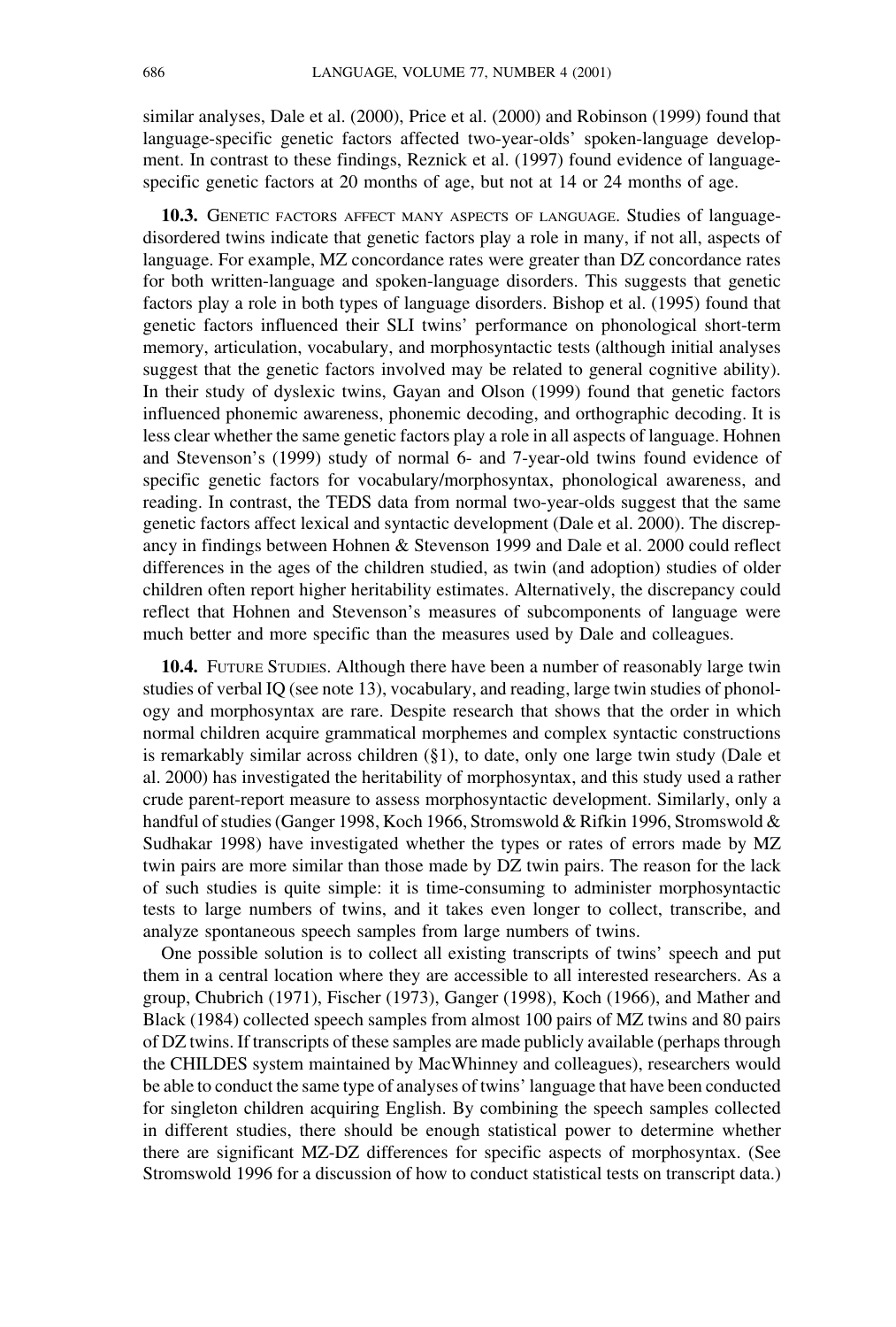similar analyses, Dale et al. (2000), Price et al. (2000) and Robinson (1999) found that language-specific genetic factors affected two-year-olds' spoken-language development. In contrast to these findings, Reznick et al. (1997) found evidence of language-specific genetic factors at 20 months of age, but not at 14 or 24 months of age.

**10.3.** Genetic factors affect many aspects of language. Studies of language-disordered twins indicate that genetic factors play a role in many, if not all, aspects of language. For example, MZ concordance rates were greater than DZ concordance rates for both written-language and spoken-language disorders. This suggests that genetic factors play a role in both types of language disorders. Bishop et al. (1995) found that genetic factors influenced their SLI twins' performance on phonological short-term memory, articulation, vocabulary, and morphosyntactic tests (although initial analyses suggest that the genetic factors involved may be related to general cognitive ability). In their study of dyslexic twins, Gayan and Olson (1999) found that genetic factors influenced phonemic awareness, phonemic decoding, and orthographic decoding. It is less clear whether the same genetic factors play a role in all aspects of language. Hohnen and Stevenson's (1999) study of normal 6- and 7-year-old twins found evidence of specific genetic factors for vocabulary/morphosyntax, phonological awareness, and reading. In contrast, the TEDS data from normal two-year-olds suggest that the same genetic factors affect lexical and syntactic development (Dale et al. 2000). The discrepancy in findings between Hohnen & Stevenson 1999 and Dale et al. 2000 could reflect differences in the ages of the children studied, as twin (and adoption) studies of older children often report higher heritability estimates. Alternatively, the discrepancy could reflect that Hohnen and Stevenson's measures of subcomponents of language were much better and more specific than the measures used by Dale and colleagues.

**10.4.** Future Studies. Although there have been a number of reasonably large twin studies of verbal IQ (see note 13), vocabulary, and reading, large twin studies of phonology and morphosyntax are rare. Despite research that shows that the order in which normal children acquire grammatical morphemes and complex syntactic constructions is remarkably similar across children (§1), to date, only one large twin study (Dale et al. 2000) has investigated the heritability of morphosyntax, and this study used a rather crude parent-report measure to assess morphosyntactic development. Similarly, only a handful of studies (Ganger 1998, Koch 1966, Stromswold & Rifkin 1996, Stromswold & Sudhakar 1998) have investigated whether the types or rates of errors made by MZ twin pairs are more similar than those made by DZ twin pairs. The reason for the lack of such studies is quite simple: it is time-consuming to administer morphosyntactic tests to large numbers of twins, and it takes even longer to collect, transcribe, and analyze spontaneous speech samples from large numbers of twins.

One possible solution is to collect all existing transcripts of twins' speech and put them in a central location where they are accessible to all interested researchers. As a group, Chubrich (1971), Fischer (1973), Ganger (1998), Koch (1966), and Mather and Black (1984) collected speech samples from almost 100 pairs of MZ twins and 80 pairs of DZ twins. If transcripts of these samples are made publicly available (perhaps through the CHILDES system maintained by MacWhinney and colleagues), researchers would be able to conduct the same type of analyses of twins' language that have been conducted for singleton children acquiring English. By combining the speech samples collected in different studies, there should be enough statistical power to determine whether there are significant MZ-DZ differences for specific aspects of morphosyntax. (See Stromswold 1996 for a discussion of how to conduct statistical tests on transcript data.)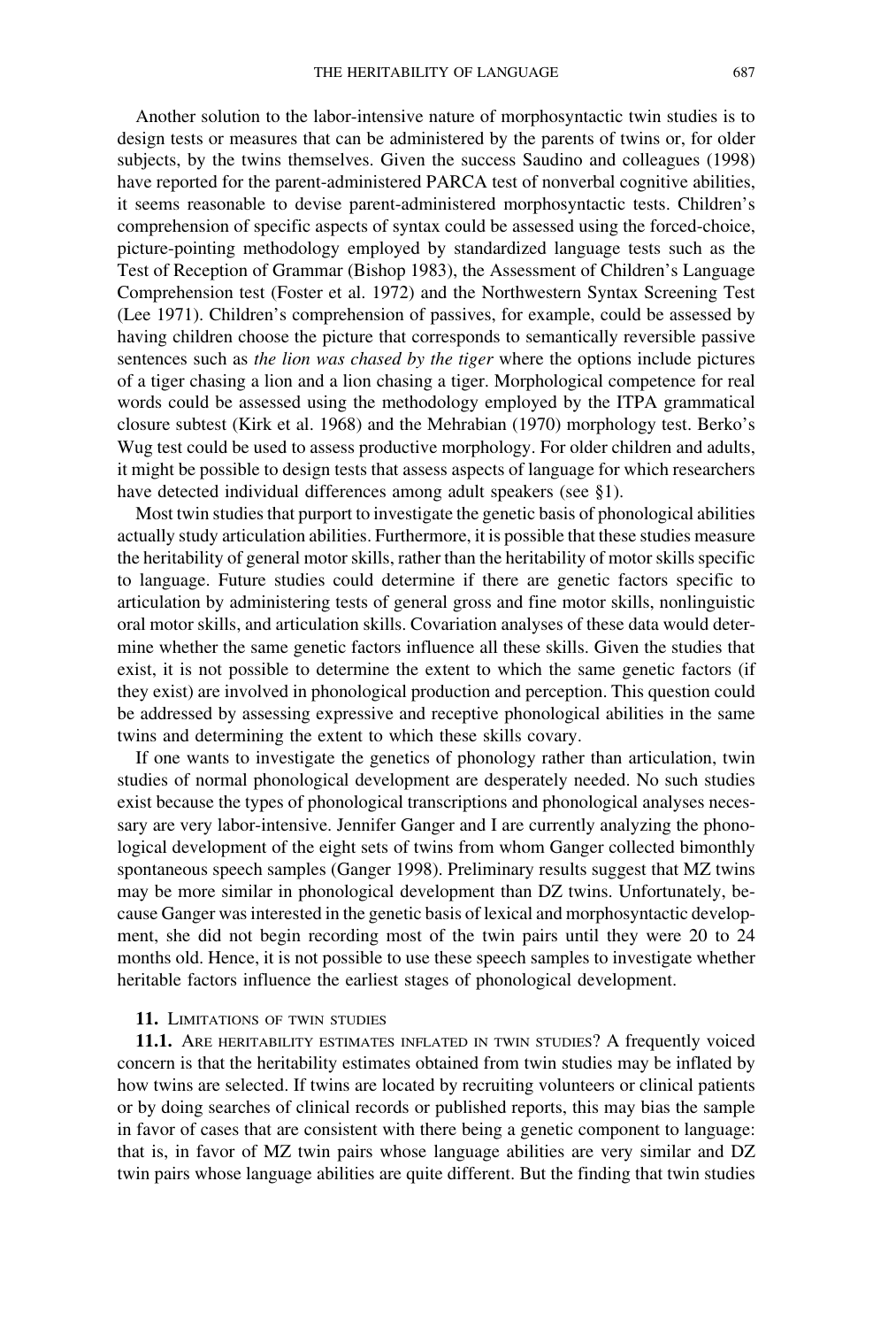Another solution to the labor-intensive nature of morphosyntactic twin studies is to design tests or measures that can be administered by the parents of twins or, for older subjects, by the twins themselves. Given the success Saudino and colleagues (1998) have reported for the parent-administered PARCA test of nonverbal cognitive abilities, it seems reasonable to devise parent-administered morphosyntactic tests. Children's comprehension of specific aspects of syntax could be assessed using the forced-choice, picture-pointing methodology employed by standardized language tests such as the Test of Reception of Grammar (Bishop 1983), the Assessment of Children's Language Comprehension test (Foster et al. 1972) and the Northwestern Syntax Screening Test (Lee 1971). Children's comprehension of passives, for example, could be assessed by having children choose the picture that corresponds to semantically reversible passive sentences such as *the lion was chased by the tiger* where the options include pictures of a tiger chasing a lion and a lion chasing a tiger. Morphological competence for real words could be assessed using the methodology employed by the ITPA grammatical closure subtest (Kirk et al. 1968) and the Mehrabian (1970) morphology test. Berko's Wug test could be used to assess productive morphology. For older children and adults, it might be possible to design tests that assess aspects of language for which researchers have detected individual differences among adult speakers (see §1).

Most twin studies that purport to investigate the genetic basis of phonological abilities actually study articulation abilities. Furthermore, it is possible that these studies measure the heritability of general motor skills, rather than the heritability of motor skills specific to language. Future studies could determine if there are genetic factors specific to articulation by administering tests of general gross and fine motor skills, nonlinguistic oral motor skills, and articulation skills. Covariation analyses of these data would determine whether the same genetic factors influence all these skills. Given the studies that exist, it is not possible to determine the extent to which the same genetic factors (if they exist) are involved in phonological production and perception. This question could be addressed by assessing expressive and receptive phonological abilities in the same twins and determining the extent to which these skills covary.

If one wants to investigate the genetics of phonology rather than articulation, twin studies of normal phonological development are desperately needed. No such studies exist because the types of phonological transcriptions and phonological analyses necessary are very labor-intensive. Jennifer Ganger and I are currently analyzing the phonological development of the eight sets of twins from whom Ganger collected bimonthly spontaneous speech samples (Ganger 1998). Preliminary results suggest that MZ twins may be more similar in phonological development than DZ twins. Unfortunately, because Ganger was interested in the genetic basis of lexical and morphosyntactic development, she did not begin recording most of the twin pairs until they were 20 to 24 months old. Hence, it is not possible to use these speech samples to investigate whether heritable factors influence the earliest stages of phonological development.

## 11. Limitations of twin studies

**11.1.** Are heritability estimates inflated in twin studies? A frequently voiced concern is that the heritability estimates obtained from twin studies may be inflated by how twins are selected. If twins are located by recruiting volunteers or clinical patients or by doing searches of clinical records or published reports, this may bias the sample in favor of cases that are consistent with there being a genetic component to language: that is, in favor of MZ twin pairs whose language abilities are very similar and DZ twin pairs whose language abilities are quite different. But the finding that twin studies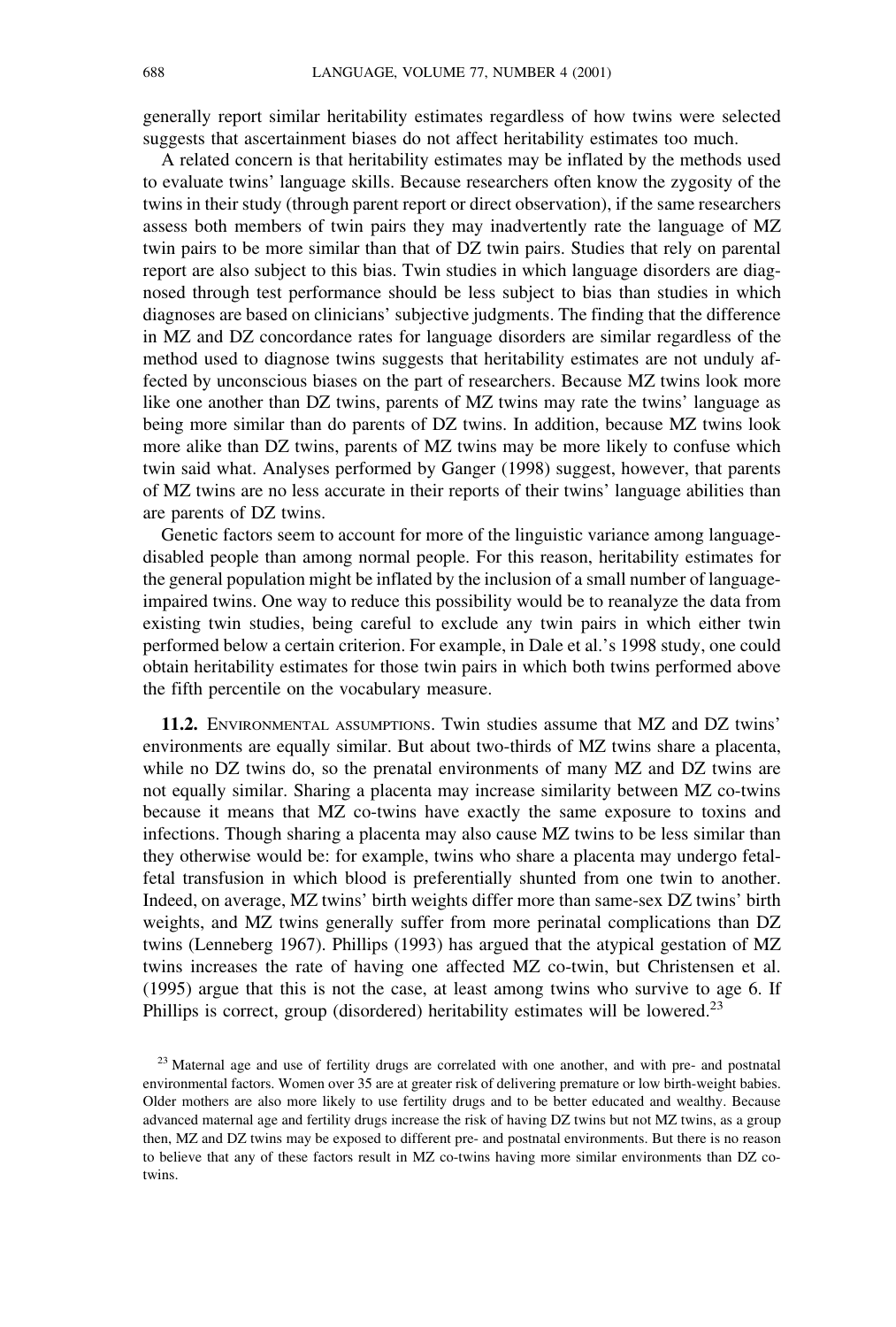generally report similar heritability estimates regardless of how twins were selected suggests that ascertainment biases do not affect heritability estimates too much.

A related concern is that heritability estimates may be inflated by the methods used to evaluate twins' language skills. Because researchers often know the zygosity of the twins in their study (through parent report or direct observation), if the same researchers assess both members of twin pairs they may inadvertently rate the language of MZ twin pairs to be more similar than that of DZ twin pairs. Studies that rely on parental report are also subject to this bias. Twin studies in which language disorders are diagnosed through test performance should be less subject to bias than studies in which diagnoses are based on clinicians' subjective judgments. The finding that the difference in MZ and DZ concordance rates for language disorders are similar regardless of the method used to diagnose twins suggests that heritability estimates are not unduly affected by unconscious biases on the part of researchers. Because MZ twins look more like one another than DZ twins, parents of MZ twins may rate the twins' language as being more similar than do parents of DZ twins. In addition, because MZ twins look more alike than DZ twins, parents of MZ twins may be more likely to confuse which twin said what. Analyses performed by Ganger (1998) suggest, however, that parents of MZ twins are no less accurate in their reports of their twins' language abilities than are parents of DZ twins.

Genetic factors seem to account for more of the linguistic variance among language-disabled people than among normal people. For this reason, heritability estimates for the general population might be inflated by the inclusion of a small number of language-impaired twins. One way to reduce this possibility would be to reanalyze the data from existing twin studies, being careful to exclude any twin pairs in which either twin performed below a certain criterion. For example, in Dale et al.'s 1998 study, one could obtain heritability estimates for those twin pairs in which both twins performed above the fifth percentile on the vocabulary measure.

**11.2.** Environmental assumptions. Twin studies assume that MZ and DZ twins' environments are equally similar. But about two-thirds of MZ twins share a placenta, while no DZ twins do, so the prenatal environments of many MZ and DZ twins are not equally similar. Sharing a placenta may increase similarity between MZ co-twins because it means that MZ co-twins have exactly the same exposure to toxins and infections. Though sharing a placenta may also cause MZ twins to be less similar than they otherwise would be: for example, twins who share a placenta may undergo fetal-fetal transfusion in which blood is preferentially shunted from one twin to another. Indeed, on average, MZ twins' birth weights differ more than same-sex DZ twins' birth weights, and MZ twins generally suffer from more perinatal complications than DZ twins (Lenneberg 1967). Phillips (1993) has argued that the atypical gestation of MZ twins increases the rate of having one affected MZ co-twin, but Christensen et al. (1995) argue that this is not the case, at least among twins who survive to age 6. If Phillips is correct, group (disordered) heritability estimates will be lowered.[23]

[23] Maternal age and use of fertility drugs are correlated with one another, and with pre- and postnatal environmental factors. Women over 35 are at greater risk of delivering premature or low birth-weight babies. Older mothers are also more likely to use fertility drugs and to be better educated and wealthy. Because advanced maternal age and fertility drugs increase the risk of having DZ twins but not MZ twins, as a group then, MZ and DZ twins may be exposed to different pre- and postnatal environments. But there is no reason to believe that any of these factors result in MZ co-twins having more similar environments than DZ co-twins.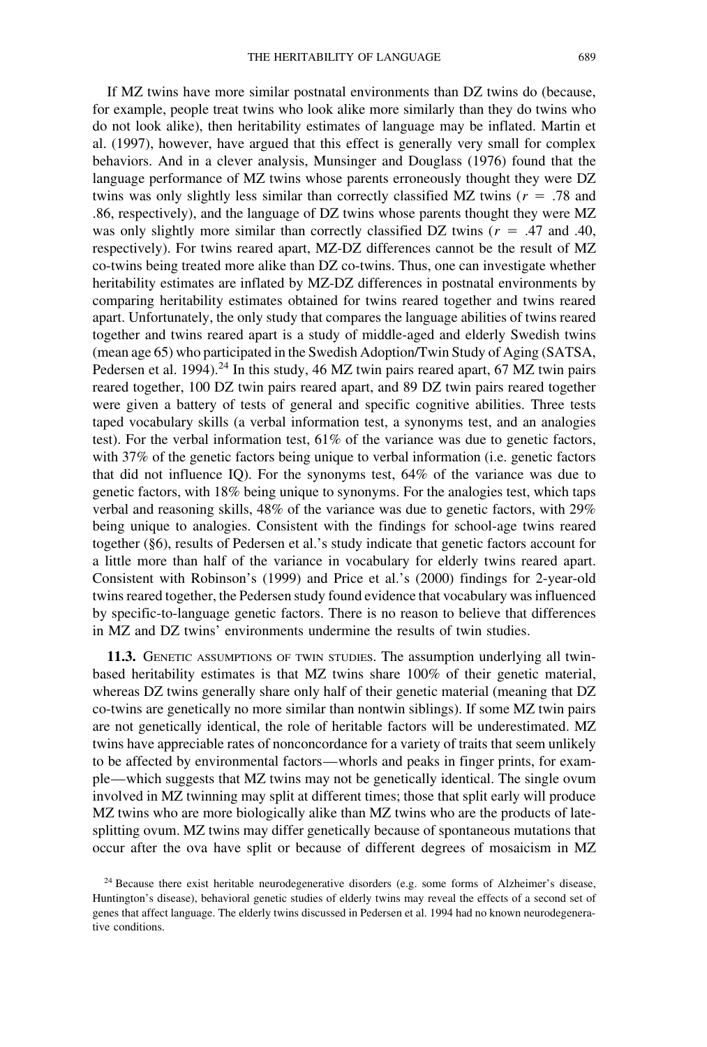If MZ twins have more similar postnatal environments than DZ twins do (because, for example, people treat twins who look alike more similarly than they do twins who do not look alike), then heritability estimates of language may be inflated. Martin et al. (1997), however, have argued that this effect is generally very small for complex behaviors. And in a clever analysis, Munsinger and Douglass (1976) found that the language performance of MZ twins whose parents erroneously thought they were DZ twins was only slightly less similar than correctly classified MZ twins ($r = .78$ and .86, respectively), and the language of DZ twins whose parents thought they were MZ was only slightly more similar than correctly classified DZ twins ($r = .47$ and .40, respectively). For twins reared apart, MZ-DZ differences cannot be the result of MZ co-twins being treated more alike than DZ co-twins. Thus, one can investigate whether heritability estimates are inflated by MZ-DZ differences in postnatal environments by comparing heritability estimates obtained for twins reared together and twins reared apart. Unfortunately, the only study that compares the language abilities of twins reared together and twins reared apart is a study of middle-aged and elderly Swedish twins (mean age 65) who participated in the Swedish Adoption/Twin Study of Aging (SATSA, Pedersen et al. 1994).[24] In this study, 46 MZ twin pairs reared apart, 67 MZ twin pairs reared together, 100 DZ twin pairs reared apart, and 89 DZ twin pairs reared together were given a battery of tests of general and specific cognitive abilities. Three tests taped vocabulary skills (a verbal information test, a synonyms test, and an analogies test). For the verbal information test, 61% of the variance was due to genetic factors, with 37% of the genetic factors being unique to verbal information (i.e. genetic factors that did not influence IQ). For the synonyms test, 64% of the variance was due to genetic factors, with 18% being unique to synonyms. For the analogies test, which taps verbal and reasoning skills, 48% of the variance was due to genetic factors, with 29% being unique to analogies. Consistent with the findings for school-age twins reared together (§6), results of Pedersen et al.'s study indicate that genetic factors account for a little more than half of the variance in vocabulary for elderly twins reared apart. Consistent with Robinson's (1999) and Price et al.'s (2000) findings for 2-year-old twins reared together, the Pedersen study found evidence that vocabulary was influenced by specific-to-language genetic factors. There is no reason to believe that differences in MZ and DZ twins' environments undermine the results of twin studies.

**11.3.** GENETIC ASSUMPTIONS OF TWIN STUDIES. The assumption underlying all twin-based heritability estimates is that MZ twins share 100% of their genetic material, whereas DZ twins generally share only half of their genetic material (meaning that DZ co-twins are genetically no more similar than nontwin siblings). If some MZ twin pairs are not genetically identical, the role of heritable factors will be underestimated. MZ twins have appreciable rates of nonconcordance for a variety of traits that seem unlikely to be affected by environmental factors—whorls and peaks in finger prints, for example—which suggests that MZ twins may not be genetically identical. The single ovum involved in MZ twinning may split at different times; those that split early will produce MZ twins who are more biologically alike than MZ twins who are the products of late-splitting ovum. MZ twins may differ genetically because of spontaneous mutations that occur after the ova have split or because of different degrees of mosaicism in MZ

[24] Because there exist heritable neurodegenerative disorders (e.g. some forms of Alzheimer's disease, Huntington's disease), behavioral genetic studies of elderly twins may reveal the effects of a second set of genes that affect language. The elderly twins discussed in Pedersen et al. 1994 had no known neurodegenerative conditions.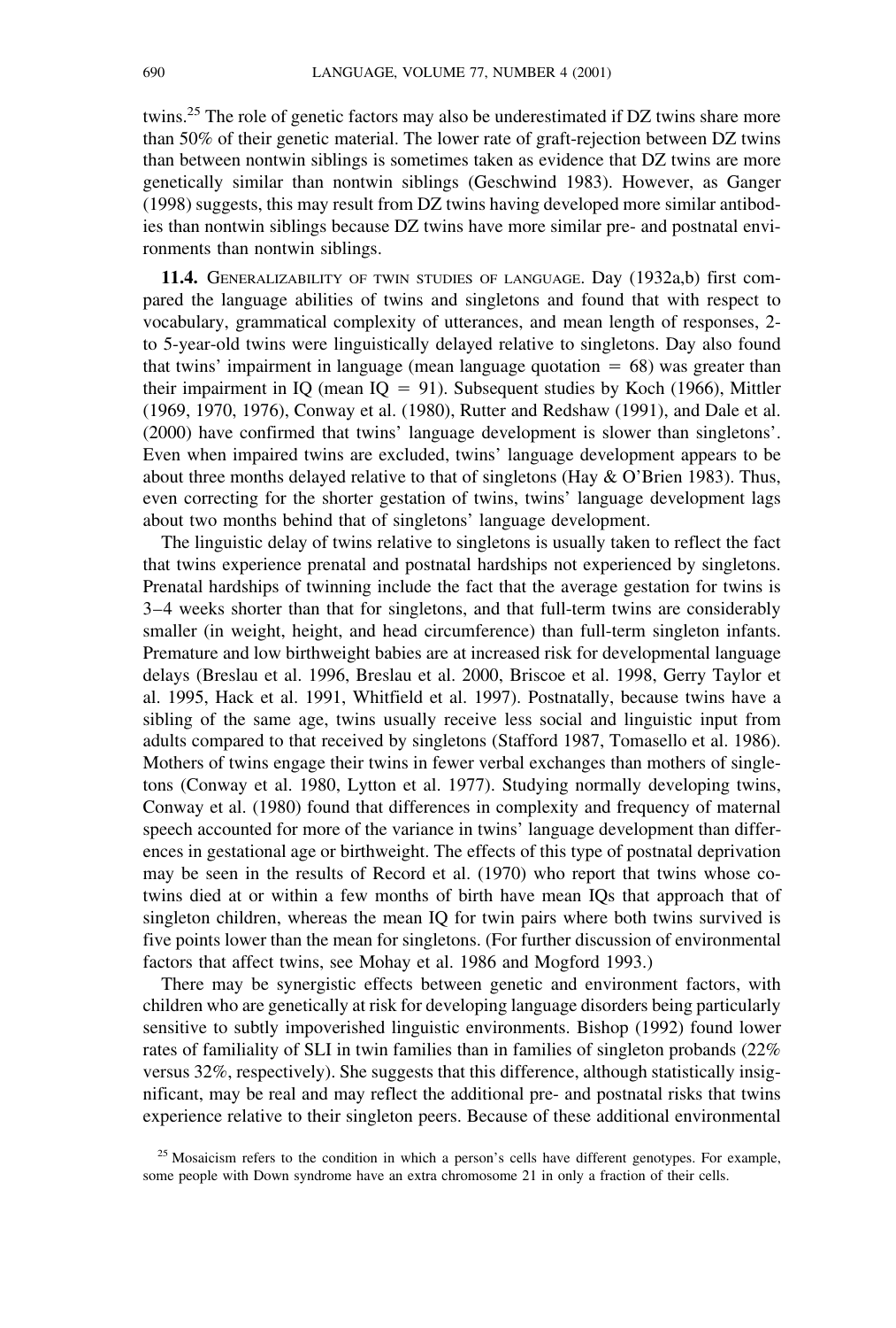twins.[25] The role of genetic factors may also be underestimated if DZ twins share more than 50% of their genetic material. The lower rate of graft-rejection between DZ twins than between nontwin siblings is sometimes taken as evidence that DZ twins are more genetically similar than nontwin siblings (Geschwind 1983). However, as Ganger (1998) suggests, this may result from DZ twins having developed more similar antibodies than nontwin siblings because DZ twins have more similar pre- and postnatal environments than nontwin siblings.

**11.4.** Generalizability of twin studies of language. Day (1932a,b) first compared the language abilities of twins and singletons and found that with respect to vocabulary, grammatical complexity of utterances, and mean length of responses, 2- to 5-year-old twins were linguistically delayed relative to singletons. Day also found that twins' impairment in language (mean language quotation = 68) was greater than their impairment in IQ (mean IQ = 91). Subsequent studies by Koch (1966), Mittler (1969, 1970, 1976), Conway et al. (1980), Rutter and Redshaw (1991), and Dale et al. (2000) have confirmed that twins' language development is slower than singletons'. Even when impaired twins are excluded, twins' language development appears to be about three months delayed relative to that of singletons (Hay & O'Brien 1983). Thus, even correcting for the shorter gestation of twins, twins' language development lags about two months behind that of singletons' language development.

The linguistic delay of twins relative to singletons is usually taken to reflect the fact that twins experience prenatal and postnatal hardships not experienced by singletons. Prenatal hardships of twinning include the fact that the average gestation for twins is 3–4 weeks shorter than that for singletons, and that full-term twins are considerably smaller (in weight, height, and head circumference) than full-term singleton infants. Premature and low birthweight babies are at increased risk for developmental language delays (Breslau et al. 1996, Breslau et al. 2000, Briscoe et al. 1998, Gerry Taylor et al. 1995, Hack et al. 1991, Whitfield et al. 1997). Postnatally, because twins have a sibling of the same age, twins usually receive less social and linguistic input from adults compared to that received by singletons (Stafford 1987, Tomasello et al. 1986). Mothers of twins engage their twins in fewer verbal exchanges than mothers of singletons (Conway et al. 1980, Lytton et al. 1977). Studying normally developing twins, Conway et al. (1980) found that differences in complexity and frequency of maternal speech accounted for more of the variance in twins' language development than differences in gestational age or birthweight. The effects of this type of postnatal deprivation may be seen in the results of Record et al. (1970) who report that twins whose co-twins died at or within a few months of birth have mean IQs that approach that of singleton children, whereas the mean IQ for twin pairs where both twins survived is five points lower than the mean for singletons. (For further discussion of environmental factors that affect twins, see Mohay et al. 1986 and Mogford 1993.)

There may be synergistic effects between genetic and environment factors, with children who are genetically at risk for developing language disorders being particularly sensitive to subtly impoverished linguistic environments. Bishop (1992) found lower rates of familiality of SLI in twin families than in families of singleton probands (22% versus 32%, respectively). She suggests that this difference, although statistically insignificant, may be real and may reflect the additional pre- and postnatal risks that twins experience relative to their singleton peers. Because of these additional environmental

[25] Mosaicism refers to the condition in which a person's cells have different genotypes. For example, some people with Down syndrome have an extra chromosome 21 in only a fraction of their cells.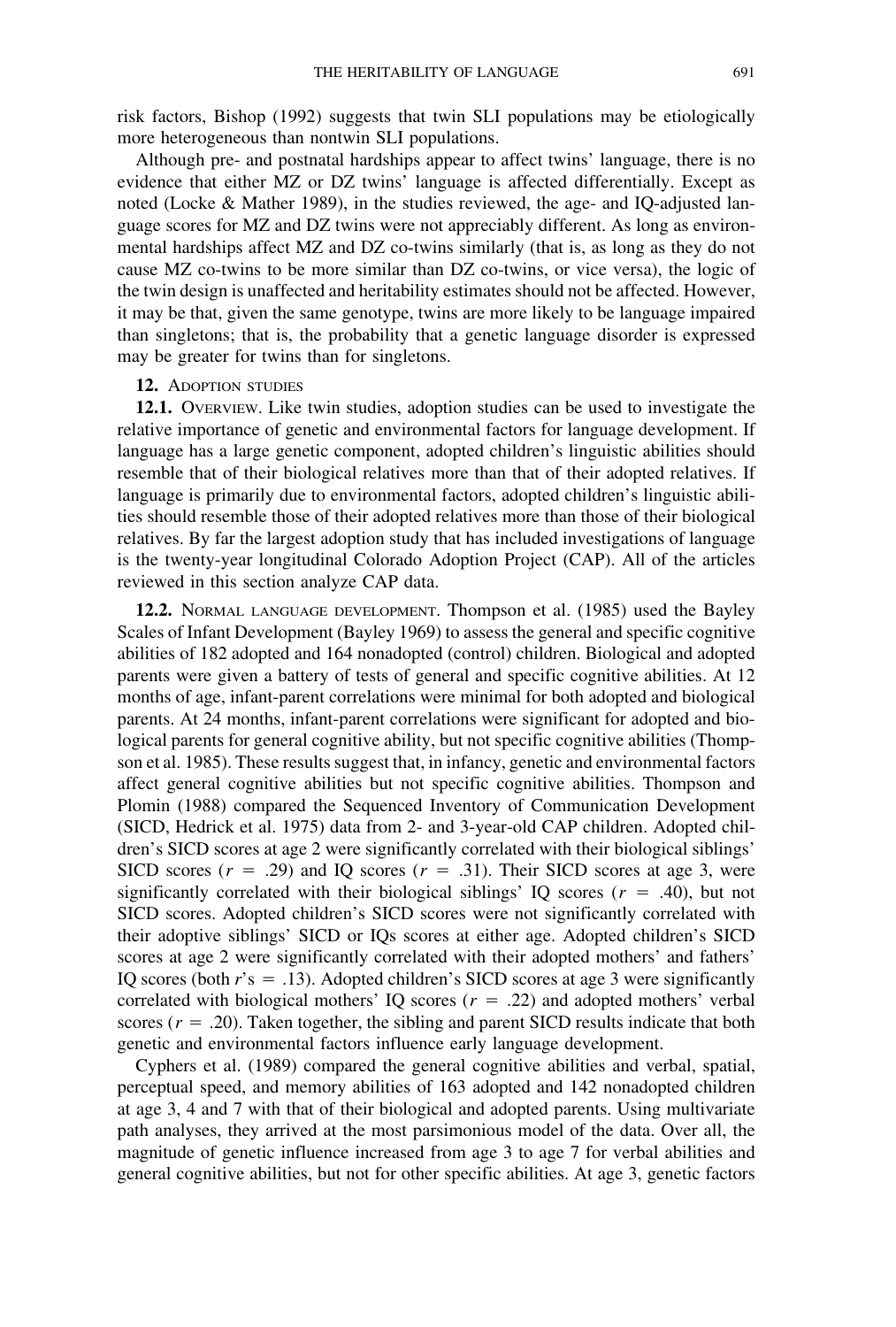risk factors, Bishop (1992) suggests that twin SLI populations may be etiologically more heterogeneous than nontwin SLI populations.

Although pre- and postnatal hardships appear to affect twins' language, there is no evidence that either MZ or DZ twins' language is affected differentially. Except as noted (Locke & Mather 1989), in the studies reviewed, the age- and IQ-adjusted language scores for MZ and DZ twins were not appreciably different. As long as environmental hardships affect MZ and DZ co-twins similarly (that is, as long as they do not cause MZ co-twins to be more similar than DZ co-twins, or vice versa), the logic of the twin design is unaffected and heritability estimates should not be affected. However, it may be that, given the same genotype, twins are more likely to be language impaired than singletons; that is, the probability that a genetic language disorder is expressed may be greater for twins than for singletons.

## 12. Adoption studies

**12.1.** Overview. Like twin studies, adoption studies can be used to investigate the relative importance of genetic and environmental factors for language development. If language has a large genetic component, adopted children's linguistic abilities should resemble that of their biological relatives more than that of their adopted relatives. If language is primarily due to environmental factors, adopted children's linguistic abilities should resemble those of their adopted relatives more than those of their biological relatives. By far the largest adoption study that has included investigations of language is the twenty-year longitudinal Colorado Adoption Project (CAP). All of the articles reviewed in this section analyze CAP data.

**12.2.** Normal language development. Thompson et al. (1985) used the Bayley Scales of Infant Development (Bayley 1969) to assess the general and specific cognitive abilities of 182 adopted and 164 nonadopted (control) children. Biological and adopted parents were given a battery of tests of general and specific cognitive abilities. At 12 months of age, infant-parent correlations were minimal for both adopted and biological parents. At 24 months, infant-parent correlations were significant for adopted and biological parents for general cognitive ability, but not specific cognitive abilities (Thompson et al. 1985). These results suggest that, in infancy, genetic and environmental factors affect general cognitive abilities but not specific cognitive abilities. Thompson and Plomin (1988) compared the Sequenced Inventory of Communication Development (SICD, Hedrick et al. 1975) data from 2- and 3-year-old CAP children. Adopted children's SICD scores at age 2 were significantly correlated with their biological siblings' SICD scores ($r = .29$) and IQ scores ($r = .31$). Their SICD scores at age 3, were significantly correlated with their biological siblings' IQ scores ($r = .40$), but not SICD scores. Adopted children's SICD scores were not significantly correlated with their adoptive siblings' SICD or IQs scores at either age. Adopted children's SICD scores at age 2 were significantly correlated with their adopted mothers' and fathers' IQ scores (both $r$'s $= .13$). Adopted children's SICD scores at age 3 were significantly correlated with biological mothers' IQ scores ($r = .22$) and adopted mothers' verbal scores ($r = .20$). Taken together, the sibling and parent SICD results indicate that both genetic and environmental factors influence early language development.

Cyphers et al. (1989) compared the general cognitive abilities and verbal, spatial, perceptual speed, and memory abilities of 163 adopted and 142 nonadopted children at age 3, 4 and 7 with that of their biological and adopted parents. Using multivariate path analyses, they arrived at the most parsimonious model of the data. Over all, the magnitude of genetic influence increased from age 3 to age 7 for verbal abilities and general cognitive abilities, but not for other specific abilities. At age 3, genetic factors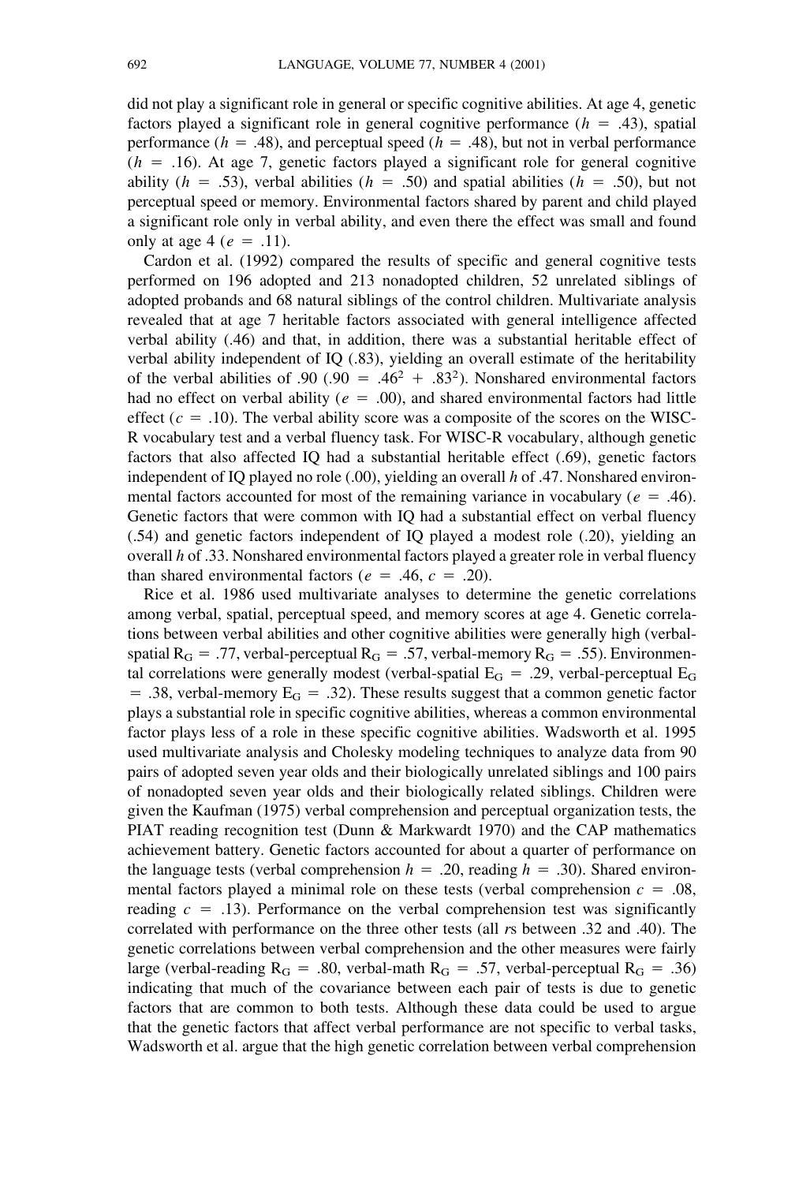did not play a significant role in general or specific cognitive abilities. At age 4, genetic factors played a significant role in general cognitive performance ($h = .43$), spatial performance ($h = .48$), and perceptual speed ($h = .48$), but not in verbal performance ($h = .16$). At age 7, genetic factors played a significant role for general cognitive ability ($h = .53$), verbal abilities ($h = .50$) and spatial abilities ($h = .50$), but not perceptual speed or memory. Environmental factors shared by parent and child played a significant role only in verbal ability, and even there the effect was small and found only at age 4 ($e = .11$).

Cardon et al. (1992) compared the results of specific and general cognitive tests performed on 196 adopted and 213 nonadopted children, 52 unrelated siblings of adopted probands and 68 natural siblings of the control children. Multivariate analysis revealed that at age 7 heritable factors associated with general intelligence affected verbal ability (.46) and that, in addition, there was a substantial heritable effect of verbal ability independent of IQ (.83), yielding an overall estimate of the heritability of the verbal abilities of .90 ($.90 = .46^2 + .83^2$). Nonshared environmental factors had no effect on verbal ability ($e = .00$), and shared environmental factors had little effect ($c = .10$). The verbal ability score was a composite of the scores on the WISC-R vocabulary test and a verbal fluency task. For WISC-R vocabulary, although genetic factors that also affected IQ had a substantial heritable effect (.69), genetic factors independent of IQ played no role (.00), yielding an overall *h* of .47. Nonshared environmental factors accounted for most of the remaining variance in vocabulary ($e = .46$). Genetic factors that were common with IQ had a substantial effect on verbal fluency (.54) and genetic factors independent of IQ played a modest role (.20), yielding an overall *h* of .33. Nonshared environmental factors played a greater role in verbal fluency than shared environmental factors ($e = .46$, $c = .20$).

Rice et al. 1986 used multivariate analyses to determine the genetic correlations among verbal, spatial, perceptual speed, and memory scores at age 4. Genetic correlations between verbal abilities and other cognitive abilities were generally high (verbal-spatial $R_G = .77$, verbal-perceptual $R_G = .57$, verbal-memory $R_G = .55$). Environmental correlations were generally modest (verbal-spatial $E_G = .29$, verbal-perceptual $E_G = .38$, verbal-memory $E_G = .32$). These results suggest that a common genetic factor plays a substantial role in specific cognitive abilities, whereas a common environmental factor plays less of a role in these specific cognitive abilities. Wadsworth et al. 1995 used multivariate analysis and Cholesky modeling techniques to analyze data from 90 pairs of adopted seven year olds and their biologically unrelated siblings and 100 pairs of nonadopted seven year olds and their biologically related siblings. Children were given the Kaufman (1975) verbal comprehension and perceptual organization tests, the PIAT reading recognition test (Dunn & Markwardt 1970) and the CAP mathematics achievement battery. Genetic factors accounted for about a quarter of performance on the language tests (verbal comprehension $h = .20$, reading $h = .30$). Shared environmental factors played a minimal role on these tests (verbal comprehension $c = .08$, reading $c = .13$). Performance on the verbal comprehension test was significantly correlated with performance on the three other tests (all *r*s between .32 and .40). The genetic correlations between verbal comprehension and the other measures were fairly large (verbal-reading $R_G = .80$, verbal-math $R_G = .57$, verbal-perceptual $R_G = .36$) indicating that much of the covariance between each pair of tests is due to genetic factors that are common to both tests. Although these data could be used to argue that the genetic factors that affect verbal performance are not specific to verbal tasks, Wadsworth et al. argue that the high genetic correlation between verbal comprehension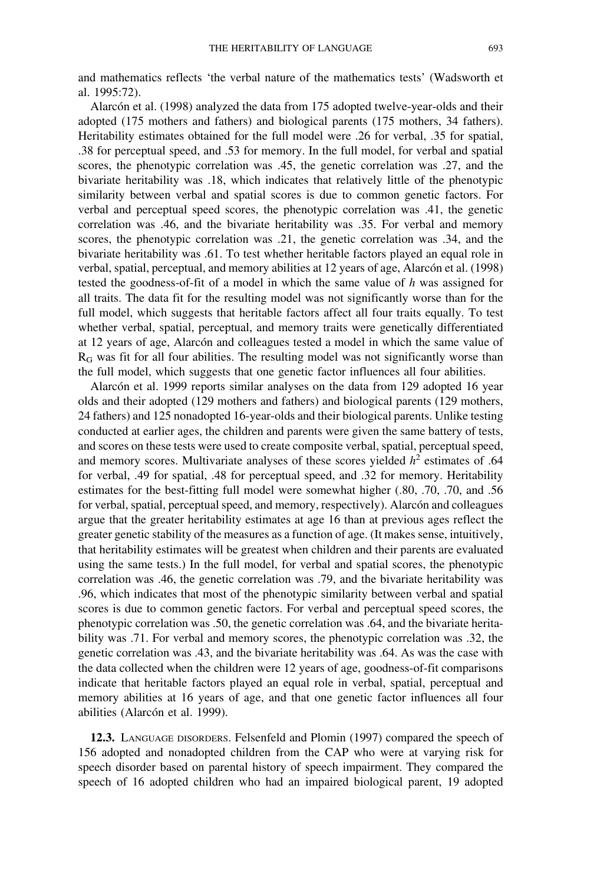and mathematics reflects 'the verbal nature of the mathematics tests' (Wadsworth et al. 1995:72).

Alarcón et al. (1998) analyzed the data from 175 adopted twelve-year-olds and their adopted (175 mothers and fathers) and biological parents (175 mothers, 34 fathers). Heritability estimates obtained for the full model were .26 for verbal, .35 for spatial, .38 for perceptual speed, and .53 for memory. In the full model, for verbal and spatial scores, the phenotypic correlation was .45, the genetic correlation was .27, and the bivariate heritability was .18, which indicates that relatively little of the phenotypic similarity between verbal and spatial scores is due to common genetic factors. For verbal and perceptual speed scores, the phenotypic correlation was .41, the genetic correlation was .46, and the bivariate heritability was .35. For verbal and memory scores, the phenotypic correlation was .21, the genetic correlation was .34, and the bivariate heritability was .61. To test whether heritable factors played an equal role in verbal, spatial, perceptual, and memory abilities at 12 years of age, Alarcón et al. (1998) tested the goodness-of-fit of a model in which the same value of *h* was assigned for all traits. The data fit for the resulting model was not significantly worse than for the full model, which suggests that heritable factors affect all four traits equally. To test whether verbal, spatial, perceptual, and memory traits were genetically differentiated at 12 years of age, Alarcón and colleagues tested a model in which the same value of $R_G$ was fit for all four abilities. The resulting model was not significantly worse than the full model, which suggests that one genetic factor influences all four abilities.

Alarcón et al. 1999 reports similar analyses on the data from 129 adopted 16 year olds and their adopted (129 mothers and fathers) and biological parents (129 mothers, 24 fathers) and 125 nonadopted 16-year-olds and their biological parents. Unlike testing conducted at earlier ages, the children and parents were given the same battery of tests, and scores on these tests were used to create composite verbal, spatial, perceptual speed, and memory scores. Multivariate analyses of these scores yielded $h^2$ estimates of .64 for verbal, .49 for spatial, .48 for perceptual speed, and .32 for memory. Heritability estimates for the best-fitting full model were somewhat higher (.80, .70, .70, and .56 for verbal, spatial, perceptual speed, and memory, respectively). Alarcón and colleagues argue that the greater heritability estimates at age 16 than at previous ages reflect the greater genetic stability of the measures as a function of age. (It makes sense, intuitively, that heritability estimates will be greatest when children and their parents are evaluated using the same tests.) In the full model, for verbal and spatial scores, the phenotypic correlation was .46, the genetic correlation was .79, and the bivariate heritability was .96, which indicates that most of the phenotypic similarity between verbal and spatial scores is due to common genetic factors. For verbal and perceptual speed scores, the phenotypic correlation was .50, the genetic correlation was .64, and the bivariate heritability was .71. For verbal and memory scores, the phenotypic correlation was .32, the genetic correlation was .43, and the bivariate heritability was .64. As was the case with the data collected when the children were 12 years of age, goodness-of-fit comparisons indicate that heritable factors played an equal role in verbal, spatial, perceptual and memory abilities at 16 years of age, and that one genetic factor influences all four abilities (Alarcón et al. 1999).

**12.3.** Language disorders. Felsenfeld and Plomin (1997) compared the speech of 156 adopted and nonadopted children from the CAP who were at varying risk for speech disorder based on parental history of speech impairment. They compared the speech of 16 adopted children who had an impaired biological parent, 19 adopted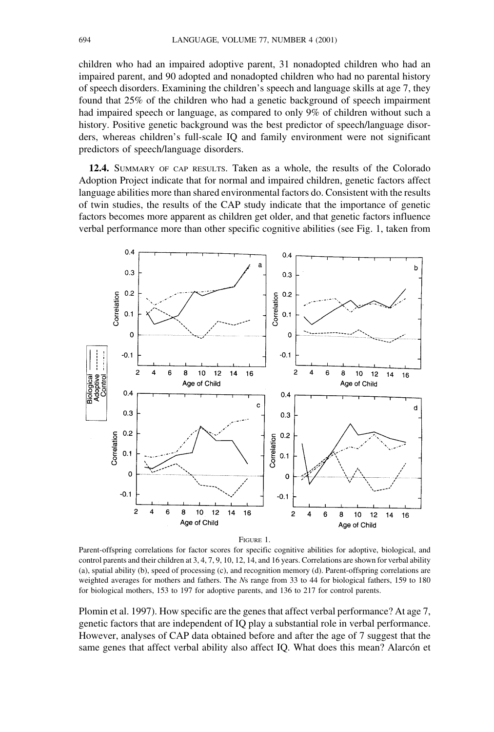children who had an impaired adoptive parent, 31 nonadopted children who had an impaired parent, and 90 adopted and nonadopted children who had no parental history of speech disorders. Examining the children's speech and language skills at age 7, they found that 25% of the children who had a genetic background of speech impairment had impaired speech or language, as compared to only 9% of children without such a history. Positive genetic background was the best predictor of speech/language disorders, whereas children's full-scale IQ and family environment were not significant predictors of speech/language disorders.

**12.4.** Summary of CAP results. Taken as a whole, the results of the Colorado Adoption Project indicate that for normal and impaired children, genetic factors affect language abilities more than shared environmental factors do. Consistent with the results of twin studies, the results of the CAP study indicate that the importance of genetic factors becomes more apparent as children get older, and that genetic factors influence verbal performance more than other specific cognitive abilities (see Fig. 1, taken from Plomin et al. 1997). How specific are the genes that affect verbal performance? At age 7, genetic factors that are independent of IQ play a substantial role in verbal performance. However, analyses of CAP data obtained before and after the age of 7 suggest that the same genes that affect verbal ability also affect IQ. What does this mean? Alarcón et

Figure 1.

Parent-offspring correlations for factor scores for specific cognitive abilities for adoptive, biological, and control parents and their children at 3, 4, 7, 9, 10, 12, 14, and 16 years. Correlations are shown for verbal ability (a), spatial ability (b), speed of processing (c), and recognition memory (d). Parent-offspring correlations are weighted averages for mothers and fathers. The *N*s range from 33 to 44 for biological fathers, 159 to 180 for biological mothers, 153 to 197 for adoptive parents, and 136 to 217 for control parents.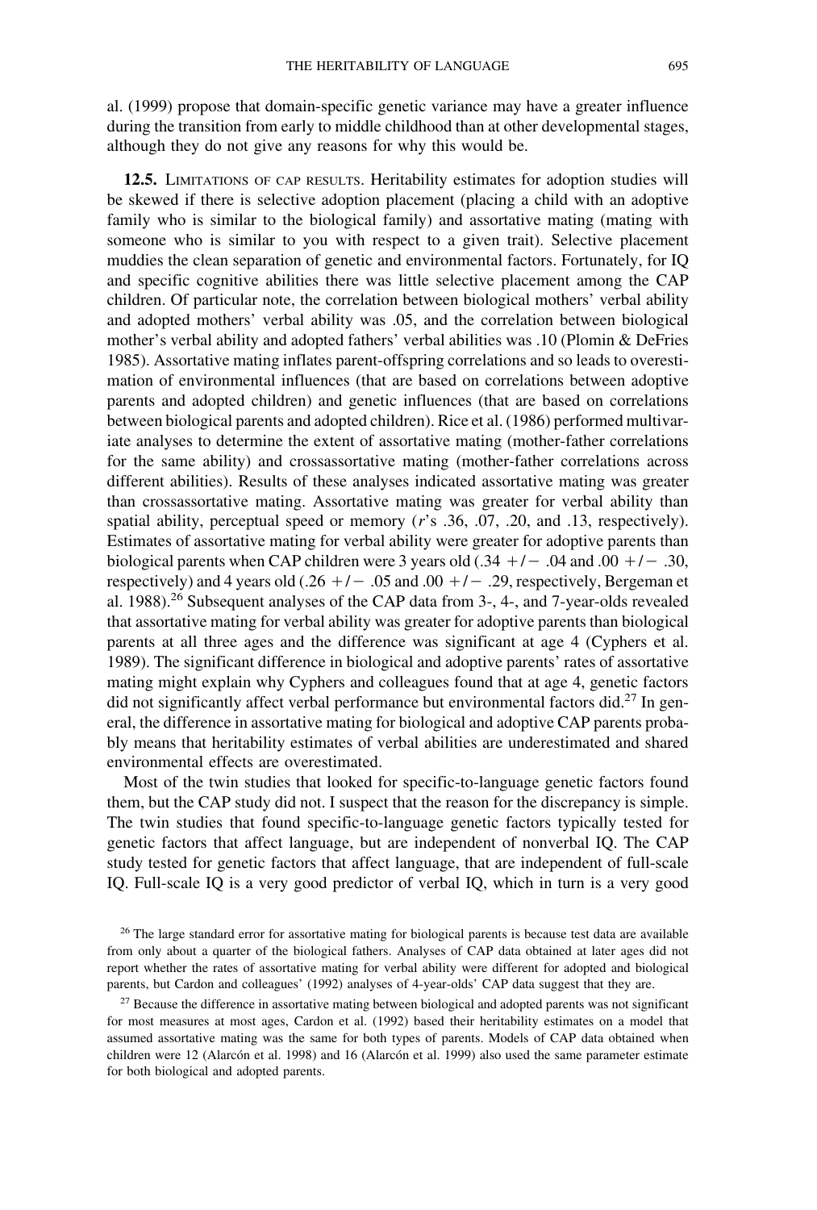al. (1999) propose that domain-specific genetic variance may have a greater influence during the transition from early to middle childhood than at other developmental stages, although they do not give any reasons for why this would be.

**12.5.** Limitations of CAP results. Heritability estimates for adoption studies will be skewed if there is selective adoption placement (placing a child with an adoptive family who is similar to the biological family) and assortative mating (mating with someone who is similar to you with respect to a given trait). Selective placement muddies the clean separation of genetic and environmental factors. Fortunately, for IQ and specific cognitive abilities there was little selective placement among the CAP children. Of particular note, the correlation between biological mothers' verbal ability and adopted mothers' verbal ability was .05, and the correlation between biological mother's verbal ability and adopted fathers' verbal abilities was .10 (Plomin & DeFries 1985). Assortative mating inflates parent-offspring correlations and so leads to overestimation of environmental influences (that are based on correlations between adoptive parents and adopted children) and genetic influences (that are based on correlations between biological parents and adopted children). Rice et al. (1986) performed multivariate analyses to determine the extent of assortative mating (mother-father correlations for the same ability) and crossassortative mating (mother-father correlations across different abilities). Results of these analyses indicated assortative mating was greater than crossassortative mating. Assortative mating was greater for verbal ability than spatial ability, perceptual speed or memory (*r*'s .36, .07, .20, and .13, respectively). Estimates of assortative mating for verbal ability were greater for adoptive parents than biological parents when CAP children were 3 years old (.34 +/− .04 and .00 +/− .30, respectively) and 4 years old (.26 +/− .05 and .00 +/− .29, respectively, Bergeman et al. 1988).[26] Subsequent analyses of the CAP data from 3-, 4-, and 7-year-olds revealed that assortative mating for verbal ability was greater for adoptive parents than biological parents at all three ages and the difference was significant at age 4 (Cyphers et al. 1989). The significant difference in biological and adoptive parents' rates of assortative mating might explain why Cyphers and colleagues found that at age 4, genetic factors did not significantly affect verbal performance but environmental factors did.[27] In general, the difference in assortative mating for biological and adoptive CAP parents probably means that heritability estimates of verbal abilities are underestimated and shared environmental effects are overestimated.

Most of the twin studies that looked for specific-to-language genetic factors found them, but the CAP study did not. I suspect that the reason for the discrepancy is simple. The twin studies that found specific-to-language genetic factors typically tested for genetic factors that affect language, but are independent of nonverbal IQ. The CAP study tested for genetic factors that affect language, that are independent of full-scale IQ. Full-scale IQ is a very good predictor of verbal IQ, which in turn is a very good

[26] The large standard error for assortative mating for biological parents is because test data are available from only about a quarter of the biological fathers. Analyses of CAP data obtained at later ages did not report whether the rates of assortative mating for verbal ability were different for adopted and biological parents, but Cardon and colleagues' (1992) analyses of 4-year-olds' CAP data suggest that they are.

[27] Because the difference in assortative mating between biological and adopted parents was not significant for most measures at most ages, Cardon et al. (1992) based their heritability estimates on a model that assumed assortative mating was the same for both types of parents. Models of CAP data obtained when children were 12 (Alarcón et al. 1998) and 16 (Alarcón et al. 1999) also used the same parameter estimate for both biological and adopted parents.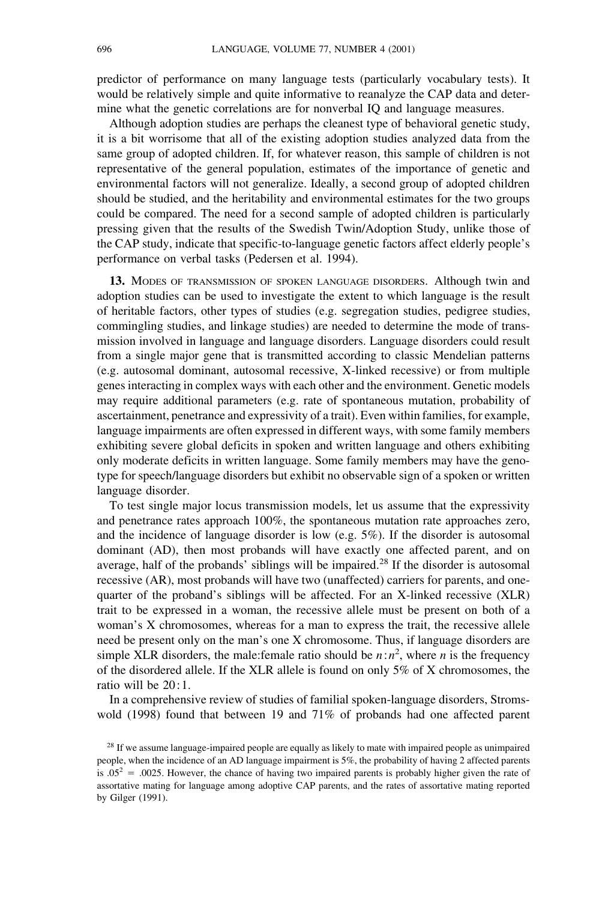predictor of performance on many language tests (particularly vocabulary tests). It would be relatively simple and quite informative to reanalyze the CAP data and determine what the genetic correlations are for nonverbal IQ and language measures.

Although adoption studies are perhaps the cleanest type of behavioral genetic study, it is a bit worrisome that all of the existing adoption studies analyzed data from the same group of adopted children. If, for whatever reason, this sample of children is not representative of the general population, estimates of the importance of genetic and environmental factors will not generalize. Ideally, a second group of adopted children should be studied, and the heritability and environmental estimates for the two groups could be compared. The need for a second sample of adopted children is particularly pressing given that the results of the Swedish Twin/Adoption Study, unlike those of the CAP study, indicate that specific-to-language genetic factors affect elderly people's performance on verbal tasks (Pedersen et al. 1994).

## 13. Modes of transmission of spoken language disorders.

Although twin and adoption studies can be used to investigate the extent to which language is the result of heritable factors, other types of studies (e.g. segregation studies, pedigree studies, commingling studies, and linkage studies) are needed to determine the mode of transmission involved in language and language disorders. Language disorders could result from a single major gene that is transmitted according to classic Mendelian patterns (e.g. autosomal dominant, autosomal recessive, X-linked recessive) or from multiple genes interacting in complex ways with each other and the environment. Genetic models may require additional parameters (e.g. rate of spontaneous mutation, probability of ascertainment, penetrance and expressivity of a trait). Even within families, for example, language impairments are often expressed in different ways, with some family members exhibiting severe global deficits in spoken and written language and others exhibiting only moderate deficits in written language. Some family members may have the genotype for speech/language disorders but exhibit no observable sign of a spoken or written language disorder.

To test single major locus transmission models, let us assume that the expressivity and penetrance rates approach 100%, the spontaneous mutation rate approaches zero, and the incidence of language disorder is low (e.g. 5%). If the disorder is autosomal dominant (AD), then most probands will have exactly one affected parent, and on average, half of the probands' siblings will be impaired.[28] If the disorder is autosomal recessive (AR), most probands will have two (unaffected) carriers for parents, and one-quarter of the proband's siblings will be affected. For an X-linked recessive (XLR) trait to be expressed in a woman, the recessive allele must be present on both of a woman's X chromosomes, whereas for a man to express the trait, the recessive allele need be present only on the man's one X chromosome. Thus, if language disorders are simple XLR disorders, the male:female ratio should be $n:n^2$, where $n$ is the frequency of the disordered allele. If the XLR allele is found on only 5% of X chromosomes, the ratio will be 20:1.

In a comprehensive review of studies of familial spoken-language disorders, Stromswold (1998) found that between 19 and 71% of probands had one affected parent

[28] If we assume language-impaired people are equally as likely to mate with impaired people as unimpaired people, when the incidence of an AD language impairment is 5%, the probability of having 2 affected parents is $.05^2 = .0025$. However, the chance of having two impaired parents is probably higher given the rate of assortative mating for language among adoptive CAP parents, and the rates of assortative mating reported by Gilger (1991).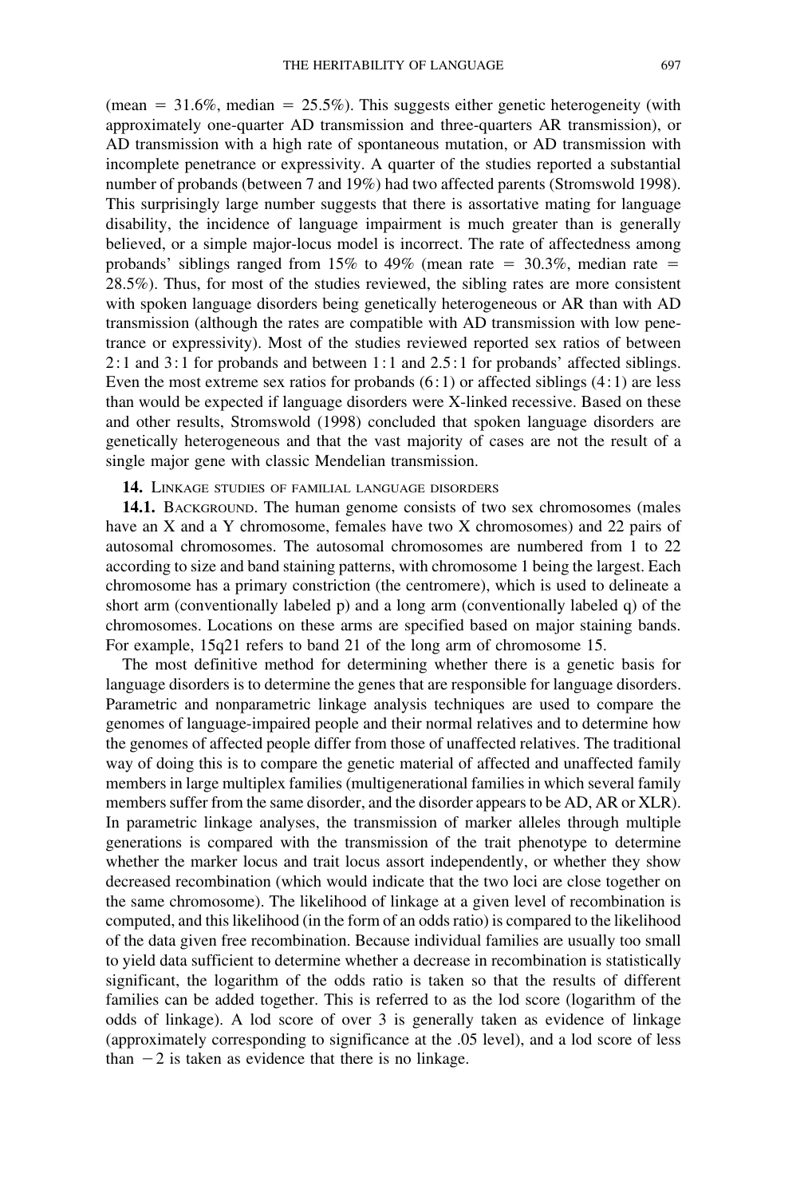(mean = 31.6%, median = 25.5%). This suggests either genetic heterogeneity (with approximately one-quarter AD transmission and three-quarters AR transmission), or AD transmission with a high rate of spontaneous mutation, or AD transmission with incomplete penetrance or expressivity. A quarter of the studies reported a substantial number of probands (between 7 and 19%) had two affected parents (Stromswold 1998). This surprisingly large number suggests that there is assortative mating for language disability, the incidence of language impairment is much greater than is generally believed, or a simple major-locus model is incorrect. The rate of affectedness among probands' siblings ranged from 15% to 49% (mean rate = 30.3%, median rate = 28.5%). Thus, for most of the studies reviewed, the sibling rates are more consistent with spoken language disorders being genetically heterogeneous or AR than with AD transmission (although the rates are compatible with AD transmission with low penetrance or expressivity). Most of the studies reviewed reported sex ratios of between 2:1 and 3:1 for probands and between 1:1 and 2.5:1 for probands' affected siblings. Even the most extreme sex ratios for probands (6:1) or affected siblings (4:1) are less than would be expected if language disorders were X-linked recessive. Based on these and other results, Stromswold (1998) concluded that spoken language disorders are genetically heterogeneous and that the vast majority of cases are not the result of a single major gene with classic Mendelian transmission.

## 14. Linkage studies of familial language disorders

**14.1.** Background. The human genome consists of two sex chromosomes (males have an X and a Y chromosome, females have two X chromosomes) and 22 pairs of autosomal chromosomes. The autosomal chromosomes are numbered from 1 to 22 according to size and band staining patterns, with chromosome 1 being the largest. Each chromosome has a primary constriction (the centromere), which is used to delineate a short arm (conventionally labeled p) and a long arm (conventionally labeled q) of the chromosomes. Locations on these arms are specified based on major staining bands. For example, 15q21 refers to band 21 of the long arm of chromosome 15.

The most definitive method for determining whether there is a genetic basis for language disorders is to determine the genes that are responsible for language disorders. Parametric and nonparametric linkage analysis techniques are used to compare the genomes of language-impaired people and their normal relatives and to determine how the genomes of affected people differ from those of unaffected relatives. The traditional way of doing this is to compare the genetic material of affected and unaffected family members in large multiplex families (multigenerational families in which several family members suffer from the same disorder, and the disorder appears to be AD, AR or XLR). In parametric linkage analyses, the transmission of marker alleles through multiple generations is compared with the transmission of the trait phenotype to determine whether the marker locus and trait locus assort independently, or whether they show decreased recombination (which would indicate that the two loci are close together on the same chromosome). The likelihood of linkage at a given level of recombination is computed, and this likelihood (in the form of an odds ratio) is compared to the likelihood of the data given free recombination. Because individual families are usually too small to yield data sufficient to determine whether a decrease in recombination is statistically significant, the logarithm of the odds ratio is taken so that the results of different families can be added together. This is referred to as the lod score (logarithm of the odds of linkage). A lod score of over 3 is generally taken as evidence of linkage (approximately corresponding to significance at the .05 level), and a lod score of less than $-2$ is taken as evidence that there is no linkage.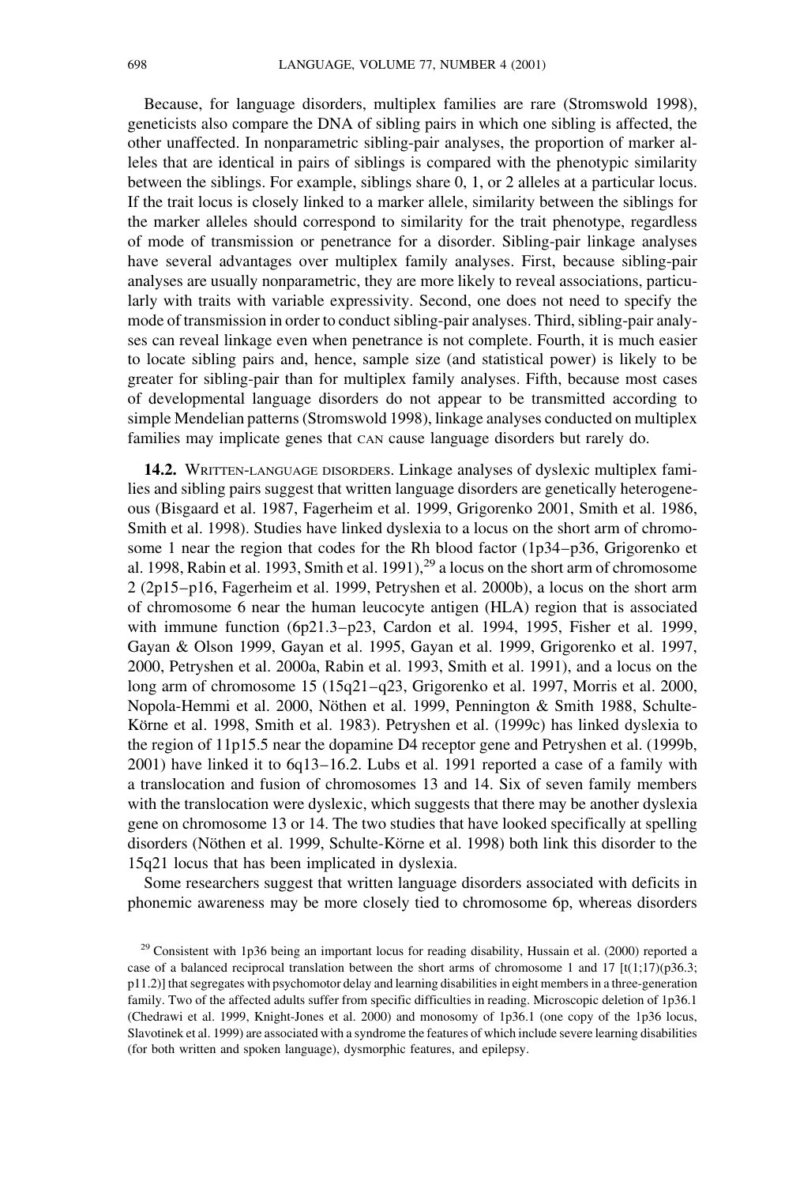Because, for language disorders, multiplex families are rare (Stromswold 1998), geneticists also compare the DNA of sibling pairs in which one sibling is affected, the other unaffected. In nonparametric sibling-pair analyses, the proportion of marker alleles that are identical in pairs of siblings is compared with the phenotypic similarity between the siblings. For example, siblings share 0, 1, or 2 alleles at a particular locus. If the trait locus is closely linked to a marker allele, similarity between the siblings for the marker alleles should correspond to similarity for the trait phenotype, regardless of mode of transmission or penetrance for a disorder. Sibling-pair linkage analyses have several advantages over multiplex family analyses. First, because sibling-pair analyses are usually nonparametric, they are more likely to reveal associations, particularly with traits with variable expressivity. Second, one does not need to specify the mode of transmission in order to conduct sibling-pair analyses. Third, sibling-pair analyses can reveal linkage even when penetrance is not complete. Fourth, it is much easier to locate sibling pairs and, hence, sample size (and statistical power) is likely to be greater for sibling-pair than for multiplex family analyses. Fifth, because most cases of developmental language disorders do not appear to be transmitted according to simple Mendelian patterns (Stromswold 1998), linkage analyses conducted on multiplex families may implicate genes that CAN cause language disorders but rarely do.

**14.2.** WRITTEN-LANGUAGE DISORDERS. Linkage analyses of dyslexic multiplex families and sibling pairs suggest that written language disorders are genetically heterogeneous (Bisgaard et al. 1987, Fagerheim et al. 1999, Grigorenko 2001, Smith et al. 1986, Smith et al. 1998). Studies have linked dyslexia to a locus on the short arm of chromosome 1 near the region that codes for the Rh blood factor (1p34–p36, Grigorenko et al. 1998, Rabin et al. 1993, Smith et al. 1991),[29] a locus on the short arm of chromosome 2 (2p15–p16, Fagerheim et al. 1999, Petryshen et al. 2000b), a locus on the short arm of chromosome 6 near the human leucocyte antigen (HLA) region that is associated with immune function (6p21.3–p23, Cardon et al. 1994, 1995, Fisher et al. 1999, Gayan & Olson 1999, Gayan et al. 1995, Gayan et al. 1999, Grigorenko et al. 1997, 2000, Petryshen et al. 2000a, Rabin et al. 1993, Smith et al. 1991), and a locus on the long arm of chromosome 15 (15q21–q23, Grigorenko et al. 1997, Morris et al. 2000, Nopola-Hemmi et al. 2000, Nöthen et al. 1999, Pennington & Smith 1988, Schulte-Körne et al. 1998, Smith et al. 1983). Petryshen et al. (1999c) has linked dyslexia to the region of 11p15.5 near the dopamine D4 receptor gene and Petryshen et al. (1999b, 2001) have linked it to 6q13–16.2. Lubs et al. 1991 reported a case of a family with a translocation and fusion of chromosomes 13 and 14. Six of seven family members with the translocation were dyslexic, which suggests that there may be another dyslexia gene on chromosome 13 or 14. The two studies that have looked specifically at spelling disorders (Nöthen et al. 1999, Schulte-Körne et al. 1998) both link this disorder to the 15q21 locus that has been implicated in dyslexia.

Some researchers suggest that written language disorders associated with deficits in phonemic awareness may be more closely tied to chromosome 6p, whereas disorders

[29] Consistent with 1p36 being an important locus for reading disability, Hussain et al. (2000) reported a case of a balanced reciprocal translation between the short arms of chromosome 1 and 17 [t(1;17)(p36.3; p11.2)] that segregates with psychomotor delay and learning disabilities in eight members in a three-generation family. Two of the affected adults suffer from specific difficulties in reading. Microscopic deletion of 1p36.1 (Chedrawi et al. 1999, Knight-Jones et al. 2000) and monosomy of 1p36.1 (one copy of the 1p36 locus, Slavotinek et al. 1999) are associated with a syndrome the features of which include severe learning disabilities (for both written and spoken language), dysmorphic features, and epilepsy.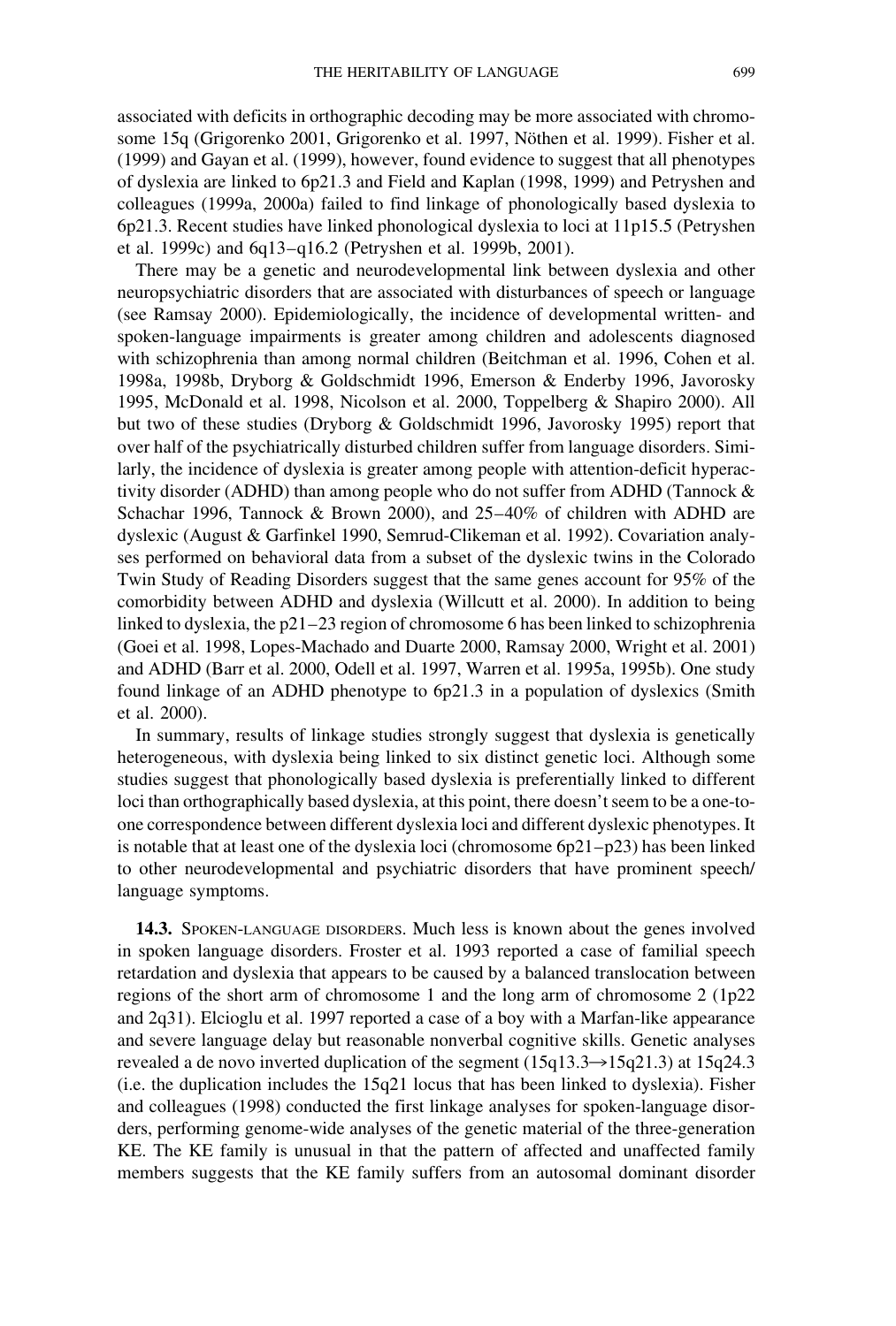associated with deficits in orthographic decoding may be more associated with chromosome 15q (Grigorenko 2001, Grigorenko et al. 1997, Nöthen et al. 1999). Fisher et al. (1999) and Gayan et al. (1999), however, found evidence to suggest that all phenotypes of dyslexia are linked to 6p21.3 and Field and Kaplan (1998, 1999) and Petryshen and colleagues (1999a, 2000a) failed to find linkage of phonologically based dyslexia to 6p21.3. Recent studies have linked phonological dyslexia to loci at 11p15.5 (Petryshen et al. 1999c) and 6q13–q16.2 (Petryshen et al. 1999b, 2001).

There may be a genetic and neurodevelopmental link between dyslexia and other neuropsychiatric disorders that are associated with disturbances of speech or language (see Ramsay 2000). Epidemiologically, the incidence of developmental written- and spoken-language impairments is greater among children and adolescents diagnosed with schizophrenia than among normal children (Beitchman et al. 1996, Cohen et al. 1998a, 1998b, Dryborg & Goldschmidt 1996, Emerson & Enderby 1996, Javorosky 1995, McDonald et al. 1998, Nicolson et al. 2000, Toppelberg & Shapiro 2000). All but two of these studies (Dryborg & Goldschmidt 1996, Javorosky 1995) report that over half of the psychiatrically disturbed children suffer from language disorders. Similarly, the incidence of dyslexia is greater among people with attention-deficit hyperactivity disorder (ADHD) than among people who do not suffer from ADHD (Tannock & Schachar 1996, Tannock & Brown 2000), and 25–40% of children with ADHD are dyslexic (August & Garfinkel 1990, Semrud-Clikeman et al. 1992). Covariation analyses performed on behavioral data from a subset of the dyslexic twins in the Colorado Twin Study of Reading Disorders suggest that the same genes account for 95% of the comorbidity between ADHD and dyslexia (Willcutt et al. 2000). In addition to being linked to dyslexia, the p21–23 region of chromosome 6 has been linked to schizophrenia (Goei et al. 1998, Lopes-Machado and Duarte 2000, Ramsay 2000, Wright et al. 2001) and ADHD (Barr et al. 2000, Odell et al. 1997, Warren et al. 1995a, 1995b). One study found linkage of an ADHD phenotype to 6p21.3 in a population of dyslexics (Smith et al. 2000).

In summary, results of linkage studies strongly suggest that dyslexia is genetically heterogeneous, with dyslexia being linked to six distinct genetic loci. Although some studies suggest that phonologically based dyslexia is preferentially linked to different loci than orthographically based dyslexia, at this point, there doesn't seem to be a one-to-one correspondence between different dyslexia loci and different dyslexic phenotypes. It is notable that at least one of the dyslexia loci (chromosome 6p21–p23) has been linked to other neurodevelopmental and psychiatric disorders that have prominent speech/language symptoms.

**14.3.** Spoken-language disorders. Much less is known about the genes involved in spoken language disorders. Froster et al. 1993 reported a case of familial speech retardation and dyslexia that appears to be caused by a balanced translocation between regions of the short arm of chromosome 1 and the long arm of chromosome 2 (1p22 and 2q31). Elcioglu et al. 1997 reported a case of a boy with a Marfan-like appearance and severe language delay but reasonable nonverbal cognitive skills. Genetic analyses revealed a de novo inverted duplication of the segment (15q13.3→15q21.3) at 15q24.3 (i.e. the duplication includes the 15q21 locus that has been linked to dyslexia). Fisher and colleagues (1998) conducted the first linkage analyses for spoken-language disorders, performing genome-wide analyses of the genetic material of the three-generation KE. The KE family is unusual in that the pattern of affected and unaffected family members suggests that the KE family suffers from an autosomal dominant disorder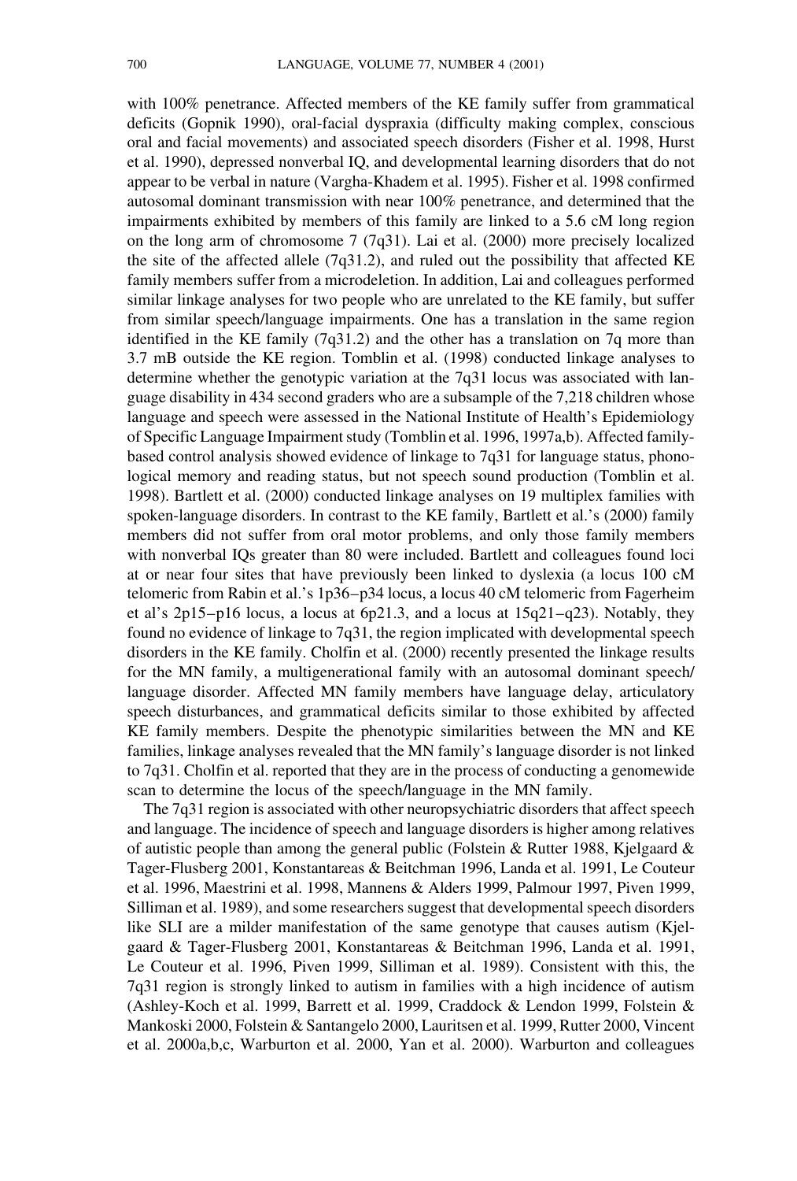with 100% penetrance. Affected members of the KE family suffer from grammatical deficits (Gopnik 1990), oral-facial dyspraxia (difficulty making complex, conscious oral and facial movements) and associated speech disorders (Fisher et al. 1998, Hurst et al. 1990), depressed nonverbal IQ, and developmental learning disorders that do not appear to be verbal in nature (Vargha-Khadem et al. 1995). Fisher et al. 1998 confirmed autosomal dominant transmission with near 100% penetrance, and determined that the impairments exhibited by members of this family are linked to a 5.6 cM long region on the long arm of chromosome 7 (7q31). Lai et al. (2000) more precisely localized the site of the affected allele (7q31.2), and ruled out the possibility that affected KE family members suffer from a microdeletion. In addition, Lai and colleagues performed similar linkage analyses for two people who are unrelated to the KE family, but suffer from similar speech/language impairments. One has a translation in the same region identified in the KE family (7q31.2) and the other has a translation on 7q more than 3.7 mB outside the KE region. Tomblin et al. (1998) conducted linkage analyses to determine whether the genotypic variation at the 7q31 locus was associated with language disability in 434 second graders who are a subsample of the 7,218 children whose language and speech were assessed in the National Institute of Health's Epidemiology of Specific Language Impairment study (Tomblin et al. 1996, 1997a,b). Affected family-based control analysis showed evidence of linkage to 7q31 for language status, phonological memory and reading status, but not speech sound production (Tomblin et al. 1998). Bartlett et al. (2000) conducted linkage analyses on 19 multiplex families with spoken-language disorders. In contrast to the KE family, Bartlett et al.'s (2000) family members did not suffer from oral motor problems, and only those family members with nonverbal IQs greater than 80 were included. Bartlett and colleagues found loci at or near four sites that have previously been linked to dyslexia (a locus 100 cM telomeric from Rabin et al.'s 1p36–p34 locus, a locus 40 cM telomeric from Fagerheim et al's 2p15–p16 locus, a locus at 6p21.3, and a locus at 15q21–q23). Notably, they found no evidence of linkage to 7q31, the region implicated with developmental speech disorders in the KE family. Cholfin et al. (2000) recently presented the linkage results for the MN family, a multigenerational family with an autosomal dominant speech/language disorder. Affected MN family members have language delay, articulatory speech disturbances, and grammatical deficits similar to those exhibited by affected KE family members. Despite the phenotypic similarities between the MN and KE families, linkage analyses revealed that the MN family's language disorder is not linked to 7q31. Cholfin et al. reported that they are in the process of conducting a genomewide scan to determine the locus of the speech/language in the MN family.

The 7q31 region is associated with other neuropsychiatric disorders that affect speech and language. The incidence of speech and language disorders is higher among relatives of autistic people than among the general public (Folstein & Rutter 1988, Kjelgaard & Tager-Flusberg 2001, Konstantareas & Beitchman 1996, Landa et al. 1991, Le Couteur et al. 1996, Maestrini et al. 1998, Mannens & Alders 1999, Palmour 1997, Piven 1999, Silliman et al. 1989), and some researchers suggest that developmental speech disorders like SLI are a milder manifestation of the same genotype that causes autism (Kjelgaard & Tager-Flusberg 2001, Konstantareas & Beitchman 1996, Landa et al. 1991, Le Couteur et al. 1996, Piven 1999, Silliman et al. 1989). Consistent with this, the 7q31 region is strongly linked to autism in families with a high incidence of autism (Ashley-Koch et al. 1999, Barrett et al. 1999, Craddock & Lendon 1999, Folstein & Mankoski 2000, Folstein & Santangelo 2000, Lauritsen et al. 1999, Rutter 2000, Vincent et al. 2000a,b,c, Warburton et al. 2000, Yan et al. 2000). Warburton and colleagues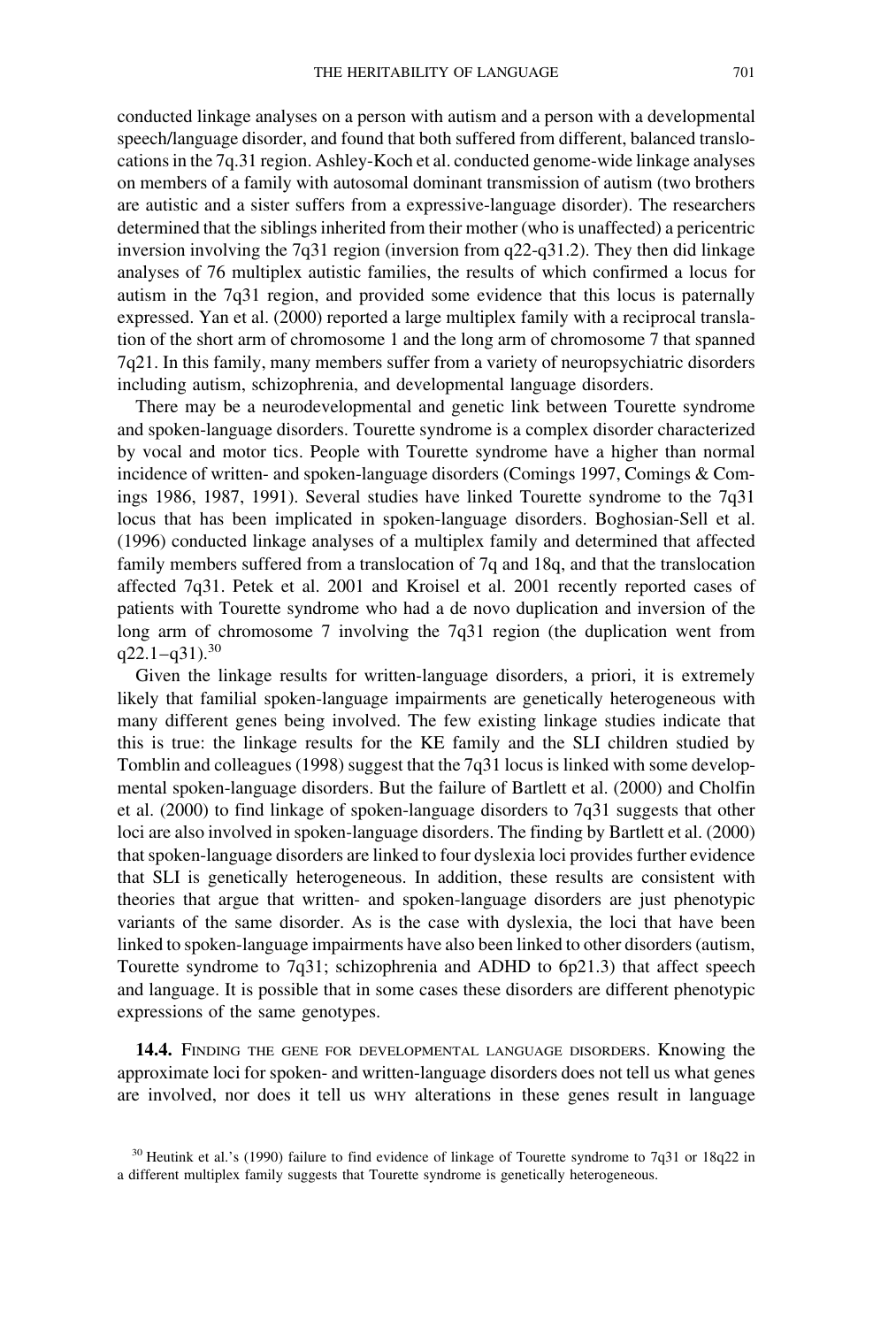conducted linkage analyses on a person with autism and a person with a developmental speech/language disorder, and found that both suffered from different, balanced translocations in the 7q.31 region. Ashley-Koch et al. conducted genome-wide linkage analyses on members of a family with autosomal dominant transmission of autism (two brothers are autistic and a sister suffers from a expressive-language disorder). The researchers determined that the siblings inherited from their mother (who is unaffected) a pericentric inversion involving the 7q31 region (inversion from q22-q31.2). They then did linkage analyses of 76 multiplex autistic families, the results of which confirmed a locus for autism in the 7q31 region, and provided some evidence that this locus is paternally expressed. Yan et al. (2000) reported a large multiplex family with a reciprocal translation of the short arm of chromosome 1 and the long arm of chromosome 7 that spanned 7q21. In this family, many members suffer from a variety of neuropsychiatric disorders including autism, schizophrenia, and developmental language disorders.

There may be a neurodevelopmental and genetic link between Tourette syndrome and spoken-language disorders. Tourette syndrome is a complex disorder characterized by vocal and motor tics. People with Tourette syndrome have a higher than normal incidence of written- and spoken-language disorders (Comings 1997, Comings & Comings 1986, 1987, 1991). Several studies have linked Tourette syndrome to the 7q31 locus that has been implicated in spoken-language disorders. Boghosian-Sell et al. (1996) conducted linkage analyses of a multiplex family and determined that affected family members suffered from a translocation of 7q and 18q, and that the translocation affected 7q31. Petek et al. 2001 and Kroisel et al. 2001 recently reported cases of patients with Tourette syndrome who had a de novo duplication and inversion of the long arm of chromosome 7 involving the 7q31 region (the duplication went from q22.1–q31).[30]

Given the linkage results for written-language disorders, a priori, it is extremely likely that familial spoken-language impairments are genetically heterogeneous with many different genes being involved. The few existing linkage studies indicate that this is true: the linkage results for the KE family and the SLI children studied by Tomblin and colleagues (1998) suggest that the 7q31 locus is linked with some developmental spoken-language disorders. But the failure of Bartlett et al. (2000) and Cholfin et al. (2000) to find linkage of spoken-language disorders to 7q31 suggests that other loci are also involved in spoken-language disorders. The finding by Bartlett et al. (2000) that spoken-language disorders are linked to four dyslexia loci provides further evidence that SLI is genetically heterogeneous. In addition, these results are consistent with theories that argue that written- and spoken-language disorders are just phenotypic variants of the same disorder. As is the case with dyslexia, the loci that have been linked to spoken-language impairments have also been linked to other disorders (autism, Tourette syndrome to 7q31; schizophrenia and ADHD to 6p21.3) that affect speech and language. It is possible that in some cases these disorders are different phenotypic expressions of the same genotypes.

**14.4.** Finding the gene for developmental language disorders. Knowing the approximate loci for spoken- and written-language disorders does not tell us what genes are involved, nor does it tell us WHY alterations in these genes result in language

[30] Heutink et al.'s (1990) failure to find evidence of linkage of Tourette syndrome to 7q31 or 18q22 in a different multiplex family suggests that Tourette syndrome is genetically heterogeneous.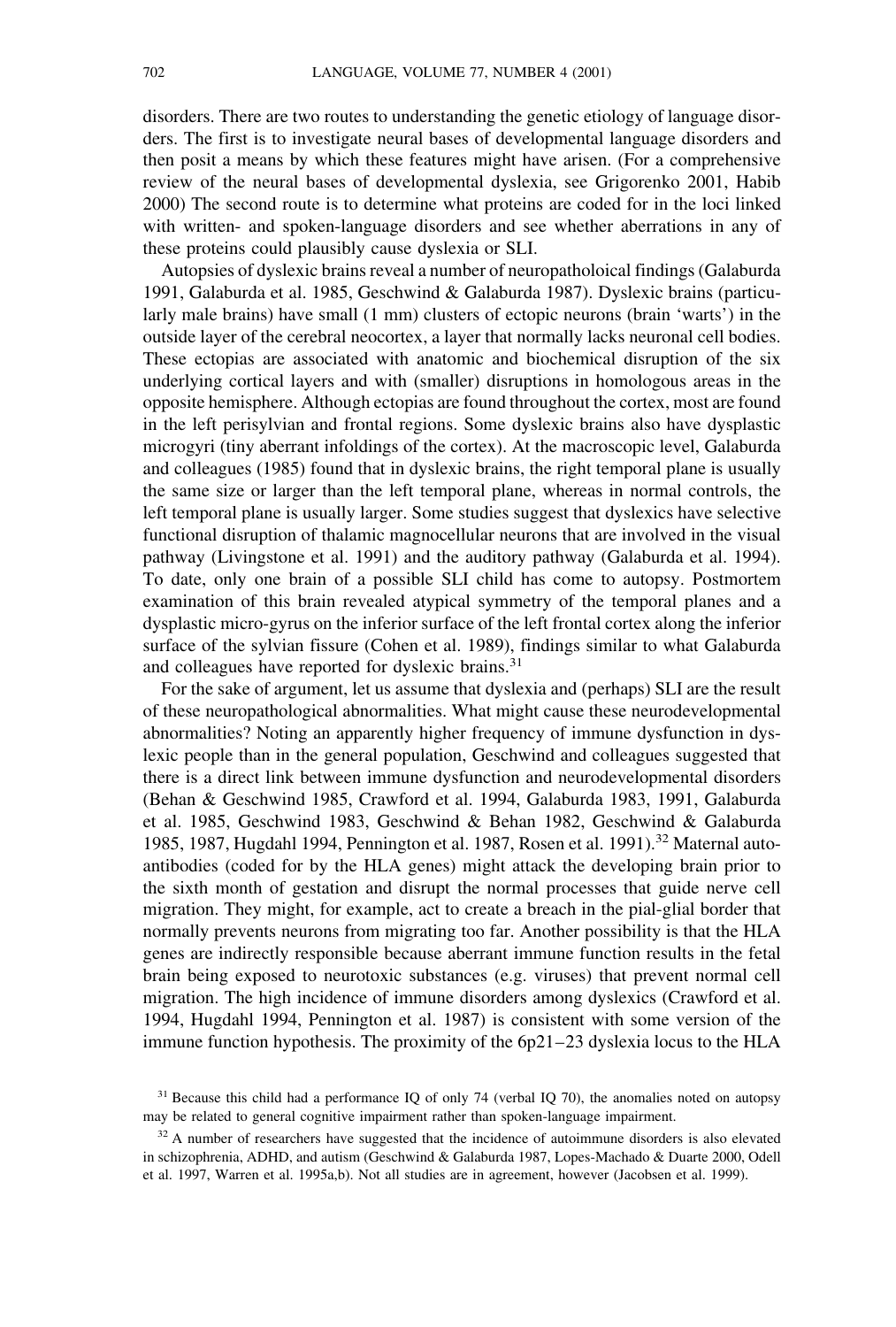disorders. There are two routes to understanding the genetic etiology of language disorders. The first is to investigate neural bases of developmental language disorders and then posit a means by which these features might have arisen. (For a comprehensive review of the neural bases of developmental dyslexia, see Grigorenko 2001, Habib 2000) The second route is to determine what proteins are coded for in the loci linked with written- and spoken-language disorders and see whether aberrations in any of these proteins could plausibly cause dyslexia or SLI.

Autopsies of dyslexic brains reveal a number of neuropatholoical findings (Galaburda 1991, Galaburda et al. 1985, Geschwind & Galaburda 1987). Dyslexic brains (particularly male brains) have small (1 mm) clusters of ectopic neurons (brain 'warts') in the outside layer of the cerebral neocortex, a layer that normally lacks neuronal cell bodies. These ectopias are associated with anatomic and biochemical disruption of the six underlying cortical layers and with (smaller) disruptions in homologous areas in the opposite hemisphere. Although ectopias are found throughout the cortex, most are found in the left perisylvian and frontal regions. Some dyslexic brains also have dysplastic microgyri (tiny aberrant infoldings of the cortex). At the macroscopic level, Galaburda and colleagues (1985) found that in dyslexic brains, the right temporal plane is usually the same size or larger than the left temporal plane, whereas in normal controls, the left temporal plane is usually larger. Some studies suggest that dyslexics have selective functional disruption of thalamic magnocellular neurons that are involved in the visual pathway (Livingstone et al. 1991) and the auditory pathway (Galaburda et al. 1994). To date, only one brain of a possible SLI child has come to autopsy. Postmortem examination of this brain revealed atypical symmetry of the temporal planes and a dysplastic micro-gyrus on the inferior surface of the left frontal cortex along the inferior surface of the sylvian fissure (Cohen et al. 1989), findings similar to what Galaburda and colleagues have reported for dyslexic brains.[31]

For the sake of argument, let us assume that dyslexia and (perhaps) SLI are the result of these neuropathological abnormalities. What might cause these neurodevelopmental abnormalities? Noting an apparently higher frequency of immune dysfunction in dyslexic people than in the general population, Geschwind and colleagues suggested that there is a direct link between immune dysfunction and neurodevelopmental disorders (Behan & Geschwind 1985, Crawford et al. 1994, Galaburda 1983, 1991, Galaburda et al. 1985, Geschwind 1983, Geschwind & Behan 1982, Geschwind & Galaburda 1985, 1987, Hugdahl 1994, Pennington et al. 1987, Rosen et al. 1991).[32] Maternal autoantibodies (coded for by the HLA genes) might attack the developing brain prior to the sixth month of gestation and disrupt the normal processes that guide nerve cell migration. They might, for example, act to create a breach in the pial-glial border that normally prevents neurons from migrating too far. Another possibility is that the HLA genes are indirectly responsible because aberrant immune function results in the fetal brain being exposed to neurotoxic substances (e.g. viruses) that prevent normal cell migration. The high incidence of immune disorders among dyslexics (Crawford et al. 1994, Hugdahl 1994, Pennington et al. 1987) is consistent with some version of the immune function hypothesis. The proximity of the 6p21–23 dyslexia locus to the HLA

[31] Because this child had a performance IQ of only 74 (verbal IQ 70), the anomalies noted on autopsy may be related to general cognitive impairment rather than spoken-language impairment.

[32] A number of researchers have suggested that the incidence of autoimmune disorders is also elevated in schizophrenia, ADHD, and autism (Geschwind & Galaburda 1987, Lopes-Machado & Duarte 2000, Odell et al. 1997, Warren et al. 1995a,b). Not all studies are in agreement, however (Jacobsen et al. 1999).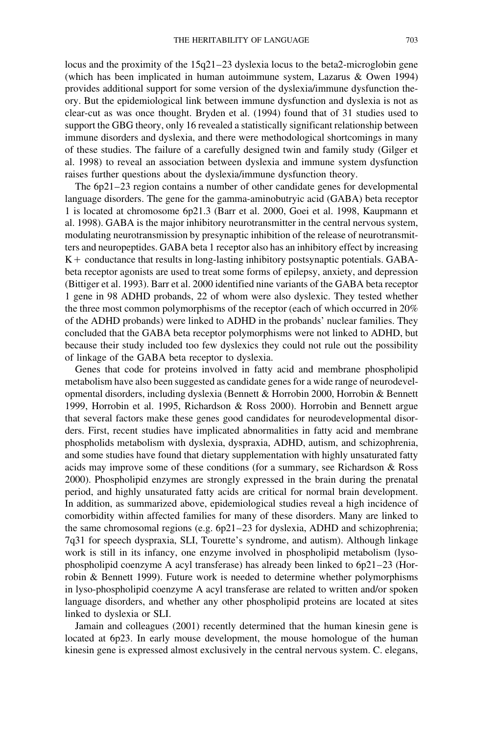locus and the proximity of the 15q21–23 dyslexia locus to the beta2-microglobin gene (which has been implicated in human autoimmune system, Lazarus & Owen 1994) provides additional support for some version of the dyslexia/immune dysfunction theory. But the epidemiological link between immune dysfunction and dyslexia is not as clear-cut as was once thought. Bryden et al. (1994) found that of 31 studies used to support the GBG theory, only 16 revealed a statistically significant relationship between immune disorders and dyslexia, and there were methodological shortcomings in many of these studies. The failure of a carefully designed twin and family study (Gilger et al. 1998) to reveal an association between dyslexia and immune system dysfunction raises further questions about the dyslexia/immune dysfunction theory.

The 6p21–23 region contains a number of other candidate genes for developmental language disorders. The gene for the gamma-aminobutryic acid (GABA) beta receptor 1 is located at chromosome 6p21.3 (Barr et al. 2000, Goei et al. 1998, Kaupmann et al. 1998). GABA is the major inhibitory neurotransmitter in the central nervous system, modulating neurotransmission by presynaptic inhibition of the release of neurotransmitters and neuropeptides. GABA beta 1 receptor also has an inhibitory effect by increasing $K+$ conductance that results in long-lasting inhibitory postsynaptic potentials. GABA-beta receptor agonists are used to treat some forms of epilepsy, anxiety, and depression (Bittiger et al. 1993). Barr et al. 2000 identified nine variants of the GABA beta receptor 1 gene in 98 ADHD probands, 22 of whom were also dyslexic. They tested whether the three most common polymorphisms of the receptor (each of which occurred in 20% of the ADHD probands) were linked to ADHD in the probands' nuclear families. They concluded that the GABA beta receptor polymorphisms were not linked to ADHD, but because their study included too few dyslexics they could not rule out the possibility of linkage of the GABA beta receptor to dyslexia.

Genes that code for proteins involved in fatty acid and membrane phospholipid metabolism have also been suggested as candidate genes for a wide range of neurodevelopmental disorders, including dyslexia (Bennett & Horrobin 2000, Horrobin & Bennett 1999, Horrobin et al. 1995, Richardson & Ross 2000). Horrobin and Bennett argue that several factors make these genes good candidates for neurodevelopmental disorders. First, recent studies have implicated abnormalities in fatty acid and membrane phospholids metabolism with dyslexia, dyspraxia, ADHD, autism, and schizophrenia, and some studies have found that dietary supplementation with highly unsaturated fatty acids may improve some of these conditions (for a summary, see Richardson & Ross 2000). Phospholipid enzymes are strongly expressed in the brain during the prenatal period, and highly unsaturated fatty acids are critical for normal brain development. In addition, as summarized above, epidemiological studies reveal a high incidence of comorbidity within affected families for many of these disorders. Many are linked to the same chromosomal regions (e.g. 6p21–23 for dyslexia, ADHD and schizophrenia; 7q31 for speech dyspraxia, SLI, Tourette's syndrome, and autism). Although linkage work is still in its infancy, one enzyme involved in phospholipid metabolism (lyso-phospholipid coenzyme A acyl transferase) has already been linked to 6p21–23 (Horrobin & Bennett 1999). Future work is needed to determine whether polymorphisms in lyso-phospholipid coenzyme A acyl transferase are related to written and/or spoken language disorders, and whether any other phospholipid proteins are located at sites linked to dyslexia or SLI.

Jamain and colleagues (2001) recently determined that the human kinesin gene is located at 6p23. In early mouse development, the mouse homologue of the human kinesin gene is expressed almost exclusively in the central nervous system. C. elegans,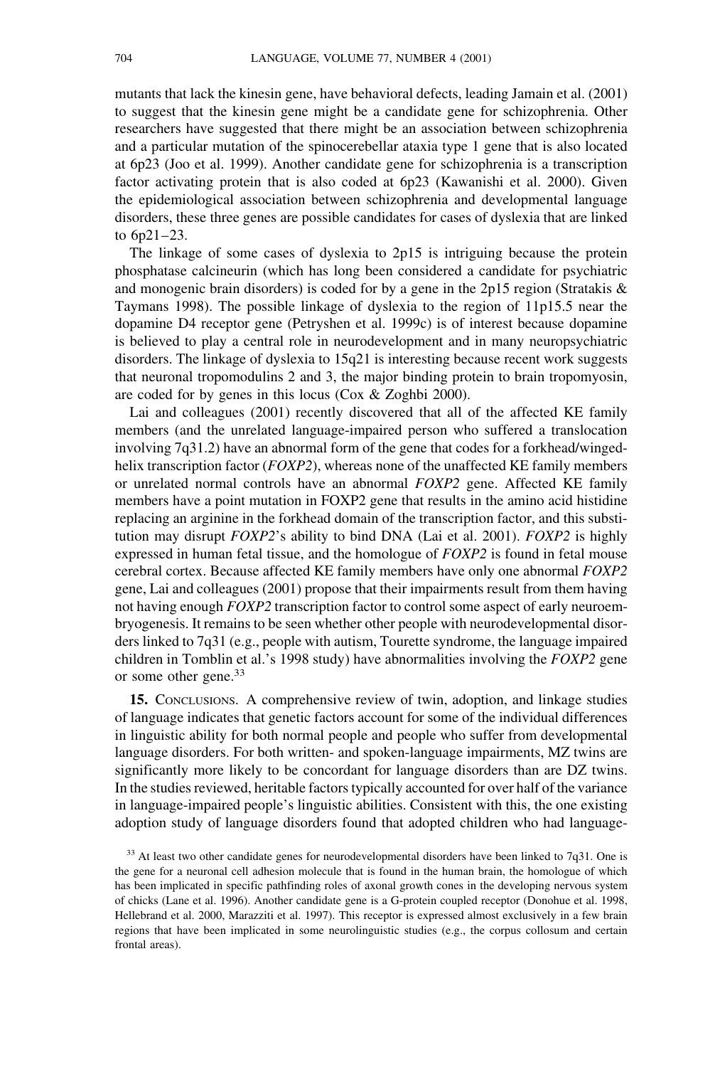mutants that lack the kinesin gene, have behavioral defects, leading Jamain et al. (2001) to suggest that the kinesin gene might be a candidate gene for schizophrenia. Other researchers have suggested that there might be an association between schizophrenia and a particular mutation of the spinocerebellar ataxia type 1 gene that is also located at 6p23 (Joo et al. 1999). Another candidate gene for schizophrenia is a transcription factor activating protein that is also coded at 6p23 (Kawanishi et al. 2000). Given the epidemiological association between schizophrenia and developmental language disorders, these three genes are possible candidates for cases of dyslexia that are linked to 6p21–23.

The linkage of some cases of dyslexia to 2p15 is intriguing because the protein phosphatase calcineurin (which has long been considered a candidate for psychiatric and monogenic brain disorders) is coded for by a gene in the 2p15 region (Stratakis & Taymans 1998). The possible linkage of dyslexia to the region of 11p15.5 near the dopamine D4 receptor gene (Petryshen et al. 1999c) is of interest because dopamine is believed to play a central role in neurodevelopment and in many neuropsychiatric disorders. The linkage of dyslexia to 15q21 is interesting because recent work suggests that neuronal tropomodulins 2 and 3, the major binding protein to brain tropomyosin, are coded for by genes in this locus (Cox & Zoghbi 2000).

Lai and colleagues (2001) recently discovered that all of the affected KE family members (and the unrelated language-impaired person who suffered a translocation involving 7q31.2) have an abnormal form of the gene that codes for a forkhead/winged-helix transcription factor (*FOXP2*), whereas none of the unaffected KE family members or unrelated normal controls have an abnormal *FOXP2* gene. Affected KE family members have a point mutation in FOXP2 gene that results in the amino acid histidine replacing an arginine in the forkhead domain of the transcription factor, and this substitution may disrupt *FOXP2*'s ability to bind DNA (Lai et al. 2001). *FOXP2* is highly expressed in human fetal tissue, and the homologue of *FOXP2* is found in fetal mouse cerebral cortex. Because affected KE family members have only one abnormal *FOXP2* gene, Lai and colleagues (2001) propose that their impairments result from them having not having enough *FOXP2* transcription factor to control some aspect of early neuroembryogenesis. It remains to be seen whether other people with neurodevelopmental disorders linked to 7q31 (e.g., people with autism, Tourette syndrome, the language impaired children in Tomblin et al.'s 1998 study) have abnormalities involving the *FOXP2* gene or some other gene.[33]

**15.** CONCLUSIONS. A comprehensive review of twin, adoption, and linkage studies of language indicates that genetic factors account for some of the individual differences in linguistic ability for both normal people and people who suffer from developmental language disorders. For both written- and spoken-language impairments, MZ twins are significantly more likely to be concordant for language disorders than are DZ twins. In the studies reviewed, heritable factors typically accounted for over half of the variance in language-impaired people's linguistic abilities. Consistent with this, the one existing adoption study of language disorders found that adopted children who had language-

[33] At least two other candidate genes for neurodevelopmental disorders have been linked to 7q31. One is the gene for a neuronal cell adhesion molecule that is found in the human brain, the homologue of which has been implicated in specific pathfinding roles of axonal growth cones in the developing nervous system of chicks (Lane et al. 1996). Another candidate gene is a G-protein coupled receptor (Donohue et al. 1998, Hellebrand et al. 2000, Marazziti et al. 1997). This receptor is expressed almost exclusively in a few brain regions that have been implicated in some neurolinguistic studies (e.g., the corpus collosum and certain frontal areas).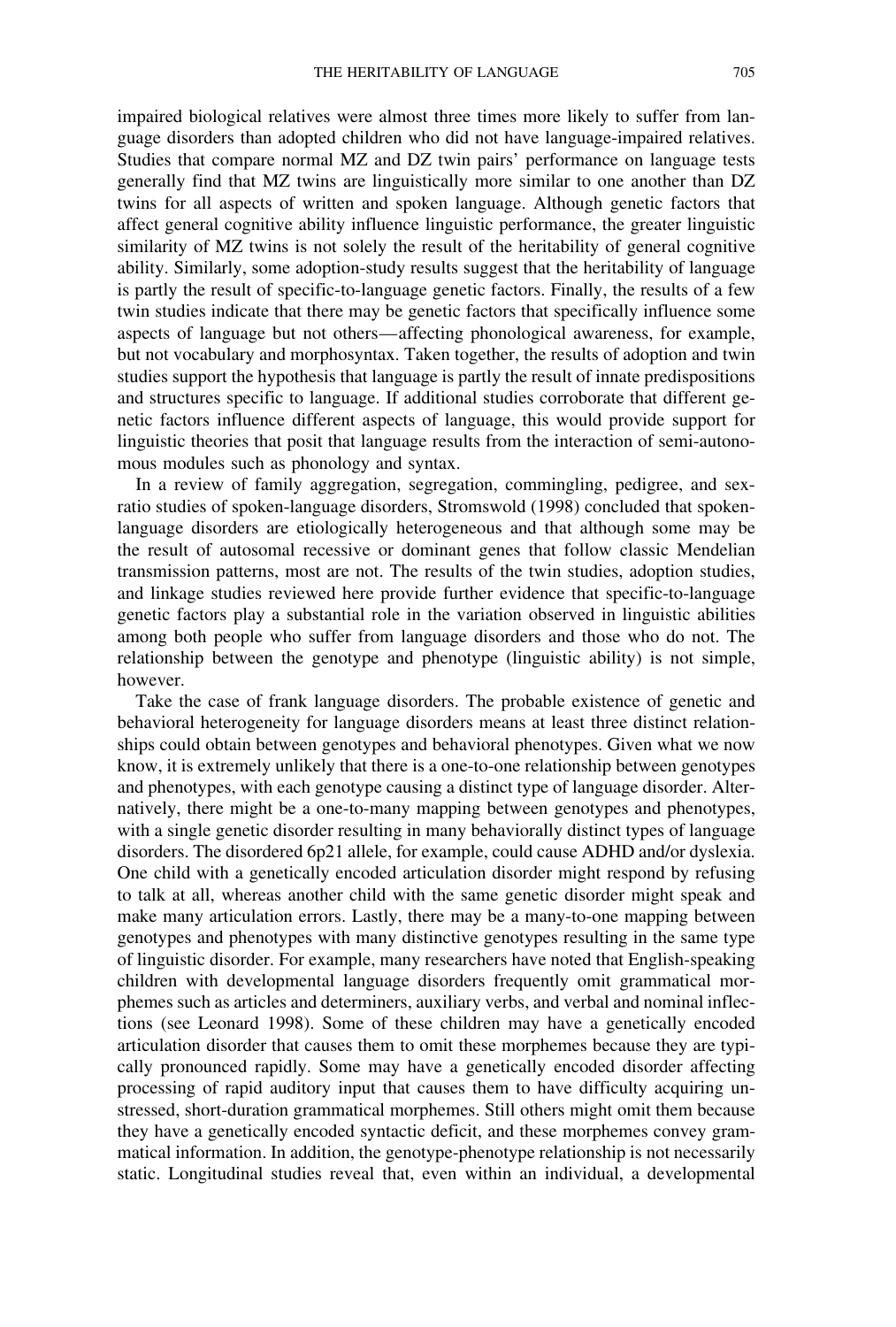impaired biological relatives were almost three times more likely to suffer from language disorders than adopted children who did not have language-impaired relatives. Studies that compare normal MZ and DZ twin pairs' performance on language tests generally find that MZ twins are linguistically more similar to one another than DZ twins for all aspects of written and spoken language. Although genetic factors that affect general cognitive ability influence linguistic performance, the greater linguistic similarity of MZ twins is not solely the result of the heritability of general cognitive ability. Similarly, some adoption-study results suggest that the heritability of language is partly the result of specific-to-language genetic factors. Finally, the results of a few twin studies indicate that there may be genetic factors that specifically influence some aspects of language but not others—affecting phonological awareness, for example, but not vocabulary and morphosyntax. Taken together, the results of adoption and twin studies support the hypothesis that language is partly the result of innate predispositions and structures specific to language. If additional studies corroborate that different genetic factors influence different aspects of language, this would provide support for linguistic theories that posit that language results from the interaction of semi-autonomous modules such as phonology and syntax.

In a review of family aggregation, segregation, commingling, pedigree, and sex-ratio studies of spoken-language disorders, Stromswold (1998) concluded that spoken-language disorders are etiologically heterogeneous and that although some may be the result of autosomal recessive or dominant genes that follow classic Mendelian transmission patterns, most are not. The results of the twin studies, adoption studies, and linkage studies reviewed here provide further evidence that specific-to-language genetic factors play a substantial role in the variation observed in linguistic abilities among both people who suffer from language disorders and those who do not. The relationship between the genotype and phenotype (linguistic ability) is not simple, however.

Take the case of frank language disorders. The probable existence of genetic and behavioral heterogeneity for language disorders means at least three distinct relationships could obtain between genotypes and behavioral phenotypes. Given what we now know, it is extremely unlikely that there is a one-to-one relationship between genotypes and phenotypes, with each genotype causing a distinct type of language disorder. Alternatively, there might be a one-to-many mapping between genotypes and phenotypes, with a single genetic disorder resulting in many behaviorally distinct types of language disorders. The disordered 6p21 allele, for example, could cause ADHD and/or dyslexia. One child with a genetically encoded articulation disorder might respond by refusing to talk at all, whereas another child with the same genetic disorder might speak and make many articulation errors. Lastly, there may be a many-to-one mapping between genotypes and phenotypes with many distinctive genotypes resulting in the same type of linguistic disorder. For example, many researchers have noted that English-speaking children with developmental language disorders frequently omit grammatical morphemes such as articles and determiners, auxiliary verbs, and verbal and nominal inflections (see Leonard 1998). Some of these children may have a genetically encoded articulation disorder that causes them to omit these morphemes because they are typically pronounced rapidly. Some may have a genetically encoded disorder affecting processing of rapid auditory input that causes them to have difficulty acquiring unstressed, short-duration grammatical morphemes. Still others might omit them because they have a genetically encoded syntactic deficit, and these morphemes convey grammatical information. In addition, the genotype-phenotype relationship is not necessarily static. Longitudinal studies reveal that, even within an individual, a developmental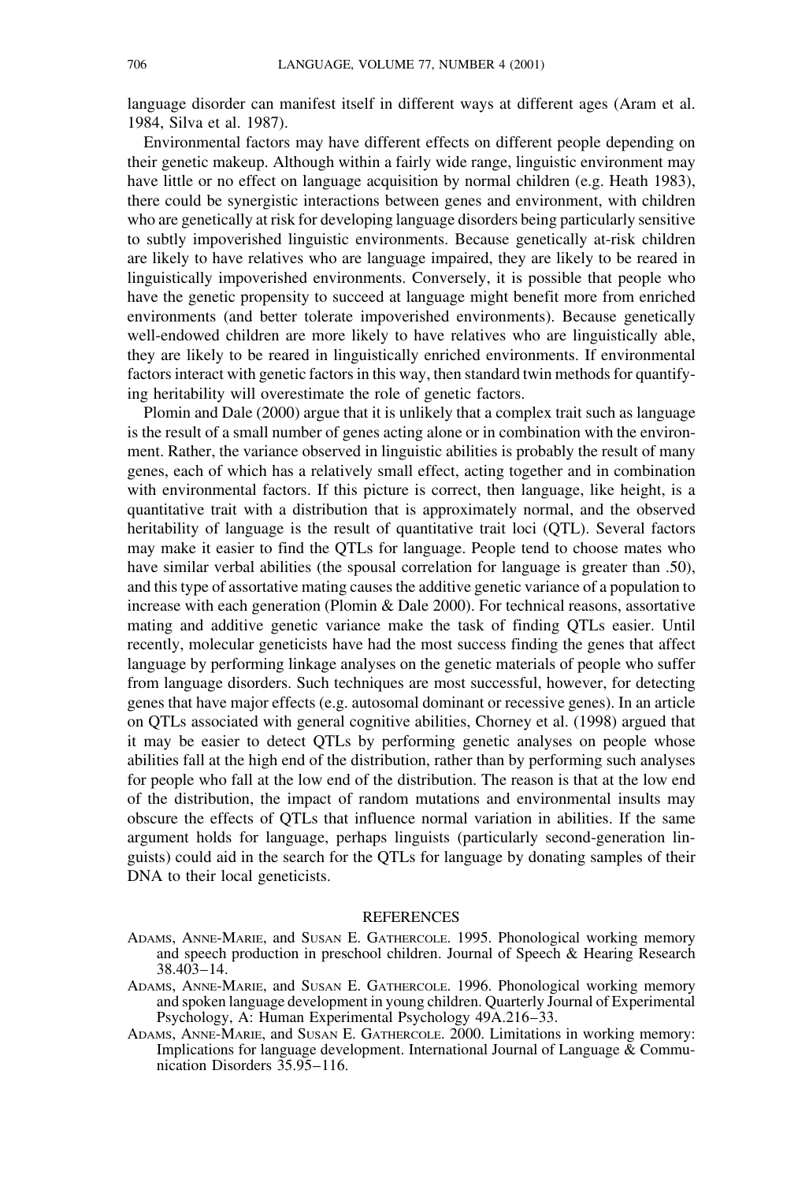language disorder can manifest itself in different ways at different ages (Aram et al. 1984, Silva et al. 1987).

Environmental factors may have different effects on different people depending on their genetic makeup. Although within a fairly wide range, linguistic environment may have little or no effect on language acquisition by normal children (e.g. Heath 1983), there could be synergistic interactions between genes and environment, with children who are genetically at risk for developing language disorders being particularly sensitive to subtly impoverished linguistic environments. Because genetically at-risk children are likely to have relatives who are language impaired, they are likely to be reared in linguistically impoverished environments. Conversely, it is possible that people who have the genetic propensity to succeed at language might benefit more from enriched environments (and better tolerate impoverished environments). Because genetically well-endowed children are more likely to have relatives who are linguistically able, they are likely to be reared in linguistically enriched environments. If environmental factors interact with genetic factors in this way, then standard twin methods for quantifying heritability will overestimate the role of genetic factors.

Plomin and Dale (2000) argue that it is unlikely that a complex trait such as language is the result of a small number of genes acting alone or in combination with the environment. Rather, the variance observed in linguistic abilities is probably the result of many genes, each of which has a relatively small effect, acting together and in combination with environmental factors. If this picture is correct, then language, like height, is a quantitative trait with a distribution that is approximately normal, and the observed heritability of language is the result of quantitative trait loci (QTL). Several factors may make it easier to find the QTLs for language. People tend to choose mates who have similar verbal abilities (the spousal correlation for language is greater than .50), and this type of assortative mating causes the additive genetic variance of a population to increase with each generation (Plomin & Dale 2000). For technical reasons, assortative mating and additive genetic variance make the task of finding QTLs easier. Until recently, molecular geneticists have had the most success finding the genes that affect language by performing linkage analyses on the genetic materials of people who suffer from language disorders. Such techniques are most successful, however, for detecting genes that have major effects (e.g. autosomal dominant or recessive genes). In an article on QTLs associated with general cognitive abilities, Chorney et al. (1998) argued that it may be easier to detect QTLs by performing genetic analyses on people whose abilities fall at the high end of the distribution, rather than by performing such analyses for people who fall at the low end of the distribution. The reason is that at the low end of the distribution, the impact of random mutations and environmental insults may obscure the effects of QTLs that influence normal variation in abilities. If the same argument holds for language, perhaps linguists (particularly second-generation linguists) could aid in the search for the QTLs for language by donating samples of their DNA to their local geneticists.

## REFERENCES

Adams, Anne-Marie, and Susan E. Gathercole. 1995. Phonological working memory and speech production in preschool children. Journal of Speech & Hearing Research 38.403–14.

Adams, Anne-Marie, and Susan E. Gathercole. 1996. Phonological working memory and spoken language development in young children. Quarterly Journal of Experimental Psychology, A: Human Experimental Psychology 49A.216–33.

Adams, Anne-Marie, and Susan E. Gathercole. 2000. Limitations in working memory: Implications for language development. International Journal of Language & Communication Disorders 35.95–116.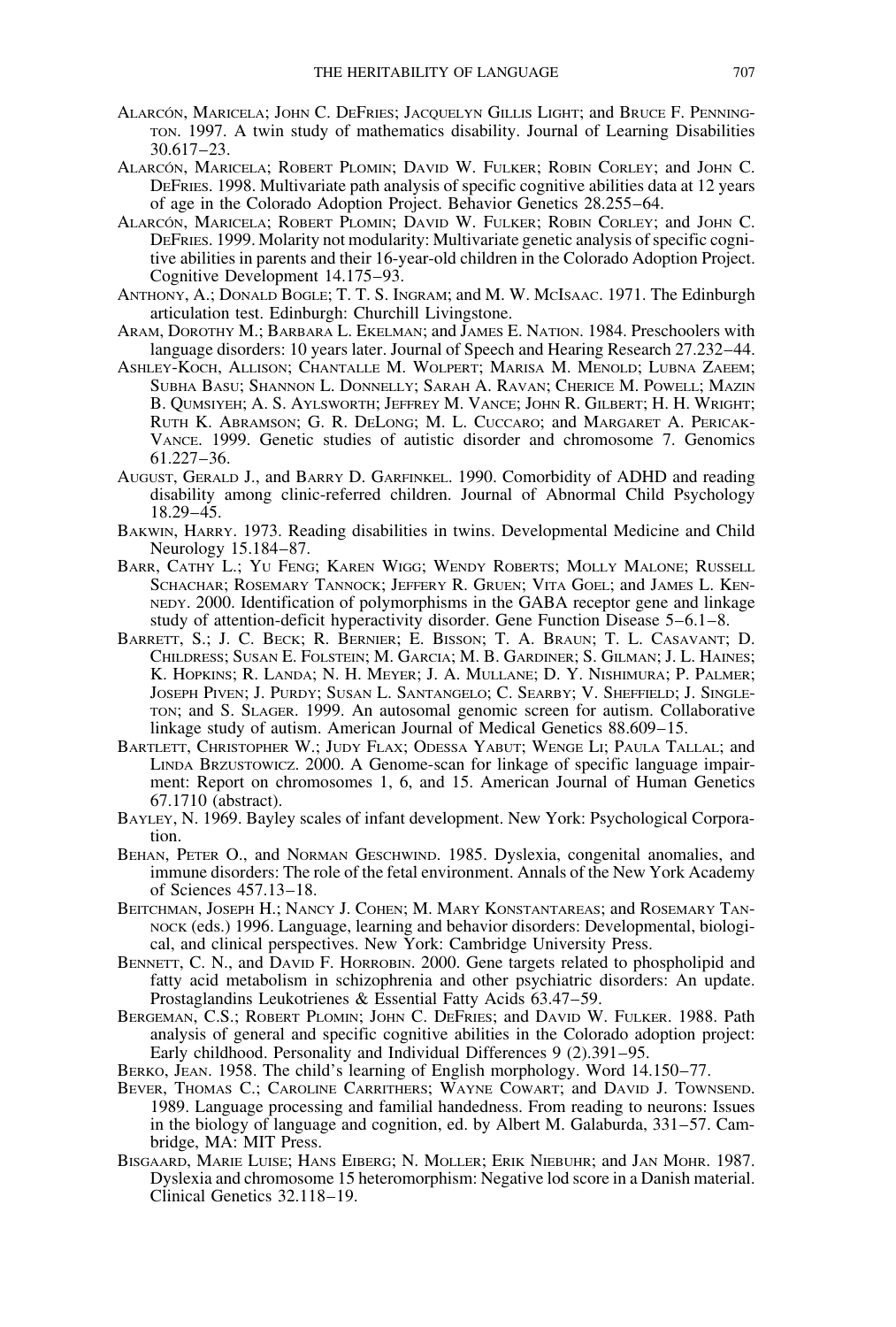Alarcón, Maricela; John C. DeFries; Jacquelyn Gillis Light; and Bruce F. Pennington. 1997. A twin study of mathematics disability. Journal of Learning Disabilities 30.617–23.

Alarcón, Maricela; Robert Plomin; David W. Fulker; Robin Corley; and John C. DeFries. 1998. Multivariate path analysis of specific cognitive abilities data at 12 years of age in the Colorado Adoption Project. Behavior Genetics 28.255–64.

Alarcón, Maricela; Robert Plomin; David W. Fulker; Robin Corley; and John C. DeFries. 1999. Molarity not modularity: Multivariate genetic analysis of specific cognitive abilities in parents and their 16-year-old children in the Colorado Adoption Project. Cognitive Development 14.175–93.

Anthony, A.; Donald Bogle; T. T. S. Ingram; and M. W. McIsaac. 1971. The Edinburgh articulation test. Edinburgh: Churchill Livingstone.

Aram, Dorothy M.; Barbara L. Ekelman; and James E. Nation. 1984. Preschoolers with language disorders: 10 years later. Journal of Speech and Hearing Research 27.232–44.

Ashley-Koch, Allison; Chantalle M. Wolpert; Marisa M. Menold; Lubna Zaeem; Subha Basu; Shannon L. Donnelly; Sarah A. Ravan; Cherice M. Powell; Mazin B. Qumsiyeh; A. S. Aylsworth; Jeffrey M. Vance; John R. Gilbert; H. H. Wright; Ruth K. Abramson; G. R. DeLong; M. L. Cuccaro; and Margaret A. Pericak-Vance. 1999. Genetic studies of autistic disorder and chromosome 7. Genomics 61.227–36.

August, Gerald J., and Barry D. Garfinkel. 1990. Comorbidity of ADHD and reading disability among clinic-referred children. Journal of Abnormal Child Psychology 18.29–45.

Bakwin, Harry. 1973. Reading disabilities in twins. Developmental Medicine and Child Neurology 15.184–87.

Barr, Cathy L.; Yu Feng; Karen Wigg; Wendy Roberts; Molly Malone; Russell Schachar; Rosemary Tannock; Jeffery R. Gruen; Vita Goel; and James L. Kennedy. 2000. Identification of polymorphisms in the GABA receptor gene and linkage study of attention-deficit hyperactivity disorder. Gene Function Disease 5–6.1–8.

Barrett, S.; J. C. Beck; R. Bernier; E. Bisson; T. A. Braun; T. L. Casavant; D. Childress; Susan E. Folstein; M. Garcia; M. B. Gardiner; S. Gilman; J. L. Haines; K. Hopkins; R. Landa; N. H. Meyer; J. A. Mullane; D. Y. Nishimura; P. Palmer; Joseph Piven; J. Purdy; Susan L. Santangelo; C. Searby; V. Sheffield; J. Singleton; and S. Slager. 1999. An autosomal genomic screen for autism. Collaborative linkage study of autism. American Journal of Medical Genetics 88.609–15.

Bartlett, Christopher W.; Judy Flax; Odessa Yabut; Wenge Li; Paula Tallal; and Linda Brzustowicz. 2000. A Genome-scan for linkage of specific language impairment: Report on chromosomes 1, 6, and 15. American Journal of Human Genetics 67.1710 (abstract).

Bayley, N. 1969. Bayley scales of infant development. New York: Psychological Corporation.

Behan, Peter O., and Norman Geschwind. 1985. Dyslexia, congenital anomalies, and immune disorders: The role of the fetal environment. Annals of the New York Academy of Sciences 457.13–18.

Beitchman, Joseph H.; Nancy J. Cohen; M. Mary Konstantareas; and Rosemary Tannock (eds.) 1996. Language, learning and behavior disorders: Developmental, biological, and clinical perspectives. New York: Cambridge University Press.

Bennett, C. N., and David F. Horrobin. 2000. Gene targets related to phospholipid and fatty acid metabolism in schizophrenia and other psychiatric disorders: An update. Prostaglandins Leukotrienes & Essential Fatty Acids 63.47–59.

Bergeman, C.S.; Robert Plomin; John C. DeFries; and David W. Fulker. 1988. Path analysis of general and specific cognitive abilities in the Colorado adoption project: Early childhood. Personality and Individual Differences 9 (2).391–95.

Berko, Jean. 1958. The child's learning of English morphology. Word 14.150–77.

Bever, Thomas C.; Caroline Carrithers; Wayne Cowart; and David J. Townsend. 1989. Language processing and familial handedness. From reading to neurons: Issues in the biology of language and cognition, ed. by Albert M. Galaburda, 331–57. Cambridge, MA: MIT Press.

Bisgaard, Marie Luise; Hans Eiberg; N. Moller; Erik Niebuhr; and Jan Mohr. 1987. Dyslexia and chromosome 15 heteromorphism: Negative lod score in a Danish material. Clinical Genetics 32.118–19.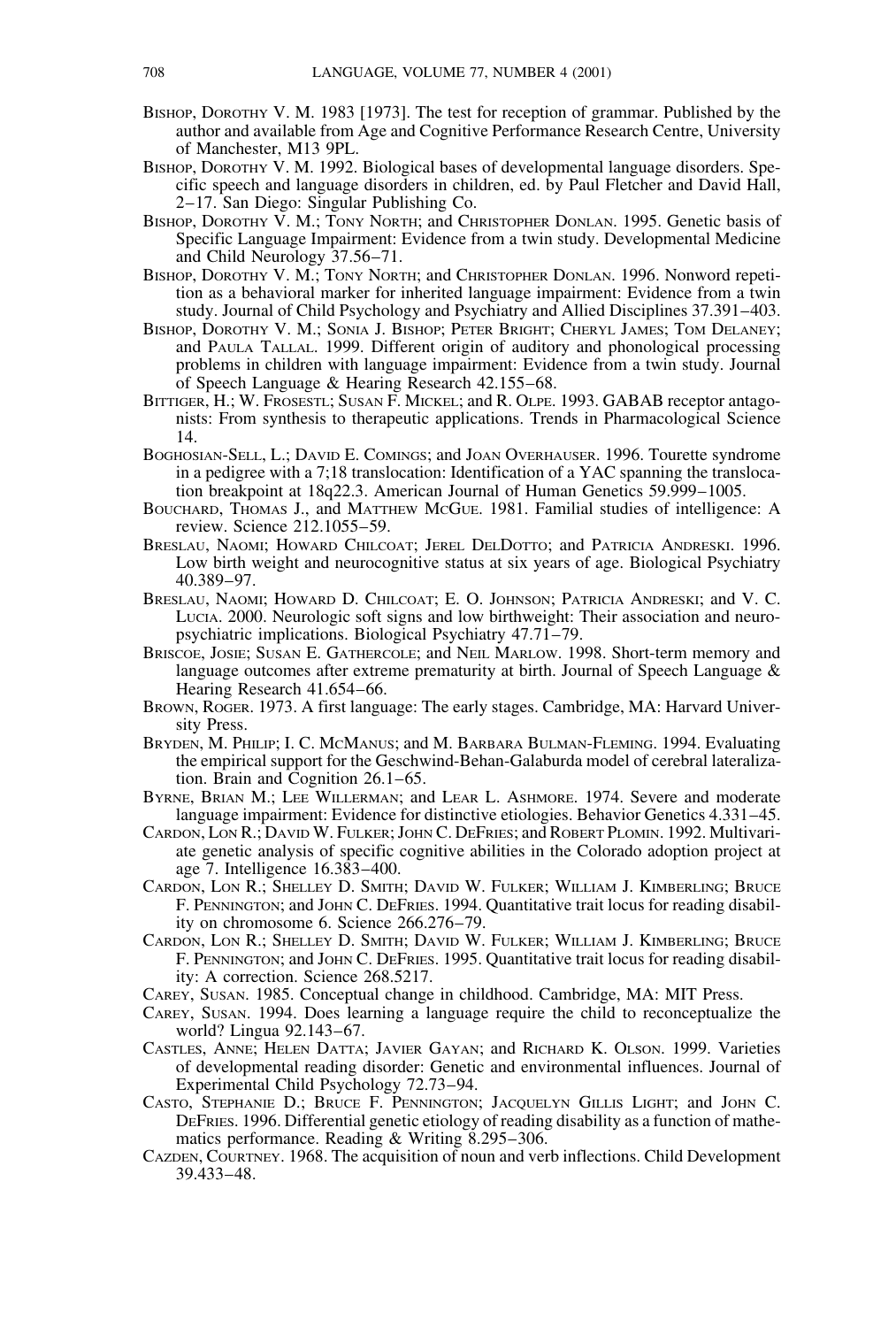Bishop, Dorothy V. M. 1983 [1973]. The test for reception of grammar. Published by the author and available from Age and Cognitive Performance Research Centre, University of Manchester, M13 9PL.

Bishop, Dorothy V. M. 1992. Biological bases of developmental language disorders. Specific speech and language disorders in children, ed. by Paul Fletcher and David Hall, 2–17. San Diego: Singular Publishing Co.

Bishop, Dorothy V. M.; Tony North; and Christopher Donlan. 1995. Genetic basis of Specific Language Impairment: Evidence from a twin study. Developmental Medicine and Child Neurology 37.56–71.

Bishop, Dorothy V. M.; Tony North; and Christopher Donlan. 1996. Nonword repetition as a behavioral marker for inherited language impairment: Evidence from a twin study. Journal of Child Psychology and Psychiatry and Allied Disciplines 37.391–403.

Bishop, Dorothy V. M.; Sonia J. Bishop; Peter Bright; Cheryl James; Tom Delaney; and Paula Tallal. 1999. Different origin of auditory and phonological processing problems in children with language impairment: Evidence from a twin study. Journal of Speech Language & Hearing Research 42.155–68.

Bittiger, H.; W. Frosestl; Susan F. Mickel; and R. Olpe. 1993. GABAB receptor antagonists: From synthesis to therapeutic applications. Trends in Pharmacological Science 14.

Boghosian-Sell, L.; David E. Comings; and Joan Overhauser. 1996. Tourette syndrome in a pedigree with a 7;18 translocation: Identification of a YAC spanning the translocation breakpoint at 18q22.3. American Journal of Human Genetics 59.999–1005.

Bouchard, Thomas J., and Matthew McGue. 1981. Familial studies of intelligence: A review. Science 212.1055–59.

Breslau, Naomi; Howard Chilcoat; Jerel DelDotto; and Patricia Andreski. 1996. Low birth weight and neurocognitive status at six years of age. Biological Psychiatry 40.389–97.

Breslau, Naomi; Howard D. Chilcoat; E. O. Johnson; Patricia Andreski; and V. C. Lucia. 2000. Neurologic soft signs and low birthweight: Their association and neuropsychiatric implications. Biological Psychiatry 47.71–79.

Briscoe, Josie; Susan E. Gathercole; and Neil Marlow. 1998. Short-term memory and language outcomes after extreme prematurity at birth. Journal of Speech Language & Hearing Research 41.654–66.

Brown, Roger. 1973. A first language: The early stages. Cambridge, MA: Harvard University Press.

Bryden, M. Philip; I. C. McManus; and M. Barbara Bulman-Fleming. 1994. Evaluating the empirical support for the Geschwind-Behan-Galaburda model of cerebral lateralization. Brain and Cognition 26.1–65.

Byrne, Brian M.; Lee Willerman; and Lear L. Ashmore. 1974. Severe and moderate language impairment: Evidence for distinctive etiologies. Behavior Genetics 4.331–45.

Cardon, Lon R.; David W. Fulker; John C. DeFries; and Robert Plomin. 1992. Multivariate genetic analysis of specific cognitive abilities in the Colorado adoption project at age 7. Intelligence 16.383–400.

Cardon, Lon R.; Shelley D. Smith; David W. Fulker; William J. Kimberling; Bruce F. Pennington; and John C. DeFries. 1994. Quantitative trait locus for reading disability on chromosome 6. Science 266.276–79.

Cardon, Lon R.; Shelley D. Smith; David W. Fulker; William J. Kimberling; Bruce F. Pennington; and John C. DeFries. 1995. Quantitative trait locus for reading disability: A correction. Science 268.5217.

Carey, Susan. 1985. Conceptual change in childhood. Cambridge, MA: MIT Press.

Carey, Susan. 1994. Does learning a language require the child to reconceptualize the world? Lingua 92.143–67.

Castles, Anne; Helen Datta; Javier Gayan; and Richard K. Olson. 1999. Varieties of developmental reading disorder: Genetic and environmental influences. Journal of Experimental Child Psychology 72.73–94.

Casto, Stephanie D.; Bruce F. Pennington; Jacquelyn Gillis Light; and John C. DeFries. 1996. Differential genetic etiology of reading disability as a function of mathematics performance. Reading & Writing 8.295–306.

Cazden, Courtney. 1968. The acquisition of noun and verb inflections. Child Development 39.433–48.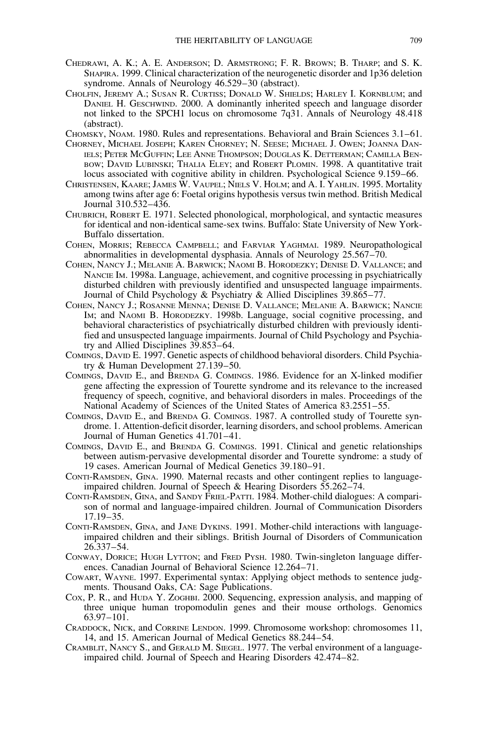Chedrawi, A. K.; A. E. Anderson; D. Armstrong; F. R. Brown; B. Tharp; and S. K. Shapira. 1999. Clinical characterization of the neurogenetic disorder and 1p36 deletion syndrome. Annals of Neurology 46.529–30 (abstract).

Cholfin, Jeremy A.; Susan R. Curtiss; Donald W. Shields; Harley I. Kornblum; and Daniel H. Geschwind. 2000. A dominantly inherited speech and language disorder not linked to the SPCH1 locus on chromosome 7q31. Annals of Neurology 48.418 (abstract).

Chomsky, Noam. 1980. Rules and representations. Behavioral and Brain Sciences 3.1–61.

Chorney, Michael Joseph; Karen Chorney; N. Seese; Michael J. Owen; Joanna Daniels; Peter McGuffin; Lee Anne Thompson; Douglas K. Detterman; Camilla Benbow; David Lubinski; Thalia Eley; and Robert Plomin. 1998. A quantitative trait locus associated with cognitive ability in children. Psychological Science 9.159–66.

Christensen, Kaare; James W. Vaupel; Niels V. Holm; and A. I. Yahlin. 1995. Mortality among twins after age 6: Foetal origins hypothesis versus twin method. British Medical Journal 310.532–436.

Chubrich, Robert E. 1971. Selected phonological, morphological, and syntactic measures for identical and non-identical same-sex twins. Buffalo: State University of New York-Buffalo dissertation.

Cohen, Morris; Rebecca Campbell; and Farviar Yaghmai. 1989. Neuropathological abnormalities in developmental dysphasia. Annals of Neurology 25.567–70.

Cohen, Nancy J.; Melanie A. Barwick; Naomi B. Horodezky; Denise D. Vallance; and Nancie Im. 1998a. Language, achievement, and cognitive processing in psychiatrically disturbed children with previously identified and unsuspected language impairments. Journal of Child Psychology & Psychiatry & Allied Disciplines 39.865–77.

Cohen, Nancy J.; Rosanne Menna; Denise D. Vallance; Melanie A. Barwick; Nancie Im; and Naomi B. Horodezky. 1998b. Language, social cognitive processing, and behavioral characteristics of psychiatrically disturbed children with previously identified and unsuspected language impairments. Journal of Child Psychology and Psychiatry and Allied Disciplines 39.853–64.

Comings, David E. 1997. Genetic aspects of childhood behavioral disorders. Child Psychiatry & Human Development 27.139–50.

Comings, David E., and Brenda G. Comings. 1986. Evidence for an X-linked modifier gene affecting the expression of Tourette syndrome and its relevance to the increased frequency of speech, cognitive, and behavioral disorders in males. Proceedings of the National Academy of Sciences of the United States of America 83.2551–55.

Comings, David E., and Brenda G. Comings. 1987. A controlled study of Tourette syndrome. 1. Attention-deficit disorder, learning disorders, and school problems. American Journal of Human Genetics 41.701–41.

Comings, David E., and Brenda G. Comings. 1991. Clinical and genetic relationships between autism-pervasive developmental disorder and Tourette syndrome: a study of 19 cases. American Journal of Medical Genetics 39.180–91.

Conti-Ramsden, Gina. 1990. Maternal recasts and other contingent replies to language-impaired children. Journal of Speech & Hearing Disorders 55.262–74.

Conti-Ramsden, Gina, and Sandy Friel-Patti. 1984. Mother-child dialogues: A comparison of normal and language-impaired children. Journal of Communication Disorders 17.19–35.

Conti-Ramsden, Gina, and Jane Dykins. 1991. Mother-child interactions with language-impaired children and their siblings. British Journal of Disorders of Communication 26.337–54.

Conway, Dorice; Hugh Lytton; and Fred Pysh. 1980. Twin-singleton language differences. Canadian Journal of Behavioral Science 12.264–71.

Cowart, Wayne. 1997. Experimental syntax: Applying object methods to sentence judgments. Thousand Oaks, CA: Sage Publications.

Cox, P. R., and Huda Y. Zoghbi. 2000. Sequencing, expression analysis, and mapping of three unique human tropomodulin genes and their mouse orthologs. Genomics 63.97–101.

Craddock, Nick, and Corrine Lendon. 1999. Chromosome workshop: chromosomes 11, 14, and 15. American Journal of Medical Genetics 88.244–54.

Cramblit, Nancy S., and Gerald M. Siegel. 1977. The verbal environment of a language-impaired child. Journal of Speech and Hearing Disorders 42.474–82.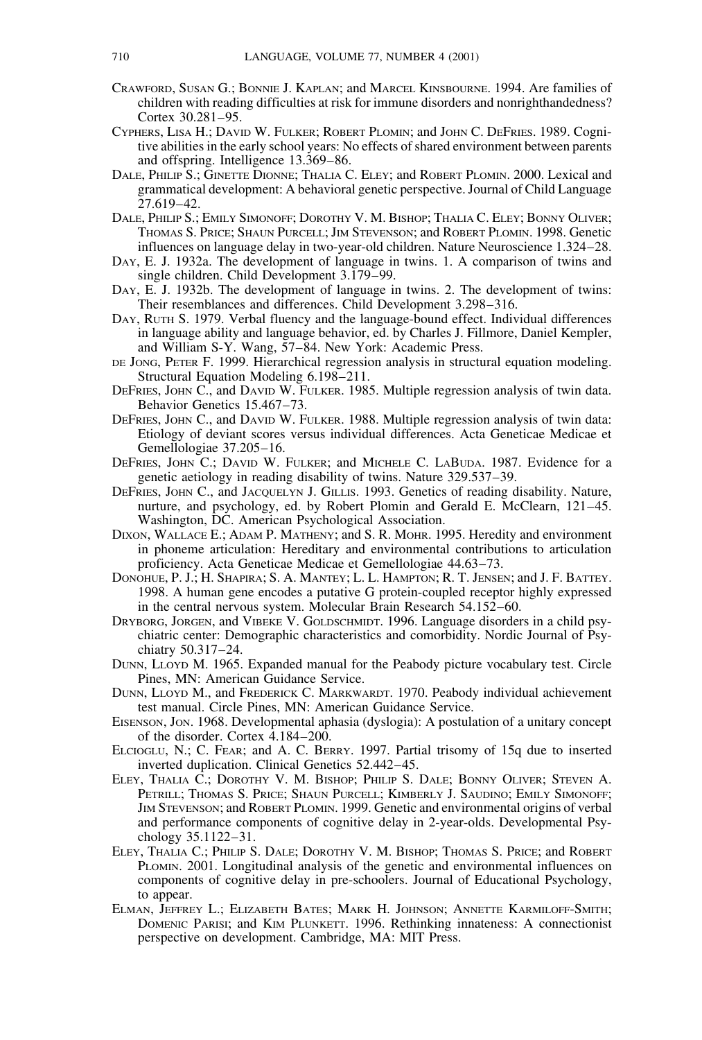Crawford, Susan G.; Bonnie J. Kaplan; and Marcel Kinsbourne. 1994. Are families of children with reading difficulties at risk for immune disorders and nonrighthandedness? Cortex 30.281–95.

Cyphers, Lisa H.; David W. Fulker; Robert Plomin; and John C. DeFries. 1989. Cognitive abilities in the early school years: No effects of shared environment between parents and offspring. Intelligence 13.369–86.

Dale, Philip S.; Ginette Dionne; Thalia C. Eley; and Robert Plomin. 2000. Lexical and grammatical development: A behavioral genetic perspective. Journal of Child Language 27.619–42.

Dale, Philip S.; Emily Simonoff; Dorothy V. M. Bishop; Thalia C. Eley; Bonny Oliver; Thomas S. Price; Shaun Purcell; Jim Stevenson; and Robert Plomin. 1998. Genetic influences on language delay in two-year-old children. Nature Neuroscience 1.324–28.

Day, E. J. 1932a. The development of language in twins. 1. A comparison of twins and single children. Child Development 3.179–99.

Day, E. J. 1932b. The development of language in twins. 2. The development of twins: Their resemblances and differences. Child Development 3.298–316.

Day, Ruth S. 1979. Verbal fluency and the language-bound effect. Individual differences in language ability and language behavior, ed. by Charles J. Fillmore, Daniel Kempler, and William S-Y. Wang, 57–84. New York: Academic Press.

de Jong, Peter F. 1999. Hierarchical regression analysis in structural equation modeling. Structural Equation Modeling 6.198–211.

DeFries, John C., and David W. Fulker. 1985. Multiple regression analysis of twin data. Behavior Genetics 15.467–73.

DeFries, John C., and David W. Fulker. 1988. Multiple regression analysis of twin data: Etiology of deviant scores versus individual differences. Acta Geneticae Medicae et Gemellologiae 37.205–16.

DeFries, John C.; David W. Fulker; and Michele C. LaBuda. 1987. Evidence for a genetic aetiology in reading disability of twins. Nature 329.537–39.

DeFries, John C., and Jacquelyn J. Gillis. 1993. Genetics of reading disability. Nature, nurture, and psychology, ed. by Robert Plomin and Gerald E. McClearn, 121–45. Washington, DC. American Psychological Association.

Dixon, Wallace E.; Adam P. Matheny; and S. R. Mohr. 1995. Heredity and environment in phoneme articulation: Hereditary and environmental contributions to articulation proficiency. Acta Geneticae Medicae et Gemellologiae 44.63–73.

Donohue, P. J.; H. Shapira; S. A. Mantey; L. L. Hampton; R. T. Jensen; and J. F. Battey. 1998. A human gene encodes a putative G protein-coupled receptor highly expressed in the central nervous system. Molecular Brain Research 54.152–60.

Dryborg, Jorgen, and Vibeke V. Goldschmidt. 1996. Language disorders in a child psychiatric center: Demographic characteristics and comorbidity. Nordic Journal of Psychiatry 50.317–24.

Dunn, Lloyd M. 1965. Expanded manual for the Peabody picture vocabulary test. Circle Pines, MN: American Guidance Service.

Dunn, Lloyd M., and Frederick C. Markwardt. 1970. Peabody individual achievement test manual. Circle Pines, MN: American Guidance Service.

Eisenson, Jon. 1968. Developmental aphasia (dyslogia): A postulation of a unitary concept of the disorder. Cortex 4.184–200.

Elcioglu, N.; C. Fear; and A. C. Berry. 1997. Partial trisomy of 15q due to inserted inverted duplication. Clinical Genetics 52.442–45.

Eley, Thalia C.; Dorothy V. M. Bishop; Philip S. Dale; Bonny Oliver; Steven A. Petrill; Thomas S. Price; Shaun Purcell; Kimberly J. Saudino; Emily Simonoff; Jim Stevenson; and Robert Plomin. 1999. Genetic and environmental origins of verbal and performance components of cognitive delay in 2-year-olds. Developmental Psychology 35.1122–31.

Eley, Thalia C.; Philip S. Dale; Dorothy V. M. Bishop; Thomas S. Price; and Robert Plomin. 2001. Longitudinal analysis of the genetic and environmental influences on components of cognitive delay in pre-schoolers. Journal of Educational Psychology, to appear.

Elman, Jeffrey L.; Elizabeth Bates; Mark H. Johnson; Annette Karmiloff-Smith; Domenic Parisi; and Kim Plunkett. 1996. Rethinking innateness: A connectionist perspective on development. Cambridge, MA: MIT Press.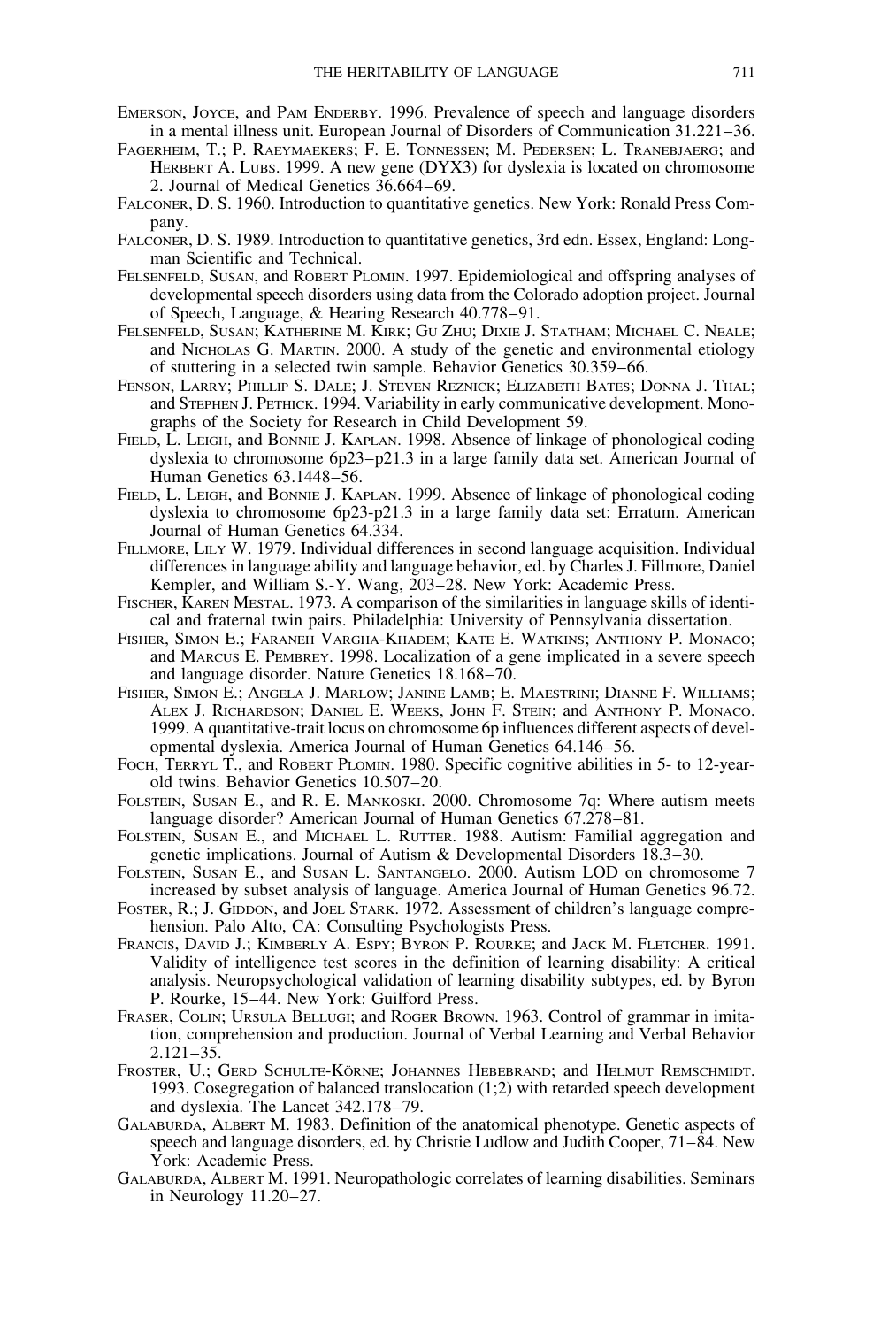Emerson, Joyce, and Pam Enderby. 1996. Prevalence of speech and language disorders in a mental illness unit. European Journal of Disorders of Communication 31.221–36.

Fagerheim, T.; P. Raeymaekers; F. E. Tonnessen; M. Pedersen; L. Tranebjaerg; and Herbert A. Lubs. 1999. A new gene (DYX3) for dyslexia is located on chromosome 2. Journal of Medical Genetics 36.664–69.

Falconer, D. S. 1960. Introduction to quantitative genetics. New York: Ronald Press Company.

Falconer, D. S. 1989. Introduction to quantitative genetics, 3rd edn. Essex, England: Longman Scientific and Technical.

Felsenfeld, Susan, and Robert Plomin. 1997. Epidemiological and offspring analyses of developmental speech disorders using data from the Colorado adoption project. Journal of Speech, Language, & Hearing Research 40.778–91.

Felsenfeld, Susan; Katherine M. Kirk; Gu Zhu; Dixie J. Statham; Michael C. Neale; and Nicholas G. Martin. 2000. A study of the genetic and environmental etiology of stuttering in a selected twin sample. Behavior Genetics 30.359–66.

Fenson, Larry; Phillip S. Dale; J. Steven Reznick; Elizabeth Bates; Donna J. Thal; and Stephen J. Pethick. 1994. Variability in early communicative development. Monographs of the Society for Research in Child Development 59.

Field, L. Leigh, and Bonnie J. Kaplan. 1998. Absence of linkage of phonological coding dyslexia to chromosome 6p23–p21.3 in a large family data set. American Journal of Human Genetics 63.1448–56.

Field, L. Leigh, and Bonnie J. Kaplan. 1999. Absence of linkage of phonological coding dyslexia to chromosome 6p23-p21.3 in a large family data set: Erratum. American Journal of Human Genetics 64.334.

Fillmore, Lily W. 1979. Individual differences in second language acquisition. Individual differences in language ability and language behavior, ed. by Charles J. Fillmore, Daniel Kempler, and William S.-Y. Wang, 203–28. New York: Academic Press.

Fischer, Karen Mestal. 1973. A comparison of the similarities in language skills of identical and fraternal twin pairs. Philadelphia: University of Pennsylvania dissertation.

Fisher, Simon E.; Faraneh Vargha-Khadem; Kate E. Watkins; Anthony P. Monaco; and Marcus E. Pembrey. 1998. Localization of a gene implicated in a severe speech and language disorder. Nature Genetics 18.168–70.

Fisher, Simon E.; Angela J. Marlow; Janine Lamb; E. Maestrini; Dianne F. Williams; Alex J. Richardson; Daniel E. Weeks, John F. Stein; and Anthony P. Monaco. 1999. A quantitative-trait locus on chromosome 6p influences different aspects of developmental dyslexia. America Journal of Human Genetics 64.146–56.

Foch, Terryl T., and Robert Plomin. 1980. Specific cognitive abilities in 5- to 12-year-old twins. Behavior Genetics 10.507–20.

Folstein, Susan E., and R. E. Mankoski. 2000. Chromosome 7q: Where autism meets language disorder? American Journal of Human Genetics 67.278–81.

Folstein, Susan E., and Michael L. Rutter. 1988. Autism: Familial aggregation and genetic implications. Journal of Autism & Developmental Disorders 18.3–30.

Folstein, Susan E., and Susan L. Santangelo. 2000. Autism LOD on chromosome 7 increased by subset analysis of language. America Journal of Human Genetics 96.72.

Foster, R.; J. Giddon, and Joel Stark. 1972. Assessment of children's language comprehension. Palo Alto, CA: Consulting Psychologists Press.

Francis, David J.; Kimberly A. Espy; Byron P. Rourke; and Jack M. Fletcher. 1991. Validity of intelligence test scores in the definition of learning disability: A critical analysis. Neuropsychological validation of learning disability subtypes, ed. by Byron P. Rourke, 15–44. New York: Guilford Press.

Fraser, Colin; Ursula Bellugi; and Roger Brown. 1963. Control of grammar in imitation, comprehension and production. Journal of Verbal Learning and Verbal Behavior 2.121–35.

Froster, U.; Gerd Schulte-Körne; Johannes Hebebrand; and Helmut Remschmidt. 1993. Cosegregation of balanced translocation (1;2) with retarded speech development and dyslexia. The Lancet 342.178–79.

Galaburda, Albert M. 1983. Definition of the anatomical phenotype. Genetic aspects of speech and language disorders, ed. by Christie Ludlow and Judith Cooper, 71–84. New York: Academic Press.

Galaburda, Albert M. 1991. Neuropathologic correlates of learning disabilities. Seminars in Neurology 11.20–27.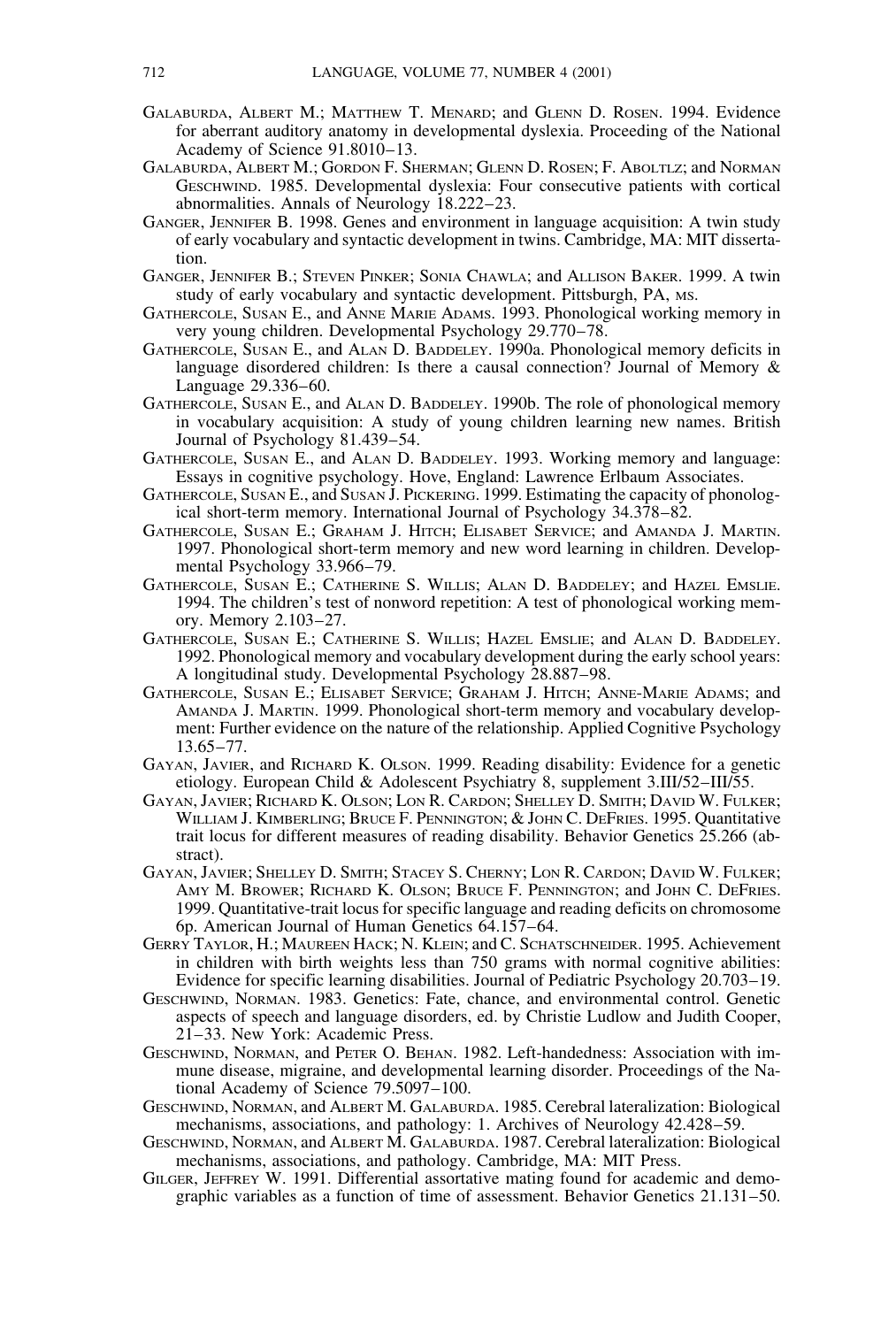Galaburda, Albert M.; Matthew T. Menard; and Glenn D. Rosen. 1994. Evidence for aberrant auditory anatomy in developmental dyslexia. Proceeding of the National Academy of Science 91.8010–13.

Galaburda, Albert M.; Gordon F. Sherman; Glenn D. Rosen; F. Aboltlz; and Norman Geschwind. 1985. Developmental dyslexia: Four consecutive patients with cortical abnormalities. Annals of Neurology 18.222–23.

Ganger, Jennifer B. 1998. Genes and environment in language acquisition: A twin study of early vocabulary and syntactic development in twins. Cambridge, MA: MIT dissertation.

Ganger, Jennifer B.; Steven Pinker; Sonia Chawla; and Allison Baker. 1999. A twin study of early vocabulary and syntactic development. Pittsburgh, PA, ms.

Gathercole, Susan E., and Anne Marie Adams. 1993. Phonological working memory in very young children. Developmental Psychology 29.770–78.

Gathercole, Susan E., and Alan D. Baddeley. 1990a. Phonological memory deficits in language disordered children: Is there a causal connection? Journal of Memory & Language 29.336–60.

Gathercole, Susan E., and Alan D. Baddeley. 1990b. The role of phonological memory in vocabulary acquisition: A study of young children learning new names. British Journal of Psychology 81.439–54.

Gathercole, Susan E., and Alan D. Baddeley. 1993. Working memory and language: Essays in cognitive psychology. Hove, England: Lawrence Erlbaum Associates.

Gathercole, Susan E., and Susan J. Pickering. 1999. Estimating the capacity of phonological short-term memory. International Journal of Psychology 34.378–82.

Gathercole, Susan E.; Graham J. Hitch; Elisabet Service; and Amanda J. Martin. 1997. Phonological short-term memory and new word learning in children. Developmental Psychology 33.966–79.

Gathercole, Susan E.; Catherine S. Willis; Alan D. Baddeley; and Hazel Emslie. 1994. The children's test of nonword repetition: A test of phonological working memory. Memory 2.103–27.

Gathercole, Susan E.; Catherine S. Willis; Hazel Emslie; and Alan D. Baddeley. 1992. Phonological memory and vocabulary development during the early school years: A longitudinal study. Developmental Psychology 28.887–98.

Gathercole, Susan E.; Elisabet Service; Graham J. Hitch; Anne-Marie Adams; and Amanda J. Martin. 1999. Phonological short-term memory and vocabulary development: Further evidence on the nature of the relationship. Applied Cognitive Psychology 13.65–77.

Gayan, Javier, and Richard K. Olson. 1999. Reading disability: Evidence for a genetic etiology. European Child & Adolescent Psychiatry 8, supplement 3.III/52–III/55.

Gayan, Javier; Richard K. Olson; Lon R. Cardon; Shelley D. Smith; David W. Fulker; William J. Kimberling; Bruce F. Pennington; & John C. DeFries. 1995. Quantitative trait locus for different measures of reading disability. Behavior Genetics 25.266 (abstract).

Gayan, Javier; Shelley D. Smith; Stacey S. Cherny; Lon R. Cardon; David W. Fulker; Amy M. Brower; Richard K. Olson; Bruce F. Pennington; and John C. DeFries. 1999. Quantitative-trait locus for specific language and reading deficits on chromosome 6p. American Journal of Human Genetics 64.157–64.

Gerry Taylor, H.; Maureen Hack; N. Klein; and C. Schatschneider. 1995. Achievement in children with birth weights less than 750 grams with normal cognitive abilities: Evidence for specific learning disabilities. Journal of Pediatric Psychology 20.703–19.

Geschwind, Norman. 1983. Genetics: Fate, chance, and environmental control. Genetic aspects of speech and language disorders, ed. by Christie Ludlow and Judith Cooper, 21–33. New York: Academic Press.

Geschwind, Norman, and Peter O. Behan. 1982. Left-handedness: Association with immune disease, migraine, and developmental learning disorder. Proceedings of the National Academy of Science 79.5097–100.

Geschwind, Norman, and Albert M. Galaburda. 1985. Cerebral lateralization: Biological mechanisms, associations, and pathology: 1. Archives of Neurology 42.428–59.

Geschwind, Norman, and Albert M. Galaburda. 1987. Cerebral lateralization: Biological mechanisms, associations, and pathology. Cambridge, MA: MIT Press.

Gilger, Jeffrey W. 1991. Differential assortative mating found for academic and demographic variables as a function of time of assessment. Behavior Genetics 21.131–50.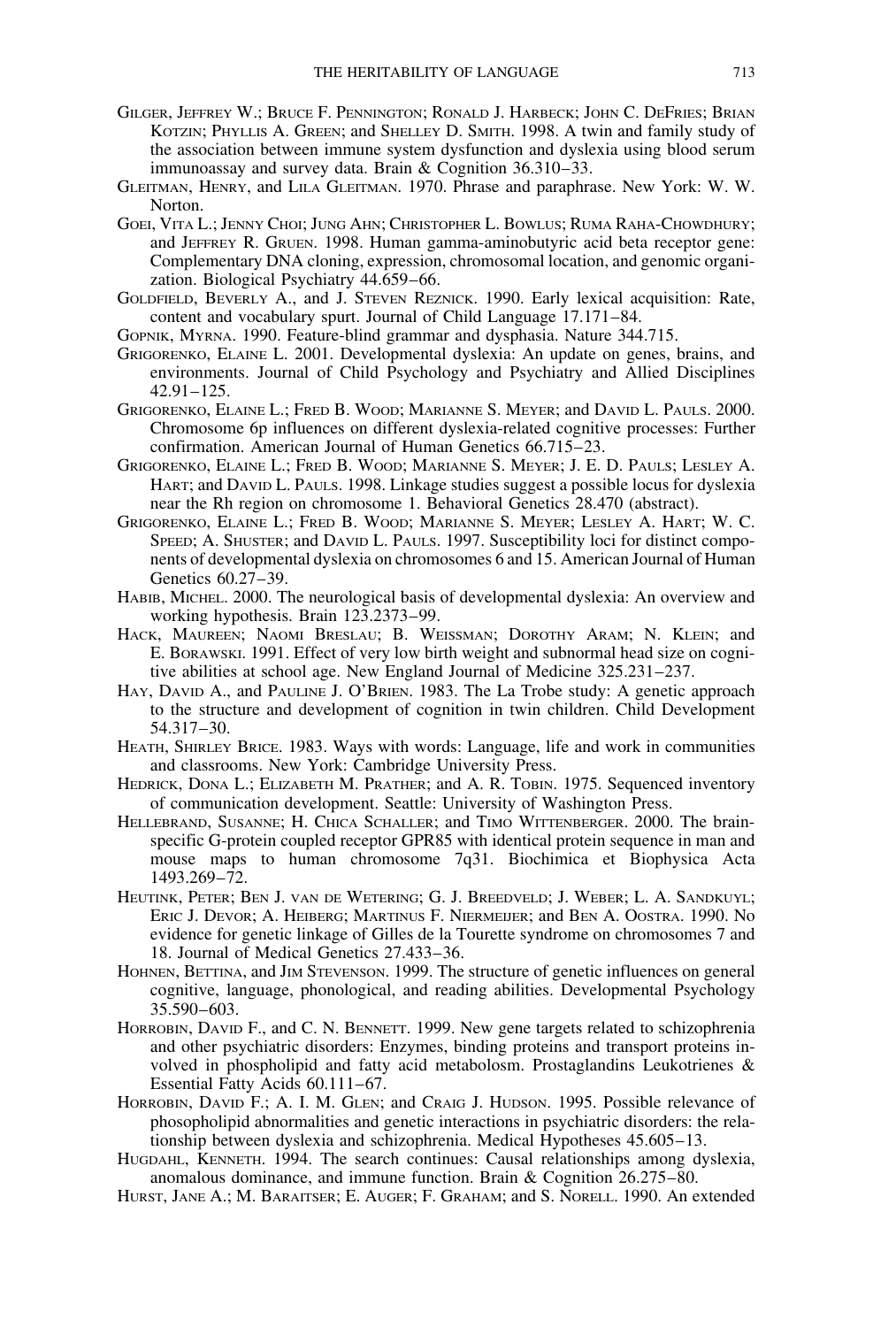Gilger, Jeffrey W.; Bruce F. Pennington; Ronald J. Harbeck; John C. DeFries; Brian Kotzin; Phyllis A. Green; and Shelley D. Smith. 1998. A twin and family study of the association between immune system dysfunction and dyslexia using blood serum immunoassay and survey data. Brain & Cognition 36.310–33.

Gleitman, Henry, and Lila Gleitman. 1970. Phrase and paraphrase. New York: W. W. Norton.

Goei, Vita L.; Jenny Choi; Jung Ahn; Christopher L. Bowlus; Ruma Raha-Chowdhury; and Jeffrey R. Gruen. 1998. Human gamma-aminobutyric acid beta receptor gene: Complementary DNA cloning, expression, chromosomal location, and genomic organization. Biological Psychiatry 44.659–66.

Goldfield, Beverly A., and J. Steven Reznick. 1990. Early lexical acquisition: Rate, content and vocabulary spurt. Journal of Child Language 17.171–84.

Gopnik, Myrna. 1990. Feature-blind grammar and dysphasia. Nature 344.715.

Grigorenko, Elaine L. 2001. Developmental dyslexia: An update on genes, brains, and environments. Journal of Child Psychology and Psychiatry and Allied Disciplines 42.91–125.

Grigorenko, Elaine L.; Fred B. Wood; Marianne S. Meyer; and David L. Pauls. 2000. Chromosome 6p influences on different dyslexia-related cognitive processes: Further confirmation. American Journal of Human Genetics 66.715–23.

Grigorenko, Elaine L.; Fred B. Wood; Marianne S. Meyer; J. E. D. Pauls; Lesley A. Hart; and David L. Pauls. 1998. Linkage studies suggest a possible locus for dyslexia near the Rh region on chromosome 1. Behavioral Genetics 28.470 (abstract).

Grigorenko, Elaine L.; Fred B. Wood; Marianne S. Meyer; Lesley A. Hart; W. C. Speed; A. Shuster; and David L. Pauls. 1997. Susceptibility loci for distinct components of developmental dyslexia on chromosomes 6 and 15. American Journal of Human Genetics 60.27–39.

Habib, Michel. 2000. The neurological basis of developmental dyslexia: An overview and working hypothesis. Brain 123.2373–99.

Hack, Maureen; Naomi Breslau; B. Weissman; Dorothy Aram; N. Klein; and E. Borawski. 1991. Effect of very low birth weight and subnormal head size on cognitive abilities at school age. New England Journal of Medicine 325.231–237.

Hay, David A., and Pauline J. O'Brien. 1983. The La Trobe study: A genetic approach to the structure and development of cognition in twin children. Child Development 54.317–30.

Heath, Shirley Brice. 1983. Ways with words: Language, life and work in communities and classrooms. New York: Cambridge University Press.

Hedrick, Dona L.; Elizabeth M. Prather; and A. R. Tobin. 1975. Sequenced inventory of communication development. Seattle: University of Washington Press.

Hellebrand, Susanne; H. Chica Schaller; and Timo Wittenberger. 2000. The brain-specific G-protein coupled receptor GPR85 with identical protein sequence in man and mouse maps to human chromosome 7q31. Biochimica et Biophysica Acta 1493.269–72.

Heutink, Peter; Ben J. van de Wetering; G. J. Breedveld; J. Weber; L. A. Sandkuyl; Eric J. Devor; A. Heiberg; Martinus F. Niermeijer; and Ben A. Oostra. 1990. No evidence for genetic linkage of Gilles de la Tourette syndrome on chromosomes 7 and 18. Journal of Medical Genetics 27.433–36.

Hohnen, Bettina, and Jim Stevenson. 1999. The structure of genetic influences on general cognitive, language, phonological, and reading abilities. Developmental Psychology 35.590–603.

Horrobin, David F., and C. N. Bennett. 1999. New gene targets related to schizophrenia and other psychiatric disorders: Enzymes, binding proteins and transport proteins involved in phospholipid and fatty acid metabolosm. Prostaglandins Leukotrienes & Essential Fatty Acids 60.111–67.

Horrobin, David F.; A. I. M. Glen; and Craig J. Hudson. 1995. Possible relevance of phosopholipid abnormalities and genetic interactions in psychiatric disorders: the relationship between dyslexia and schizophrenia. Medical Hypotheses 45.605–13.

Hugdahl, Kenneth. 1994. The search continues: Causal relationships among dyslexia, anomalous dominance, and immune function. Brain & Cognition 26.275–80.

Hurst, Jane A.; M. Baraitser; E. Auger; F. Graham; and S. Norell. 1990. An extended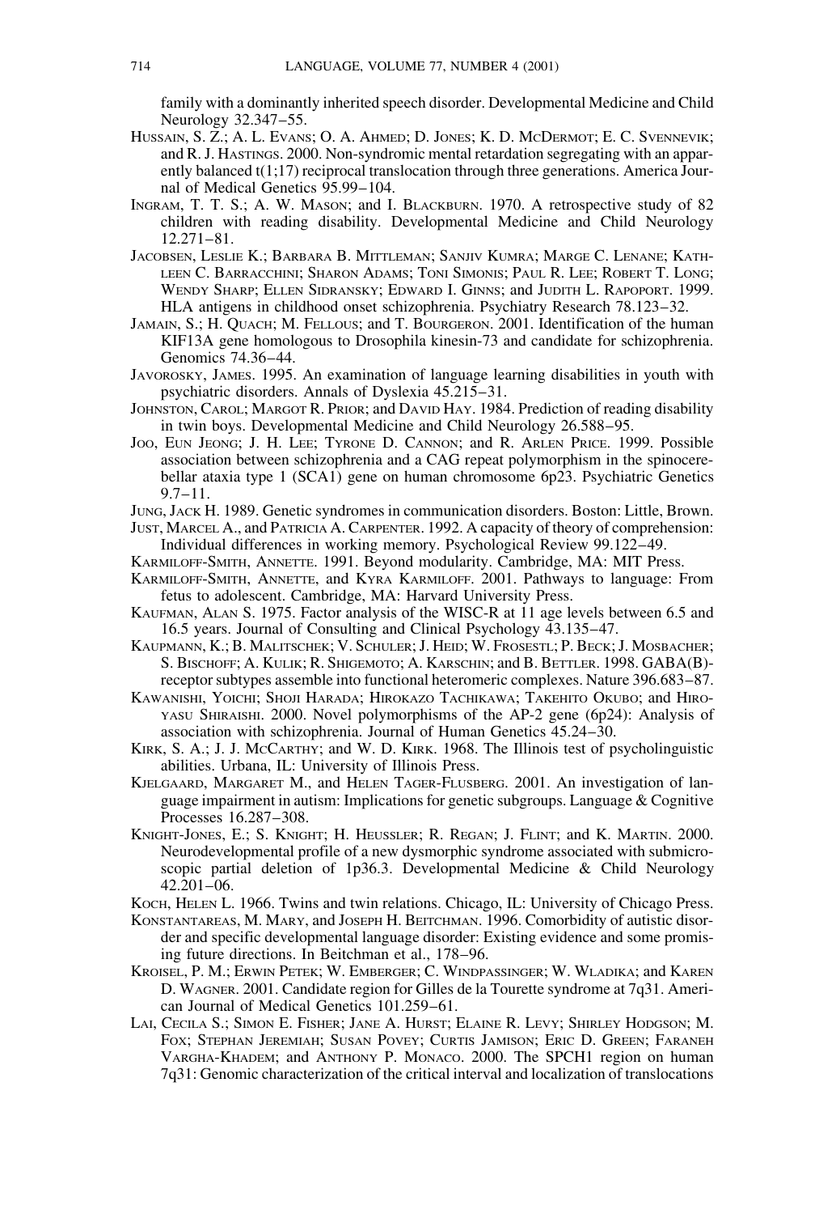family with a dominantly inherited speech disorder. Developmental Medicine and Child Neurology 32.347–55.

Hussain, S. Z.; A. L. Evans; O. A. Ahmed; D. Jones; K. D. McDermot; E. C. Svennevik; and R. J. Hastings. 2000. Non-syndromic mental retardation segregating with an apparently balanced t(1;17) reciprocal translocation through three generations. America Journal of Medical Genetics 95.99–104.

Ingram, T. T. S.; A. W. Mason; and I. Blackburn. 1970. A retrospective study of 82 children with reading disability. Developmental Medicine and Child Neurology 12.271–81.

Jacobsen, Leslie K.; Barbara B. Mittleman; Sanjiv Kumra; Marge C. Lenane; Kathleen C. Barracchini; Sharon Adams; Toni Simonis; Paul R. Lee; Robert T. Long; Wendy Sharp; Ellen Sidransky; Edward I. Ginns; and Judith L. Rapoport. 1999. HLA antigens in childhood onset schizophrenia. Psychiatry Research 78.123–32.

Jamain, S.; H. Quach; M. Fellous; and T. Bourgeron. 2001. Identification of the human KIF13A gene homologous to Drosophila kinesin-73 and candidate for schizophrenia. Genomics 74.36–44.

Javorosky, James. 1995. An examination of language learning disabilities in youth with psychiatric disorders. Annals of Dyslexia 45.215–31.

Johnston, Carol; Margot R. Prior; and David Hay. 1984. Prediction of reading disability in twin boys. Developmental Medicine and Child Neurology 26.588–95.

Joo, Eun Jeong; J. H. Lee; Tyrone D. Cannon; and R. Arlen Price. 1999. Possible association between schizophrenia and a CAG repeat polymorphism in the spinocerebellar ataxia type 1 (SCA1) gene on human chromosome 6p23. Psychiatric Genetics 9.7–11.

Jung, Jack H. 1989. Genetic syndromes in communication disorders. Boston: Little, Brown.

Just, Marcel A., and Patricia A. Carpenter. 1992. A capacity of theory of comprehension: Individual differences in working memory. Psychological Review 99.122–49.

Karmiloff-Smith, Annette. 1991. Beyond modularity. Cambridge, MA: MIT Press.

Karmiloff-Smith, Annette, and Kyra Karmiloff. 2001. Pathways to language: From fetus to adolescent. Cambridge, MA: Harvard University Press.

Kaufman, Alan S. 1975. Factor analysis of the WISC-R at 11 age levels between 6.5 and 16.5 years. Journal of Consulting and Clinical Psychology 43.135–47.

Kaupmann, K.; B. Malitschek; V. Schuler; J. Heid; W. Frosestl; P. Beck; J. Mosbacher; S. Bischoff; A. Kulik; R. Shigemoto; A. Karschin; and B. Bettler. 1998. GABA(B)-receptor subtypes assemble into functional heteromeric complexes. Nature 396.683–87.

Kawanishi, Yoichi; Shoji Harada; Hirokazo Tachikawa; Takehito Okubo; and Hiroyasu Shiraishi. 2000. Novel polymorphisms of the AP-2 gene (6p24): Analysis of association with schizophrenia. Journal of Human Genetics 45.24–30.

Kirk, S. A.; J. J. McCarthy; and W. D. Kirk. 1968. The Illinois test of psycholinguistic abilities. Urbana, IL: University of Illinois Press.

Kjelgaard, Margaret M., and Helen Tager-Flusberg. 2001. An investigation of language impairment in autism: Implications for genetic subgroups. Language & Cognitive Processes 16.287–308.

Knight-Jones, E.; S. Knight; H. Heussler; R. Regan; J. Flint; and K. Martin. 2000. Neurodevelopmental profile of a new dysmorphic syndrome associated with submicroscopic partial deletion of 1p36.3. Developmental Medicine & Child Neurology 42.201–06.

Koch, Helen L. 1966. Twins and twin relations. Chicago, IL: University of Chicago Press.

Konstantareas, M. Mary, and Joseph H. Beitchman. 1996. Comorbidity of autistic disorder and specific developmental language disorder: Existing evidence and some promising future directions. In Beitchman et al., 178–96.

Kroisel, P. M.; Erwin Petek; W. Emberger; C. Windpassinger; W. Wladika; and Karen D. Wagner. 2001. Candidate region for Gilles de la Tourette syndrome at 7q31. American Journal of Medical Genetics 101.259–61.

Lai, Cecila S.; Simon E. Fisher; Jane A. Hurst; Elaine R. Levy; Shirley Hodgson; M. Fox; Stephan Jeremiah; Susan Povey; Curtis Jamison; Eric D. Green; Faraneh Vargha-Khadem; and Anthony P. Monaco. 2000. The SPCH1 region on human 7q31: Genomic characterization of the critical interval and localization of translocations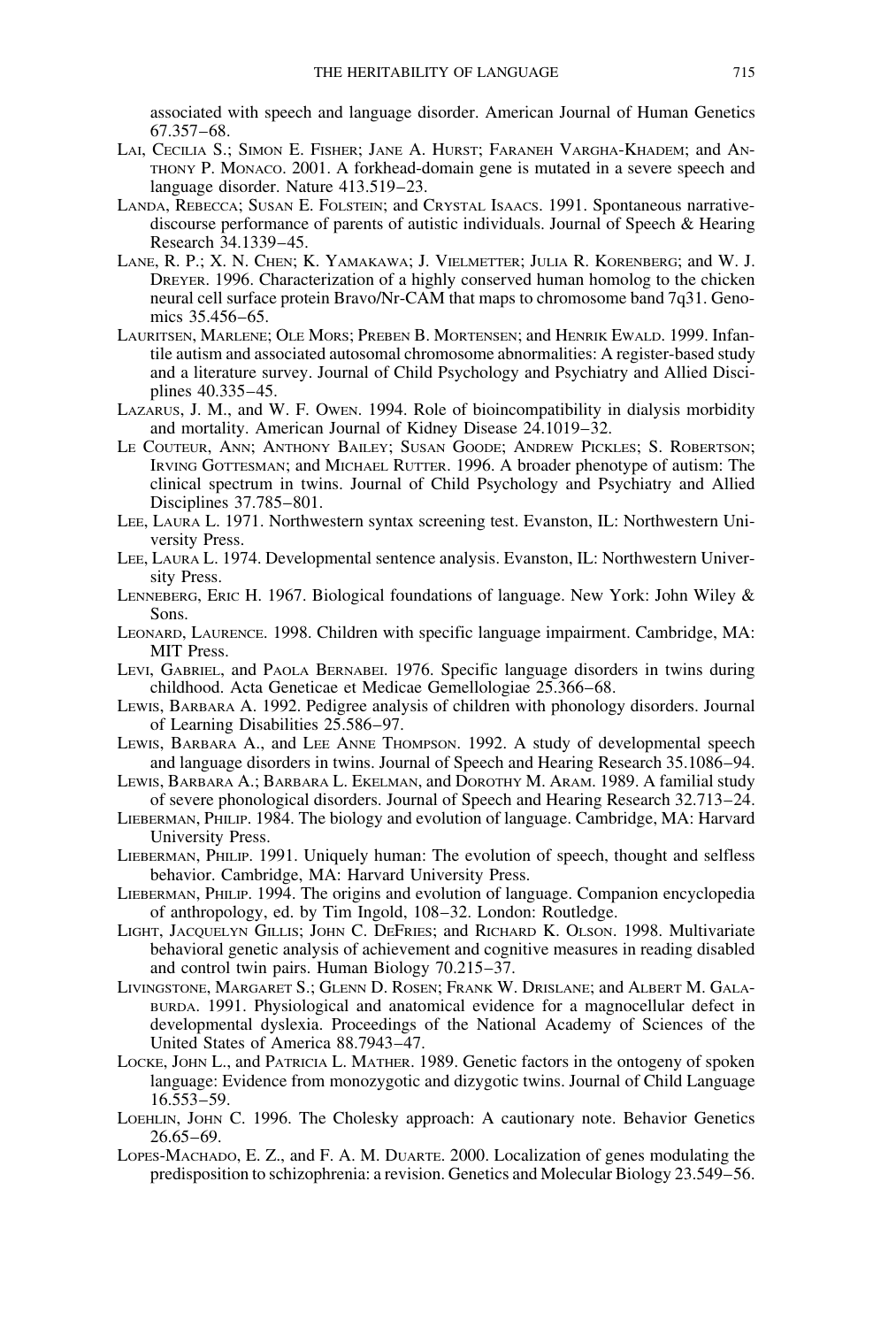associated with speech and language disorder. American Journal of Human Genetics 67.357–68.

Lai, Cecilia S.; Simon E. Fisher; Jane A. Hurst; Faraneh Vargha-Khadem; and Anthony P. Monaco. 2001. A forkhead-domain gene is mutated in a severe speech and language disorder. Nature 413.519–23.

Landa, Rebecca; Susan E. Folstein; and Crystal Isaacs. 1991. Spontaneous narrative-discourse performance of parents of autistic individuals. Journal of Speech & Hearing Research 34.1339–45.

Lane, R. P.; X. N. Chen; K. Yamakawa; J. Vielmetter; Julia R. Korenberg; and W. J. Dreyer. 1996. Characterization of a highly conserved human homolog to the chicken neural cell surface protein Bravo/Nr-CAM that maps to chromosome band 7q31. Genomics 35.456–65.

Lauritsen, Marlene; Ole Mors; Preben B. Mortensen; and Henrik Ewald. 1999. Infantile autism and associated autosomal chromosome abnormalities: A register-based study and a literature survey. Journal of Child Psychology and Psychiatry and Allied Disciplines 40.335–45.

Lazarus, J. M., and W. F. Owen. 1994. Role of bioincompatibility in dialysis morbidity and mortality. American Journal of Kidney Disease 24.1019–32.

Le Couteur, Ann; Anthony Bailey; Susan Goode; Andrew Pickles; S. Robertson; Irving Gottesman; and Michael Rutter. 1996. A broader phenotype of autism: The clinical spectrum in twins. Journal of Child Psychology and Psychiatry and Allied Disciplines 37.785–801.

Lee, Laura L. 1971. Northwestern syntax screening test. Evanston, IL: Northwestern University Press.

Lee, Laura L. 1974. Developmental sentence analysis. Evanston, IL: Northwestern University Press.

Lenneberg, Eric H. 1967. Biological foundations of language. New York: John Wiley & Sons.

Leonard, Laurence. 1998. Children with specific language impairment. Cambridge, MA: MIT Press.

Levi, Gabriel, and Paola Bernabei. 1976. Specific language disorders in twins during childhood. Acta Geneticae et Medicae Gemellologiae 25.366–68.

Lewis, Barbara A. 1992. Pedigree analysis of children with phonology disorders. Journal of Learning Disabilities 25.586–97.

Lewis, Barbara A., and Lee Anne Thompson. 1992. A study of developmental speech and language disorders in twins. Journal of Speech and Hearing Research 35.1086–94.

Lewis, Barbara A.; Barbara L. Ekelman, and Dorothy M. Aram. 1989. A familial study of severe phonological disorders. Journal of Speech and Hearing Research 32.713–24.

Lieberman, Philip. 1984. The biology and evolution of language. Cambridge, MA: Harvard University Press.

Lieberman, Philip. 1991. Uniquely human: The evolution of speech, thought and selfless behavior. Cambridge, MA: Harvard University Press.

Lieberman, Philip. 1994. The origins and evolution of language. Companion encyclopedia of anthropology, ed. by Tim Ingold, 108–32. London: Routledge.

Light, Jacquelyn Gillis; John C. DeFries; and Richard K. Olson. 1998. Multivariate behavioral genetic analysis of achievement and cognitive measures in reading disabled and control twin pairs. Human Biology 70.215–37.

Livingstone, Margaret S.; Glenn D. Rosen; Frank W. Drislane; and Albert M. Galaburda. 1991. Physiological and anatomical evidence for a magnocellular defect in developmental dyslexia. Proceedings of the National Academy of Sciences of the United States of America 88.7943–47.

Locke, John L., and Patricia L. Mather. 1989. Genetic factors in the ontogeny of spoken language: Evidence from monozygotic and dizygotic twins. Journal of Child Language 16.553–59.

Loehlin, John C. 1996. The Cholesky approach: A cautionary note. Behavior Genetics 26.65–69.

Lopes-Machado, E. Z., and F. A. M. Duarte. 2000. Localization of genes modulating the predisposition to schizophrenia: a revision. Genetics and Molecular Biology 23.549–56.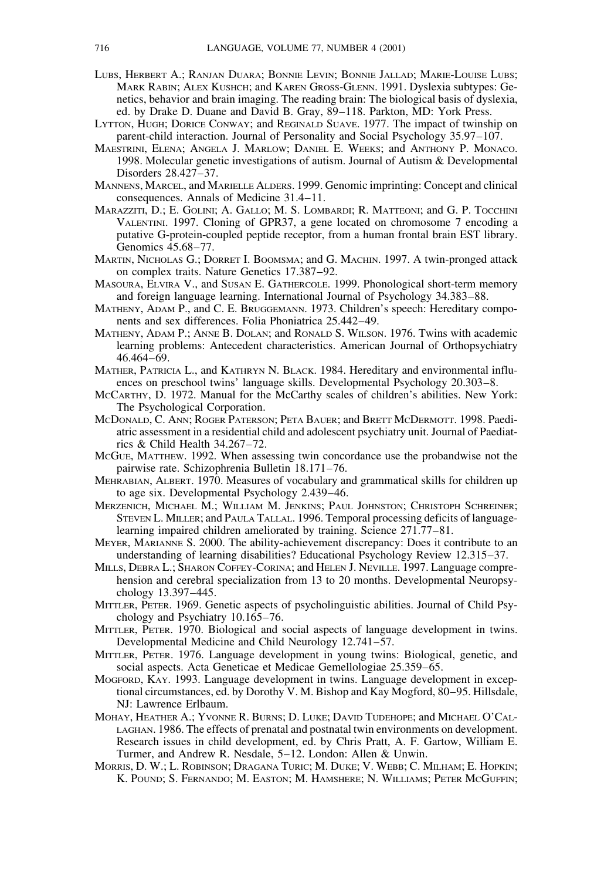Lubs, Herbert A.; Ranjan Duara; Bonnie Levin; Bonnie Jallad; Marie-Louise Lubs; Mark Rabin; Alex Kushch; and Karen Gross-Glenn. 1991. Dyslexia subtypes: Genetics, behavior and brain imaging. The reading brain: The biological basis of dyslexia, ed. by Drake D. Duane and David B. Gray, 89–118. Parkton, MD: York Press.

Lytton, Hugh; Dorice Conway; and Reginald Suave. 1977. The impact of twinship on parent-child interaction. Journal of Personality and Social Psychology 35.97–107.

Maestrini, Elena; Angela J. Marlow; Daniel E. Weeks; and Anthony P. Monaco. 1998. Molecular genetic investigations of autism. Journal of Autism & Developmental Disorders 28.427–37.

Mannens, Marcel, and Marielle Alders. 1999. Genomic imprinting: Concept and clinical consequences. Annals of Medicine 31.4–11.

Marazziti, D.; E. Golini; A. Gallo; M. S. Lombardi; R. Matteoni; and G. P. Tocchini Valentini. 1997. Cloning of GPR37, a gene located on chromosome 7 encoding a putative G-protein-coupled peptide receptor, from a human frontal brain EST library. Genomics 45.68–77.

Martin, Nicholas G.; Dorret I. Boomsma; and G. Machin. 1997. A twin-pronged attack on complex traits. Nature Genetics 17.387–92.

Masoura, Elvira V., and Susan E. Gathercole. 1999. Phonological short-term memory and foreign language learning. International Journal of Psychology 34.383–88.

Matheny, Adam P., and C. E. Bruggemann. 1973. Children's speech: Hereditary components and sex differences. Folia Phoniatrica 25.442–49.

Matheny, Adam P.; Anne B. Dolan; and Ronald S. Wilson. 1976. Twins with academic learning problems: Antecedent characteristics. American Journal of Orthopsychiatry 46.464–69.

Mather, Patricia L., and Kathryn N. Black. 1984. Hereditary and environmental influences on preschool twins' language skills. Developmental Psychology 20.303–8.

McCarthy, D. 1972. Manual for the McCarthy scales of children's abilities. New York: The Psychological Corporation.

McDonald, C. Ann; Roger Paterson; Peta Bauer; and Brett McDermott. 1998. Paediatric assessment in a residential child and adolescent psychiatry unit. Journal of Paediatrics & Child Health 34.267–72.

McGue, Matthew. 1992. When assessing twin concordance use the probandwise not the pairwise rate. Schizophrenia Bulletin 18.171–76.

Mehrabian, Albert. 1970. Measures of vocabulary and grammatical skills for children up to age six. Developmental Psychology 2.439–46.

Merzenich, Michael M.; William M. Jenkins; Paul Johnston; Christoph Schreiner; Steven L. Miller; and Paula Tallal. 1996. Temporal processing deficits of language-learning impaired children ameliorated by training. Science 271.77–81.

Meyer, Marianne S. 2000. The ability-achievement discrepancy: Does it contribute to an understanding of learning disabilities? Educational Psychology Review 12.315–37.

Mills, Debra L.; Sharon Coffey-Corina; and Helen J. Neville. 1997. Language comprehension and cerebral specialization from 13 to 20 months. Developmental Neuropsychology 13.397–445.

Mittler, Peter. 1969. Genetic aspects of psycholinguistic abilities. Journal of Child Psychology and Psychiatry 10.165–76.

Mittler, Peter. 1970. Biological and social aspects of language development in twins. Developmental Medicine and Child Neurology 12.741–57.

Mittler, Peter. 1976. Language development in young twins: Biological, genetic, and social aspects. Acta Geneticae et Medicae Gemellologiae 25.359–65.

Mogford, Kay. 1993. Language development in twins. Language development in exceptional circumstances, ed. by Dorothy V. M. Bishop and Kay Mogford, 80–95. Hillsdale, NJ: Lawrence Erlbaum.

Mohay, Heather A.; Yvonne R. Burns; D. Luke; David Tudehope; and Michael O'Callaghan. 1986. The effects of prenatal and postnatal twin environments on development. Research issues in child development, ed. by Chris Pratt, A. F. Gartow, William E. Turmer, and Andrew R. Nesdale, 5–12. London: Allen & Unwin.

Morris, D. W.; L. Robinson; Dragana Turic; M. Duke; V. Webb; C. Milham; E. Hopkin; K. Pound; S. Fernando; M. Easton; M. Hamshere; N. Williams; Peter McGuffin;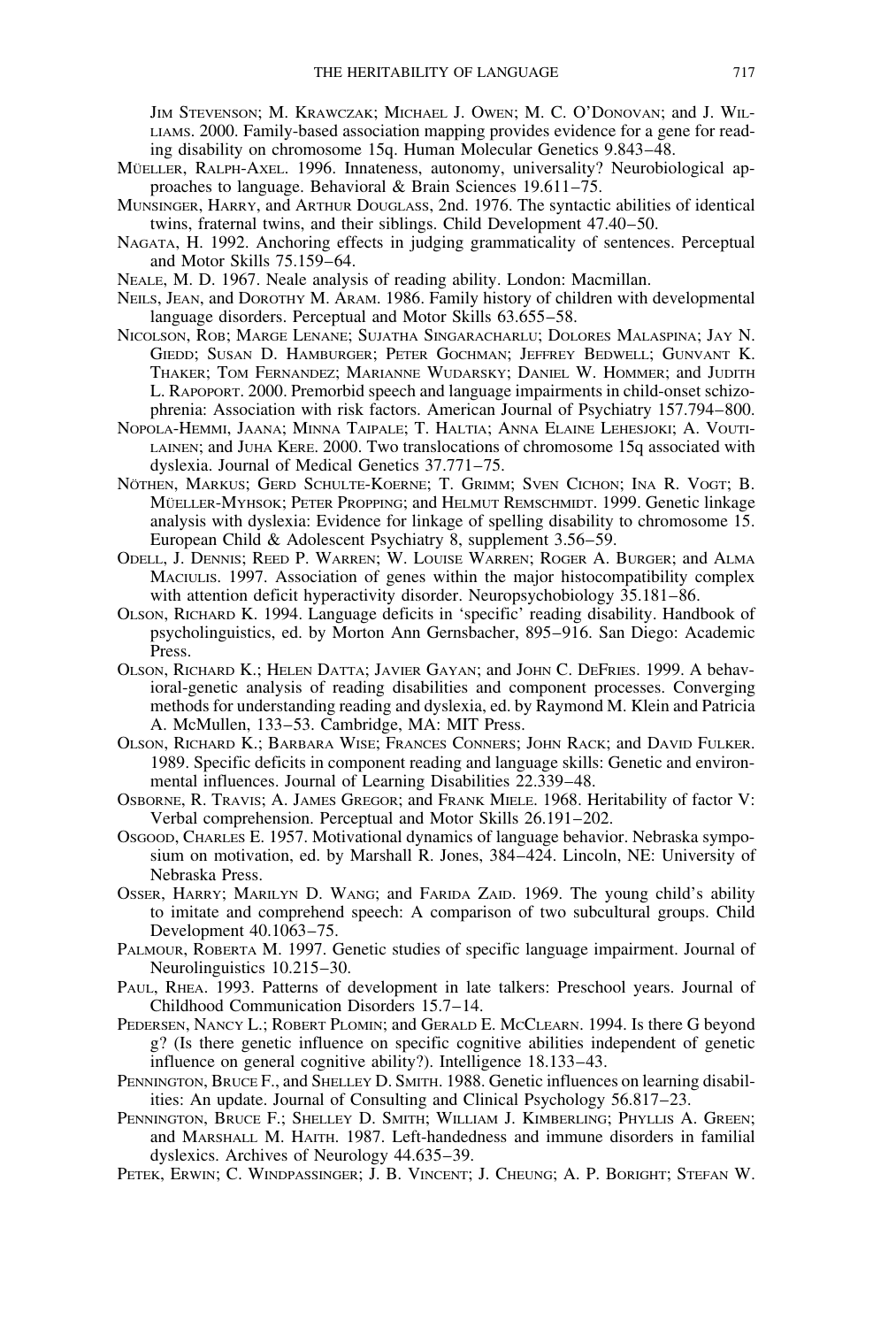Jim Stevenson; M. Krawczak; Michael J. Owen; M. C. O'Donovan; and J. Williams. 2000. Family-based association mapping provides evidence for a gene for reading disability on chromosome 15q. Human Molecular Genetics 9.843–48.

Müeller, Ralph-Axel. 1996. Innateness, autonomy, universality? Neurobiological approaches to language. Behavioral & Brain Sciences 19.611–75.

Munsinger, Harry, and Arthur Douglass, 2nd. 1976. The syntactic abilities of identical twins, fraternal twins, and their siblings. Child Development 47.40–50.

Nagata, H. 1992. Anchoring effects in judging grammaticality of sentences. Perceptual and Motor Skills 75.159–64.

Neale, M. D. 1967. Neale analysis of reading ability. London: Macmillan.

Neils, Jean, and Dorothy M. Aram. 1986. Family history of children with developmental language disorders. Perceptual and Motor Skills 63.655–58.

Nicolson, Rob; Marge Lenane; Sujatha Singaracharlu; Dolores Malaspina; Jay N. Giedd; Susan D. Hamburger; Peter Gochman; Jeffrey Bedwell; Gunvant K. Thaker; Tom Fernandez; Marianne Wudarsky; Daniel W. Hommer; and Judith L. Rapoport. 2000. Premorbid speech and language impairments in child-onset schizophrenia: Association with risk factors. American Journal of Psychiatry 157.794–800.

Nopola-Hemmi, Jaana; Minna Taipale; T. Haltia; Anna Elaine Lehesjoki; A. Voutilainen; and Juha Kere. 2000. Two translocations of chromosome 15q associated with dyslexia. Journal of Medical Genetics 37.771–75.

Nöthen, Markus; Gerd Schulte-Koerne; T. Grimm; Sven Cichon; Ina R. Vogt; B. Müeller-Myhsok; Peter Propping; and Helmut Remschmidt. 1999. Genetic linkage analysis with dyslexia: Evidence for linkage of spelling disability to chromosome 15. European Child & Adolescent Psychiatry 8, supplement 3.56–59.

Odell, J. Dennis; Reed P. Warren; W. Louise Warren; Roger A. Burger; and Alma Maciulis. 1997. Association of genes within the major histocompatibility complex with attention deficit hyperactivity disorder. Neuropsychobiology 35.181–86.

Olson, Richard K. 1994. Language deficits in 'specific' reading disability. Handbook of psycholinguistics, ed. by Morton Ann Gernsbacher, 895–916. San Diego: Academic Press.

Olson, Richard K.; Helen Datta; Javier Gayan; and John C. DeFries. 1999. A behavioral-genetic analysis of reading disabilities and component processes. Converging methods for understanding reading and dyslexia, ed. by Raymond M. Klein and Patricia A. McMullen, 133–53. Cambridge, MA: MIT Press.

Olson, Richard K.; Barbara Wise; Frances Conners; John Rack; and David Fulker. 1989. Specific deficits in component reading and language skills: Genetic and environmental influences. Journal of Learning Disabilities 22.339–48.

Osborne, R. Travis; A. James Gregor; and Frank Miele. 1968. Heritability of factor V: Verbal comprehension. Perceptual and Motor Skills 26.191–202.

Osgood, Charles E. 1957. Motivational dynamics of language behavior. Nebraska symposium on motivation, ed. by Marshall R. Jones, 384–424. Lincoln, NE: University of Nebraska Press.

Osser, Harry; Marilyn D. Wang; and Farida Zaid. 1969. The young child's ability to imitate and comprehend speech: A comparison of two subcultural groups. Child Development 40.1063–75.

Palmour, Roberta M. 1997. Genetic studies of specific language impairment. Journal of Neurolinguistics 10.215–30.

Paul, Rhea. 1993. Patterns of development in late talkers: Preschool years. Journal of Childhood Communication Disorders 15.7–14.

Pedersen, Nancy L.; Robert Plomin; and Gerald E. McClearn. 1994. Is there G beyond g? (Is there genetic influence on specific cognitive abilities independent of genetic influence on general cognitive ability?). Intelligence 18.133–43.

Pennington, Bruce F., and Shelley D. Smith. 1988. Genetic influences on learning disabilities: An update. Journal of Consulting and Clinical Psychology 56.817–23.

Pennington, Bruce F.; Shelley D. Smith; William J. Kimberling; Phyllis A. Green; and Marshall M. Haith. 1987. Left-handedness and immune disorders in familial dyslexics. Archives of Neurology 44.635–39.

Petek, Erwin; C. Windpassinger; J. B. Vincent; J. Cheung; A. P. Boright; Stefan W.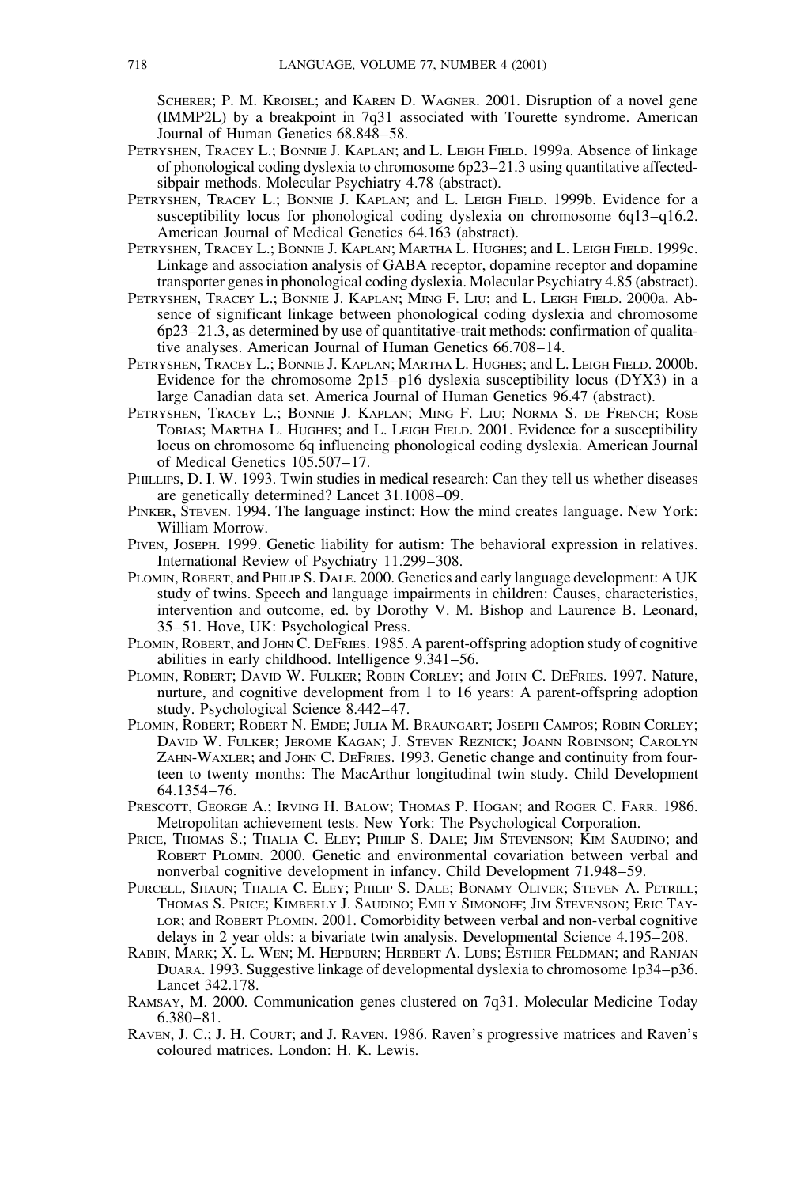Scherer; P. M. Kroisel; and Karen D. Wagner. 2001. Disruption of a novel gene (IMMP2L) by a breakpoint in 7q31 associated with Tourette syndrome. American Journal of Human Genetics 68.848–58.

Petryshen, Tracey L.; Bonnie J. Kaplan; and L. Leigh Field. 1999a. Absence of linkage of phonological coding dyslexia to chromosome 6p23–21.3 using quantitative affected-sibpair methods. Molecular Psychiatry 4.78 (abstract).

Petryshen, Tracey L.; Bonnie J. Kaplan; and L. Leigh Field. 1999b. Evidence for a susceptibility locus for phonological coding dyslexia on chromosome 6q13–q16.2. American Journal of Medical Genetics 64.163 (abstract).

Petryshen, Tracey L.; Bonnie J. Kaplan; Martha L. Hughes; and L. Leigh Field. 1999c. Linkage and association analysis of GABA receptor, dopamine receptor and dopamine transporter genes in phonological coding dyslexia. Molecular Psychiatry 4.85 (abstract).

Petryshen, Tracey L.; Bonnie J. Kaplan; Ming F. Liu; and L. Leigh Field. 2000a. Absence of significant linkage between phonological coding dyslexia and chromosome 6p23–21.3, as determined by use of quantitative-trait methods: confirmation of qualitative analyses. American Journal of Human Genetics 66.708–14.

Petryshen, Tracey L.; Bonnie J. Kaplan; Martha L. Hughes; and L. Leigh Field. 2000b. Evidence for the chromosome 2p15–p16 dyslexia susceptibility locus (DYX3) in a large Canadian data set. America Journal of Human Genetics 96.47 (abstract).

Petryshen, Tracey L.; Bonnie J. Kaplan; Ming F. Liu; Norma S. de French; Rose Tobias; Martha L. Hughes; and L. Leigh Field. 2001. Evidence for a susceptibility locus on chromosome 6q influencing phonological coding dyslexia. American Journal of Medical Genetics 105.507–17.

Phillips, D. I. W. 1993. Twin studies in medical research: Can they tell us whether diseases are genetically determined? Lancet 31.1008–09.

Pinker, Steven. 1994. The language instinct: How the mind creates language. New York: William Morrow.

Piven, Joseph. 1999. Genetic liability for autism: The behavioral expression in relatives. International Review of Psychiatry 11.299–308.

Plomin, Robert, and Philip S. Dale. 2000. Genetics and early language development: A UK study of twins. Speech and language impairments in children: Causes, characteristics, intervention and outcome, ed. by Dorothy V. M. Bishop and Laurence B. Leonard, 35–51. Hove, UK: Psychological Press.

Plomin, Robert, and John C. DeFries. 1985. A parent-offspring adoption study of cognitive abilities in early childhood. Intelligence 9.341–56.

Plomin, Robert; David W. Fulker; Robin Corley; and John C. DeFries. 1997. Nature, nurture, and cognitive development from 1 to 16 years: A parent-offspring adoption study. Psychological Science 8.442–47.

Plomin, Robert; Robert N. Emde; Julia M. Braungart; Joseph Campos; Robin Corley; David W. Fulker; Jerome Kagan; J. Steven Reznick; Joann Robinson; Carolyn Zahn-Waxler; and John C. DeFries. 1993. Genetic change and continuity from fourteen to twenty months: The MacArthur longitudinal twin study. Child Development 64.1354–76.

Prescott, George A.; Irving H. Balow; Thomas P. Hogan; and Roger C. Farr. 1986. Metropolitan achievement tests. New York: The Psychological Corporation.

Price, Thomas S.; Thalia C. Eley; Philip S. Dale; Jim Stevenson; Kim Saudino; and Robert Plomin. 2000. Genetic and environmental covariation between verbal and nonverbal cognitive development in infancy. Child Development 71.948–59.

Purcell, Shaun; Thalia C. Eley; Philip S. Dale; Bonamy Oliver; Steven A. Petrill; Thomas S. Price; Kimberly J. Saudino; Emily Simonoff; Jim Stevenson; Eric Taylor; and Robert Plomin. 2001. Comorbidity between verbal and non-verbal cognitive delays in 2 year olds: a bivariate twin analysis. Developmental Science 4.195–208.

Rabin, Mark; X. L. Wen; M. Hepburn; Herbert A. Lubs; Esther Feldman; and Ranjan Duara. 1993. Suggestive linkage of developmental dyslexia to chromosome 1p34–p36. Lancet 342.178.

Ramsay, M. 2000. Communication genes clustered on 7q31. Molecular Medicine Today 6.380–81.

Raven, J. C.; J. H. Court; and J. Raven. 1986. Raven's progressive matrices and Raven's coloured matrices. London: H. K. Lewis.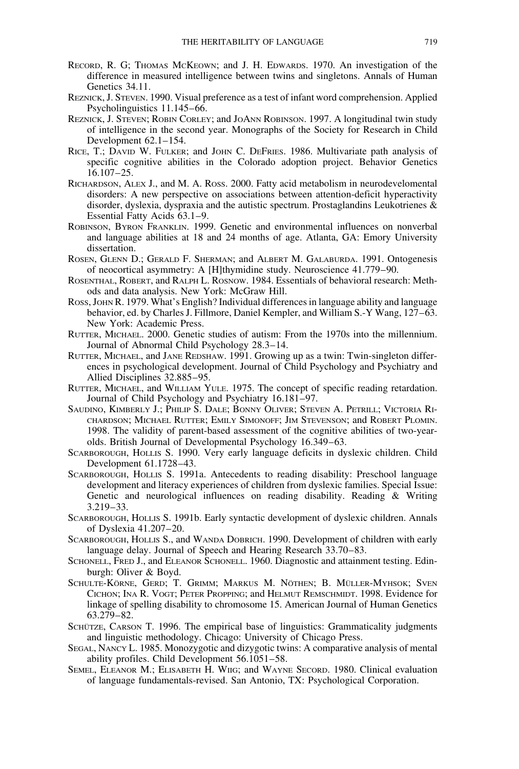Record, R. G; Thomas McKeown; and J. H. Edwards. 1970. An investigation of the difference in measured intelligence between twins and singletons. Annals of Human Genetics 34.11.

Reznick, J. Steven. 1990. Visual preference as a test of infant word comprehension. Applied Psycholinguistics 11.145–66.

Reznick, J. Steven; Robin Corley; and JoAnn Robinson. 1997. A longitudinal twin study of intelligence in the second year. Monographs of the Society for Research in Child Development 62.1–154.

Rice, T.; David W. Fulker; and John C. DeFries. 1986. Multivariate path analysis of specific cognitive abilities in the Colorado adoption project. Behavior Genetics 16.107–25.

Richardson, Alex J., and M. A. Ross. 2000. Fatty acid metabolism in neurodevelomental disorders: A new perspective on associations between attention-deficit hyperactivity disorder, dyslexia, dyspraxia and the autistic spectrum. Prostaglandins Leukotrienes & Essential Fatty Acids 63.1–9.

Robinson, Byron Franklin. 1999. Genetic and environmental influences on nonverbal and language abilities at 18 and 24 months of age. Atlanta, GA: Emory University dissertation.

Rosen, Glenn D.; Gerald F. Sherman; and Albert M. Galaburda. 1991. Ontogenesis of neocortical asymmetry: A [H]thymidine study. Neuroscience 41.779–90.

Rosenthal, Robert, and Ralph L. Rosnow. 1984. Essentials of behavioral research: Methods and data analysis. New York: McGraw Hill.

Ross, John R. 1979. What's English? Individual differences in language ability and language behavior, ed. by Charles J. Fillmore, Daniel Kempler, and William S.-Y Wang, 127–63. New York: Academic Press.

Rutter, Michael. 2000. Genetic studies of autism: From the 1970s into the millennium. Journal of Abnormal Child Psychology 28.3–14.

Rutter, Michael, and Jane Redshaw. 1991. Growing up as a twin: Twin-singleton differences in psychological development. Journal of Child Psychology and Psychiatry and Allied Disciplines 32.885–95.

Rutter, Michael, and William Yule. 1975. The concept of specific reading retardation. Journal of Child Psychology and Psychiatry 16.181–97.

Saudino, Kimberly J.; Philip S. Dale; Bonny Oliver; Steven A. Petrill; Victoria Richardson; Michael Rutter; Emily Simonoff; Jim Stevenson; and Robert Plomin. 1998. The validity of parent-based assessment of the cognitive abilities of two-year-olds. British Journal of Developmental Psychology 16.349–63.

Scarborough, Hollis S. 1990. Very early language deficits in dyslexic children. Child Development 61.1728–43.

Scarborough, Hollis S. 1991a. Antecedents to reading disability: Preschool language development and literacy experiences of children from dyslexic families. Special Issue: Genetic and neurological influences on reading disability. Reading & Writing 3.219–33.

Scarborough, Hollis S. 1991b. Early syntactic development of dyslexic children. Annals of Dyslexia 41.207–20.

Scarborough, Hollis S., and Wanda Dobrich. 1990. Development of children with early language delay. Journal of Speech and Hearing Research 33.70–83.

Schonell, Fred J., and Eleanor Schonell. 1960. Diagnostic and attainment testing. Edinburgh: Oliver & Boyd.

Schulte-Körne, Gerd; T. Grimm; Markus M. Nöthen; B. Müller-Myhsok; Sven Cichon; Ina R. Vogt; Peter Propping; and Helmut Remschmidt. 1998. Evidence for linkage of spelling disability to chromosome 15. American Journal of Human Genetics 63.279–82.

Schütze, Carson T. 1996. The empirical base of linguistics: Grammaticality judgments and linguistic methodology. Chicago: University of Chicago Press.

Segal, Nancy L. 1985. Monozygotic and dizygotic twins: A comparative analysis of mental ability profiles. Child Development 56.1051–58.

Semel, Eleanor M.; Elisabeth H. Wiig; and Wayne Secord. 1980. Clinical evaluation of language fundamentals-revised. San Antonio, TX: Psychological Corporation.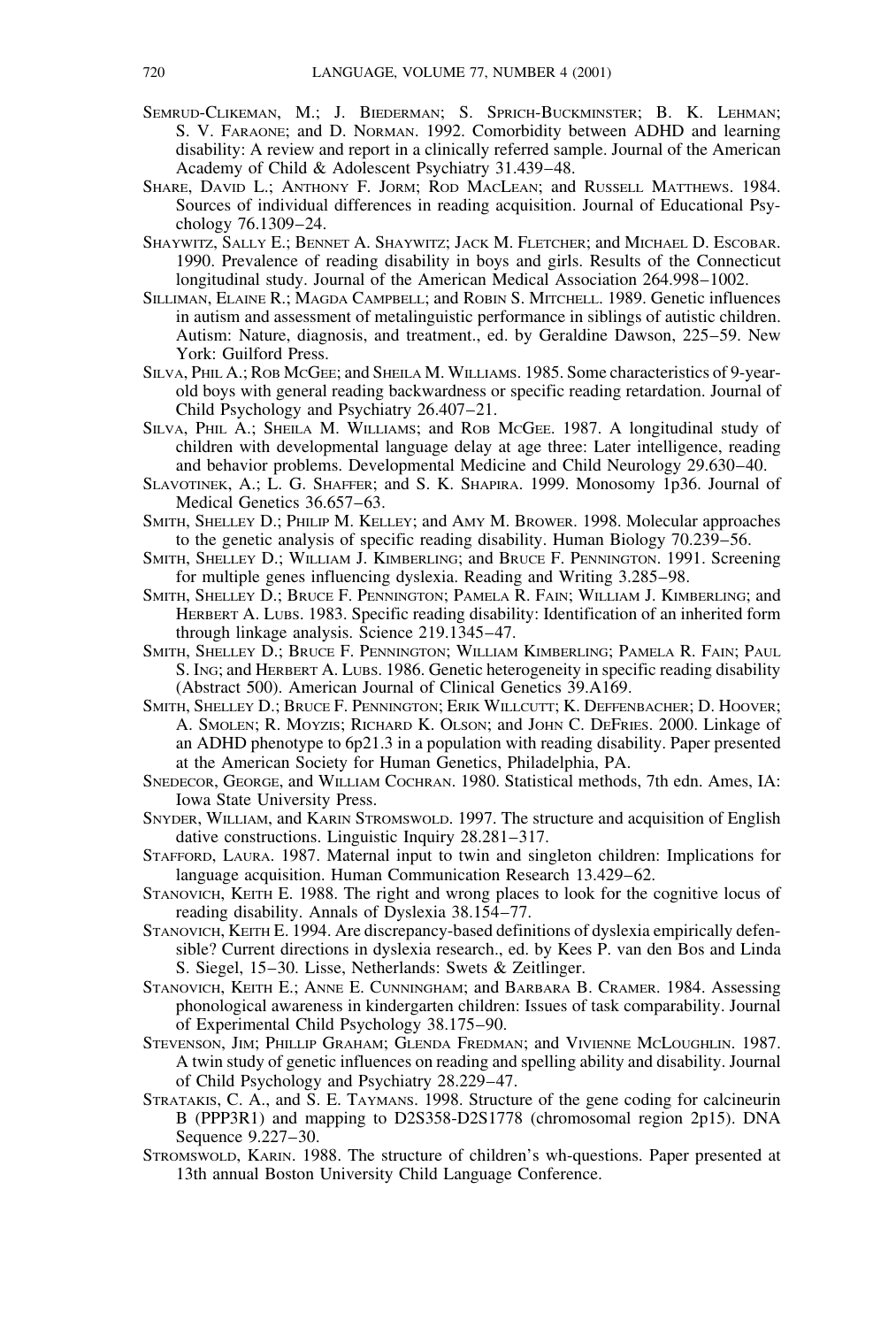Semrud-Clikeman, M.; J. Biederman; S. Sprich-Buckminster; B. K. Lehman; S. V. Faraone; and D. Norman. 1992. Comorbidity between ADHD and learning disability: A review and report in a clinically referred sample. Journal of the American Academy of Child & Adolescent Psychiatry 31.439–48.

Share, David L.; Anthony F. Jorm; Rod MacLean; and Russell Matthews. 1984. Sources of individual differences in reading acquisition. Journal of Educational Psychology 76.1309–24.

Shaywitz, Sally E.; Bennet A. Shaywitz; Jack M. Fletcher; and Michael D. Escobar. 1990. Prevalence of reading disability in boys and girls. Results of the Connecticut longitudinal study. Journal of the American Medical Association 264.998–1002.

Silliman, Elaine R.; Magda Campbell; and Robin S. Mitchell. 1989. Genetic influences in autism and assessment of metalinguistic performance in siblings of autistic children. Autism: Nature, diagnosis, and treatment., ed. by Geraldine Dawson, 225–59. New York: Guilford Press.

Silva, Phil A.; Rob McGee; and Sheila M. Williams. 1985. Some characteristics of 9-year-old boys with general reading backwardness or specific reading retardation. Journal of Child Psychology and Psychiatry 26.407–21.

Silva, Phil A.; Sheila M. Williams; and Rob McGee. 1987. A longitudinal study of children with developmental language delay at age three: Later intelligence, reading and behavior problems. Developmental Medicine and Child Neurology 29.630–40.

Slavotinek, A.; L. G. Shaffer; and S. K. Shapira. 1999. Monosomy 1p36. Journal of Medical Genetics 36.657–63.

Smith, Shelley D.; Philip M. Kelley; and Amy M. Brower. 1998. Molecular approaches to the genetic analysis of specific reading disability. Human Biology 70.239–56.

Smith, Shelley D.; William J. Kimberling; and Bruce F. Pennington. 1991. Screening for multiple genes influencing dyslexia. Reading and Writing 3.285–98.

Smith, Shelley D.; Bruce F. Pennington; Pamela R. Fain; William J. Kimberling; and Herbert A. Lubs. 1983. Specific reading disability: Identification of an inherited form through linkage analysis. Science 219.1345–47.

Smith, Shelley D.; Bruce F. Pennington; William Kimberling; Pamela R. Fain; Paul S. Ing; and Herbert A. Lubs. 1986. Genetic heterogeneity in specific reading disability (Abstract 500). American Journal of Clinical Genetics 39.A169.

Smith, Shelley D.; Bruce F. Pennington; Erik Willcutt; K. Deffenbacher; D. Hoover; A. Smolen; R. Moyzis; Richard K. Olson; and John C. DeFries. 2000. Linkage of an ADHD phenotype to 6p21.3 in a population with reading disability. Paper presented at the American Society for Human Genetics, Philadelphia, PA.

Snedecor, George, and William Cochran. 1980. Statistical methods, 7th edn. Ames, IA: Iowa State University Press.

Snyder, William, and Karin Stromswold. 1997. The structure and acquisition of English dative constructions. Linguistic Inquiry 28.281–317.

Stafford, Laura. 1987. Maternal input to twin and singleton children: Implications for language acquisition. Human Communication Research 13.429–62.

Stanovich, Keith E. 1988. The right and wrong places to look for the cognitive locus of reading disability. Annals of Dyslexia 38.154–77.

Stanovich, Keith E. 1994. Are discrepancy-based definitions of dyslexia empirically defensible? Current directions in dyslexia research., ed. by Kees P. van den Bos and Linda S. Siegel, 15–30. Lisse, Netherlands: Swets & Zeitlinger.

Stanovich, Keith E.; Anne E. Cunningham; and Barbara B. Cramer. 1984. Assessing phonological awareness in kindergarten children: Issues of task comparability. Journal of Experimental Child Psychology 38.175–90.

Stevenson, Jim; Phillip Graham; Glenda Fredman; and Vivienne McLoughlin. 1987. A twin study of genetic influences on reading and spelling ability and disability. Journal of Child Psychology and Psychiatry 28.229–47.

Stratakis, C. A., and S. E. Taymans. 1998. Structure of the gene coding for calcineurin B (PPP3R1) and mapping to D2S358-D2S1778 (chromosomal region 2p15). DNA Sequence 9.227–30.

Stromswold, Karin. 1988. The structure of children's wh-questions. Paper presented at 13th annual Boston University Child Language Conference.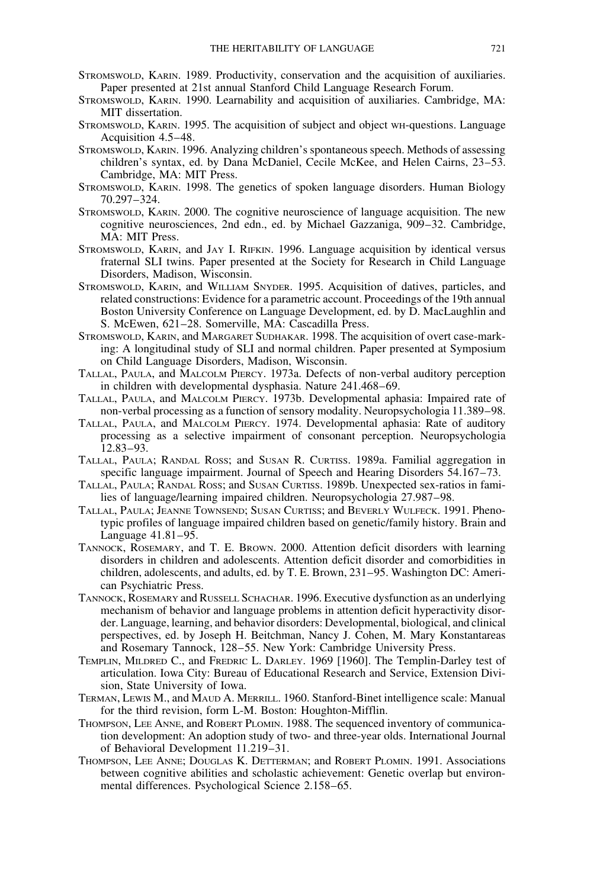Stromswold, Karin. 1989. Productivity, conservation and the acquisition of auxiliaries. Paper presented at 21st annual Stanford Child Language Research Forum.

Stromswold, Karin. 1990. Learnability and acquisition of auxiliaries. Cambridge, MA: MIT dissertation.

Stromswold, Karin. 1995. The acquisition of subject and object wh-questions. Language Acquisition 4.5–48.

Stromswold, Karin. 1996. Analyzing children's spontaneous speech. Methods of assessing children's syntax, ed. by Dana McDaniel, Cecile McKee, and Helen Cairns, 23–53. Cambridge, MA: MIT Press.

Stromswold, Karin. 1998. The genetics of spoken language disorders. Human Biology 70.297–324.

Stromswold, Karin. 2000. The cognitive neuroscience of language acquisition. The new cognitive neurosciences, 2nd edn., ed. by Michael Gazzaniga, 909–32. Cambridge, MA: MIT Press.

Stromswold, Karin, and Jay I. Rifkin. 1996. Language acquisition by identical versus fraternal SLI twins. Paper presented at the Society for Research in Child Language Disorders, Madison, Wisconsin.

Stromswold, Karin, and William Snyder. 1995. Acquisition of datives, particles, and related constructions: Evidence for a parametric account. Proceedings of the 19th annual Boston University Conference on Language Development, ed. by D. MacLaughlin and S. McEwen, 621–28. Somerville, MA: Cascadilla Press.

Stromswold, Karin, and Margaret Sudhakar. 1998. The acquisition of overt case-marking: A longitudinal study of SLI and normal children. Paper presented at Symposium on Child Language Disorders, Madison, Wisconsin.

Tallal, Paula, and Malcolm Piercy. 1973a. Defects of non-verbal auditory perception in children with developmental dysphasia. Nature 241.468–69.

Tallal, Paula, and Malcolm Piercy. 1973b. Developmental aphasia: Impaired rate of non-verbal processing as a function of sensory modality. Neuropsychologia 11.389–98.

Tallal, Paula, and Malcolm Piercy. 1974. Developmental aphasia: Rate of auditory processing as a selective impairment of consonant perception. Neuropsychologia 12.83–93.

Tallal, Paula; Randal Ross; and Susan R. Curtiss. 1989a. Familial aggregation in specific language impairment. Journal of Speech and Hearing Disorders 54.167–73.

Tallal, Paula; Randal Ross; and Susan Curtiss. 1989b. Unexpected sex-ratios in families of language/learning impaired children. Neuropsychologia 27.987–98.

Tallal, Paula; Jeanne Townsend; Susan Curtiss; and Beverly Wulfeck. 1991. Phenotypic profiles of language impaired children based on genetic/family history. Brain and Language 41.81–95.

Tannock, Rosemary, and T. E. Brown. 2000. Attention deficit disorders with learning disorders in children and adolescents. Attention deficit disorder and comorbidities in children, adolescents, and adults, ed. by T. E. Brown, 231–95. Washington DC: American Psychiatric Press.

Tannock, Rosemary and Russell Schachar. 1996. Executive dysfunction as an underlying mechanism of behavior and language problems in attention deficit hyperactivity disorder. Language, learning, and behavior disorders: Developmental, biological, and clinical perspectives, ed. by Joseph H. Beitchman, Nancy J. Cohen, M. Mary Konstantareas and Rosemary Tannock, 128–55. New York: Cambridge University Press.

Templin, Mildred C., and Fredric L. Darley. 1969 [1960]. The Templin-Darley test of articulation. Iowa City: Bureau of Educational Research and Service, Extension Division, State University of Iowa.

Terman, Lewis M., and Maud A. Merrill. 1960. Stanford-Binet intelligence scale: Manual for the third revision, form L-M. Boston: Houghton-Mifflin.

Thompson, Lee Anne, and Robert Plomin. 1988. The sequenced inventory of communication development: An adoption study of two- and three-year olds. International Journal of Behavioral Development 11.219–31.

Thompson, Lee Anne; Douglas K. Detterman; and Robert Plomin. 1991. Associations between cognitive abilities and scholastic achievement: Genetic overlap but environmental differences. Psychological Science 2.158–65.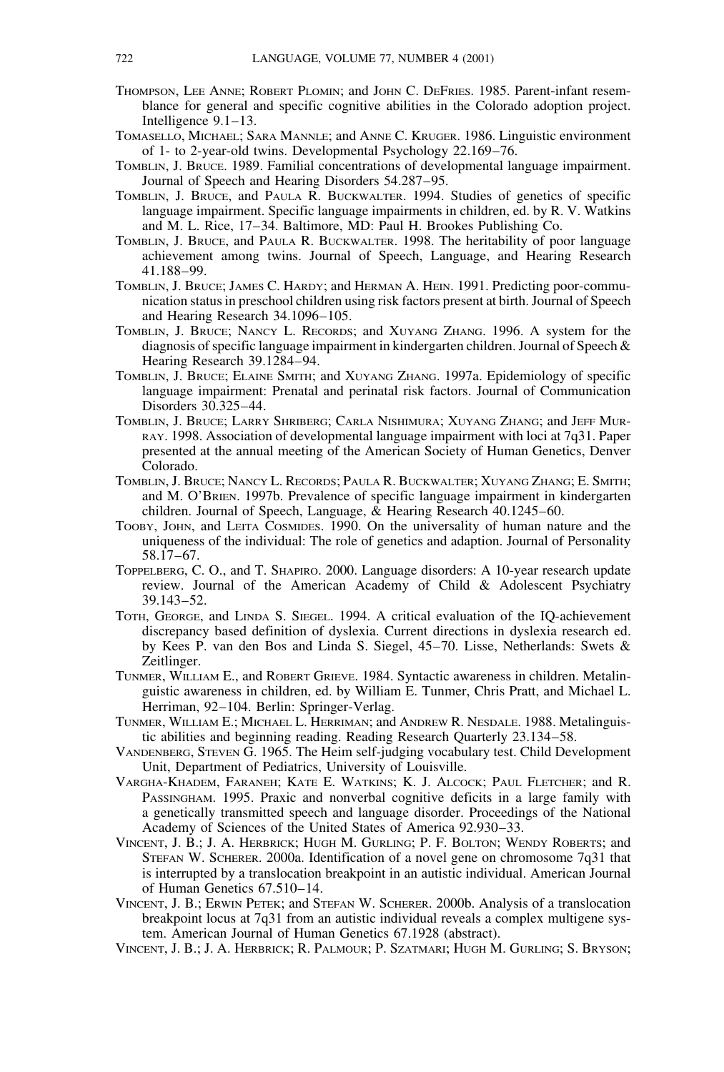Thompson, Lee Anne; Robert Plomin; and John C. DeFries. 1985. Parent-infant resemblance for general and specific cognitive abilities in the Colorado adoption project. Intelligence 9.1–13.

Tomasello, Michael; Sara Mannle; and Anne C. Kruger. 1986. Linguistic environment of 1- to 2-year-old twins. Developmental Psychology 22.169–76.

Tomblin, J. Bruce. 1989. Familial concentrations of developmental language impairment. Journal of Speech and Hearing Disorders 54.287–95.

Tomblin, J. Bruce, and Paula R. Buckwalter. 1994. Studies of genetics of specific language impairment. Specific language impairments in children, ed. by R. V. Watkins and M. L. Rice, 17–34. Baltimore, MD: Paul H. Brookes Publishing Co.

Tomblin, J. Bruce, and Paula R. Buckwalter. 1998. The heritability of poor language achievement among twins. Journal of Speech, Language, and Hearing Research 41.188–99.

Tomblin, J. Bruce; James C. Hardy; and Herman A. Hein. 1991. Predicting poor-communication status in preschool children using risk factors present at birth. Journal of Speech and Hearing Research 34.1096–105.

Tomblin, J. Bruce; Nancy L. Records; and Xuyang Zhang. 1996. A system for the diagnosis of specific language impairment in kindergarten children. Journal of Speech & Hearing Research 39.1284–94.

Tomblin, J. Bruce; Elaine Smith; and Xuyang Zhang. 1997a. Epidemiology of specific language impairment: Prenatal and perinatal risk factors. Journal of Communication Disorders 30.325–44.

Tomblin, J. Bruce; Larry Shriberg; Carla Nishimura; Xuyang Zhang; and Jeff Murray. 1998. Association of developmental language impairment with loci at 7q31. Paper presented at the annual meeting of the American Society of Human Genetics, Denver Colorado.

Tomblin, J. Bruce; Nancy L. Records; Paula R. Buckwalter; Xuyang Zhang; E. Smith; and M. O'Brien. 1997b. Prevalence of specific language impairment in kindergarten children. Journal of Speech, Language, & Hearing Research 40.1245–60.

Tooby, John, and Leita Cosmides. 1990. On the universality of human nature and the uniqueness of the individual: The role of genetics and adaption. Journal of Personality 58.17–67.

Toppelberg, C. O., and T. Shapiro. 2000. Language disorders: A 10-year research update review. Journal of the American Academy of Child & Adolescent Psychiatry 39.143–52.

Toth, George, and Linda S. Siegel. 1994. A critical evaluation of the IQ-achievement discrepancy based definition of dyslexia. Current directions in dyslexia research ed. by Kees P. van den Bos and Linda S. Siegel, 45–70. Lisse, Netherlands: Swets & Zeitlinger.

Tunmer, William E., and Robert Grieve. 1984. Syntactic awareness in children. Metalinguistic awareness in children, ed. by William E. Tunmer, Chris Pratt, and Michael L. Herriman, 92–104. Berlin: Springer-Verlag.

Tunmer, William E.; Michael L. Herriman; and Andrew R. Nesdale. 1988. Metalinguistic abilities and beginning reading. Reading Research Quarterly 23.134–58.

Vandenberg, Steven G. 1965. The Heim self-judging vocabulary test. Child Development Unit, Department of Pediatrics, University of Louisville.

Vargha-Khadem, Faraneh; Kate E. Watkins; K. J. Alcock; Paul Fletcher; and R. Passingham. 1995. Praxic and nonverbal cognitive deficits in a large family with a genetically transmitted speech and language disorder. Proceedings of the National Academy of Sciences of the United States of America 92.930–33.

Vincent, J. B.; J. A. Herbrick; Hugh M. Gurling; P. F. Bolton; Wendy Roberts; and Stefan W. Scherer. 2000a. Identification of a novel gene on chromosome 7q31 that is interrupted by a translocation breakpoint in an autistic individual. American Journal of Human Genetics 67.510–14.

Vincent, J. B.; Erwin Petek; and Stefan W. Scherer. 2000b. Analysis of a translocation breakpoint locus at 7q31 from an autistic individual reveals a complex multigene system. American Journal of Human Genetics 67.1928 (abstract).

Vincent, J. B.; J. A. Herbrick; R. Palmour; P. Szatmari; Hugh M. Gurling; S. Bryson;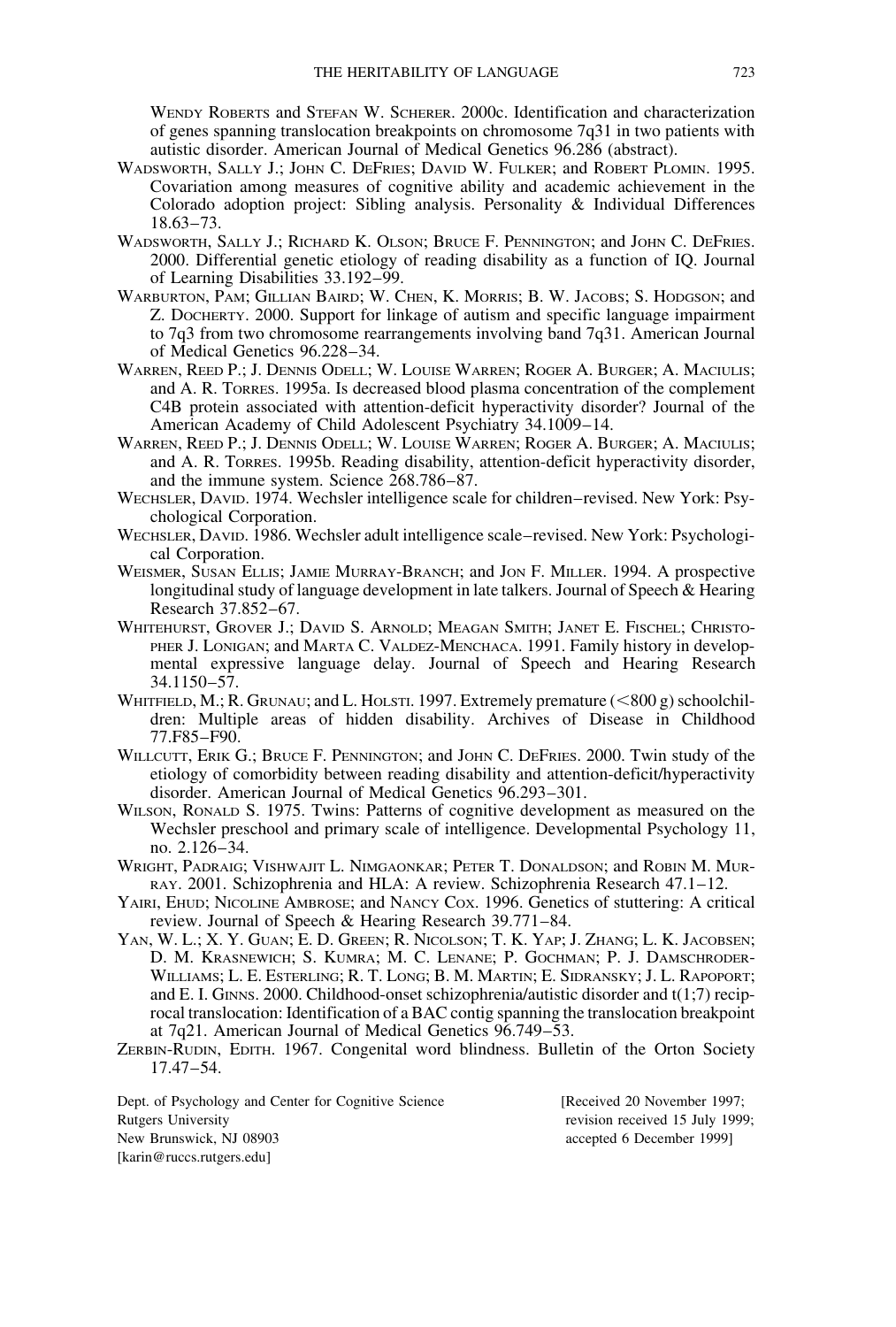Wendy Roberts and Stefan W. Scherer. 2000c. Identification and characterization of genes spanning translocation breakpoints on chromosome 7q31 in two patients with autistic disorder. American Journal of Medical Genetics 96.286 (abstract).

Wadsworth, Sally J.; John C. DeFries; David W. Fulker; and Robert Plomin. 1995. Covariation among measures of cognitive ability and academic achievement in the Colorado adoption project: Sibling analysis. Personality & Individual Differences 18.63–73.

Wadsworth, Sally J.; Richard K. Olson; Bruce F. Pennington; and John C. DeFries. 2000. Differential genetic etiology of reading disability as a function of IQ. Journal of Learning Disabilities 33.192–99.

Warburton, Pam; Gillian Baird; W. Chen, K. Morris; B. W. Jacobs; S. Hodgson; and Z. Docherty. 2000. Support for linkage of autism and specific language impairment to 7q3 from two chromosome rearrangements involving band 7q31. American Journal of Medical Genetics 96.228–34.

Warren, Reed P.; J. Dennis Odell; W. Louise Warren; Roger A. Burger; A. Maciulis; and A. R. Torres. 1995a. Is decreased blood plasma concentration of the complement C4B protein associated with attention-deficit hyperactivity disorder? Journal of the American Academy of Child Adolescent Psychiatry 34.1009–14.

Warren, Reed P.; J. Dennis Odell; W. Louise Warren; Roger A. Burger; A. Maciulis; and A. R. Torres. 1995b. Reading disability, attention-deficit hyperactivity disorder, and the immune system. Science 268.786–87.

Wechsler, David. 1974. Wechsler intelligence scale for children–revised. New York: Psychological Corporation.

Wechsler, David. 1986. Wechsler adult intelligence scale–revised. New York: Psychological Corporation.

Weismer, Susan Ellis; Jamie Murray-Branch; and Jon F. Miller. 1994. A prospective longitudinal study of language development in late talkers. Journal of Speech & Hearing Research 37.852–67.

Whitehurst, Grover J.; David S. Arnold; Meagan Smith; Janet E. Fischel; Christopher J. Lonigan; and Marta C. Valdez-Menchaca. 1991. Family history in developmental expressive language delay. Journal of Speech and Hearing Research 34.1150–57.

Whitfield, M.; R. Grunau; and L. Holsti. 1997. Extremely premature (<800 g) schoolchildren: Multiple areas of hidden disability. Archives of Disease in Childhood 77.F85–F90.

Willcutt, Erik G.; Bruce F. Pennington; and John C. DeFries. 2000. Twin study of the etiology of comorbidity between reading disability and attention-deficit/hyperactivity disorder. American Journal of Medical Genetics 96.293–301.

Wilson, Ronald S. 1975. Twins: Patterns of cognitive development as measured on the Wechsler preschool and primary scale of intelligence. Developmental Psychology 11, no. 2.126–34.

Wright, Padraig; Vishwajit L. Nimgaonkar; Peter T. Donaldson; and Robin M. Murray. 2001. Schizophrenia and HLA: A review. Schizophrenia Research 47.1–12.

Yairi, Ehud; Nicoline Ambrose; and Nancy Cox. 1996. Genetics of stuttering: A critical review. Journal of Speech & Hearing Research 39.771–84.

Yan, W. L.; X. Y. Guan; E. D. Green; R. Nicolson; T. K. Yap; J. Zhang; L. K. Jacobsen; D. M. Krasnewich; S. Kumra; M. C. Lenane; P. Gochman; P. J. Damschroder-Williams; L. E. Esterling; R. T. Long; B. M. Martin; E. Sidransky; J. L. Rapoport; and E. I. Ginns. 2000. Childhood-onset schizophrenia/autistic disorder and t(1;7) reciprocal translocation: Identification of a BAC contig spanning the translocation breakpoint at 7q21. American Journal of Medical Genetics 96.749–53.

Zerbin-Rudin, Edith. 1967. Congenital word blindness. Bulletin of the Orton Society 17.47–54.

Dept. of Psychology and Center for Cognitive Science
Rutgers University
New Brunswick, NJ 08903
[karin@ruccs.rutgers.edu]

[Received 20 November 1997;
revision received 15 July 1999;
accepted 6 December 1999]